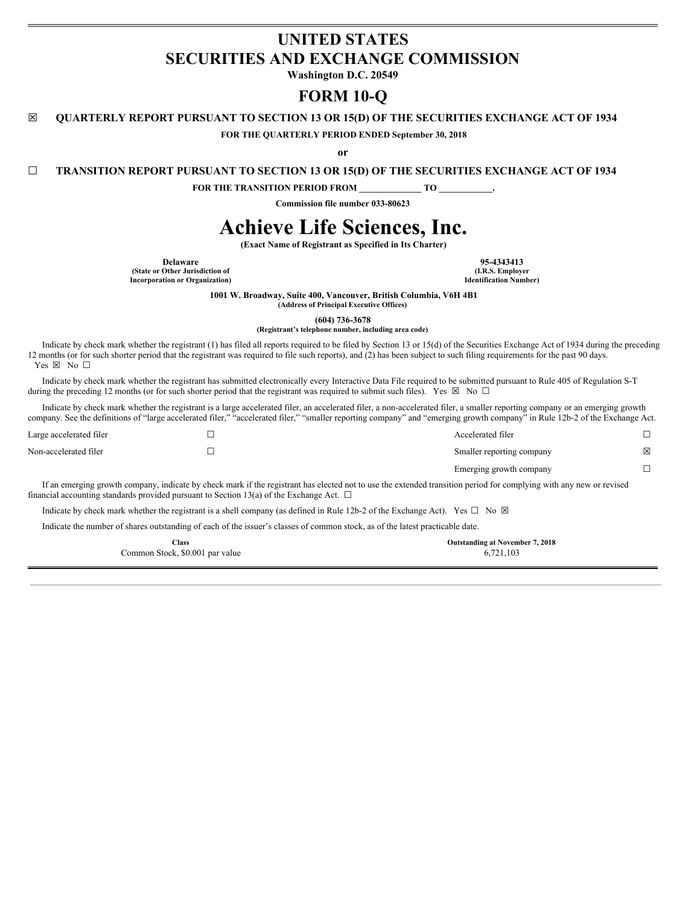# UNITED STATES
# SECURITIES AND EXCHANGE COMMISSION

**Washington D.C. 20549**

# FORM 10-Q

☒ **QUARTERLY REPORT PURSUANT TO SECTION 13 OR 15(D) OF THE SECURITIES EXCHANGE ACT OF 1934**

**FOR THE QUARTERLY PERIOD ENDED September 30, 2018**

**or**

☐ **TRANSITION REPORT PURSUANT TO SECTION 13 OR 15(D) OF THE SECURITIES EXCHANGE ACT OF 1934**

**FOR THE TRANSITION PERIOD FROM _____________ TO ___________.**

**Commission file number 033-80623**

# Achieve Life Sciences, Inc.

**(Exact Name of Registrant as Specified in Its Charter)**

| **Delaware** | **95-4343413** |
|---|---|
| **(State or Other Jurisdiction of Incorporation or Organization)** | **(I.R.S. Employer Identification Number)** |

**1001 W. Broadway, Suite 400, Vancouver, British Columbia, V6H 4B1**
**(Address of Principal Executive Offices)**

**(604) 736-3678**
**(Registrant's telephone number, including area code)**

Indicate by check mark whether the registrant (1) has filed all reports required to be filed by Section 13 or 15(d) of the Securities Exchange Act of 1934 during the preceding 12 months (or for such shorter period that the registrant was required to file such reports), and (2) has been subject to such filing requirements for the past 90 days. Yes ☒ No ☐

Indicate by check mark whether the registrant has submitted electronically every Interactive Data File required to be submitted pursuant to Rule 405 of Regulation S-T during the preceding 12 months (or for such shorter period that the registrant was required to submit such files). Yes ☒ No ☐

Indicate by check mark whether the registrant is a large accelerated filer, an accelerated filer, a non-accelerated filer, a smaller reporting company or an emerging growth company. See the definitions of "large accelerated filer," "accelerated filer," "smaller reporting company" and "emerging growth company" in Rule 12b-2 of the Exchange Act.

| | | | |
|---|---|---|---|
| Large accelerated filer | ☐ | Accelerated filer | ☐ |
| Non-accelerated filer | ☐ | Smaller reporting company | ☒ |
| | | Emerging growth company | ☐ |

If an emerging growth company, indicate by check mark if the registrant has elected not to use the extended transition period for complying with any new or revised financial accounting standards provided pursuant to Section 13(a) of the Exchange Act. ☐

Indicate by check mark whether the registrant is a shell company (as defined in Rule 12b-2 of the Exchange Act). Yes ☐ No ☒

Indicate the number of shares outstanding of each of the issuer's classes of common stock, as of the latest practicable date.

| **Class** | **Outstanding at November 7, 2018** |
|---|---|
| Common Stock, $0.001 par value | 6,721,103 |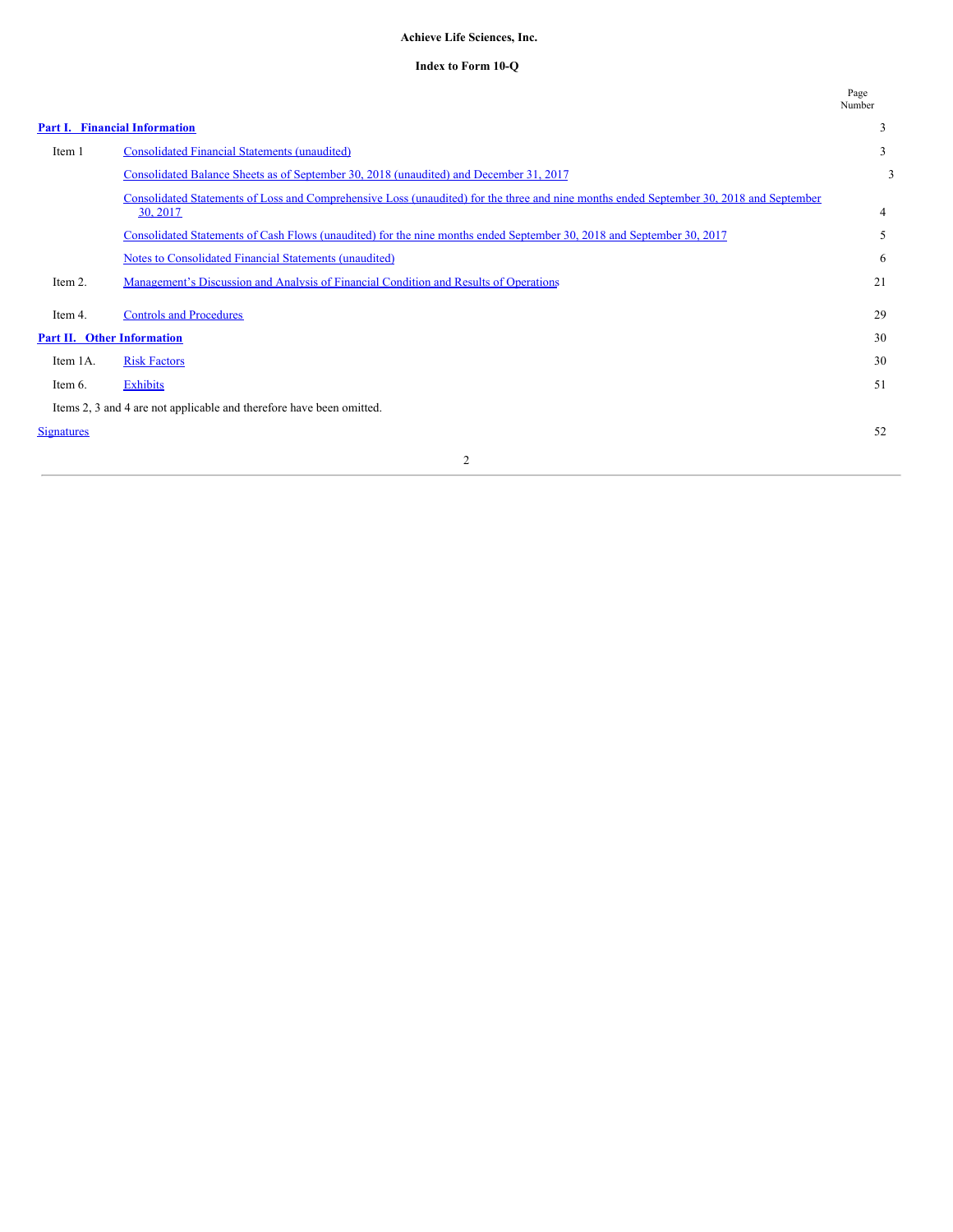**Achieve Life Sciences, Inc.**

**Index to Form 10-Q**

| | | Page Number |
|---|---|---|
| **Part I. Financial Information** | | 3 |
| Item 1 | Consolidated Financial Statements (unaudited) | 3 |
| | Consolidated Balance Sheets as of September 30, 2018 (unaudited) and December 31, 2017 | 3 |
| | Consolidated Statements of Loss and Comprehensive Loss (unaudited) for the three and nine months ended September 30, 2018 and September 30, 2017 | 4 |
| | Consolidated Statements of Cash Flows (unaudited) for the nine months ended September 30, 2018 and September 30, 2017 | 5 |
| | Notes to Consolidated Financial Statements (unaudited) | 6 |
| Item 2. | Management's Discussion and Analysis of Financial Condition and Results of Operations | 21 |
| Item 4. | Controls and Procedures | 29 |
| **Part II. Other Information** | | 30 |
| Item 1A. | Risk Factors | 30 |
| Item 6. | Exhibits | 51 |
| Items 2, 3 and 4 are not applicable and therefore have been omitted. | | |
| Signatures | | 52 |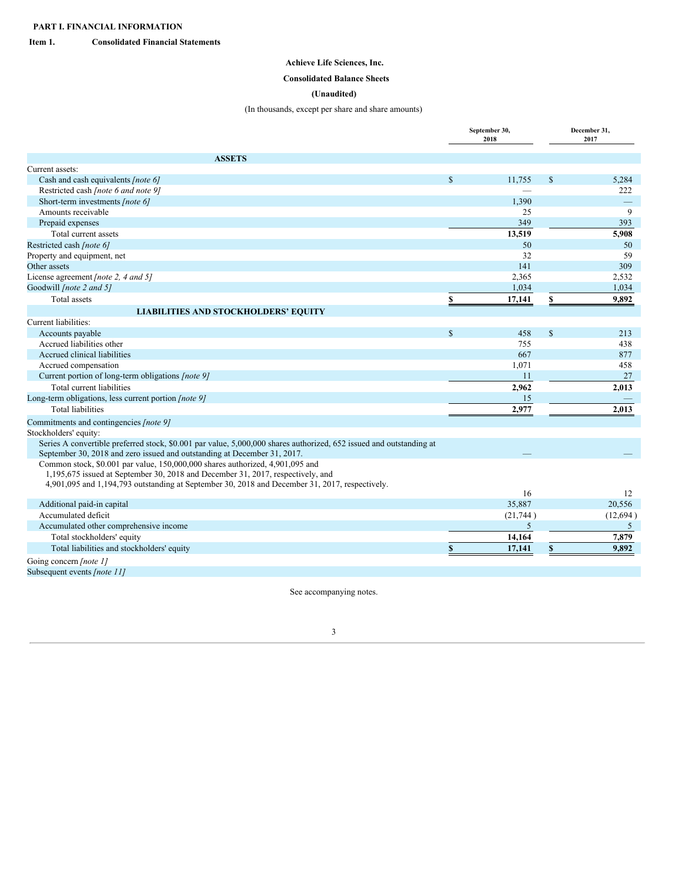**PART I. FINANCIAL INFORMATION**

**Item 1. Consolidated Financial Statements**

**Achieve Life Sciences, Inc.**

**Consolidated Balance Sheets**

**(Unaudited)**

(In thousands, except per share and share amounts)

| | September 30, 2018 | December 31, 2017 |
|---|---|---|
| **ASSETS** | | |
| Current assets: | | |
| Cash and cash equivalents *[note 6]* | $ 11,755 | $ 5,284 |
| Restricted cash *[note 6 and note 9]* | — | 222 |
| Short-term investments *[note 6]* | 1,390 | — |
| Amounts receivable | 25 | 9 |
| Prepaid expenses | 349 | 393 |
| Total current assets | **13,519** | **5,908** |
| Restricted cash *[note 6]* | 50 | 50 |
| Property and equipment, net | 32 | 59 |
| Other assets | 141 | 309 |
| License agreement *[note 2, 4 and 5]* | 2,365 | 2,532 |
| Goodwill *[note 2 and 5]* | 1,034 | 1,034 |
| Total assets | **$ 17,141** | **$ 9,892** |
| **LIABILITIES AND STOCKHOLDERS' EQUITY** | | |
| Current liabilities: | | |
| Accounts payable | $ 458 | $ 213 |
| Accrued liabilities other | 755 | 438 |
| Accrued clinical liabilities | 667 | 877 |
| Accrued compensation | 1,071 | 458 |
| Current portion of long-term obligations *[note 9]* | 11 | 27 |
| Total current liabilities | **2,962** | **2,013** |
| Long-term obligations, less current portion *[note 9]* | 15 | — |
| Total liabilities | **2,977** | **2,013** |
| Commitments and contingencies *[note 9]* | | |
| Stockholders' equity: | | |
| Series A convertible preferred stock, $0.001 par value, 5,000,000 shares authorized, 652 issued and outstanding at September 30, 2018 and zero issued and outstanding at December 31, 2017. | — | — |
| Common stock, $0.001 par value, 150,000,000 shares authorized, 4,901,095 and 1,195,675 issued at September 30, 2018 and December 31, 2017, respectively, and 4,901,095 and 1,194,793 outstanding at September 30, 2018 and December 31, 2017, respectively. | 16 | 12 |
| Additional paid-in capital | 35,887 | 20,556 |
| Accumulated deficit | (21,744 ) | (12,694 ) |
| Accumulated other comprehensive income | 5 | 5 |
| Total stockholders' equity | **14,164** | **7,879** |
| Total liabilities and stockholders' equity | **$ 17,141** | **$ 9,892** |
| Going concern *[note 1]* | | |
| Subsequent events *[note 11]* | | |

See accompanying notes.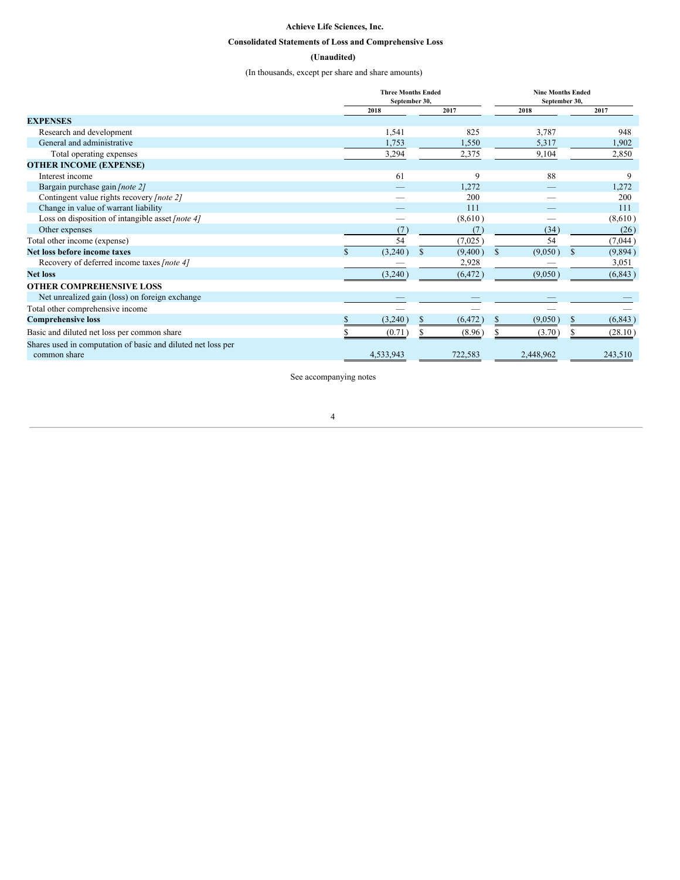**Achieve Life Sciences, Inc.**

**Consolidated Statements of Loss and Comprehensive Loss**

**(Unaudited)**

(In thousands, except per share and share amounts)

| | Three Months Ended September 30, | | Nine Months Ended September 30, | |
|---|---|---|---|---|
| | 2018 | 2017 | 2018 | 2017 |
| **EXPENSES** | | | | |
| Research and development | 1,541 | 825 | 3,787 | 948 |
| General and administrative | 1,753 | 1,550 | 5,317 | 1,902 |
| Total operating expenses | 3,294 | 2,375 | 9,104 | 2,850 |
| **OTHER INCOME (EXPENSE)** | | | | |
| Interest income | 61 | 9 | 88 | 9 |
| Bargain purchase gain *[note 2]* | — | 1,272 | — | 1,272 |
| Contingent value rights recovery *[note 2]* | — | 200 | — | 200 |
| Change in value of warrant liability | — | 111 | — | 111 |
| Loss on disposition of intangible asset *[note 4]* | — | (8,610) | — | (8,610) |
| Other expenses | (7) | (7) | (34) | (26) |
| Total other income (expense) | 54 | (7,025) | 54 | (7,044) |
| **Net loss before income taxes** | $ (3,240) | $ (9,400) | $ (9,050) | $ (9,894) |
| Recovery of deferred income taxes *[note 4]* | — | 2,928 | — | 3,051 |
| **Net loss** | (3,240) | (6,472) | (9,050) | (6,843) |
| **OTHER COMPREHENSIVE LOSS** | | | | |
| Net unrealized gain (loss) on foreign exchange | — | — | — | — |
| Total other comprehensive income | — | — | — | — |
| **Comprehensive loss** | $ (3,240) | $ (6,472) | $ (9,050) | $ (6,843) |
| Basic and diluted net loss per common share | $ (0.71) | $ (8.96) | $ (3.70) | $ (28.10) |
| Shares used in computation of basic and diluted net loss per common share | 4,533,943 | 722,583 | 2,448,962 | 243,510 |

See accompanying notes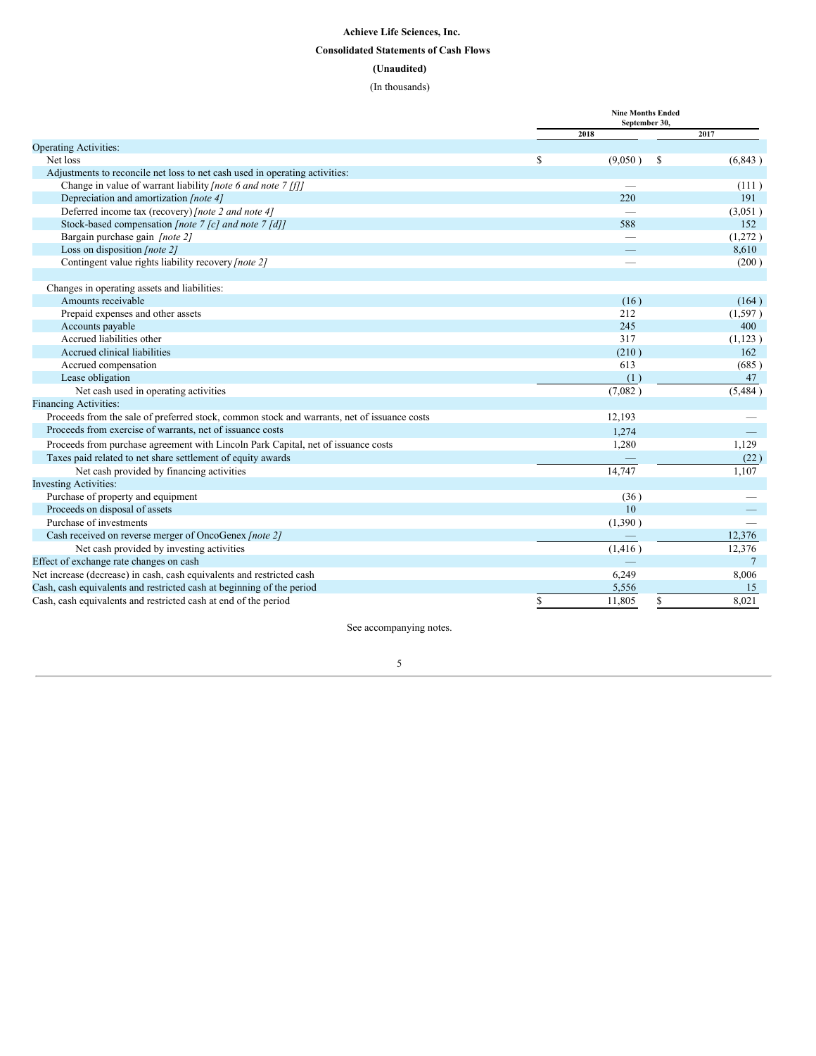**Achieve Life Sciences, Inc.**

**Consolidated Statements of Cash Flows**

**(Unaudited)**

(In thousands)

| | Nine Months Ended September 30, | |
|---|---|---|
| | 2018 | 2017 |
| Operating Activities: | | |
| Net loss | $ (9,050) | $ (6,843) |
| Adjustments to reconcile net loss to net cash used in operating activities: | | |
| Change in value of warrant liability *[note 6 and note 7 [f]]* | — | (111) |
| Depreciation and amortization *[note 4]* | 220 | 191 |
| Deferred income tax (recovery) *[note 2 and note 4]* | — | (3,051) |
| Stock-based compensation *[note 7 [c] and note 7 [d]]* | 588 | 152 |
| Bargain purchase gain *[note 2]* | — | (1,272) |
| Loss on disposition *[note 2]* | — | 8,610 |
| Contingent value rights liability recovery *[note 2]* | — | (200) |
| Changes in operating assets and liabilities: | | |
| Amounts receivable | (16) | (164) |
| Prepaid expenses and other assets | 212 | (1,597) |
| Accounts payable | 245 | 400 |
| Accrued liabilities other | 317 | (1,123) |
| Accrued clinical liabilities | (210) | 162 |
| Accrued compensation | 613 | (685) |
| Lease obligation | (1) | 47 |
| Net cash used in operating activities | (7,082) | (5,484) |
| Financing Activities: | | |
| Proceeds from the sale of preferred stock, common stock and warrants, net of issuance costs | 12,193 | — |
| Proceeds from exercise of warrants, net of issuance costs | 1,274 | — |
| Proceeds from purchase agreement with Lincoln Park Capital, net of issuance costs | 1,280 | 1,129 |
| Taxes paid related to net share settlement of equity awards | — | (22) |
| Net cash provided by financing activities | 14,747 | 1,107 |
| Investing Activities: | | |
| Purchase of property and equipment | (36) | — |
| Proceeds on disposal of assets | 10 | — |
| Purchase of investments | (1,390) | — |
| Cash received on reverse merger of OncoGenex *[note 2]* | — | 12,376 |
| Net cash provided by investing activities | (1,416) | 12,376 |
| Effect of exchange rate changes on cash | — | 7 |
| Net increase (decrease) in cash, cash equivalents and restricted cash | 6,249 | 8,006 |
| Cash, cash equivalents and restricted cash at beginning of the period | 5,556 | 15 |
| Cash, cash equivalents and restricted cash at end of the period | $ 11,805 | $ 8,021 |

See accompanying notes.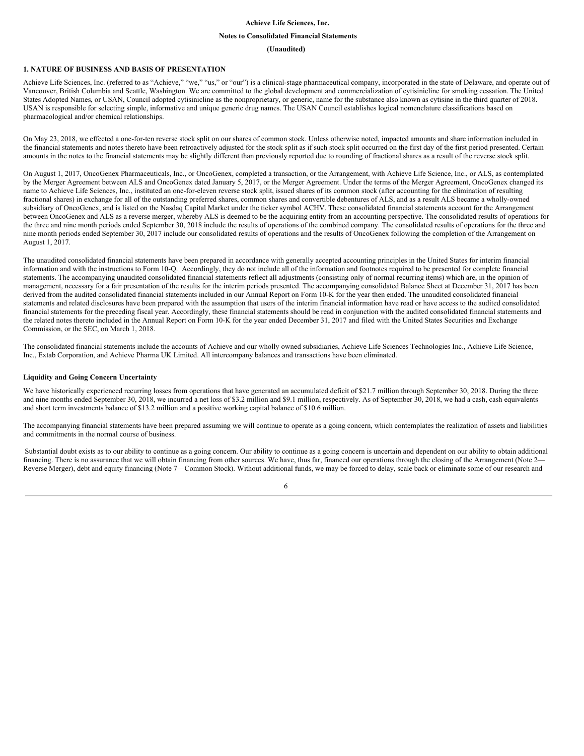**Achieve Life Sciences, Inc.**

**Notes to Consolidated Financial Statements**

**(Unaudited)**

## 1. NATURE OF BUSINESS AND BASIS OF PRESENTATION

Achieve Life Sciences, Inc. (referred to as "Achieve," "we," "us," or "our") is a clinical-stage pharmaceutical company, incorporated in the state of Delaware, and operate out of Vancouver, British Columbia and Seattle, Washington. We are committed to the global development and commercialization of cytisinicline for smoking cessation. The United States Adopted Names, or USAN, Council adopted cytisinicline as the nonproprietary, or generic, name for the substance also known as cytisine in the third quarter of 2018. USAN is responsible for selecting simple, informative and unique generic drug names. The USAN Council establishes logical nomenclature classifications based on pharmacological and/or chemical relationships.

On May 23, 2018, we effected a one-for-ten reverse stock split on our shares of common stock. Unless otherwise noted, impacted amounts and share information included in the financial statements and notes thereto have been retroactively adjusted for the stock split as if such stock split occurred on the first day of the first period presented. Certain amounts in the notes to the financial statements may be slightly different than previously reported due to rounding of fractional shares as a result of the reverse stock split.

On August 1, 2017, OncoGenex Pharmaceuticals, Inc., or OncoGenex, completed a transaction, or the Arrangement, with Achieve Life Science, Inc., or ALS, as contemplated by the Merger Agreement between ALS and OncoGenex dated January 5, 2017, or the Merger Agreement. Under the terms of the Merger Agreement, OncoGenex changed its name to Achieve Life Sciences, Inc., instituted an one-for-eleven reverse stock split, issued shares of its common stock (after accounting for the elimination of resulting fractional shares) in exchange for all of the outstanding preferred shares, common shares and convertible debentures of ALS, and as a result ALS became a wholly-owned subsidiary of OncoGenex, and is listed on the Nasdaq Capital Market under the ticker symbol ACHV. These consolidated financial statements account for the Arrangement between OncoGenex and ALS as a reverse merger, whereby ALS is deemed to be the acquiring entity from an accounting perspective. The consolidated results of operations for the three and nine month periods ended September 30, 2018 include the results of operations of the combined company. The consolidated results of operations for the three and nine month periods ended September 30, 2017 include our consolidated results of operations and the results of OncoGenex following the completion of the Arrangement on August 1, 2017.

The unaudited consolidated financial statements have been prepared in accordance with generally accepted accounting principles in the United States for interim financial information and with the instructions to Form 10-Q. Accordingly, they do not include all of the information and footnotes required to be presented for complete financial statements. The accompanying unaudited consolidated financial statements reflect all adjustments (consisting only of normal recurring items) which are, in the opinion of management, necessary for a fair presentation of the results for the interim periods presented. The accompanying consolidated Balance Sheet at December 31, 2017 has been derived from the audited consolidated financial statements included in our Annual Report on Form 10-K for the year then ended. The unaudited consolidated financial statements and related disclosures have been prepared with the assumption that users of the interim financial information have read or have access to the audited consolidated financial statements for the preceding fiscal year. Accordingly, these financial statements should be read in conjunction with the audited consolidated financial statements and the related notes thereto included in the Annual Report on Form 10-K for the year ended December 31, 2017 and filed with the United States Securities and Exchange Commission, or the SEC, on March 1, 2018.

The consolidated financial statements include the accounts of Achieve and our wholly owned subsidiaries, Achieve Life Sciences Technologies Inc., Achieve Life Science, Inc., Extab Corporation, and Achieve Pharma UK Limited. All intercompany balances and transactions have been eliminated.

### Liquidity and Going Concern Uncertainty

We have historically experienced recurring losses from operations that have generated an accumulated deficit of $21.7 million through September 30, 2018. During the three and nine months ended September 30, 2018, we incurred a net loss of $3.2 million and $9.1 million, respectively. As of September 30, 2018, we had a cash, cash equivalents and short term investments balance of $13.2 million and a positive working capital balance of $10.6 million.

The accompanying financial statements have been prepared assuming we will continue to operate as a going concern, which contemplates the realization of assets and liabilities and commitments in the normal course of business.

Substantial doubt exists as to our ability to continue as a going concern. Our ability to continue as a going concern is uncertain and dependent on our ability to obtain additional financing. There is no assurance that we will obtain financing from other sources. We have, thus far, financed our operations through the closing of the Arrangement (Note 2—Reverse Merger), debt and equity financing (Note 7—Common Stock). Without additional funds, we may be forced to delay, scale back or eliminate some of our research and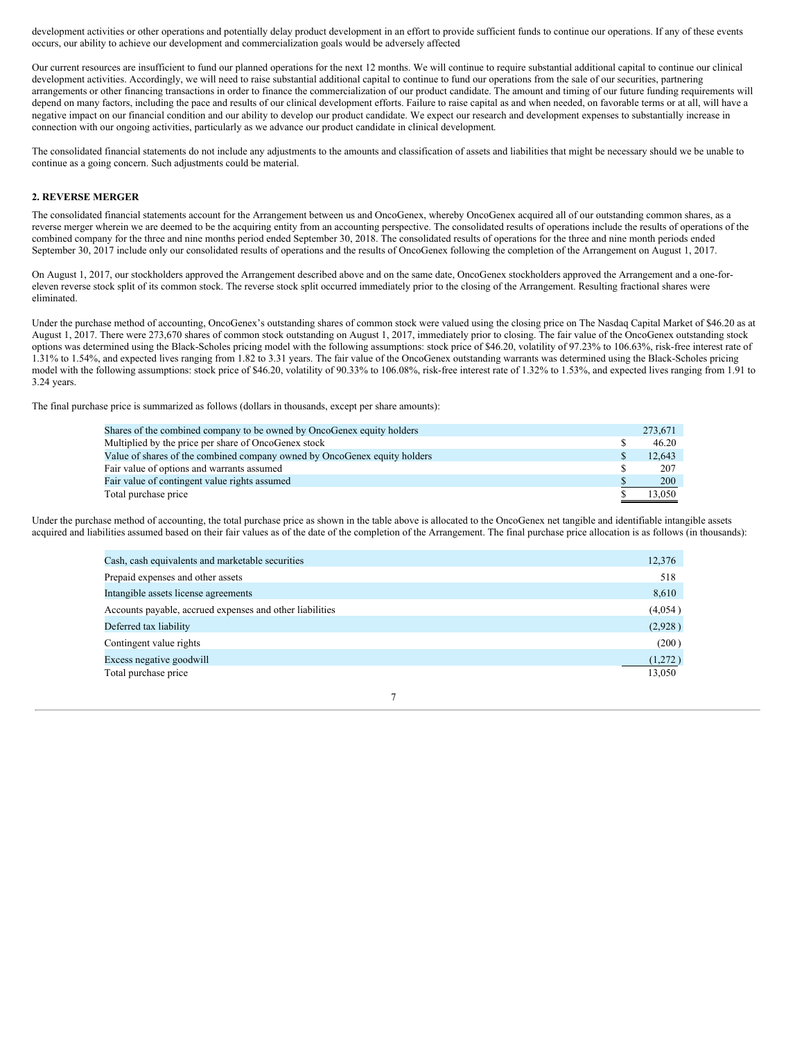development activities or other operations and potentially delay product development in an effort to provide sufficient funds to continue our operations. If any of these events occurs, our ability to achieve our development and commercialization goals would be adversely affected

Our current resources are insufficient to fund our planned operations for the next 12 months. We will continue to require substantial additional capital to continue our clinical development activities. Accordingly, we will need to raise substantial additional capital to continue to fund our operations from the sale of our securities, partnering arrangements or other financing transactions in order to finance the commercialization of our product candidate. The amount and timing of our future funding requirements will depend on many factors, including the pace and results of our clinical development efforts. Failure to raise capital as and when needed, on favorable terms or at all, will have a negative impact on our financial condition and our ability to develop our product candidate. We expect our research and development expenses to substantially increase in connection with our ongoing activities, particularly as we advance our product candidate in clinical development.

The consolidated financial statements do not include any adjustments to the amounts and classification of assets and liabilities that might be necessary should we be unable to continue as a going concern. Such adjustments could be material.

## 2. REVERSE MERGER

The consolidated financial statements account for the Arrangement between us and OncoGenex, whereby OncoGenex acquired all of our outstanding common shares, as a reverse merger wherein we are deemed to be the acquiring entity from an accounting perspective. The consolidated results of operations include the results of operations of the combined company for the three and nine months period ended September 30, 2018. The consolidated results of operations for the three and nine month periods ended September 30, 2017 include only our consolidated results of operations and the results of OncoGenex following the completion of the Arrangement on August 1, 2017.

On August 1, 2017, our stockholders approved the Arrangement described above and on the same date, OncoGenex stockholders approved the Arrangement and a one-for-eleven reverse stock split of its common stock. The reverse stock split occurred immediately prior to the closing of the Arrangement. Resulting fractional shares were eliminated.

Under the purchase method of accounting, OncoGenex's outstanding shares of common stock were valued using the closing price on The Nasdaq Capital Market of $46.20 as at August 1, 2017. There were 273,670 shares of common stock outstanding on August 1, 2017, immediately prior to closing. The fair value of the OncoGenex outstanding stock options was determined using the Black-Scholes pricing model with the following assumptions: stock price of $46.20, volatility of 97.23% to 106.63%, risk-free interest rate of 1.31% to 1.54%, and expected lives ranging from 1.82 to 3.31 years. The fair value of the OncoGenex outstanding warrants was determined using the Black-Scholes pricing model with the following assumptions: stock price of $46.20, volatility of 90.33% to 106.08%, risk-free interest rate of 1.32% to 1.53%, and expected lives ranging from 1.91 to 3.24 years.

The final purchase price is summarized as follows (dollars in thousands, except per share amounts):

| | |
|---|---|
| Shares of the combined company to be owned by OncoGenex equity holders | 273,671 |
| Multiplied by the price per share of OncoGenex stock | $ 46.20 |
| Value of shares of the combined company owned by OncoGenex equity holders | $ 12,643 |
| Fair value of options and warrants assumed | $ 207 |
| Fair value of contingent value rights assumed | $ 200 |
| Total purchase price | $ 13,050 |

Under the purchase method of accounting, the total purchase price as shown in the table above is allocated to the OncoGenex net tangible and identifiable intangible assets acquired and liabilities assumed based on their fair values as of the date of the completion of the Arrangement. The final purchase price allocation is as follows (in thousands):

| | |
|---|---|
| Cash, cash equivalents and marketable securities | 12,376 |
| Prepaid expenses and other assets | 518 |
| Intangible assets license agreements | 8,610 |
| Accounts payable, accrued expenses and other liabilities | (4,054 ) |
| Deferred tax liability | (2,928 ) |
| Contingent value rights | (200 ) |
| Excess negative goodwill | (1,272 ) |
| Total purchase price | 13,050 |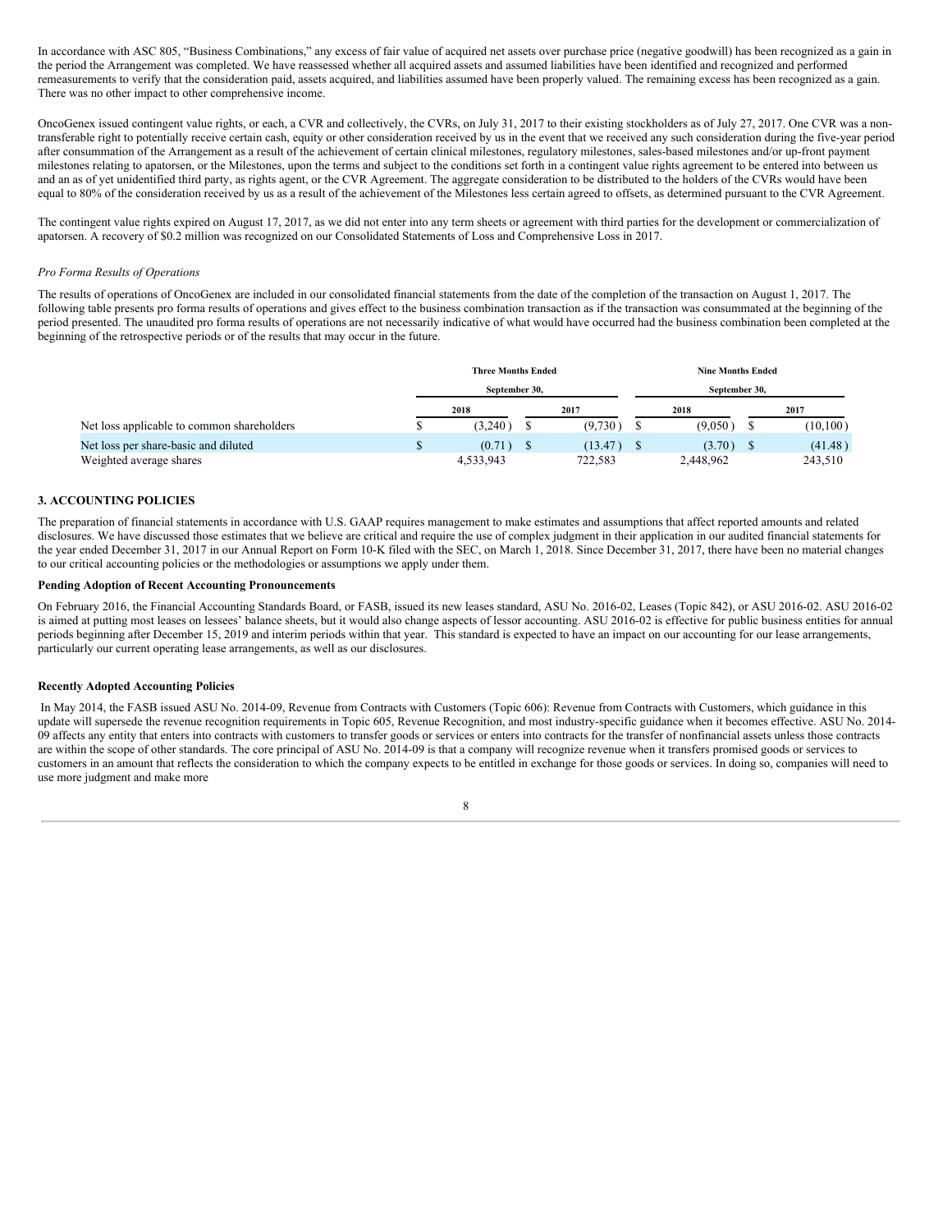In accordance with ASC 805, "Business Combinations," any excess of fair value of acquired net assets over purchase price (negative goodwill) has been recognized as a gain in the period the Arrangement was completed. We have reassessed whether all acquired assets and assumed liabilities have been identified and recognized and performed remeasurements to verify that the consideration paid, assets acquired, and liabilities assumed have been properly valued. The remaining excess has been recognized as a gain. There was no other impact to other comprehensive income.

OncoGenex issued contingent value rights, or each, a CVR and collectively, the CVRs, on July 31, 2017 to their existing stockholders as of July 27, 2017. One CVR was a non-transferable right to potentially receive certain cash, equity or other consideration received by us in the event that we received any such consideration during the five-year period after consummation of the Arrangement as a result of the achievement of certain clinical milestones, regulatory milestones, sales-based milestones and/or up-front payment milestones relating to apatorsen, or the Milestones, upon the terms and subject to the conditions set forth in a contingent value rights agreement to be entered into between us and an as of yet unidentified third party, as rights agent, or the CVR Agreement. The aggregate consideration to be distributed to the holders of the CVRs would have been equal to 80% of the consideration received by us as a result of the achievement of the Milestones less certain agreed to offsets, as determined pursuant to the CVR Agreement.

The contingent value rights expired on August 17, 2017, as we did not enter into any term sheets or agreement with third parties for the development or commercialization of apatorsen. A recovery of $0.2 million was recognized on our Consolidated Statements of Loss and Comprehensive Loss in 2017.

*Pro Forma Results of Operations*

The results of operations of OncoGenex are included in our consolidated financial statements from the date of the completion of the transaction on August 1, 2017. The following table presents pro forma results of operations and gives effect to the business combination transaction as if the transaction was consummated at the beginning of the period presented. The unaudited pro forma results of operations are not necessarily indicative of what would have occurred had the business combination been completed at the beginning of the retrospective periods or of the results that may occur in the future.

| | Three Months Ended September 30, | | Nine Months Ended September 30, | |
|---|---|---|---|---|
| | 2018 | 2017 | 2018 | 2017 |
| Net loss applicable to common shareholders | $ (3,240) | $ (9,730) | $ (9,050) | $ (10,100) |
| Net loss per share-basic and diluted | $ (0.71) | $ (13.47) | $ (3.70) | $ (41.48) |
| Weighted average shares | 4,533,943 | 722,583 | 2,448,962 | 243,510 |

## 3. ACCOUNTING POLICIES

The preparation of financial statements in accordance with U.S. GAAP requires management to make estimates and assumptions that affect reported amounts and related disclosures. We have discussed those estimates that we believe are critical and require the use of complex judgment in their application in our audited financial statements for the year ended December 31, 2017 in our Annual Report on Form 10-K filed with the SEC, on March 1, 2018. Since December 31, 2017, there have been no material changes to our critical accounting policies or the methodologies or assumptions we apply under them.

**Pending Adoption of Recent Accounting Pronouncements**

On February 2016, the Financial Accounting Standards Board, or FASB, issued its new leases standard, ASU No. 2016-02, Leases (Topic 842), or ASU 2016-02. ASU 2016-02 is aimed at putting most leases on lessees' balance sheets, but it would also change aspects of lessor accounting. ASU 2016-02 is effective for public business entities for annual periods beginning after December 15, 2019 and interim periods within that year. This standard is expected to have an impact on our accounting for our lease arrangements, particularly our current operating lease arrangements, as well as our disclosures.

**Recently Adopted Accounting Policies**

In May 2014, the FASB issued ASU No. 2014-09, Revenue from Contracts with Customers (Topic 606): Revenue from Contracts with Customers, which guidance in this update will supersede the revenue recognition requirements in Topic 605, Revenue Recognition, and most industry-specific guidance when it becomes effective. ASU No. 2014-09 affects any entity that enters into contracts with customers to transfer goods or services or enters into contracts for the transfer of nonfinancial assets unless those contracts are within the scope of other standards. The core principal of ASU No. 2014-09 is that a company will recognize revenue when it transfers promised goods or services to customers in an amount that reflects the consideration to which the company expects to be entitled in exchange for those goods or services. In doing so, companies will need to use more judgment and make more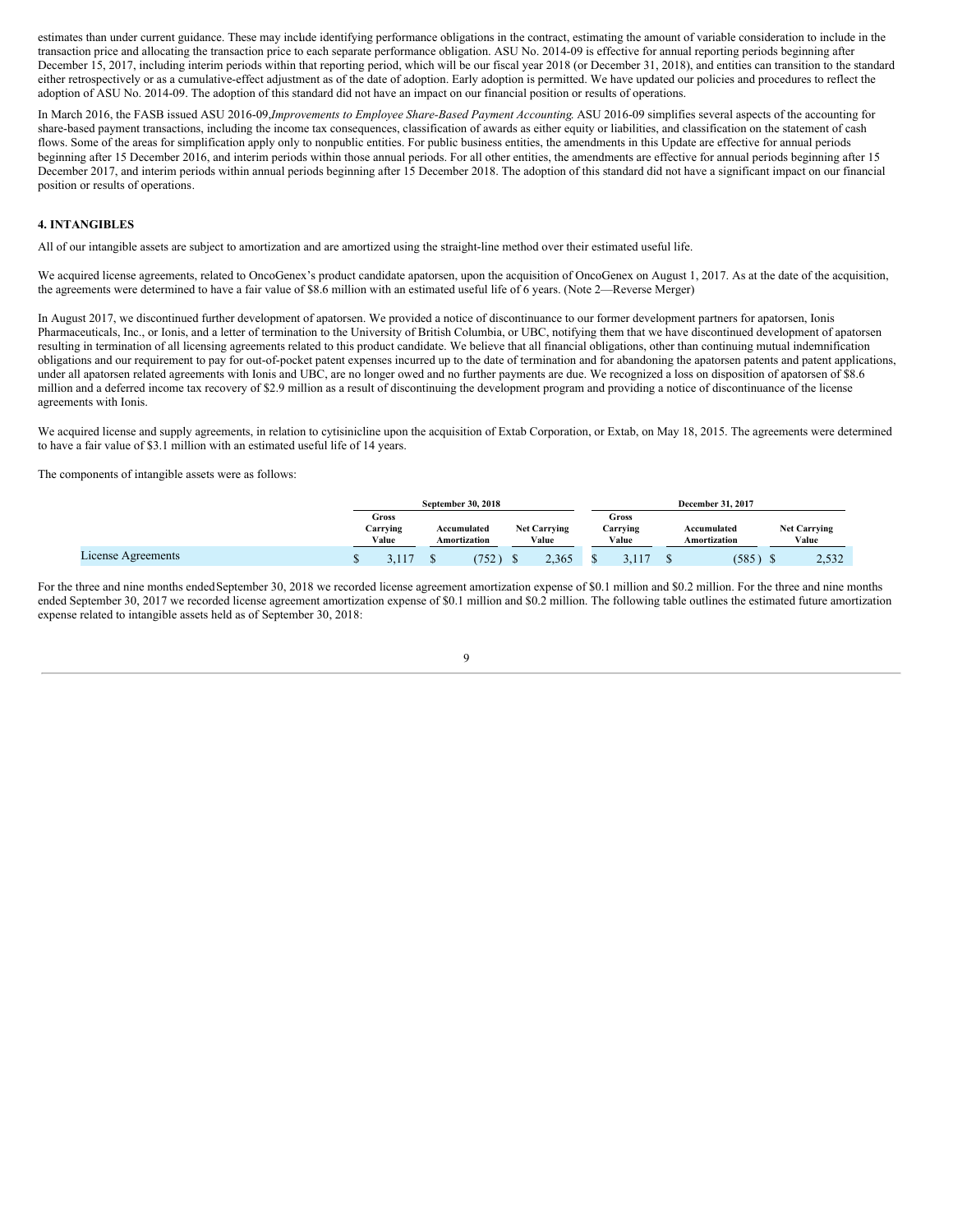estimates than under current guidance. These may include identifying performance obligations in the contract, estimating the amount of variable consideration to include in the transaction price and allocating the transaction price to each separate performance obligation. ASU No. 2014-09 is effective for annual reporting periods beginning after December 15, 2017, including interim periods within that reporting period, which will be our fiscal year 2018 (or December 31, 2018), and entities can transition to the standard either retrospectively or as a cumulative-effect adjustment as of the date of adoption. Early adoption is permitted. We have updated our policies and procedures to reflect the adoption of ASU No. 2014-09. The adoption of this standard did not have an impact on our financial position or results of operations.

In March 2016, the FASB issued ASU 2016-09, *Improvements to Employee Share-Based Payment Accounting*. ASU 2016-09 simplifies several aspects of the accounting for share-based payment transactions, including the income tax consequences, classification of awards as either equity or liabilities, and classification on the statement of cash flows. Some of the areas for simplification apply only to nonpublic entities. For public business entities, the amendments in this Update are effective for annual periods beginning after 15 December 2016, and interim periods within those annual periods. For all other entities, the amendments are effective for annual periods beginning after 15 December 2017, and interim periods within annual periods beginning after 15 December 2018. The adoption of this standard did not have a significant impact on our financial position or results of operations.

## 4. INTANGIBLES

All of our intangible assets are subject to amortization and are amortized using the straight-line method over their estimated useful life.

We acquired license agreements, related to OncoGenex's product candidate apatorsen, upon the acquisition of OncoGenex on August 1, 2017. As at the date of the acquisition, the agreements were determined to have a fair value of $8.6 million with an estimated useful life of 6 years. (Note 2—Reverse Merger)

In August 2017, we discontinued further development of apatorsen. We provided a notice of discontinuance to our former development partners for apatorsen, Ionis Pharmaceuticals, Inc., or Ionis, and a letter of termination to the University of British Columbia, or UBC, notifying them that we have discontinued development of apatorsen resulting in termination of all licensing agreements related to this product candidate. We believe that all financial obligations, other than continuing mutual indemnification obligations and our requirement to pay for out-of-pocket patent expenses incurred up to the date of termination and for abandoning the apatorsen patents and patent applications, under all apatorsen related agreements with Ionis and UBC, are no longer owed and no further payments are due. We recognized a loss on disposition of apatorsen of $8.6 million and a deferred income tax recovery of $2.9 million as a result of discontinuing the development program and providing a notice of discontinuance of the license agreements with Ionis.

We acquired license and supply agreements, in relation to cytisinicline upon the acquisition of Extab Corporation, or Extab, on May 18, 2015. The agreements were determined to have a fair value of $3.1 million with an estimated useful life of 14 years.

The components of intangible assets were as follows:

| | September 30, 2018 | | | December 31, 2017 | | |
|---|---|---|---|---|---|---|
| | Gross Carrying Value | Accumulated Amortization | Net Carrying Value | Gross Carrying Value | Accumulated Amortization | Net Carrying Value |
| License Agreements | $ 3,117 | $ (752) | $ 2,365 | $ 3,117 | $ (585) | $ 2,532 |

For the three and nine months ended September 30, 2018 we recorded license agreement amortization expense of $0.1 million and $0.2 million. For the three and nine months ended September 30, 2017 we recorded license agreement amortization expense of $0.1 million and $0.2 million. The following table outlines the estimated future amortization expense related to intangible assets held as of September 30, 2018: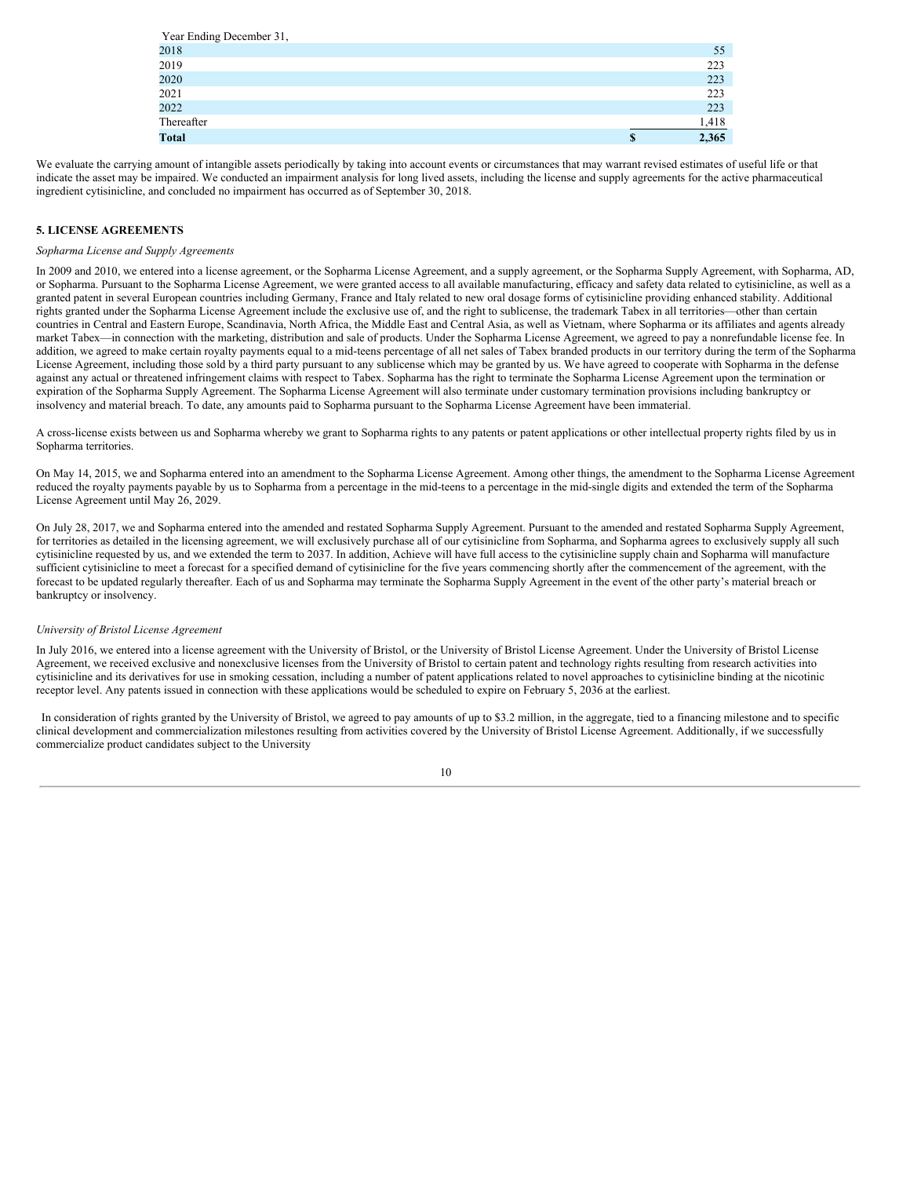| Year Ending December 31, | |
|---|---|
| 2018 | 55 |
| 2019 | 223 |
| 2020 | 223 |
| 2021 | 223 |
| 2022 | 223 |
| Thereafter | 1,418 |
| **Total** | **$ 2,365** |

We evaluate the carrying amount of intangible assets periodically by taking into account events or circumstances that may warrant revised estimates of useful life or that indicate the asset may be impaired. We conducted an impairment analysis for long lived assets, including the license and supply agreements for the active pharmaceutical ingredient cytisinicline, and concluded no impairment has occurred as of September 30, 2018.

### 5. LICENSE AGREEMENTS

*Sopharma License and Supply Agreements*

In 2009 and 2010, we entered into a license agreement, or the Sopharma License Agreement, and a supply agreement, or the Sopharma Supply Agreement, with Sopharma, AD, or Sopharma. Pursuant to the Sopharma License Agreement, we were granted access to all available manufacturing, efficacy and safety data related to cytisinicline, as well as a granted patent in several European countries including Germany, France and Italy related to new oral dosage forms of cytisinicline providing enhanced stability. Additional rights granted under the Sopharma License Agreement include the exclusive use of, and the right to sublicense, the trademark Tabex in all territories—other than certain countries in Central and Eastern Europe, Scandinavia, North Africa, the Middle East and Central Asia, as well as Vietnam, where Sopharma or its affiliates and agents already market Tabex—in connection with the marketing, distribution and sale of products. Under the Sopharma License Agreement, we agreed to pay a nonrefundable license fee. In addition, we agreed to make certain royalty payments equal to a mid-teens percentage of all net sales of Tabex branded products in our territory during the term of the Sopharma License Agreement, including those sold by a third party pursuant to any sublicense which may be granted by us. We have agreed to cooperate with Sopharma in the defense against any actual or threatened infringement claims with respect to Tabex. Sopharma has the right to terminate the Sopharma License Agreement upon the termination or expiration of the Sopharma Supply Agreement. The Sopharma License Agreement will also terminate under customary termination provisions including bankruptcy or insolvency and material breach. To date, any amounts paid to Sopharma pursuant to the Sopharma License Agreement have been immaterial.

A cross-license exists between us and Sopharma whereby we grant to Sopharma rights to any patents or patent applications or other intellectual property rights filed by us in Sopharma territories.

On May 14, 2015, we and Sopharma entered into an amendment to the Sopharma License Agreement. Among other things, the amendment to the Sopharma License Agreement reduced the royalty payments payable by us to Sopharma from a percentage in the mid-teens to a percentage in the mid-single digits and extended the term of the Sopharma License Agreement until May 26, 2029.

On July 28, 2017, we and Sopharma entered into the amended and restated Sopharma Supply Agreement. Pursuant to the amended and restated Sopharma Supply Agreement, for territories as detailed in the licensing agreement, we will exclusively purchase all of our cytisinicline from Sopharma, and Sopharma agrees to exclusively supply all such cytisinicline requested by us, and we extended the term to 2037. In addition, Achieve will have full access to the cytisinicline supply chain and Sopharma will manufacture sufficient cytisinicline to meet a forecast for a specified demand of cytisinicline for the five years commencing shortly after the commencement of the agreement, with the forecast to be updated regularly thereafter. Each of us and Sopharma may terminate the Sopharma Supply Agreement in the event of the other party's material breach or bankruptcy or insolvency.

*University of Bristol License Agreement*

In July 2016, we entered into a license agreement with the University of Bristol, or the University of Bristol License Agreement. Under the University of Bristol License Agreement, we received exclusive and nonexclusive licenses from the University of Bristol to certain patent and technology rights resulting from research activities into cytisinicline and its derivatives for use in smoking cessation, including a number of patent applications related to novel approaches to cytisinicline binding at the nicotinic receptor level. Any patents issued in connection with these applications would be scheduled to expire on February 5, 2036 at the earliest.

In consideration of rights granted by the University of Bristol, we agreed to pay amounts of up to $3.2 million, in the aggregate, tied to a financing milestone and to specific clinical development and commercialization milestones resulting from activities covered by the University of Bristol License Agreement. Additionally, if we successfully commercialize product candidates subject to the University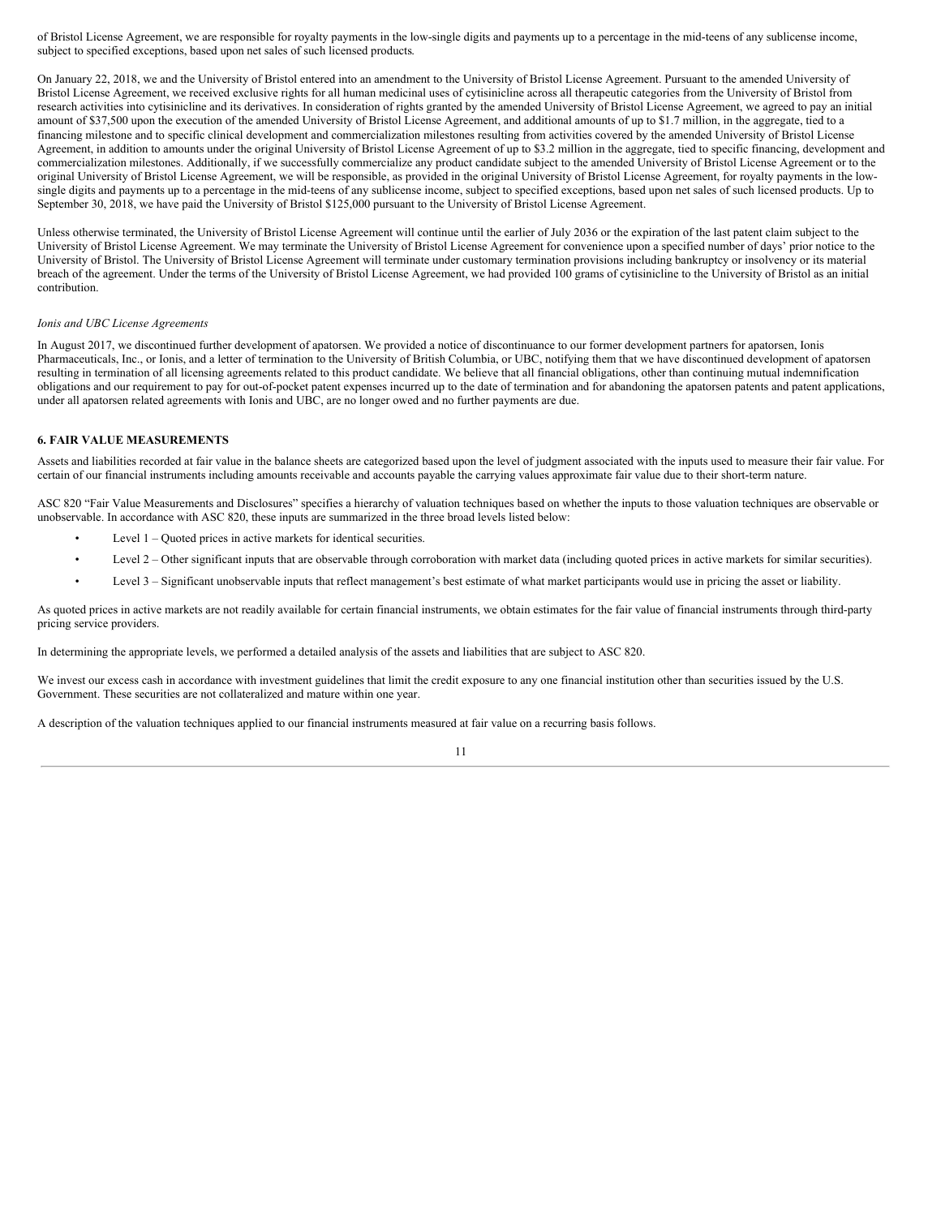of Bristol License Agreement, we are responsible for royalty payments in the low-single digits and payments up to a percentage in the mid-teens of any sublicense income, subject to specified exceptions, based upon net sales of such licensed products.

On January 22, 2018, we and the University of Bristol entered into an amendment to the University of Bristol License Agreement. Pursuant to the amended University of Bristol License Agreement, we received exclusive rights for all human medicinal uses of cytisinicline across all therapeutic categories from the University of Bristol from research activities into cytisinicline and its derivatives. In consideration of rights granted by the amended University of Bristol License Agreement, we agreed to pay an initial amount of $37,500 upon the execution of the amended University of Bristol License Agreement, and additional amounts of up to $1.7 million, in the aggregate, tied to a financing milestone and to specific clinical development and commercialization milestones resulting from activities covered by the amended University of Bristol License Agreement, in addition to amounts under the original University of Bristol License Agreement of up to $3.2 million in the aggregate, tied to specific financing, development and commercialization milestones. Additionally, if we successfully commercialize any product candidate subject to the amended University of Bristol License Agreement or to the original University of Bristol License Agreement, we will be responsible, as provided in the original University of Bristol License Agreement, for royalty payments in the low-single digits and payments up to a percentage in the mid-teens of any sublicense income, subject to specified exceptions, based upon net sales of such licensed products. Up to September 30, 2018, we have paid the University of Bristol $125,000 pursuant to the University of Bristol License Agreement.

Unless otherwise terminated, the University of Bristol License Agreement will continue until the earlier of July 2036 or the expiration of the last patent claim subject to the University of Bristol License Agreement. We may terminate the University of Bristol License Agreement for convenience upon a specified number of days' prior notice to the University of Bristol. The University of Bristol License Agreement will terminate under customary termination provisions including bankruptcy or insolvency or its material breach of the agreement. Under the terms of the University of Bristol License Agreement, we had provided 100 grams of cytisinicline to the University of Bristol as an initial contribution.

*Ionis and UBC License Agreements*

In August 2017, we discontinued further development of apatorsen. We provided a notice of discontinuance to our former development partners for apatorsen, Ionis Pharmaceuticals, Inc., or Ionis, and a letter of termination to the University of British Columbia, or UBC, notifying them that we have discontinued development of apatorsen resulting in termination of all licensing agreements related to this product candidate. We believe that all financial obligations, other than continuing mutual indemnification obligations and our requirement to pay for out-of-pocket patent expenses incurred up to the date of termination and for abandoning the apatorsen patents and patent applications, under all apatorsen related agreements with Ionis and UBC, are no longer owed and no further payments are due.

## 6. FAIR VALUE MEASUREMENTS

Assets and liabilities recorded at fair value in the balance sheets are categorized based upon the level of judgment associated with the inputs used to measure their fair value. For certain of our financial instruments including amounts receivable and accounts payable the carrying values approximate fair value due to their short-term nature.

ASC 820 "Fair Value Measurements and Disclosures" specifies a hierarchy of valuation techniques based on whether the inputs to those valuation techniques are observable or unobservable. In accordance with ASC 820, these inputs are summarized in the three broad levels listed below:

- Level 1 – Quoted prices in active markets for identical securities.
- Level 2 – Other significant inputs that are observable through corroboration with market data (including quoted prices in active markets for similar securities).
- Level 3 – Significant unobservable inputs that reflect management's best estimate of what market participants would use in pricing the asset or liability.

As quoted prices in active markets are not readily available for certain financial instruments, we obtain estimates for the fair value of financial instruments through third-party pricing service providers.

In determining the appropriate levels, we performed a detailed analysis of the assets and liabilities that are subject to ASC 820.

We invest our excess cash in accordance with investment guidelines that limit the credit exposure to any one financial institution other than securities issued by the U.S. Government. These securities are not collateralized and mature within one year.

A description of the valuation techniques applied to our financial instruments measured at fair value on a recurring basis follows.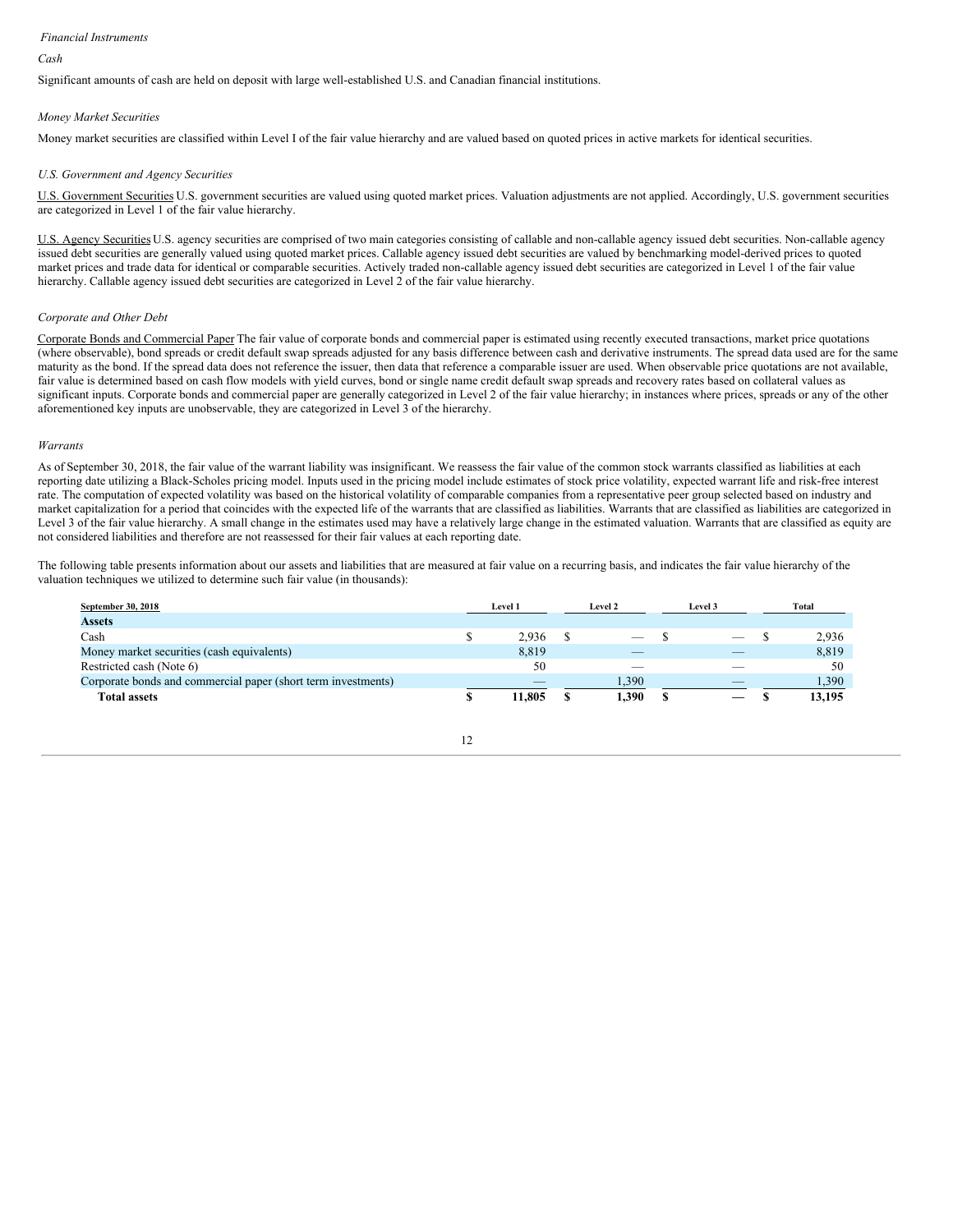*Financial Instruments*

*Cash*

Significant amounts of cash are held on deposit with large well-established U.S. and Canadian financial institutions.

*Money Market Securities*

Money market securities are classified within Level I of the fair value hierarchy and are valued based on quoted prices in active markets for identical securities.

*U.S. Government and Agency Securities*

U.S. Government Securities U.S. government securities are valued using quoted market prices. Valuation adjustments are not applied. Accordingly, U.S. government securities are categorized in Level 1 of the fair value hierarchy.

U.S. Agency Securities U.S. agency securities are comprised of two main categories consisting of callable and non-callable agency issued debt securities. Non-callable agency issued debt securities are generally valued using quoted market prices. Callable agency issued debt securities are valued by benchmarking model-derived prices to quoted market prices and trade data for identical or comparable securities. Actively traded non-callable agency issued debt securities are categorized in Level 1 of the fair value hierarchy. Callable agency issued debt securities are categorized in Level 2 of the fair value hierarchy.

*Corporate and Other Debt*

Corporate Bonds and Commercial Paper The fair value of corporate bonds and commercial paper is estimated using recently executed transactions, market price quotations (where observable), bond spreads or credit default swap spreads adjusted for any basis difference between cash and derivative instruments. The spread data used are for the same maturity as the bond. If the spread data does not reference the issuer, then data that reference a comparable issuer are used. When observable price quotations are not available, fair value is determined based on cash flow models with yield curves, bond or single name credit default swap spreads and recovery rates based on collateral values as significant inputs. Corporate bonds and commercial paper are generally categorized in Level 2 of the fair value hierarchy; in instances where prices, spreads or any of the other aforementioned key inputs are unobservable, they are categorized in Level 3 of the hierarchy.

*Warrants*

As of September 30, 2018, the fair value of the warrant liability was insignificant. We reassess the fair value of the common stock warrants classified as liabilities at each reporting date utilizing a Black-Scholes pricing model. Inputs used in the pricing model include estimates of stock price volatility, expected warrant life and risk-free interest rate. The computation of expected volatility was based on the historical volatility of comparable companies from a representative peer group selected based on industry and market capitalization for a period that coincides with the expected life of the warrants that are classified as liabilities. Warrants that are classified as liabilities are categorized in Level 3 of the fair value hierarchy. A small change in the estimates used may have a relatively large change in the estimated valuation. Warrants that are classified as equity are not considered liabilities and therefore are not reassessed for their fair values at each reporting date.

The following table presents information about our assets and liabilities that are measured at fair value on a recurring basis, and indicates the fair value hierarchy of the valuation techniques we utilized to determine such fair value (in thousands):

| September 30, 2018 | Level 1 | Level 2 | Level 3 | Total |
|---|---|---|---|---|
| **Assets** | | | | |
| Cash | $ 2,936 | $ — | $ — | $ 2,936 |
| Money market securities (cash equivalents) | 8,819 | — | — | 8,819 |
| Restricted cash (Note 6) | 50 | — | — | 50 |
| Corporate bonds and commercial paper (short term investments) | — | 1,390 | — | 1,390 |
| **Total assets** | **$ 11,805** | **$ 1,390** | **$ —** | **$ 13,195** |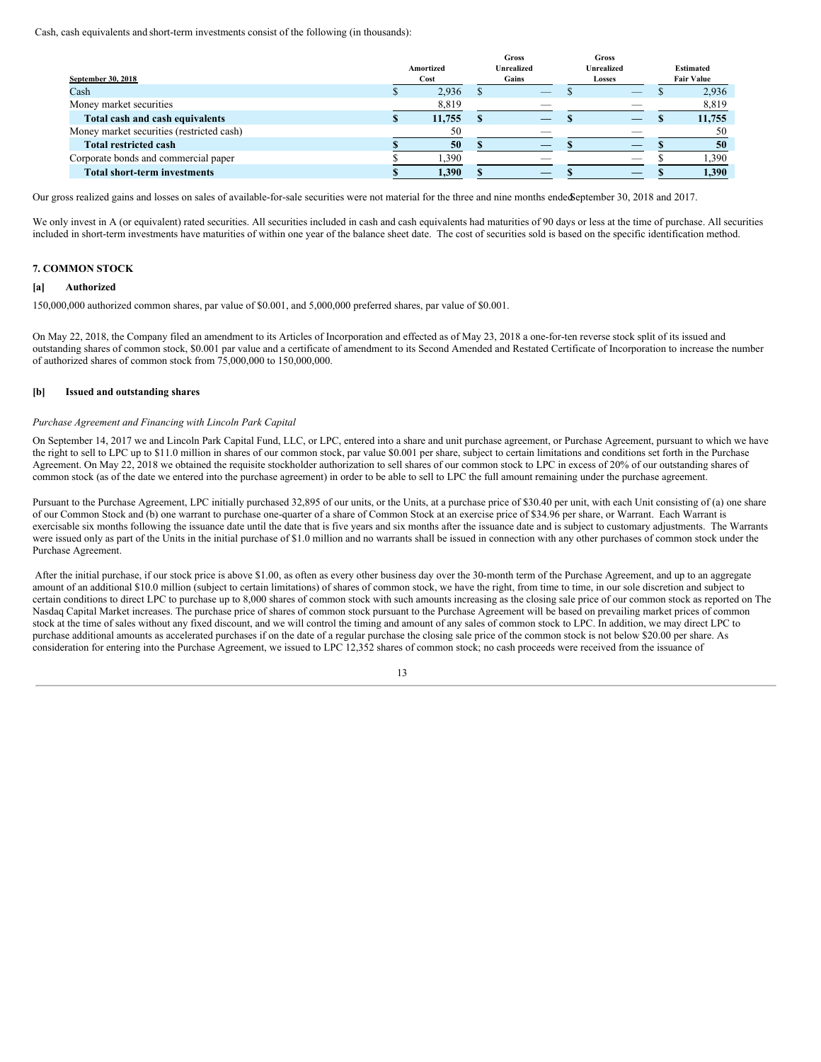Cash, cash equivalents and short-term investments consist of the following (in thousands):

| September 30, 2018 | Amortized Cost | Gross Unrealized Gains | Gross Unrealized Losses | Estimated Fair Value |
|---|---|---|---|---|
| Cash | $ 2,936 | $ — | $ — | $ 2,936 |
| Money market securities | 8,819 | — | — | 8,819 |
| **Total cash and cash equivalents** | **$ 11,755** | **$ —** | **$ —** | **$ 11,755** |
| Money market securities (restricted cash) | 50 | — | — | 50 |
| **Total restricted cash** | **$ 50** | **$ —** | **$ —** | **$ 50** |
| Corporate bonds and commercial paper | $ 1,390 | — | — | $ 1,390 |
| **Total short-term investments** | **$ 1,390** | **$ —** | **$ —** | **$ 1,390** |

Our gross realized gains and losses on sales of available-for-sale securities were not material for the three and nine months ended September 30, 2018 and 2017.

We only invest in A (or equivalent) rated securities. All securities included in cash and cash equivalents had maturities of 90 days or less at the time of purchase. All securities included in short-term investments have maturities of within one year of the balance sheet date. The cost of securities sold is based on the specific identification method.

## 7. COMMON STOCK

### [a] Authorized

150,000,000 authorized common shares, par value of $0.001, and 5,000,000 preferred shares, par value of $0.001.

On May 22, 2018, the Company filed an amendment to its Articles of Incorporation and effected as of May 23, 2018 a one-for-ten reverse stock split of its issued and outstanding shares of common stock, $0.001 par value and a certificate of amendment to its Second Amended and Restated Certificate of Incorporation to increase the number of authorized shares of common stock from 75,000,000 to 150,000,000.

### [b] Issued and outstanding shares

*Purchase Agreement and Financing with Lincoln Park Capital*

On September 14, 2017 we and Lincoln Park Capital Fund, LLC, or LPC, entered into a share and unit purchase agreement, or Purchase Agreement, pursuant to which we have the right to sell to LPC up to $11.0 million in shares of our common stock, par value $0.001 per share, subject to certain limitations and conditions set forth in the Purchase Agreement. On May 22, 2018 we obtained the requisite stockholder authorization to sell shares of our common stock to LPC in excess of 20% of our outstanding shares of common stock (as of the date we entered into the purchase agreement) in order to be able to sell to LPC the full amount remaining under the purchase agreement.

Pursuant to the Purchase Agreement, LPC initially purchased 32,895 of our units, or the Units, at a purchase price of $30.40 per unit, with each Unit consisting of (a) one share of our Common Stock and (b) one warrant to purchase one-quarter of a share of Common Stock at an exercise price of $34.96 per share, or Warrant. Each Warrant is exercisable six months following the issuance date until the date that is five years and six months after the issuance date and is subject to customary adjustments. The Warrants were issued only as part of the Units in the initial purchase of $1.0 million and no warrants shall be issued in connection with any other purchases of common stock under the Purchase Agreement.

After the initial purchase, if our stock price is above $1.00, as often as every other business day over the 30-month term of the Purchase Agreement, and up to an aggregate amount of an additional $10.0 million (subject to certain limitations) of shares of common stock, we have the right, from time to time, in our sole discretion and subject to certain conditions to direct LPC to purchase up to 8,000 shares of common stock with such amounts increasing as the closing sale price of our common stock as reported on The Nasdaq Capital Market increases. The purchase price of shares of common stock pursuant to the Purchase Agreement will be based on prevailing market prices of common stock at the time of sales without any fixed discount, and we will control the timing and amount of any sales of common stock to LPC. In addition, we may direct LPC to purchase additional amounts as accelerated purchases if on the date of a regular purchase the closing sale price of the common stock is not below $20.00 per share. As consideration for entering into the Purchase Agreement, we issued to LPC 12,352 shares of common stock; no cash proceeds were received from the issuance of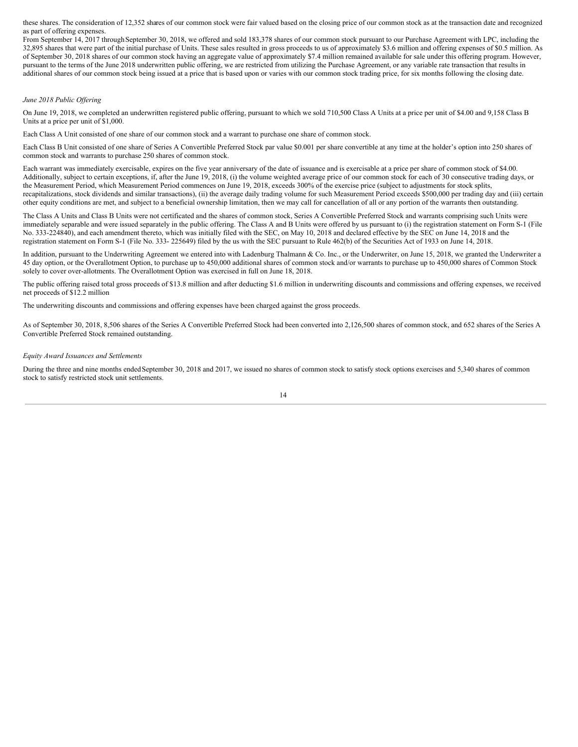these shares. The consideration of 12,352 shares of our common stock were fair valued based on the closing price of our common stock as at the transaction date and recognized as part of offering expenses.

From September 14, 2017 through September 30, 2018, we offered and sold 183,378 shares of our common stock pursuant to our Purchase Agreement with LPC, including the 32,895 shares that were part of the initial purchase of Units. These sales resulted in gross proceeds to us of approximately $3.6 million and offering expenses of $0.5 million. As of September 30, 2018 shares of our common stock having an aggregate value of approximately $7.4 million remained available for sale under this offering program. However, pursuant to the terms of the June 2018 underwritten public offering, we are restricted from utilizing the Purchase Agreement, or any variable rate transaction that results in additional shares of our common stock being issued at a price that is based upon or varies with our common stock trading price, for six months following the closing date.

*June 2018 Public Offering*

On June 19, 2018, we completed an underwritten registered public offering, pursuant to which we sold 710,500 Class A Units at a price per unit of $4.00 and 9,158 Class B Units at a price per unit of $1,000.

Each Class A Unit consisted of one share of our common stock and a warrant to purchase one share of common stock.

Each Class B Unit consisted of one share of Series A Convertible Preferred Stock par value $0.001 per share convertible at any time at the holder's option into 250 shares of common stock and warrants to purchase 250 shares of common stock.

Each warrant was immediately exercisable, expires on the five year anniversary of the date of issuance and is exercisable at a price per share of common stock of $4.00. Additionally, subject to certain exceptions, if, after the June 19, 2018, (i) the volume weighted average price of our common stock for each of 30 consecutive trading days, or the Measurement Period, which Measurement Period commences on June 19, 2018, exceeds 300% of the exercise price (subject to adjustments for stock splits, recapitalizations, stock dividends and similar transactions), (ii) the average daily trading volume for such Measurement Period exceeds $500,000 per trading day and (iii) certain other equity conditions are met, and subject to a beneficial ownership limitation, then we may call for cancellation of all or any portion of the warrants then outstanding.

The Class A Units and Class B Units were not certificated and the shares of common stock, Series A Convertible Preferred Stock and warrants comprising such Units were immediately separable and were issued separately in the public offering. The Class A and B Units were offered by us pursuant to (i) the registration statement on Form S-1 (File No. 333-224840), and each amendment thereto, which was initially filed with the SEC, on May 10, 2018 and declared effective by the SEC on June 14, 2018 and the registration statement on Form S-1 (File No. 333- 225649) filed by the us with the SEC pursuant to Rule 462(b) of the Securities Act of 1933 on June 14, 2018.

In addition, pursuant to the Underwriting Agreement we entered into with Ladenburg Thalmann & Co. Inc., or the Underwriter, on June 15, 2018, we granted the Underwriter a 45 day option, or the Overallotment Option, to purchase up to 450,000 additional shares of common stock and/or warrants to purchase up to 450,000 shares of Common Stock solely to cover over-allotments. The Overallotment Option was exercised in full on June 18, 2018.

The public offering raised total gross proceeds of $13.8 million and after deducting $1.6 million in underwriting discounts and commissions and offering expenses, we received net proceeds of $12.2 million

The underwriting discounts and commissions and offering expenses have been charged against the gross proceeds.

As of September 30, 2018, 8,506 shares of the Series A Convertible Preferred Stock had been converted into 2,126,500 shares of common stock, and 652 shares of the Series A Convertible Preferred Stock remained outstanding.

*Equity Award Issuances and Settlements*

During the three and nine months ended September 30, 2018 and 2017, we issued no shares of common stock to satisfy stock options exercises and 5,340 shares of common stock to satisfy restricted stock unit settlements.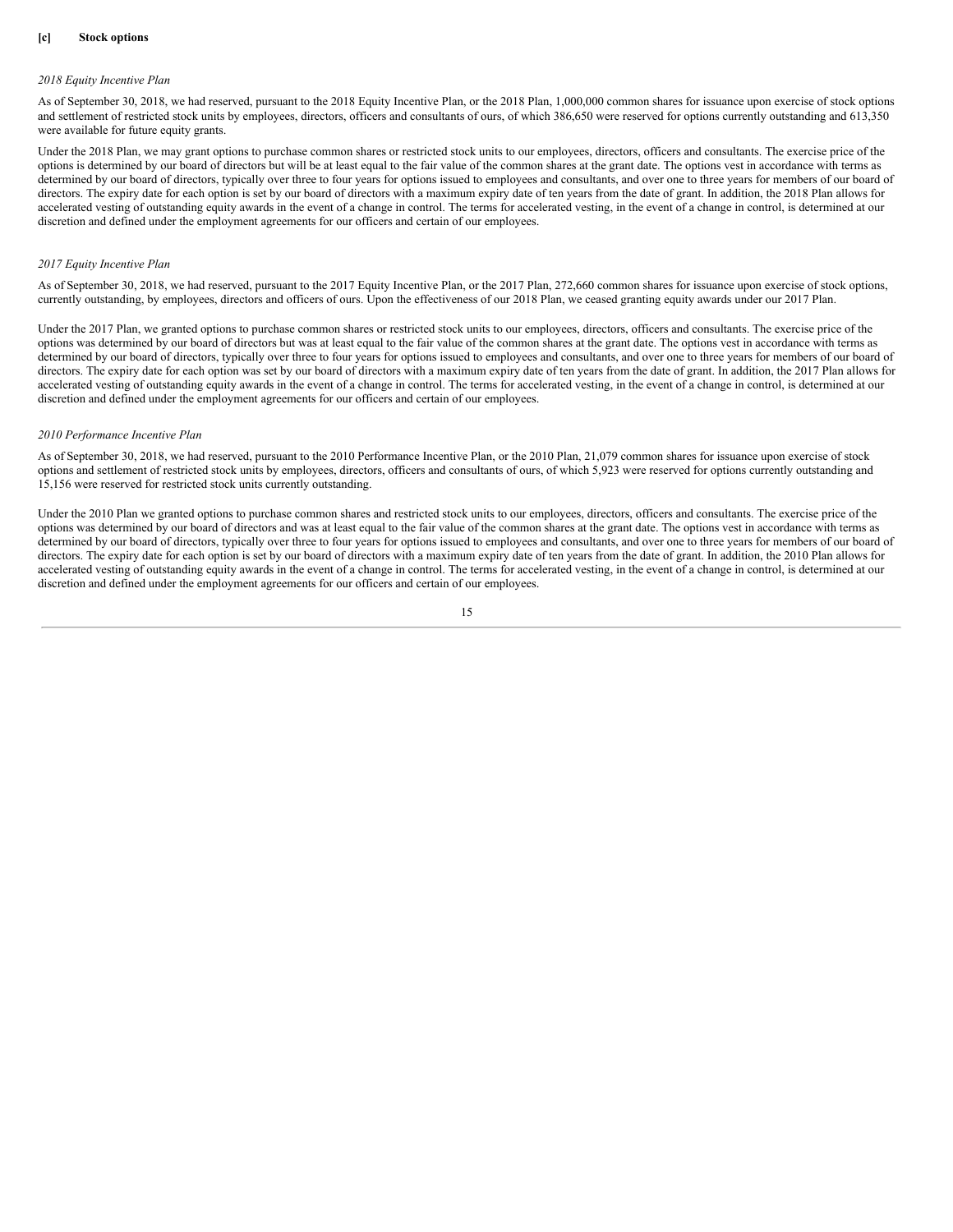**[c] Stock options**

*2018 Equity Incentive Plan*

As of September 30, 2018, we had reserved, pursuant to the 2018 Equity Incentive Plan, or the 2018 Plan, 1,000,000 common shares for issuance upon exercise of stock options and settlement of restricted stock units by employees, directors, officers and consultants of ours, of which 386,650 were reserved for options currently outstanding and 613,350 were available for future equity grants.

Under the 2018 Plan, we may grant options to purchase common shares or restricted stock units to our employees, directors, officers and consultants. The exercise price of the options is determined by our board of directors but will be at least equal to the fair value of the common shares at the grant date. The options vest in accordance with terms as determined by our board of directors, typically over three to four years for options issued to employees and consultants, and over one to three years for members of our board of directors. The expiry date for each option is set by our board of directors with a maximum expiry date of ten years from the date of grant. In addition, the 2018 Plan allows for accelerated vesting of outstanding equity awards in the event of a change in control. The terms for accelerated vesting, in the event of a change in control, is determined at our discretion and defined under the employment agreements for our officers and certain of our employees.

*2017 Equity Incentive Plan*

As of September 30, 2018, we had reserved, pursuant to the 2017 Equity Incentive Plan, or the 2017 Plan, 272,660 common shares for issuance upon exercise of stock options, currently outstanding, by employees, directors and officers of ours. Upon the effectiveness of our 2018 Plan, we ceased granting equity awards under our 2017 Plan.

Under the 2017 Plan, we granted options to purchase common shares or restricted stock units to our employees, directors, officers and consultants. The exercise price of the options was determined by our board of directors but was at least equal to the fair value of the common shares at the grant date. The options vest in accordance with terms as determined by our board of directors, typically over three to four years for options issued to employees and consultants, and over one to three years for members of our board of directors. The expiry date for each option was set by our board of directors with a maximum expiry date of ten years from the date of grant. In addition, the 2017 Plan allows for accelerated vesting of outstanding equity awards in the event of a change in control. The terms for accelerated vesting, in the event of a change in control, is determined at our discretion and defined under the employment agreements for our officers and certain of our employees.

*2010 Performance Incentive Plan*

As of September 30, 2018, we had reserved, pursuant to the 2010 Performance Incentive Plan, or the 2010 Plan, 21,079 common shares for issuance upon exercise of stock options and settlement of restricted stock units by employees, directors, officers and consultants of ours, of which 5,923 were reserved for options currently outstanding and 15,156 were reserved for restricted stock units currently outstanding.

Under the 2010 Plan we granted options to purchase common shares and restricted stock units to our employees, directors, officers and consultants. The exercise price of the options was determined by our board of directors and was at least equal to the fair value of the common shares at the grant date. The options vest in accordance with terms as determined by our board of directors, typically over three to four years for options issued to employees and consultants, and over one to three years for members of our board of directors. The expiry date for each option is set by our board of directors with a maximum expiry date of ten years from the date of grant. In addition, the 2010 Plan allows for accelerated vesting of outstanding equity awards in the event of a change in control. The terms for accelerated vesting, in the event of a change in control, is determined at our discretion and defined under the employment agreements for our officers and certain of our employees.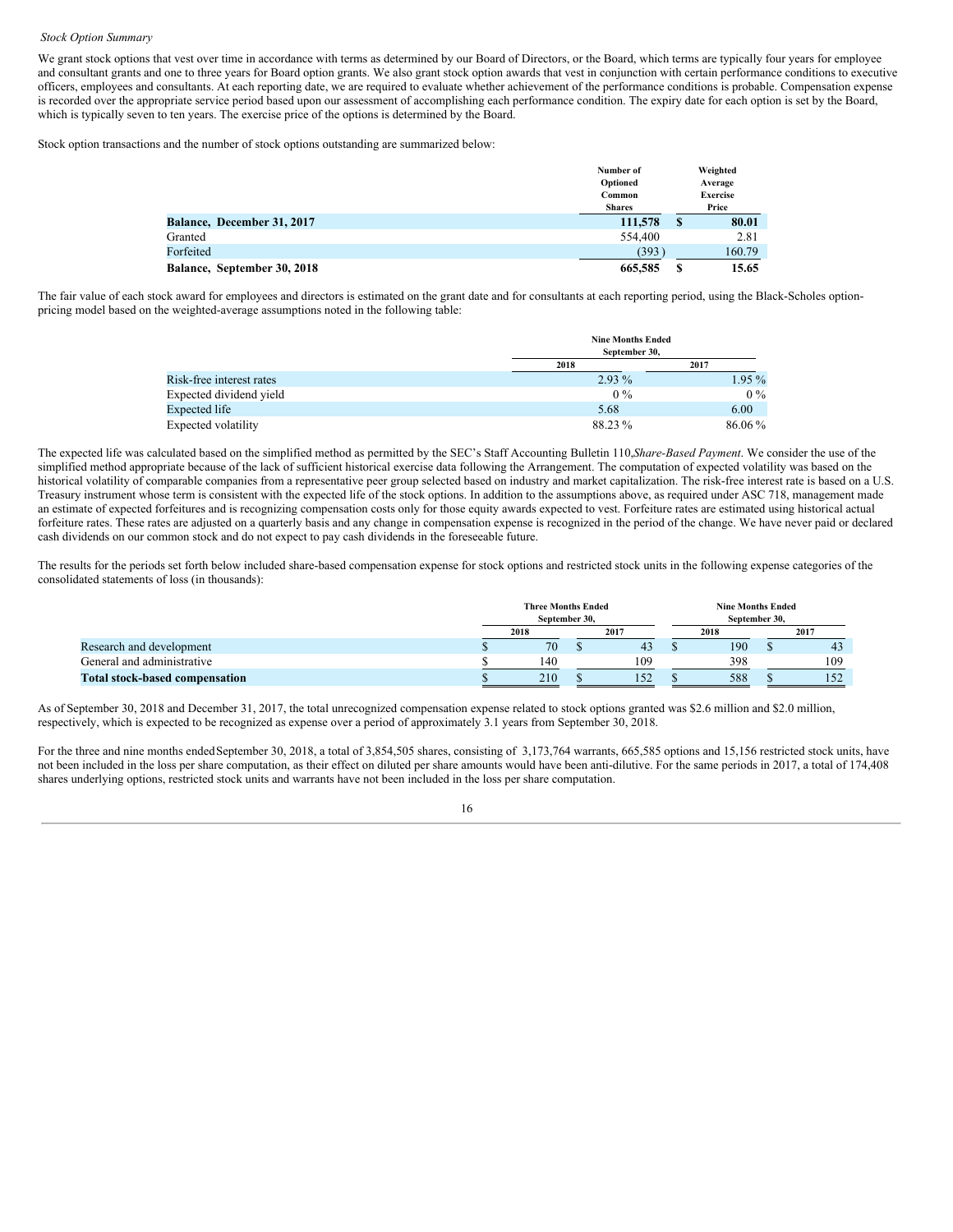*Stock Option Summary*

We grant stock options that vest over time in accordance with terms as determined by our Board of Directors, or the Board, which terms are typically four years for employee and consultant grants and one to three years for Board option grants. We also grant stock option awards that vest in conjunction with certain performance conditions to executive officers, employees and consultants. At each reporting date, we are required to evaluate whether achievement of the performance conditions is probable. Compensation expense is recorded over the appropriate service period based upon our assessment of accomplishing each performance condition. The expiry date for each option is set by the Board, which is typically seven to ten years. The exercise price of the options is determined by the Board.

Stock option transactions and the number of stock options outstanding are summarized below:

| | Number of Optioned Common Shares | Weighted Average Exercise Price |
|---|---|---|
| **Balance, December 31, 2017** | **111,578** | **$ 80.01** |
| Granted | 554,400 | 2.81 |
| Forfeited | (393) | 160.79 |
| **Balance, September 30, 2018** | **665,585** | **$ 15.65** |

The fair value of each stock award for employees and directors is estimated on the grant date and for consultants at each reporting period, using the Black-Scholes option-pricing model based on the weighted-average assumptions noted in the following table:

| | Nine Months Ended September 30, | |
|---|---|---|
| | 2018 | 2017 |
| Risk-free interest rates | 2.93 % | 1.95 % |
| Expected dividend yield | 0 % | 0 % |
| Expected life | 5.68 | 6.00 |
| Expected volatility | 88.23 % | 86.06 % |

The expected life was calculated based on the simplified method as permitted by the SEC's Staff Accounting Bulletin 110, *Share-Based Payment*. We consider the use of the simplified method appropriate because of the lack of sufficient historical exercise data following the Arrangement. The computation of expected volatility was based on the historical volatility of comparable companies from a representative peer group selected based on industry and market capitalization. The risk-free interest rate is based on a U.S. Treasury instrument whose term is consistent with the expected life of the stock options. In addition to the assumptions above, as required under ASC 718, management made an estimate of expected forfeitures and is recognizing compensation costs only for those equity awards expected to vest. Forfeiture rates are estimated using historical actual forfeiture rates. These rates are adjusted on a quarterly basis and any change in compensation expense is recognized in the period of the change. We have never paid or declared cash dividends on our common stock and do not expect to pay cash dividends in the foreseeable future.

The results for the periods set forth below included share-based compensation expense for stock options and restricted stock units in the following expense categories of the consolidated statements of loss (in thousands):

| | Three Months Ended September 30, | | Nine Months Ended September 30, | |
|---|---|---|---|---|
| | 2018 | 2017 | 2018 | 2017 |
| Research and development | $ 70 | $ 43 | $ 190 | $ 43 |
| General and administrative | $ 140 | 109 | 398 | 109 |
| **Total stock-based compensation** | $ 210 | $ 152 | $ 588 | $ 152 |

As of September 30, 2018 and December 31, 2017, the total unrecognized compensation expense related to stock options granted was $2.6 million and $2.0 million, respectively, which is expected to be recognized as expense over a period of approximately 3.1 years from September 30, 2018.

For the three and nine months ended September 30, 2018, a total of 3,854,505 shares, consisting of 3,173,764 warrants, 665,585 options and 15,156 restricted stock units, have not been included in the loss per share computation, as their effect on diluted per share amounts would have been anti-dilutive. For the same periods in 2017, a total of 174,408 shares underlying options, restricted stock units and warrants have not been included in the loss per share computation.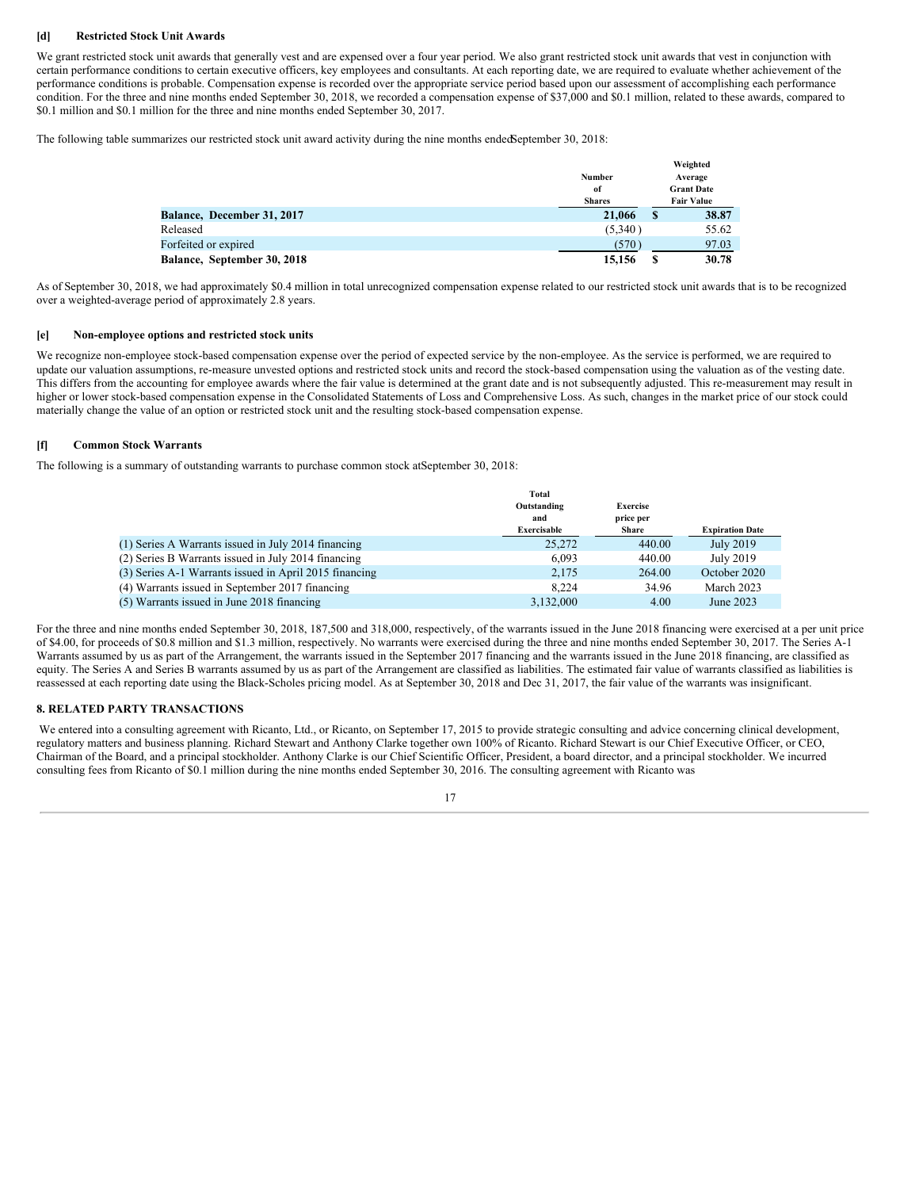### [d] Restricted Stock Unit Awards

We grant restricted stock unit awards that generally vest and are expensed over a four year period. We also grant restricted stock unit awards that vest in conjunction with certain performance conditions to certain executive officers, key employees and consultants. At each reporting date, we are required to evaluate whether achievement of the performance conditions is probable. Compensation expense is recorded over the appropriate service period based upon our assessment of accomplishing each performance condition. For the three and nine months ended September 30, 2018, we recorded a compensation expense of $37,000 and $0.1 million, related to these awards, compared to $0.1 million and $0.1 million for the three and nine months ended September 30, 2017.

The following table summarizes our restricted stock unit award activity during the nine months ended September 30, 2018:

| | Number of Shares | Weighted Average Grant Date Fair Value |
|---|---|---|
| **Balance, December 31, 2017** | **21,066** | **$ 38.87** |
| Released | (5,340 ) | 55.62 |
| Forfeited or expired | (570 ) | 97.03 |
| **Balance, September 30, 2018** | **15,156** | **$ 30.78** |

As of September 30, 2018, we had approximately $0.4 million in total unrecognized compensation expense related to our restricted stock unit awards that is to be recognized over a weighted-average period of approximately 2.8 years.

### [e] Non-employee options and restricted stock units

We recognize non-employee stock-based compensation expense over the period of expected service by the non-employee. As the service is performed, we are required to update our valuation assumptions, re-measure unvested options and restricted stock units and record the stock-based compensation using the valuation as of the vesting date. This differs from the accounting for employee awards where the fair value is determined at the grant date and is not subsequently adjusted. This re-measurement may result in higher or lower stock-based compensation expense in the Consolidated Statements of Loss and Comprehensive Loss. As such, changes in the market price of our stock could materially change the value of an option or restricted stock unit and the resulting stock-based compensation expense.

### [f] Common Stock Warrants

The following is a summary of outstanding warrants to purchase common stock at September 30, 2018:

| | Total Outstanding and Exercisable | Exercise price per Share | Expiration Date |
|---|---|---|---|
| (1) Series A Warrants issued in July 2014 financing | 25,272 | 440.00 | July 2019 |
| (2) Series B Warrants issued in July 2014 financing | 6,093 | 440.00 | July 2019 |
| (3) Series A-1 Warrants issued in April 2015 financing | 2,175 | 264.00 | October 2020 |
| (4) Warrants issued in September 2017 financing | 8,224 | 34.96 | March 2023 |
| (5) Warrants issued in June 2018 financing | 3,132,000 | 4.00 | June 2023 |

For the three and nine months ended September 30, 2018, 187,500 and 318,000, respectively, of the warrants issued in the June 2018 financing were exercised at a per unit price of $4.00, for proceeds of $0.8 million and $1.3 million, respectively. No warrants were exercised during the three and nine months ended September 30, 2017. The Series A-1 Warrants assumed by us as part of the Arrangement, the warrants issued in the September 2017 financing and the warrants issued in the June 2018 financing, are classified as equity. The Series A and Series B warrants assumed by us as part of the Arrangement are classified as liabilities. The estimated fair value of warrants classified as liabilities is reassessed at each reporting date using the Black-Scholes pricing model. As at September 30, 2018 and Dec 31, 2017, the fair value of the warrants was insignificant.

## 8. RELATED PARTY TRANSACTIONS

We entered into a consulting agreement with Ricanto, Ltd., or Ricanto, on September 17, 2015 to provide strategic consulting and advice concerning clinical development, regulatory matters and business planning. Richard Stewart and Anthony Clarke together own 100% of Ricanto. Richard Stewart is our Chief Executive Officer, or CEO, Chairman of the Board, and a principal stockholder. Anthony Clarke is our Chief Scientific Officer, President, a board director, and a principal stockholder. We incurred consulting fees from Ricanto of $0.1 million during the nine months ended September 30, 2016. The consulting agreement with Ricanto was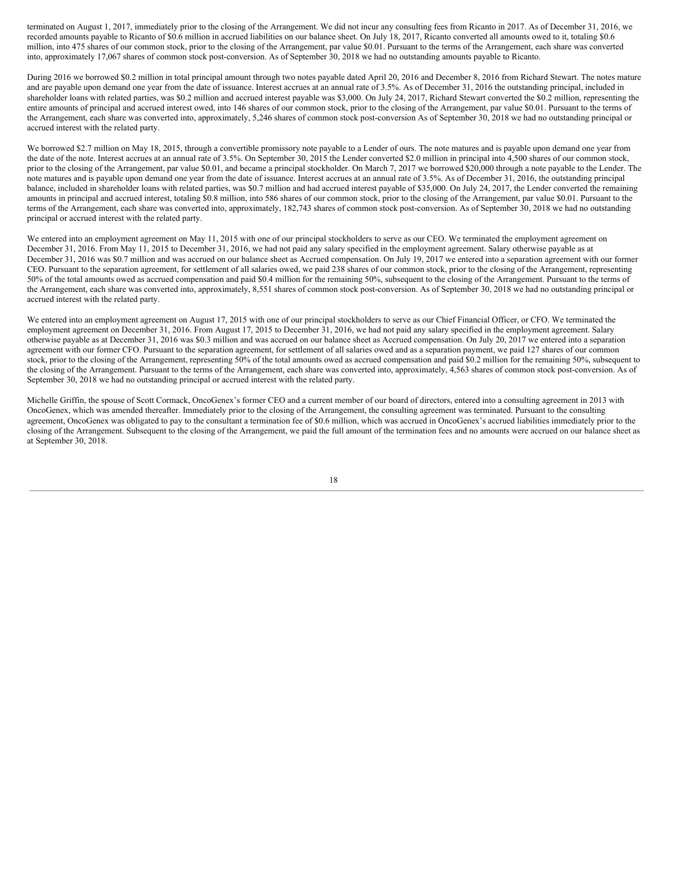terminated on August 1, 2017, immediately prior to the closing of the Arrangement. We did not incur any consulting fees from Ricanto in 2017. As of December 31, 2016, we recorded amounts payable to Ricanto of $0.6 million in accrued liabilities on our balance sheet. On July 18, 2017, Ricanto converted all amounts owed to it, totaling $0.6 million, into 475 shares of our common stock, prior to the closing of the Arrangement, par value $0.01. Pursuant to the terms of the Arrangement, each share was converted into, approximately 17,067 shares of common stock post-conversion. As of September 30, 2018 we had no outstanding amounts payable to Ricanto.

During 2016 we borrowed $0.2 million in total principal amount through two notes payable dated April 20, 2016 and December 8, 2016 from Richard Stewart. The notes mature and are payable upon demand one year from the date of issuance. Interest accrues at an annual rate of 3.5%. As of December 31, 2016 the outstanding principal, included in shareholder loans with related parties, was $0.2 million and accrued interest payable was $3,000. On July 24, 2017, Richard Stewart converted the $0.2 million, representing the entire amounts of principal and accrued interest owed, into 146 shares of our common stock, prior to the closing of the Arrangement, par value $0.01. Pursuant to the terms of the Arrangement, each share was converted into, approximately, 5,246 shares of common stock post-conversion As of September 30, 2018 we had no outstanding principal or accrued interest with the related party.

We borrowed $2.7 million on May 18, 2015, through a convertible promissory note payable to a Lender of ours. The note matures and is payable upon demand one year from the date of the note. Interest accrues at an annual rate of 3.5%. On September 30, 2015 the Lender converted $2.0 million in principal into 4,500 shares of our common stock, prior to the closing of the Arrangement, par value $0.01, and became a principal stockholder. On March 7, 2017 we borrowed $20,000 through a note payable to the Lender. The note matures and is payable upon demand one year from the date of issuance. Interest accrues at an annual rate of 3.5%. As of December 31, 2016, the outstanding principal balance, included in shareholder loans with related parties, was $0.7 million and had accrued interest payable of $35,000. On July 24, 2017, the Lender converted the remaining amounts in principal and accrued interest, totaling $0.8 million, into 586 shares of our common stock, prior to the closing of the Arrangement, par value $0.01. Pursuant to the terms of the Arrangement, each share was converted into, approximately, 182,743 shares of common stock post-conversion. As of September 30, 2018 we had no outstanding principal or accrued interest with the related party.

We entered into an employment agreement on May 11, 2015 with one of our principal stockholders to serve as our CEO. We terminated the employment agreement on December 31, 2016. From May 11, 2015 to December 31, 2016, we had not paid any salary specified in the employment agreement. Salary otherwise payable as at December 31, 2016 was $0.7 million and was accrued on our balance sheet as Accrued compensation. On July 19, 2017 we entered into a separation agreement with our former CEO. Pursuant to the separation agreement, for settlement of all salaries owed, we paid 238 shares of our common stock, prior to the closing of the Arrangement, representing 50% of the total amounts owed as accrued compensation and paid $0.4 million for the remaining 50%, subsequent to the closing of the Arrangement. Pursuant to the terms of the Arrangement, each share was converted into, approximately, 8,551 shares of common stock post-conversion. As of September 30, 2018 we had no outstanding principal or accrued interest with the related party.

We entered into an employment agreement on August 17, 2015 with one of our principal stockholders to serve as our Chief Financial Officer, or CFO. We terminated the employment agreement on December 31, 2016. From August 17, 2015 to December 31, 2016, we had not paid any salary specified in the employment agreement. Salary otherwise payable as at December 31, 2016 was $0.3 million and was accrued on our balance sheet as Accrued compensation. On July 20, 2017 we entered into a separation agreement with our former CFO. Pursuant to the separation agreement, for settlement of all salaries owed and as a separation payment, we paid 127 shares of our common stock, prior to the closing of the Arrangement, representing 50% of the total amounts owed as accrued compensation and paid $0.2 million for the remaining 50%, subsequent to the closing of the Arrangement. Pursuant to the terms of the Arrangement, each share was converted into, approximately, 4,563 shares of common stock post-conversion. As of September 30, 2018 we had no outstanding principal or accrued interest with the related party.

Michelle Griffin, the spouse of Scott Cormack, OncoGenex's former CEO and a current member of our board of directors, entered into a consulting agreement in 2013 with OncoGenex, which was amended thereafter. Immediately prior to the closing of the Arrangement, the consulting agreement was terminated. Pursuant to the consulting agreement, OncoGenex was obligated to pay to the consultant a termination fee of $0.6 million, which was accrued in OncoGenex's accrued liabilities immediately prior to the closing of the Arrangement. Subsequent to the closing of the Arrangement, we paid the full amount of the termination fees and no amounts were accrued on our balance sheet as at September 30, 2018.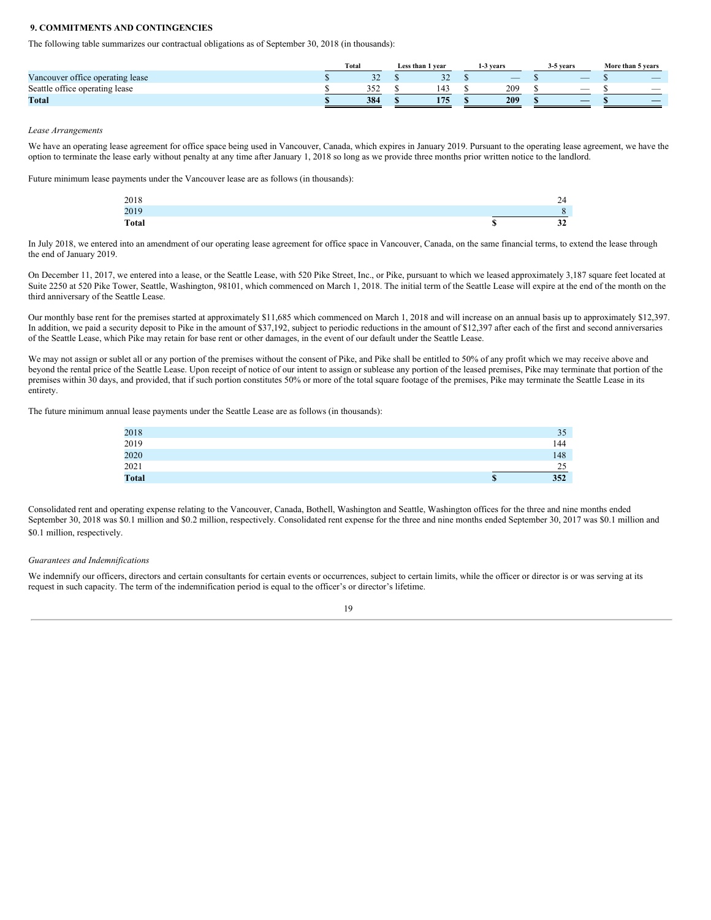**9. COMMITMENTS AND CONTINGENCIES**

The following table summarizes our contractual obligations as of September 30, 2018 (in thousands):

| | Total | Less than 1 year | 1-3 years | 3-5 years | More than 5 years |
|---|---|---|---|---|---|
| Vancouver office operating lease | $ 32 | $ 32 | $ — | $ — | $ — |
| Seattle office operating lease | $ 352 | $ 143 | $ 209 | $ — | $ — |
| **Total** | **$ 384** | **$ 175** | **$ 209** | **$ —** | **$ —** |

*Lease Arrangements*

We have an operating lease agreement for office space being used in Vancouver, Canada, which expires in January 2019. Pursuant to the operating lease agreement, we have the option to terminate the lease early without penalty at any time after January 1, 2018 so long as we provide three months prior written notice to the landlord.

Future minimum lease payments under the Vancouver lease are as follows (in thousands):

| | |
|---|---|
| 2018 | 24 |
| 2019 | 8 |
| **Total** | **$ 32** |

In July 2018, we entered into an amendment of our operating lease agreement for office space in Vancouver, Canada, on the same financial terms, to extend the lease through the end of January 2019.

On December 11, 2017, we entered into a lease, or the Seattle Lease, with 520 Pike Street, Inc., or Pike, pursuant to which we leased approximately 3,187 square feet located at Suite 2250 at 520 Pike Tower, Seattle, Washington, 98101, which commenced on March 1, 2018. The initial term of the Seattle Lease will expire at the end of the month on the third anniversary of the Seattle Lease.

Our monthly base rent for the premises started at approximately $11,685 which commenced on March 1, 2018 and will increase on an annual basis up to approximately $12,397. In addition, we paid a security deposit to Pike in the amount of $37,192, subject to periodic reductions in the amount of $12,397 after each of the first and second anniversaries of the Seattle Lease, which Pike may retain for base rent or other damages, in the event of our default under the Seattle Lease.

We may not assign or sublet all or any portion of the premises without the consent of Pike, and Pike shall be entitled to 50% of any profit which we may receive above and beyond the rental price of the Seattle Lease. Upon receipt of notice of our intent to assign or sublease any portion of the leased premises, Pike may terminate that portion of the premises within 30 days, and provided, that if such portion constitutes 50% or more of the total square footage of the premises, Pike may terminate the Seattle Lease in its entirety.

The future minimum annual lease payments under the Seattle Lease are as follows (in thousands):

| | |
|---|---|
| 2018 | 35 |
| 2019 | 144 |
| 2020 | 148 |
| 2021 | 25 |
| **Total** | **$ 352** |

Consolidated rent and operating expense relating to the Vancouver, Canada, Bothell, Washington and Seattle, Washington offices for the three and nine months ended September 30, 2018 was $0.1 million and $0.2 million, respectively. Consolidated rent expense for the three and nine months ended September 30, 2017 was $0.1 million and $0.1 million, respectively.

*Guarantees and Indemnifications*

We indemnify our officers, directors and certain consultants for certain events or occurrences, subject to certain limits, while the officer or director is or was serving at its request in such capacity. The term of the indemnification period is equal to the officer's or director's lifetime.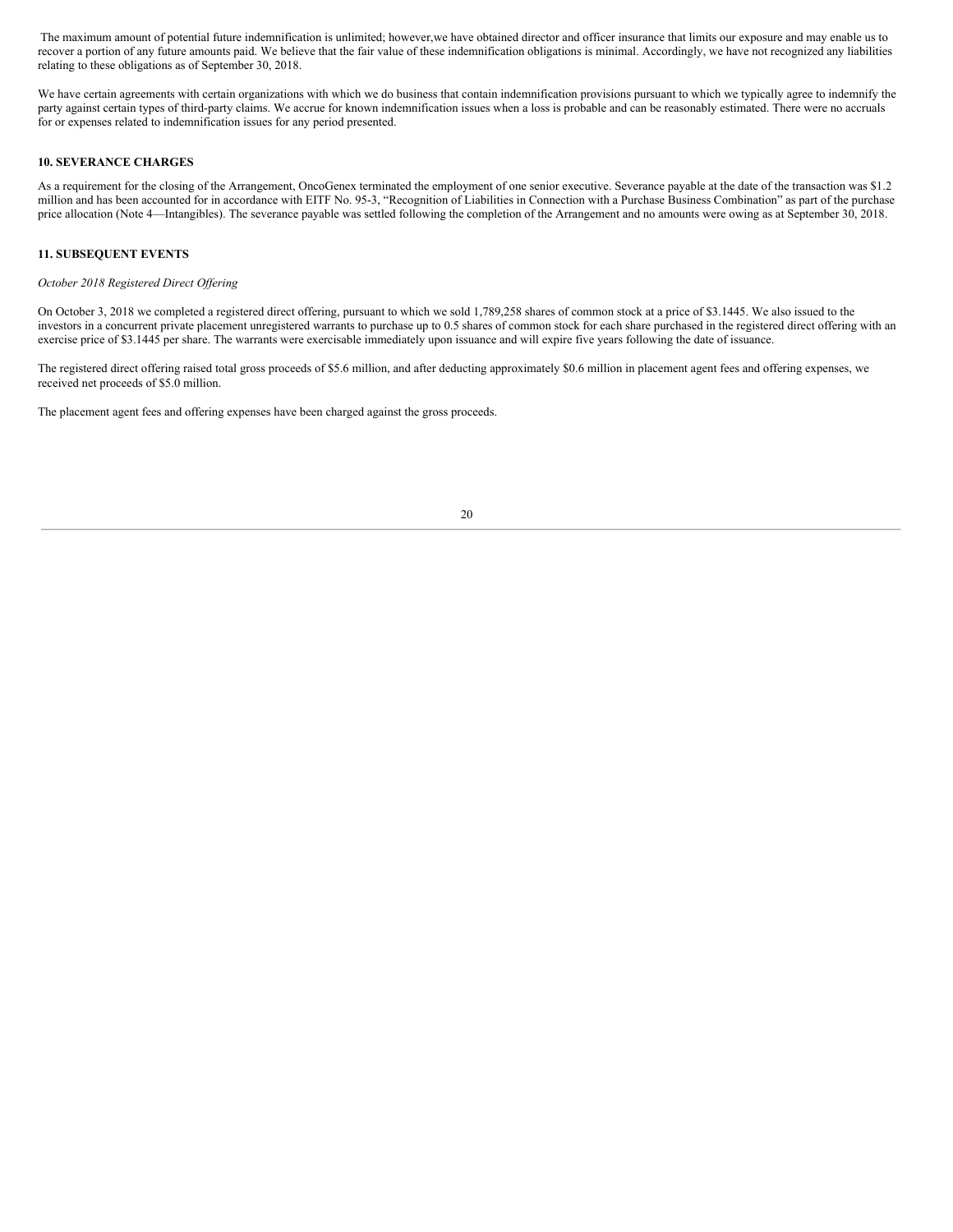The maximum amount of potential future indemnification is unlimited; however,we have obtained director and officer insurance that limits our exposure and may enable us to recover a portion of any future amounts paid. We believe that the fair value of these indemnification obligations is minimal. Accordingly, we have not recognized any liabilities relating to these obligations as of September 30, 2018.

We have certain agreements with certain organizations with which we do business that contain indemnification provisions pursuant to which we typically agree to indemnify the party against certain types of third-party claims. We accrue for known indemnification issues when a loss is probable and can be reasonably estimated. There were no accruals for or expenses related to indemnification issues for any period presented.

**10. SEVERANCE CHARGES**

As a requirement for the closing of the Arrangement, OncoGenex terminated the employment of one senior executive. Severance payable at the date of the transaction was $1.2 million and has been accounted for in accordance with EITF No. 95-3, "Recognition of Liabilities in Connection with a Purchase Business Combination" as part of the purchase price allocation (Note 4—Intangibles). The severance payable was settled following the completion of the Arrangement and no amounts were owing as at September 30, 2018.

**11. SUBSEQUENT EVENTS**

*October 2018 Registered Direct Offering*

On October 3, 2018 we completed a registered direct offering, pursuant to which we sold 1,789,258 shares of common stock at a price of $3.1445. We also issued to the investors in a concurrent private placement unregistered warrants to purchase up to 0.5 shares of common stock for each share purchased in the registered direct offering with an exercise price of $3.1445 per share. The warrants were exercisable immediately upon issuance and will expire five years following the date of issuance.

The registered direct offering raised total gross proceeds of $5.6 million, and after deducting approximately $0.6 million in placement agent fees and offering expenses, we received net proceeds of $5.0 million.

The placement agent fees and offering expenses have been charged against the gross proceeds.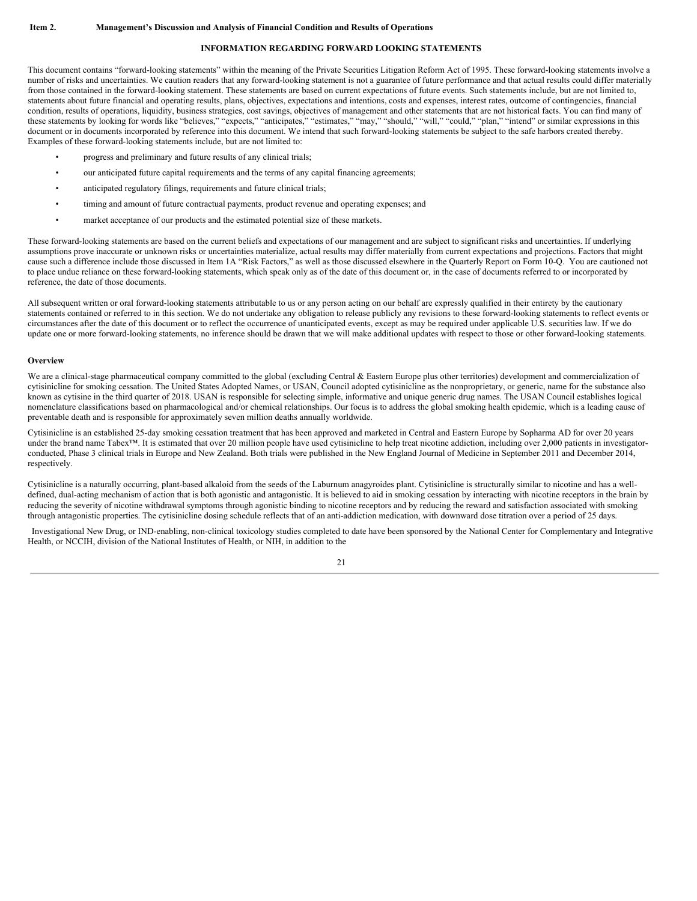**Item 2. Management's Discussion and Analysis of Financial Condition and Results of Operations**

## INFORMATION REGARDING FORWARD LOOKING STATEMENTS

This document contains "forward-looking statements" within the meaning of the Private Securities Litigation Reform Act of 1995. These forward-looking statements involve a number of risks and uncertainties. We caution readers that any forward-looking statement is not a guarantee of future performance and that actual results could differ materially from those contained in the forward-looking statement. These statements are based on current expectations of future events. Such statements include, but are not limited to, statements about future financial and operating results, plans, objectives, expectations and intentions, costs and expenses, interest rates, outcome of contingencies, financial condition, results of operations, liquidity, business strategies, cost savings, objectives of management and other statements that are not historical facts. You can find many of these statements by looking for words like "believes," "expects," "anticipates," "estimates," "may," "should," "will," "could," "plan," "intend" or similar expressions in this document or in documents incorporated by reference into this document. We intend that such forward-looking statements be subject to the safe harbors created thereby. Examples of these forward-looking statements include, but are not limited to:

- progress and preliminary and future results of any clinical trials;
- our anticipated future capital requirements and the terms of any capital financing agreements;
- anticipated regulatory filings, requirements and future clinical trials;
- timing and amount of future contractual payments, product revenue and operating expenses; and
- market acceptance of our products and the estimated potential size of these markets.

These forward-looking statements are based on the current beliefs and expectations of our management and are subject to significant risks and uncertainties. If underlying assumptions prove inaccurate or unknown risks or uncertainties materialize, actual results may differ materially from current expectations and projections. Factors that might cause such a difference include those discussed in Item 1A "Risk Factors," as well as those discussed elsewhere in the Quarterly Report on Form 10-Q. You are cautioned not to place undue reliance on these forward-looking statements, which speak only as of the date of this document or, in the case of documents referred to or incorporated by reference, the date of those documents.

All subsequent written or oral forward-looking statements attributable to us or any person acting on our behalf are expressly qualified in their entirety by the cautionary statements contained or referred to in this section. We do not undertake any obligation to release publicly any revisions to these forward-looking statements to reflect events or circumstances after the date of this document or to reflect the occurrence of unanticipated events, except as may be required under applicable U.S. securities law. If we do update one or more forward-looking statements, no inference should be drawn that we will make additional updates with respect to those or other forward-looking statements.

**Overview**

We are a clinical-stage pharmaceutical company committed to the global (excluding Central & Eastern Europe plus other territories) development and commercialization of cytisinicline for smoking cessation. The United States Adopted Names, or USAN, Council adopted cytisinicline as the nonproprietary, or generic, name for the substance also known as cytisine in the third quarter of 2018. USAN is responsible for selecting simple, informative and unique generic drug names. The USAN Council establishes logical nomenclature classifications based on pharmacological and/or chemical relationships. Our focus is to address the global smoking health epidemic, which is a leading cause of preventable death and is responsible for approximately seven million deaths annually worldwide.

Cytisinicline is an established 25-day smoking cessation treatment that has been approved and marketed in Central and Eastern Europe by Sopharma AD for over 20 years under the brand name Tabex™. It is estimated that over 20 million people have used cytisinicline to help treat nicotine addiction, including over 2,000 patients in investigator-conducted, Phase 3 clinical trials in Europe and New Zealand. Both trials were published in the New England Journal of Medicine in September 2011 and December 2014, respectively.

Cytisinicline is a naturally occurring, plant-based alkaloid from the seeds of the Laburnum anagyroides plant. Cytisinicline is structurally similar to nicotine and has a well-defined, dual-acting mechanism of action that is both agonistic and antagonistic. It is believed to aid in smoking cessation by interacting with nicotine receptors in the brain by reducing the severity of nicotine withdrawal symptoms through agonistic binding to nicotine receptors and by reducing the reward and satisfaction associated with smoking through antagonistic properties. The cytisinicline dosing schedule reflects that of an anti-addiction medication, with downward dose titration over a period of 25 days.

Investigational New Drug, or IND-enabling, non-clinical toxicology studies completed to date have been sponsored by the National Center for Complementary and Integrative Health, or NCCIH, division of the National Institutes of Health, or NIH, in addition to the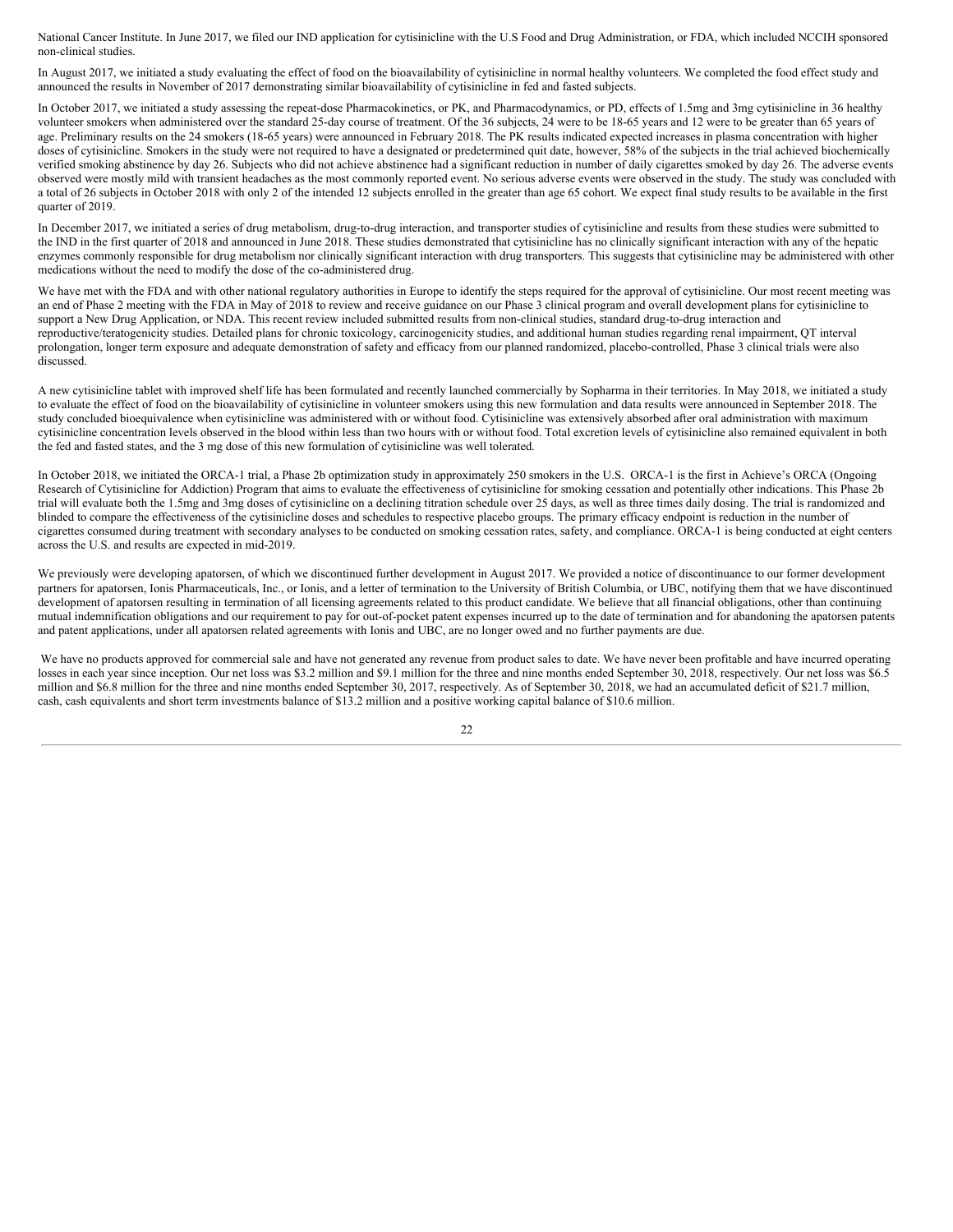National Cancer Institute. In June 2017, we filed our IND application for cytisinicline with the U.S Food and Drug Administration, or FDA, which included NCCIH sponsored non-clinical studies.

In August 2017, we initiated a study evaluating the effect of food on the bioavailability of cytisinicline in normal healthy volunteers. We completed the food effect study and announced the results in November of 2017 demonstrating similar bioavailability of cytisinicline in fed and fasted subjects.

In October 2017, we initiated a study assessing the repeat-dose Pharmacokinetics, or PK, and Pharmacodynamics, or PD, effects of 1.5mg and 3mg cytisinicline in 36 healthy volunteer smokers when administered over the standard 25-day course of treatment. Of the 36 subjects, 24 were to be 18-65 years and 12 were to be greater than 65 years of age. Preliminary results on the 24 smokers (18-65 years) were announced in February 2018. The PK results indicated expected increases in plasma concentration with higher doses of cytisinicline. Smokers in the study were not required to have a designated or predetermined quit date, however, 58% of the subjects in the trial achieved biochemically verified smoking abstinence by day 26. Subjects who did not achieve abstinence had a significant reduction in number of daily cigarettes smoked by day 26. The adverse events observed were mostly mild with transient headaches as the most commonly reported event. No serious adverse events were observed in the study. The study was concluded with a total of 26 subjects in October 2018 with only 2 of the intended 12 subjects enrolled in the greater than age 65 cohort. We expect final study results to be available in the first quarter of 2019.

In December 2017, we initiated a series of drug metabolism, drug-to-drug interaction, and transporter studies of cytisinicline and results from these studies were submitted to the IND in the first quarter of 2018 and announced in June 2018. These studies demonstrated that cytisinicline has no clinically significant interaction with any of the hepatic enzymes commonly responsible for drug metabolism nor clinically significant interaction with drug transporters. This suggests that cytisinicline may be administered with other medications without the need to modify the dose of the co-administered drug.

We have met with the FDA and with other national regulatory authorities in Europe to identify the steps required for the approval of cytisinicline. Our most recent meeting was an end of Phase 2 meeting with the FDA in May of 2018 to review and receive guidance on our Phase 3 clinical program and overall development plans for cytisinicline to support a New Drug Application, or NDA. This recent review included submitted results from non-clinical studies, standard drug-to-drug interaction and reproductive/teratogenicity studies. Detailed plans for chronic toxicology, carcinogenicity studies, and additional human studies regarding renal impairment, QT interval prolongation, longer term exposure and adequate demonstration of safety and efficacy from our planned randomized, placebo-controlled, Phase 3 clinical trials were also discussed.

A new cytisinicline tablet with improved shelf life has been formulated and recently launched commercially by Sopharma in their territories. In May 2018, we initiated a study to evaluate the effect of food on the bioavailability of cytisinicline in volunteer smokers using this new formulation and data results were announced in September 2018. The study concluded bioequivalence when cytisinicline was administered with or without food. Cytisinicline was extensively absorbed after oral administration with maximum cytisinicline concentration levels observed in the blood within less than two hours with or without food. Total excretion levels of cytisinicline also remained equivalent in both the fed and fasted states, and the 3 mg dose of this new formulation of cytisinicline was well tolerated.

In October 2018, we initiated the ORCA-1 trial, a Phase 2b optimization study in approximately 250 smokers in the U.S. ORCA-1 is the first in Achieve's ORCA (Ongoing Research of Cytisinicline for Addiction) Program that aims to evaluate the effectiveness of cytisinicline for smoking cessation and potentially other indications. This Phase 2b trial will evaluate both the 1.5mg and 3mg doses of cytisinicline on a declining titration schedule over 25 days, as well as three times daily dosing. The trial is randomized and blinded to compare the effectiveness of the cytisinicline doses and schedules to respective placebo groups. The primary efficacy endpoint is reduction in the number of cigarettes consumed during treatment with secondary analyses to be conducted on smoking cessation rates, safety, and compliance. ORCA-1 is being conducted at eight centers across the U.S. and results are expected in mid-2019.

We previously were developing apatorsen, of which we discontinued further development in August 2017. We provided a notice of discontinuance to our former development partners for apatorsen, Ionis Pharmaceuticals, Inc., or Ionis, and a letter of termination to the University of British Columbia, or UBC, notifying them that we have discontinued development of apatorsen resulting in termination of all licensing agreements related to this product candidate. We believe that all financial obligations, other than continuing mutual indemnification obligations and our requirement to pay for out-of-pocket patent expenses incurred up to the date of termination and for abandoning the apatorsen patents and patent applications, under all apatorsen related agreements with Ionis and UBC, are no longer owed and no further payments are due.

We have no products approved for commercial sale and have not generated any revenue from product sales to date. We have never been profitable and have incurred operating losses in each year since inception. Our net loss was $3.2 million and $9.1 million for the three and nine months ended September 30, 2018, respectively. Our net loss was $6.5 million and $6.8 million for the three and nine months ended September 30, 2017, respectively. As of September 30, 2018, we had an accumulated deficit of $21.7 million, cash, cash equivalents and short term investments balance of $13.2 million and a positive working capital balance of $10.6 million.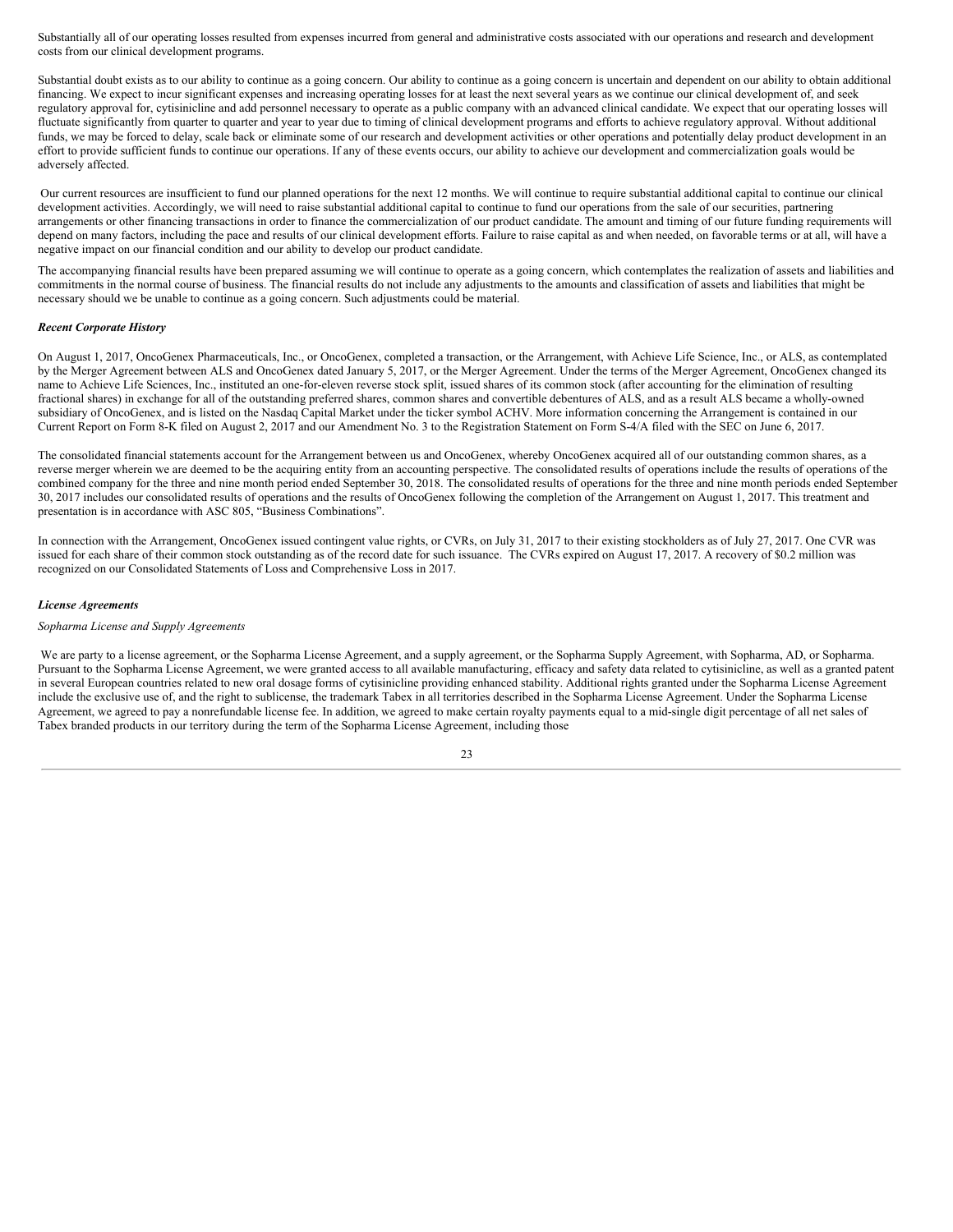Substantially all of our operating losses resulted from expenses incurred from general and administrative costs associated with our operations and research and development costs from our clinical development programs.

Substantial doubt exists as to our ability to continue as a going concern. Our ability to continue as a going concern is uncertain and dependent on our ability to obtain additional financing. We expect to incur significant expenses and increasing operating losses for at least the next several years as we continue our clinical development of, and seek regulatory approval for, cytisinicline and add personnel necessary to operate as a public company with an advanced clinical candidate. We expect that our operating losses will fluctuate significantly from quarter to quarter and year to year due to timing of clinical development programs and efforts to achieve regulatory approval. Without additional funds, we may be forced to delay, scale back or eliminate some of our research and development activities or other operations and potentially delay product development in an effort to provide sufficient funds to continue our operations. If any of these events occurs, our ability to achieve our development and commercialization goals would be adversely affected.

Our current resources are insufficient to fund our planned operations for the next 12 months. We will continue to require substantial additional capital to continue our clinical development activities. Accordingly, we will need to raise substantial additional capital to continue to fund our operations from the sale of our securities, partnering arrangements or other financing transactions in order to finance the commercialization of our product candidate. The amount and timing of our future funding requirements will depend on many factors, including the pace and results of our clinical development efforts. Failure to raise capital as and when needed, on favorable terms or at all, will have a negative impact on our financial condition and our ability to develop our product candidate.

The accompanying financial results have been prepared assuming we will continue to operate as a going concern, which contemplates the realization of assets and liabilities and commitments in the normal course of business. The financial results do not include any adjustments to the amounts and classification of assets and liabilities that might be necessary should we be unable to continue as a going concern. Such adjustments could be material.

***Recent Corporate History***

On August 1, 2017, OncoGenex Pharmaceuticals, Inc., or OncoGenex, completed a transaction, or the Arrangement, with Achieve Life Science, Inc., or ALS, as contemplated by the Merger Agreement between ALS and OncoGenex dated January 5, 2017, or the Merger Agreement. Under the terms of the Merger Agreement, OncoGenex changed its name to Achieve Life Sciences, Inc., instituted an one-for-eleven reverse stock split, issued shares of its common stock (after accounting for the elimination of resulting fractional shares) in exchange for all of the outstanding preferred shares, common shares and convertible debentures of ALS, and as a result ALS became a wholly-owned subsidiary of OncoGenex, and is listed on the Nasdaq Capital Market under the ticker symbol ACHV. More information concerning the Arrangement is contained in our Current Report on Form 8-K filed on August 2, 2017 and our Amendment No. 3 to the Registration Statement on Form S-4/A filed with the SEC on June 6, 2017.

The consolidated financial statements account for the Arrangement between us and OncoGenex, whereby OncoGenex acquired all of our outstanding common shares, as a reverse merger wherein we are deemed to be the acquiring entity from an accounting perspective. The consolidated results of operations include the results of operations of the combined company for the three and nine month period ended September 30, 2018. The consolidated results of operations for the three and nine month periods ended September 30, 2017 includes our consolidated results of operations and the results of OncoGenex following the completion of the Arrangement on August 1, 2017. This treatment and presentation is in accordance with ASC 805, "Business Combinations".

In connection with the Arrangement, OncoGenex issued contingent value rights, or CVRs, on July 31, 2017 to their existing stockholders as of July 27, 2017. One CVR was issued for each share of their common stock outstanding as of the record date for such issuance. The CVRs expired on August 17, 2017. A recovery of $0.2 million was recognized on our Consolidated Statements of Loss and Comprehensive Loss in 2017.

***License Agreements***

*Sopharma License and Supply Agreements*

We are party to a license agreement, or the Sopharma License Agreement, and a supply agreement, or the Sopharma Supply Agreement, with Sopharma, AD, or Sopharma. Pursuant to the Sopharma License Agreement, we were granted access to all available manufacturing, efficacy and safety data related to cytisinicline, as well as a granted patent in several European countries related to new oral dosage forms of cytisinicline providing enhanced stability. Additional rights granted under the Sopharma License Agreement include the exclusive use of, and the right to sublicense, the trademark Tabex in all territories described in the Sopharma License Agreement. Under the Sopharma License Agreement, we agreed to pay a nonrefundable license fee. In addition, we agreed to make certain royalty payments equal to a mid-single digit percentage of all net sales of Tabex branded products in our territory during the term of the Sopharma License Agreement, including those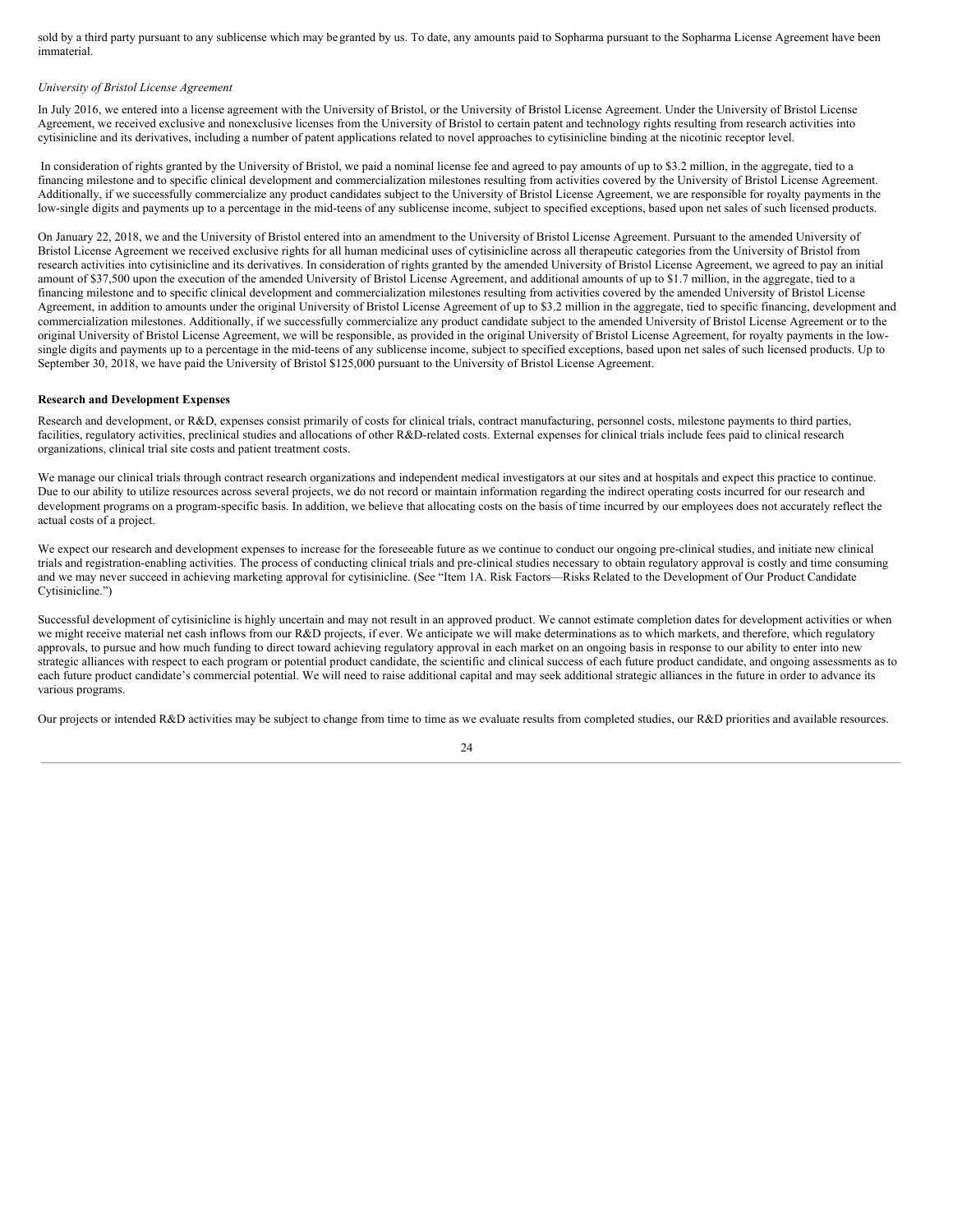sold by a third party pursuant to any sublicense which may be granted by us. To date, any amounts paid to Sopharma pursuant to the Sopharma License Agreement have been immaterial.

*University of Bristol License Agreement*

In July 2016, we entered into a license agreement with the University of Bristol, or the University of Bristol License Agreement. Under the University of Bristol License Agreement, we received exclusive and nonexclusive licenses from the University of Bristol to certain patent and technology rights resulting from research activities into cytisinicline and its derivatives, including a number of patent applications related to novel approaches to cytisinicline binding at the nicotinic receptor level.

In consideration of rights granted by the University of Bristol, we paid a nominal license fee and agreed to pay amounts of up to $3.2 million, in the aggregate, tied to a financing milestone and to specific clinical development and commercialization milestones resulting from activities covered by the University of Bristol License Agreement. Additionally, if we successfully commercialize any product candidates subject to the University of Bristol License Agreement, we are responsible for royalty payments in the low-single digits and payments up to a percentage in the mid-teens of any sublicense income, subject to specified exceptions, based upon net sales of such licensed products.

On January 22, 2018, we and the University of Bristol entered into an amendment to the University of Bristol License Agreement. Pursuant to the amended University of Bristol License Agreement we received exclusive rights for all human medicinal uses of cytisinicline across all therapeutic categories from the University of Bristol from research activities into cytisinicline and its derivatives. In consideration of rights granted by the amended University of Bristol License Agreement, we agreed to pay an initial amount of $37,500 upon the execution of the amended University of Bristol License Agreement, and additional amounts of up to $1.7 million, in the aggregate, tied to a financing milestone and to specific clinical development and commercialization milestones resulting from activities covered by the amended University of Bristol License Agreement, in addition to amounts under the original University of Bristol License Agreement of up to $3.2 million in the aggregate, tied to specific financing, development and commercialization milestones. Additionally, if we successfully commercialize any product candidate subject to the amended University of Bristol License Agreement or to the original University of Bristol License Agreement, we will be responsible, as provided in the original University of Bristol License Agreement, for royalty payments in the low-single digits and payments up to a percentage in the mid-teens of any sublicense income, subject to specified exceptions, based upon net sales of such licensed products. Up to September 30, 2018, we have paid the University of Bristol $125,000 pursuant to the University of Bristol License Agreement.

**Research and Development Expenses**

Research and development, or R&D, expenses consist primarily of costs for clinical trials, contract manufacturing, personnel costs, milestone payments to third parties, facilities, regulatory activities, preclinical studies and allocations of other R&D-related costs. External expenses for clinical trials include fees paid to clinical research organizations, clinical trial site costs and patient treatment costs.

We manage our clinical trials through contract research organizations and independent medical investigators at our sites and at hospitals and expect this practice to continue. Due to our ability to utilize resources across several projects, we do not record or maintain information regarding the indirect operating costs incurred for our research and development programs on a program-specific basis. In addition, we believe that allocating costs on the basis of time incurred by our employees does not accurately reflect the actual costs of a project.

We expect our research and development expenses to increase for the foreseeable future as we continue to conduct our ongoing pre-clinical studies, and initiate new clinical trials and registration-enabling activities. The process of conducting clinical trials and pre-clinical studies necessary to obtain regulatory approval is costly and time consuming and we may never succeed in achieving marketing approval for cytisinicline. (See "Item 1A. Risk Factors—Risks Related to the Development of Our Product Candidate Cytisinicline.")

Successful development of cytisinicline is highly uncertain and may not result in an approved product. We cannot estimate completion dates for development activities or when we might receive material net cash inflows from our R&D projects, if ever. We anticipate we will make determinations as to which markets, and therefore, which regulatory approvals, to pursue and how much funding to direct toward achieving regulatory approval in each market on an ongoing basis in response to our ability to enter into new strategic alliances with respect to each program or potential product candidate, the scientific and clinical success of each future product candidate, and ongoing assessments as to each future product candidate's commercial potential. We will need to raise additional capital and may seek additional strategic alliances in the future in order to advance its various programs.

Our projects or intended R&D activities may be subject to change from time to time as we evaluate results from completed studies, our R&D priorities and available resources.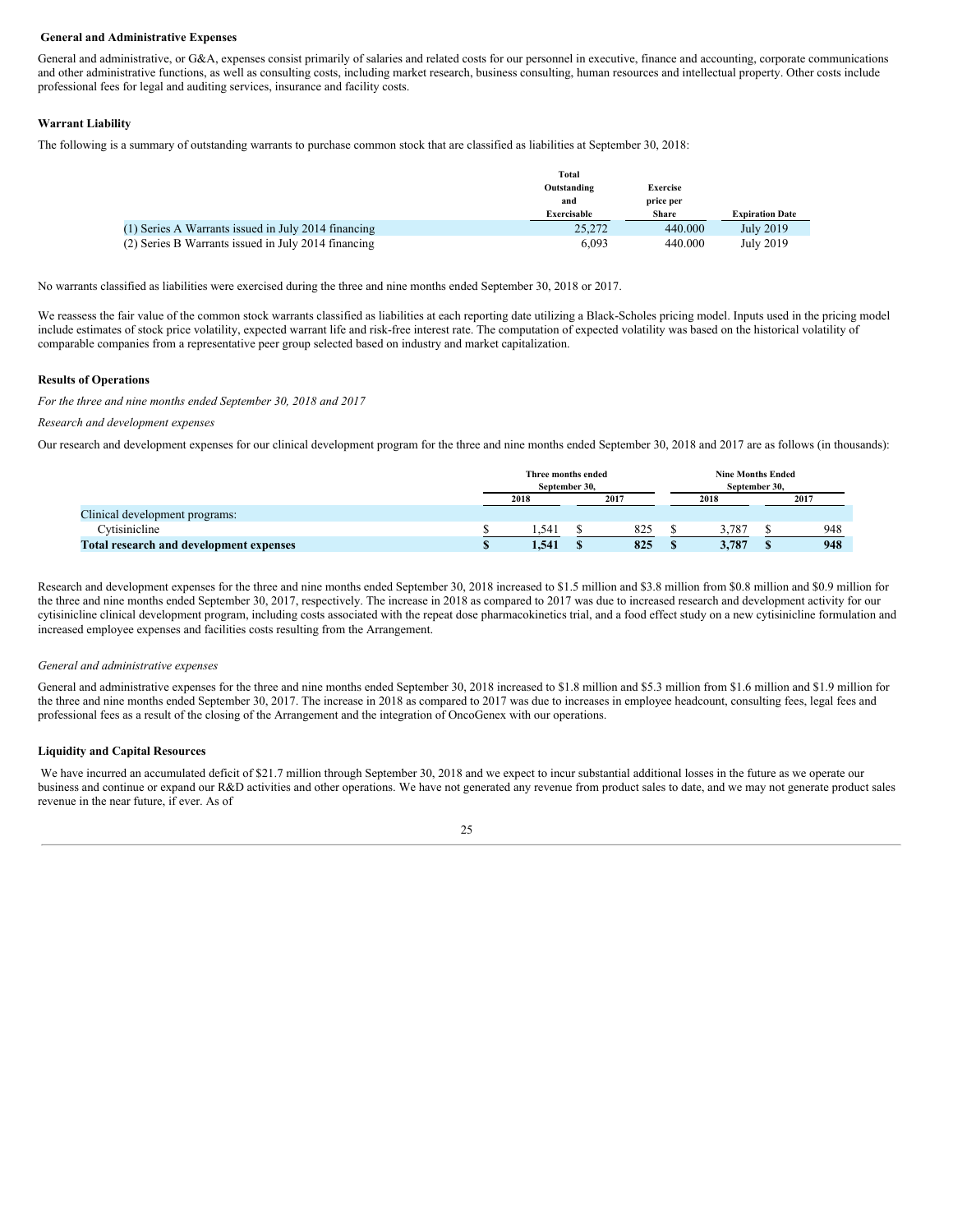**General and Administrative Expenses**

General and administrative, or G&A, expenses consist primarily of salaries and related costs for our personnel in executive, finance and accounting, corporate communications and other administrative functions, as well as consulting costs, including market research, business consulting, human resources and intellectual property. Other costs include professional fees for legal and auditing services, insurance and facility costs.

**Warrant Liability**

The following is a summary of outstanding warrants to purchase common stock that are classified as liabilities at September 30, 2018:

| | Total Outstanding and Exercisable | Exercise price per Share | Expiration Date |
|---|---|---|---|
| (1) Series A Warrants issued in July 2014 financing | 25,272 | 440.000 | July 2019 |
| (2) Series B Warrants issued in July 2014 financing | 6,093 | 440.000 | July 2019 |

No warrants classified as liabilities were exercised during the three and nine months ended September 30, 2018 or 2017.

We reassess the fair value of the common stock warrants classified as liabilities at each reporting date utilizing a Black-Scholes pricing model. Inputs used in the pricing model include estimates of stock price volatility, expected warrant life and risk-free interest rate. The computation of expected volatility was based on the historical volatility of comparable companies from a representative peer group selected based on industry and market capitalization.

**Results of Operations**

*For the three and nine months ended September 30, 2018 and 2017*

*Research and development expenses*

Our research and development expenses for our clinical development program for the three and nine months ended September 30, 2018 and 2017 are as follows (in thousands):

| | Three months ended September 30, | | Nine Months Ended September 30, | |
|---|---|---|---|---|
| | 2018 | 2017 | 2018 | 2017 |
| Clinical development programs: | | | | |
| Cytisinicline | $ 1,541 | $ 825 | $ 3,787 | $ 948 |
| **Total research and development expenses** | **$ 1,541** | **$ 825** | **$ 3,787** | **$ 948** |

Research and development expenses for the three and nine months ended September 30, 2018 increased to $1.5 million and $3.8 million from $0.8 million and $0.9 million for the three and nine months ended September 30, 2017, respectively. The increase in 2018 as compared to 2017 was due to increased research and development activity for our cytisinicline clinical development program, including costs associated with the repeat dose pharmacokinetics trial, and a food effect study on a new cytisinicline formulation and increased employee expenses and facilities costs resulting from the Arrangement.

*General and administrative expenses*

General and administrative expenses for the three and nine months ended September 30, 2018 increased to $1.8 million and $5.3 million from $1.6 million and $1.9 million for the three and nine months ended September 30, 2017. The increase in 2018 as compared to 2017 was due to increases in employee headcount, consulting fees, legal fees and professional fees as a result of the closing of the Arrangement and the integration of OncoGenex with our operations.

**Liquidity and Capital Resources**

We have incurred an accumulated deficit of $21.7 million through September 30, 2018 and we expect to incur substantial additional losses in the future as we operate our business and continue or expand our R&D activities and other operations. We have not generated any revenue from product sales to date, and we may not generate product sales revenue in the near future, if ever. As of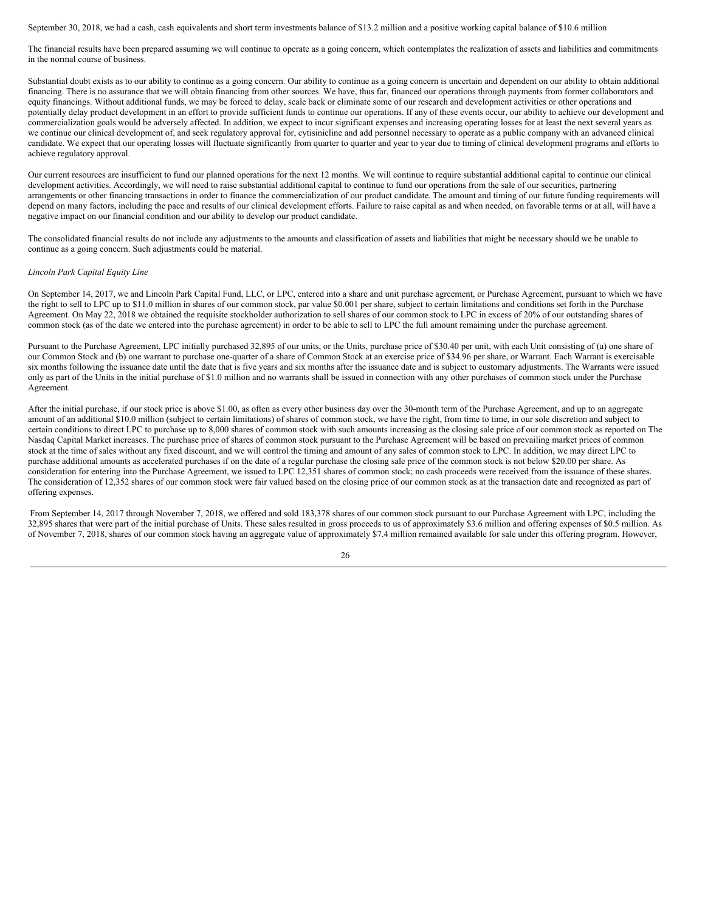September 30, 2018, we had a cash, cash equivalents and short term investments balance of $13.2 million and a positive working capital balance of $10.6 million

The financial results have been prepared assuming we will continue to operate as a going concern, which contemplates the realization of assets and liabilities and commitments in the normal course of business.

Substantial doubt exists as to our ability to continue as a going concern. Our ability to continue as a going concern is uncertain and dependent on our ability to obtain additional financing. There is no assurance that we will obtain financing from other sources. We have, thus far, financed our operations through payments from former collaborators and equity financings. Without additional funds, we may be forced to delay, scale back or eliminate some of our research and development activities or other operations and potentially delay product development in an effort to provide sufficient funds to continue our operations. If any of these events occur, our ability to achieve our development and commercialization goals would be adversely affected. In addition, we expect to incur significant expenses and increasing operating losses for at least the next several years as we continue our clinical development of, and seek regulatory approval for, cytisinicline and add personnel necessary to operate as a public company with an advanced clinical candidate. We expect that our operating losses will fluctuate significantly from quarter to quarter and year to year due to timing of clinical development programs and efforts to achieve regulatory approval.

Our current resources are insufficient to fund our planned operations for the next 12 months. We will continue to require substantial additional capital to continue our clinical development activities. Accordingly, we will need to raise substantial additional capital to continue to fund our operations from the sale of our securities, partnering arrangements or other financing transactions in order to finance the commercialization of our product candidate. The amount and timing of our future funding requirements will depend on many factors, including the pace and results of our clinical development efforts. Failure to raise capital as and when needed, on favorable terms or at all, will have a negative impact on our financial condition and our ability to develop our product candidate.

The consolidated financial results do not include any adjustments to the amounts and classification of assets and liabilities that might be necessary should we be unable to continue as a going concern. Such adjustments could be material.

*Lincoln Park Capital Equity Line*

On September 14, 2017, we and Lincoln Park Capital Fund, LLC, or LPC, entered into a share and unit purchase agreement, or Purchase Agreement, pursuant to which we have the right to sell to LPC up to $11.0 million in shares of our common stock, par value $0.001 per share, subject to certain limitations and conditions set forth in the Purchase Agreement. On May 22, 2018 we obtained the requisite stockholder authorization to sell shares of our common stock to LPC in excess of 20% of our outstanding shares of common stock (as of the date we entered into the purchase agreement) in order to be able to sell to LPC the full amount remaining under the purchase agreement.

Pursuant to the Purchase Agreement, LPC initially purchased 32,895 of our units, or the Units, purchase price of $30.40 per unit, with each Unit consisting of (a) one share of our Common Stock and (b) one warrant to purchase one-quarter of a share of Common Stock at an exercise price of $34.96 per share, or Warrant. Each Warrant is exercisable six months following the issuance date until the date that is five years and six months after the issuance date and is subject to customary adjustments. The Warrants were issued only as part of the Units in the initial purchase of $1.0 million and no warrants shall be issued in connection with any other purchases of common stock under the Purchase Agreement.

After the initial purchase, if our stock price is above $1.00, as often as every other business day over the 30-month term of the Purchase Agreement, and up to an aggregate amount of an additional $10.0 million (subject to certain limitations) of shares of common stock, we have the right, from time to time, in our sole discretion and subject to certain conditions to direct LPC to purchase up to 8,000 shares of common stock with such amounts increasing as the closing sale price of our common stock as reported on The Nasdaq Capital Market increases. The purchase price of shares of common stock pursuant to the Purchase Agreement will be based on prevailing market prices of common stock at the time of sales without any fixed discount, and we will control the timing and amount of any sales of common stock to LPC. In addition, we may direct LPC to purchase additional amounts as accelerated purchases if on the date of a regular purchase the closing sale price of the common stock is not below $20.00 per share. As consideration for entering into the Purchase Agreement, we issued to LPC 12,351 shares of common stock; no cash proceeds were received from the issuance of these shares. The consideration of 12,352 shares of our common stock were fair valued based on the closing price of our common stock as at the transaction date and recognized as part of offering expenses.

From September 14, 2017 through November 7, 2018, we offered and sold 183,378 shares of our common stock pursuant to our Purchase Agreement with LPC, including the 32,895 shares that were part of the initial purchase of Units. These sales resulted in gross proceeds to us of approximately $3.6 million and offering expenses of $0.5 million. As of November 7, 2018, shares of our common stock having an aggregate value of approximately $7.4 million remained available for sale under this offering program. However,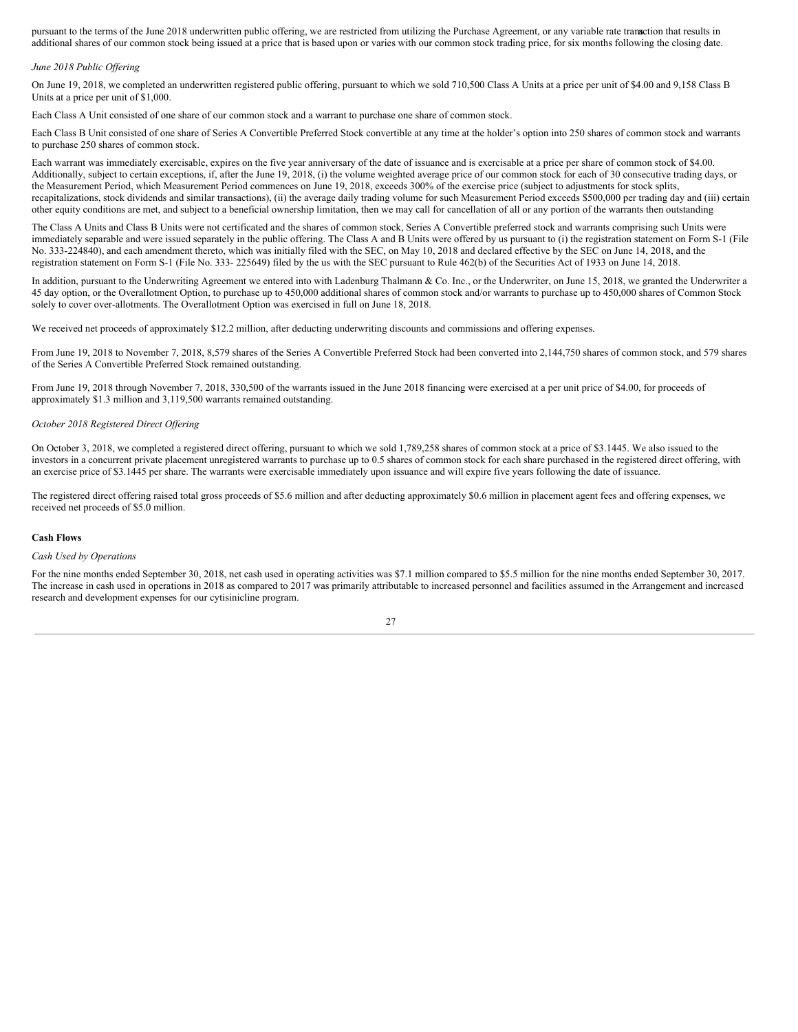pursuant to the terms of the June 2018 underwritten public offering, we are restricted from utilizing the Purchase Agreement, or any variable rate transaction that results in additional shares of our common stock being issued at a price that is based upon or varies with our common stock trading price, for six months following the closing date.

*June 2018 Public Offering*

On June 19, 2018, we completed an underwritten registered public offering, pursuant to which we sold 710,500 Class A Units at a price per unit of $4.00 and 9,158 Class B Units at a price per unit of $1,000.

Each Class A Unit consisted of one share of our common stock and a warrant to purchase one share of common stock.

Each Class B Unit consisted of one share of Series A Convertible Preferred Stock convertible at any time at the holder's option into 250 shares of common stock and warrants to purchase 250 shares of common stock.

Each warrant was immediately exercisable, expires on the five year anniversary of the date of issuance and is exercisable at a price per share of common stock of $4.00. Additionally, subject to certain exceptions, if, after the June 19, 2018, (i) the volume weighted average price of our common stock for each of 30 consecutive trading days, or the Measurement Period, which Measurement Period commences on June 19, 2018, exceeds 300% of the exercise price (subject to adjustments for stock splits, recapitalizations, stock dividends and similar transactions), (ii) the average daily trading volume for such Measurement Period exceeds $500,000 per trading day and (iii) certain other equity conditions are met, and subject to a beneficial ownership limitation, then we may call for cancellation of all or any portion of the warrants then outstanding

The Class A Units and Class B Units were not certificated and the shares of common stock, Series A Convertible preferred stock and warrants comprising such Units were immediately separable and were issued separately in the public offering. The Class A and B Units were offered by us pursuant to (i) the registration statement on Form S-1 (File No. 333-224840), and each amendment thereto, which was initially filed with the SEC, on May 10, 2018 and declared effective by the SEC on June 14, 2018, and the registration statement on Form S-1 (File No. 333- 225649) filed by the us with the SEC pursuant to Rule 462(b) of the Securities Act of 1933 on June 14, 2018.

In addition, pursuant to the Underwriting Agreement we entered into with Ladenburg Thalmann & Co. Inc., or the Underwriter, on June 15, 2018, we granted the Underwriter a 45 day option, or the Overallotment Option, to purchase up to 450,000 additional shares of common stock and/or warrants to purchase up to 450,000 shares of Common Stock solely to cover over-allotments. The Overallotment Option was exercised in full on June 18, 2018.

We received net proceeds of approximately $12.2 million, after deducting underwriting discounts and commissions and offering expenses.

From June 19, 2018 to November 7, 2018, 8,579 shares of the Series A Convertible Preferred Stock had been converted into 2,144,750 shares of common stock, and 579 shares of the Series A Convertible Preferred Stock remained outstanding.

From June 19, 2018 through November 7, 2018, 330,500 of the warrants issued in the June 2018 financing were exercised at a per unit price of $4.00, for proceeds of approximately $1.3 million and 3,119,500 warrants remained outstanding.

*October 2018 Registered Direct Offering*

On October 3, 2018, we completed a registered direct offering, pursuant to which we sold 1,789,258 shares of common stock at a price of $3.1445. We also issued to the investors in a concurrent private placement unregistered warrants to purchase up to 0.5 shares of common stock for each share purchased in the registered direct offering, with an exercise price of $3.1445 per share. The warrants were exercisable immediately upon issuance and will expire five years following the date of issuance.

The registered direct offering raised total gross proceeds of $5.6 million and after deducting approximately $0.6 million in placement agent fees and offering expenses, we received net proceeds of $5.0 million.

**Cash Flows**

*Cash Used by Operations*

For the nine months ended September 30, 2018, net cash used in operating activities was $7.1 million compared to $5.5 million for the nine months ended September 30, 2017. The increase in cash used in operations in 2018 as compared to 2017 was primarily attributable to increased personnel and facilities assumed in the Arrangement and increased research and development expenses for our cytisinicline program.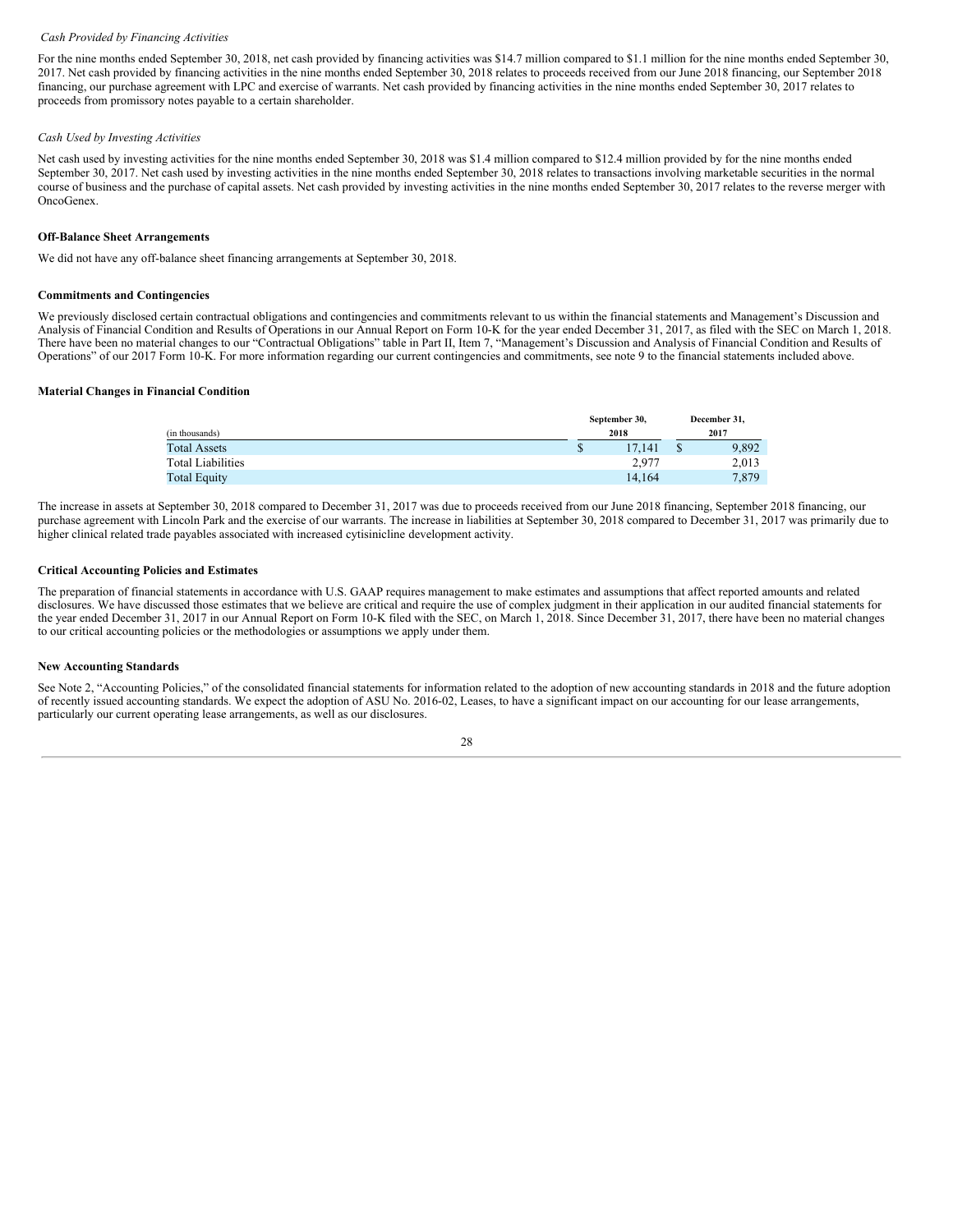*Cash Provided by Financing Activities*

For the nine months ended September 30, 2018, net cash provided by financing activities was $14.7 million compared to $1.1 million for the nine months ended September 30, 2017. Net cash provided by financing activities in the nine months ended September 30, 2018 relates to proceeds received from our June 2018 financing, our September 2018 financing, our purchase agreement with LPC and exercise of warrants. Net cash provided by financing activities in the nine months ended September 30, 2017 relates to proceeds from promissory notes payable to a certain shareholder.

*Cash Used by Investing Activities*

Net cash used by investing activities for the nine months ended September 30, 2018 was $1.4 million compared to $12.4 million provided by for the nine months ended September 30, 2017. Net cash used by investing activities in the nine months ended September 30, 2018 relates to transactions involving marketable securities in the normal course of business and the purchase of capital assets. Net cash provided by investing activities in the nine months ended September 30, 2017 relates to the reverse merger with OncoGenex.

**Off-Balance Sheet Arrangements**

We did not have any off-balance sheet financing arrangements at September 30, 2018.

**Commitments and Contingencies**

We previously disclosed certain contractual obligations and contingencies and commitments relevant to us within the financial statements and Management's Discussion and Analysis of Financial Condition and Results of Operations in our Annual Report on Form 10-K for the year ended December 31, 2017, as filed with the SEC on March 1, 2018. There have been no material changes to our "Contractual Obligations" table in Part II, Item 7, "Management's Discussion and Analysis of Financial Condition and Results of Operations" of our 2017 Form 10-K. For more information regarding our current contingencies and commitments, see note 9 to the financial statements included above.

**Material Changes in Financial Condition**

| (in thousands) | September 30, 2018 | December 31, 2017 |
|---|---|---|
| Total Assets | $ 17,141 | $ 9,892 |
| Total Liabilities | 2,977 | 2,013 |
| Total Equity | 14,164 | 7,879 |

The increase in assets at September 30, 2018 compared to December 31, 2017 was due to proceeds received from our June 2018 financing, September 2018 financing, our purchase agreement with Lincoln Park and the exercise of our warrants. The increase in liabilities at September 30, 2018 compared to December 31, 2017 was primarily due to higher clinical related trade payables associated with increased cytisinicline development activity.

**Critical Accounting Policies and Estimates**

The preparation of financial statements in accordance with U.S. GAAP requires management to make estimates and assumptions that affect reported amounts and related disclosures. We have discussed those estimates that we believe are critical and require the use of complex judgment in their application in our audited financial statements for the year ended December 31, 2017 in our Annual Report on Form 10-K filed with the SEC, on March 1, 2018. Since December 31, 2017, there have been no material changes to our critical accounting policies or the methodologies or assumptions we apply under them.

**New Accounting Standards**

See Note 2, "Accounting Policies," of the consolidated financial statements for information related to the adoption of new accounting standards in 2018 and the future adoption of recently issued accounting standards. We expect the adoption of ASU No. 2016-02, Leases, to have a significant impact on our accounting for our lease arrangements, particularly our current operating lease arrangements, as well as our disclosures.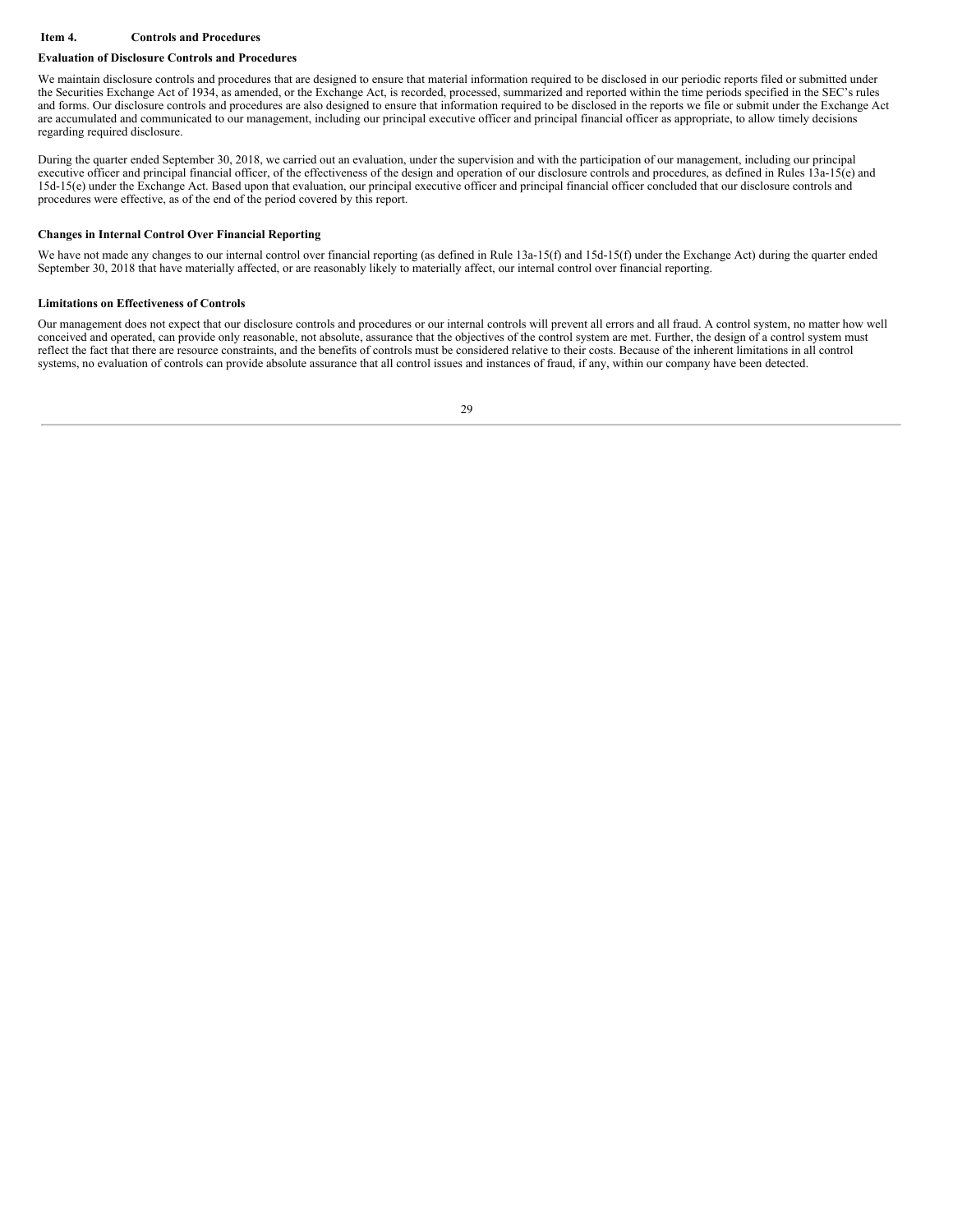## Item 4. Controls and Procedures

### Evaluation of Disclosure Controls and Procedures

We maintain disclosure controls and procedures that are designed to ensure that material information required to be disclosed in our periodic reports filed or submitted under the Securities Exchange Act of 1934, as amended, or the Exchange Act, is recorded, processed, summarized and reported within the time periods specified in the SEC's rules and forms. Our disclosure controls and procedures are also designed to ensure that information required to be disclosed in the reports we file or submit under the Exchange Act are accumulated and communicated to our management, including our principal executive officer and principal financial officer as appropriate, to allow timely decisions regarding required disclosure.

During the quarter ended September 30, 2018, we carried out an evaluation, under the supervision and with the participation of our management, including our principal executive officer and principal financial officer, of the effectiveness of the design and operation of our disclosure controls and procedures, as defined in Rules 13a-15(e) and 15d-15(e) under the Exchange Act. Based upon that evaluation, our principal executive officer and principal financial officer concluded that our disclosure controls and procedures were effective, as of the end of the period covered by this report.

### Changes in Internal Control Over Financial Reporting

We have not made any changes to our internal control over financial reporting (as defined in Rule 13a-15(f) and 15d-15(f) under the Exchange Act) during the quarter ended September 30, 2018 that have materially affected, or are reasonably likely to materially affect, our internal control over financial reporting.

### Limitations on Effectiveness of Controls

Our management does not expect that our disclosure controls and procedures or our internal controls will prevent all errors and all fraud. A control system, no matter how well conceived and operated, can provide only reasonable, not absolute, assurance that the objectives of the control system are met. Further, the design of a control system must reflect the fact that there are resource constraints, and the benefits of controls must be considered relative to their costs. Because of the inherent limitations in all control systems, no evaluation of controls can provide absolute assurance that all control issues and instances of fraud, if any, within our company have been detected.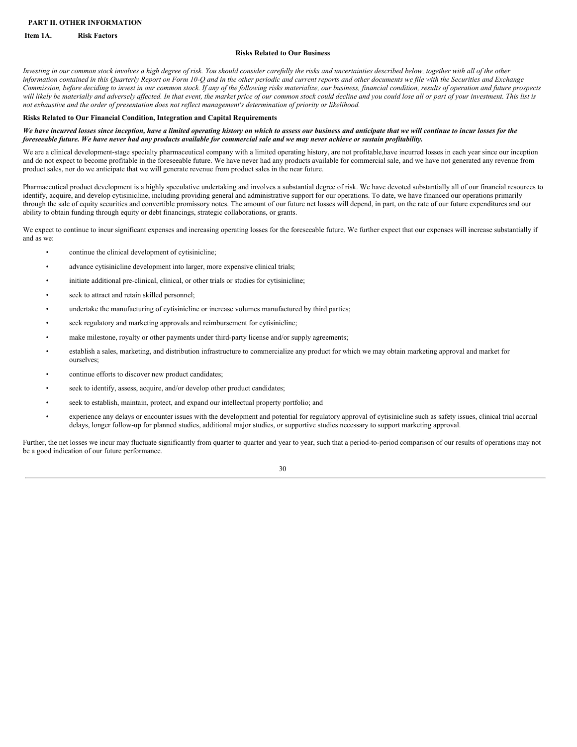## PART II. OTHER INFORMATION

### Item 1A. Risk Factors

#### Risks Related to Our Business

*Investing in our common stock involves a high degree of risk. You should consider carefully the risks and uncertainties described below, together with all of the other information contained in this Quarterly Report on Form 10-Q and in the other periodic and current reports and other documents we file with the Securities and Exchange Commission, before deciding to invest in our common stock. If any of the following risks materialize, our business, financial condition, results of operation and future prospects will likely be materially and adversely affected. In that event, the market price of our common stock could decline and you could lose all or part of your investment. This list is not exhaustive and the order of presentation does not reflect management's determination of priority or likelihood.*

**Risks Related to Our Financial Condition, Integration and Capital Requirements**

***We have incurred losses since inception, have a limited operating history on which to assess our business and anticipate that we will continue to incur losses for the foreseeable future. We have never had any products available for commercial sale and we may never achieve or sustain profitability.***

We are a clinical development-stage specialty pharmaceutical company with a limited operating history, are not profitable,have incurred losses in each year since our inception and do not expect to become profitable in the foreseeable future. We have never had any products available for commercial sale, and we have not generated any revenue from product sales, nor do we anticipate that we will generate revenue from product sales in the near future.

Pharmaceutical product development is a highly speculative undertaking and involves a substantial degree of risk. We have devoted substantially all of our financial resources to identify, acquire, and develop cytisinicline, including providing general and administrative support for our operations. To date, we have financed our operations primarily through the sale of equity securities and convertible promissory notes. The amount of our future net losses will depend, in part, on the rate of our future expenditures and our ability to obtain funding through equity or debt financings, strategic collaborations, or grants.

We expect to continue to incur significant expenses and increasing operating losses for the foreseeable future. We further expect that our expenses will increase substantially if and as we:

- continue the clinical development of cytisinicline;
- advance cytisinicline development into larger, more expensive clinical trials;
- initiate additional pre-clinical, clinical, or other trials or studies for cytisinicline;
- seek to attract and retain skilled personnel;
- undertake the manufacturing of cytisinicline or increase volumes manufactured by third parties;
- seek regulatory and marketing approvals and reimbursement for cytisinicline;
- make milestone, royalty or other payments under third-party license and/or supply agreements;
- establish a sales, marketing, and distribution infrastructure to commercialize any product for which we may obtain marketing approval and market for ourselves;
- continue efforts to discover new product candidates;
- seek to identify, assess, acquire, and/or develop other product candidates;
- seek to establish, maintain, protect, and expand our intellectual property portfolio; and
- experience any delays or encounter issues with the development and potential for regulatory approval of cytisinicline such as safety issues, clinical trial accrual delays, longer follow-up for planned studies, additional major studies, or supportive studies necessary to support marketing approval.

Further, the net losses we incur may fluctuate significantly from quarter to quarter and year to year, such that a period-to-period comparison of our results of operations may not be a good indication of our future performance.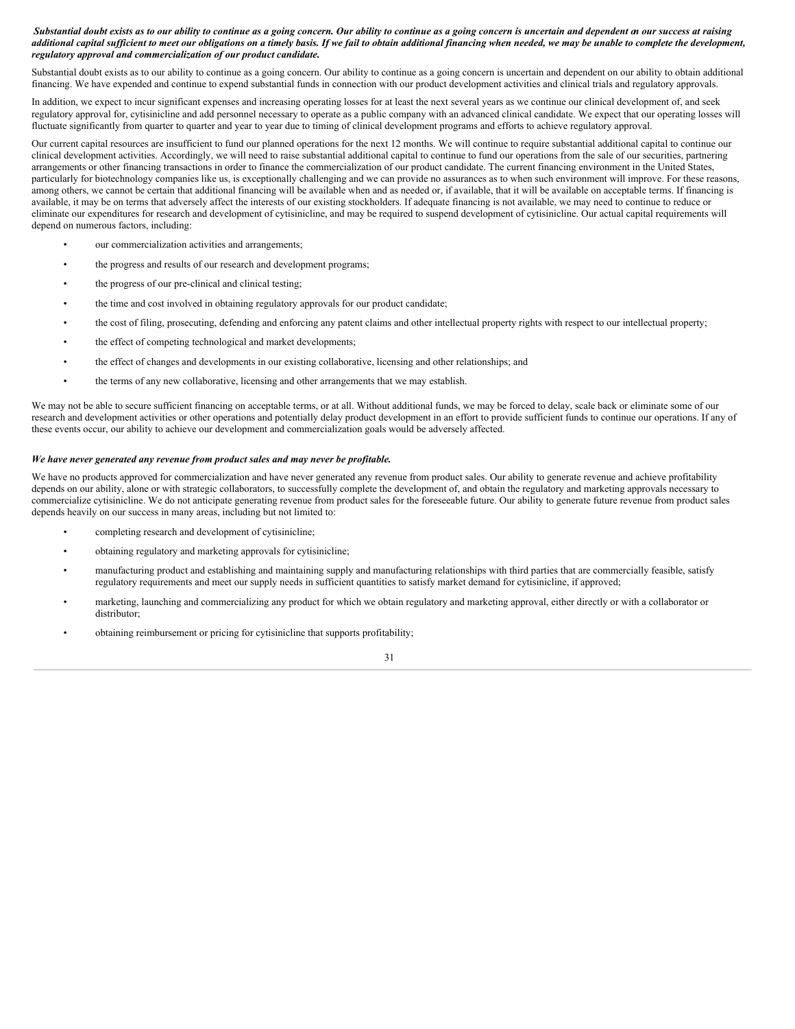***Substantial doubt exists as to our ability to continue as a going concern. Our ability to continue as a going concern is uncertain and dependent on our success at raising additional capital sufficient to meet our obligations on a timely basis. If we fail to obtain additional financing when needed, we may be unable to complete the development, regulatory approval and commercialization of our product candidate.***

Substantial doubt exists as to our ability to continue as a going concern. Our ability to continue as a going concern is uncertain and dependent on our ability to obtain additional financing. We have expended and continue to expend substantial funds in connection with our product development activities and clinical trials and regulatory approvals.

In addition, we expect to incur significant expenses and increasing operating losses for at least the next several years as we continue our clinical development of, and seek regulatory approval for, cytisinicline and add personnel necessary to operate as a public company with an advanced clinical candidate. We expect that our operating losses will fluctuate significantly from quarter to quarter and year to year due to timing of clinical development programs and efforts to achieve regulatory approval.

Our current capital resources are insufficient to fund our planned operations for the next 12 months. We will continue to require substantial additional capital to continue our clinical development activities. Accordingly, we will need to raise substantial additional capital to continue to fund our operations from the sale of our securities, partnering arrangements or other financing transactions in order to finance the commercialization of our product candidate. The current financing environment in the United States, particularly for biotechnology companies like us, is exceptionally challenging and we can provide no assurances as to when such environment will improve. For these reasons, among others, we cannot be certain that additional financing will be available when and as needed or, if available, that it will be available on acceptable terms. If financing is available, it may be on terms that adversely affect the interests of our existing stockholders. If adequate financing is not available, we may need to continue to reduce or eliminate our expenditures for research and development of cytisinicline, and may be required to suspend development of cytisinicline. Our actual capital requirements will depend on numerous factors, including:

- our commercialization activities and arrangements;
- the progress and results of our research and development programs;
- the progress of our pre-clinical and clinical testing;
- the time and cost involved in obtaining regulatory approvals for our product candidate;
- the cost of filing, prosecuting, defending and enforcing any patent claims and other intellectual property rights with respect to our intellectual property;
- the effect of competing technological and market developments;
- the effect of changes and developments in our existing collaborative, licensing and other relationships; and
- the terms of any new collaborative, licensing and other arrangements that we may establish.

We may not be able to secure sufficient financing on acceptable terms, or at all. Without additional funds, we may be forced to delay, scale back or eliminate some of our research and development activities or other operations and potentially delay product development in an effort to provide sufficient funds to continue our operations. If any of these events occur, our ability to achieve our development and commercialization goals would be adversely affected.

***We have never generated any revenue from product sales and may never be profitable.***

We have no products approved for commercialization and have never generated any revenue from product sales. Our ability to generate revenue and achieve profitability depends on our ability, alone or with strategic collaborators, to successfully complete the development of, and obtain the regulatory and marketing approvals necessary to commercialize cytisinicline. We do not anticipate generating revenue from product sales for the foreseeable future. Our ability to generate future revenue from product sales depends heavily on our success in many areas, including but not limited to:

- completing research and development of cytisinicline;
- obtaining regulatory and marketing approvals for cytisinicline;
- manufacturing product and establishing and maintaining supply and manufacturing relationships with third parties that are commercially feasible, satisfy regulatory requirements and meet our supply needs in sufficient quantities to satisfy market demand for cytisinicline, if approved;
- marketing, launching and commercializing any product for which we obtain regulatory and marketing approval, either directly or with a collaborator or distributor;
- obtaining reimbursement or pricing for cytisinicline that supports profitability;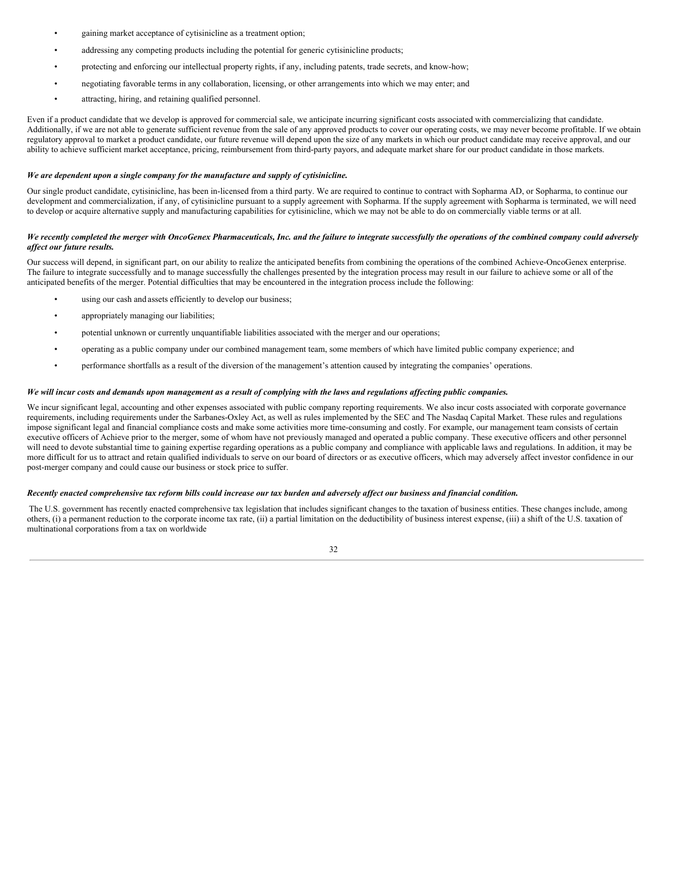- gaining market acceptance of cytisinicline as a treatment option;
- addressing any competing products including the potential for generic cytisinicline products;
- protecting and enforcing our intellectual property rights, if any, including patents, trade secrets, and know-how;
- negotiating favorable terms in any collaboration, licensing, or other arrangements into which we may enter; and
- attracting, hiring, and retaining qualified personnel.

Even if a product candidate that we develop is approved for commercial sale, we anticipate incurring significant costs associated with commercializing that candidate. Additionally, if we are not able to generate sufficient revenue from the sale of any approved products to cover our operating costs, we may never become profitable. If we obtain regulatory approval to market a product candidate, our future revenue will depend upon the size of any markets in which our product candidate may receive approval, and our ability to achieve sufficient market acceptance, pricing, reimbursement from third-party payors, and adequate market share for our product candidate in those markets.

***We are dependent upon a single company for the manufacture and supply of cytisinicline.***

Our single product candidate, cytisinicline, has been in-licensed from a third party. We are required to continue to contract with Sopharma AD, or Sopharma, to continue our development and commercialization, if any, of cytisinicline pursuant to a supply agreement with Sopharma. If the supply agreement with Sopharma is terminated, we will need to develop or acquire alternative supply and manufacturing capabilities for cytisinicline, which we may not be able to do on commercially viable terms or at all.

***We recently completed the merger with OncoGenex Pharmaceuticals, Inc. and the failure to integrate successfully the operations of the combined company could adversely affect our future results.***

Our success will depend, in significant part, on our ability to realize the anticipated benefits from combining the operations of the combined Achieve-OncoGenex enterprise. The failure to integrate successfully and to manage successfully the challenges presented by the integration process may result in our failure to achieve some or all of the anticipated benefits of the merger. Potential difficulties that may be encountered in the integration process include the following:

- using our cash and assets efficiently to develop our business;
- appropriately managing our liabilities;
- potential unknown or currently unquantifiable liabilities associated with the merger and our operations;
- operating as a public company under our combined management team, some members of which have limited public company experience; and
- performance shortfalls as a result of the diversion of the management's attention caused by integrating the companies' operations.

***We will incur costs and demands upon management as a result of complying with the laws and regulations affecting public companies.***

We incur significant legal, accounting and other expenses associated with public company reporting requirements. We also incur costs associated with corporate governance requirements, including requirements under the Sarbanes-Oxley Act, as well as rules implemented by the SEC and The Nasdaq Capital Market. These rules and regulations impose significant legal and financial compliance costs and make some activities more time-consuming and costly. For example, our management team consists of certain executive officers of Achieve prior to the merger, some of whom have not previously managed and operated a public company. These executive officers and other personnel will need to devote substantial time to gaining expertise regarding operations as a public company and compliance with applicable laws and regulations. In addition, it may be more difficult for us to attract and retain qualified individuals to serve on our board of directors or as executive officers, which may adversely affect investor confidence in our post-merger company and could cause our business or stock price to suffer.

***Recently enacted comprehensive tax reform bills could increase our tax burden and adversely affect our business and financial condition.***

The U.S. government has recently enacted comprehensive tax legislation that includes significant changes to the taxation of business entities. These changes include, among others, (i) a permanent reduction to the corporate income tax rate, (ii) a partial limitation on the deductibility of business interest expense, (iii) a shift of the U.S. taxation of multinational corporations from a tax on worldwide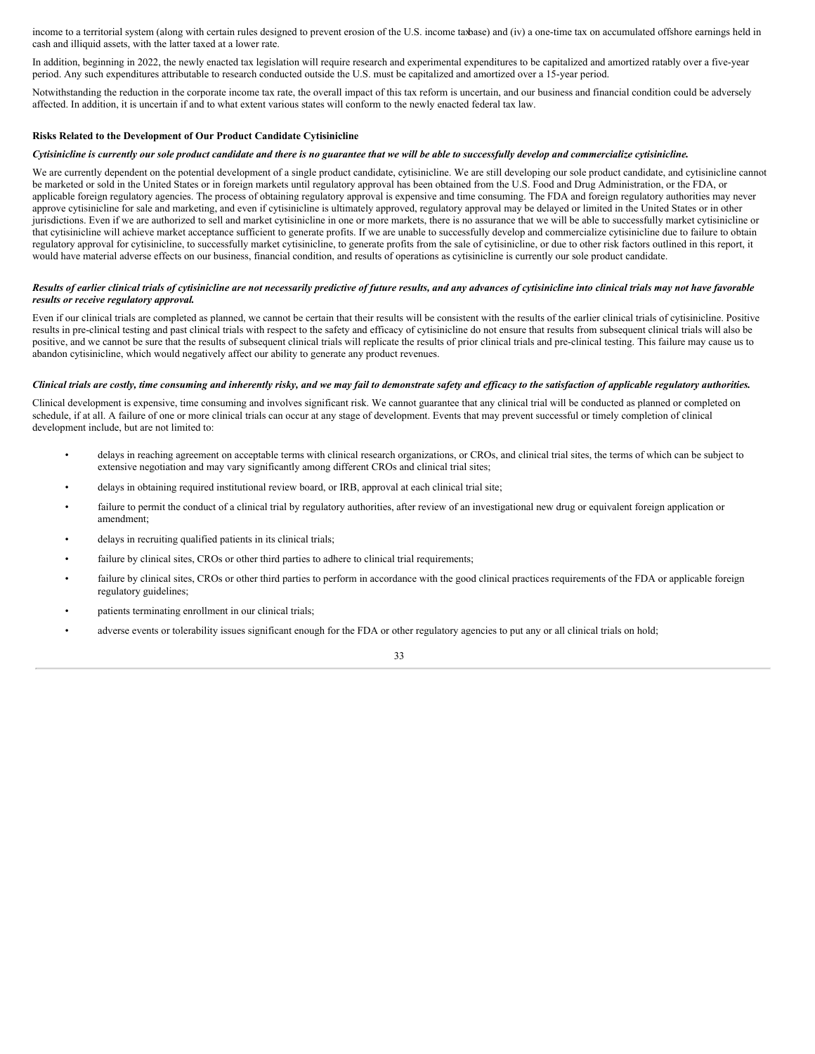income to a territorial system (along with certain rules designed to prevent erosion of the U.S. income taxbase) and (iv) a one-time tax on accumulated offshore earnings held in cash and illiquid assets, with the latter taxed at a lower rate.

In addition, beginning in 2022, the newly enacted tax legislation will require research and experimental expenditures to be capitalized and amortized ratably over a five-year period. Any such expenditures attributable to research conducted outside the U.S. must be capitalized and amortized over a 15-year period.

Notwithstanding the reduction in the corporate income tax rate, the overall impact of this tax reform is uncertain, and our business and financial condition could be adversely affected. In addition, it is uncertain if and to what extent various states will conform to the newly enacted federal tax law.

**Risks Related to the Development of Our Product Candidate Cytisinicline**

***Cytisinicline is currently our sole product candidate and there is no guarantee that we will be able to successfully develop and commercialize cytisinicline.***

We are currently dependent on the potential development of a single product candidate, cytisinicline. We are still developing our sole product candidate, and cytisinicline cannot be marketed or sold in the United States or in foreign markets until regulatory approval has been obtained from the U.S. Food and Drug Administration, or the FDA, or applicable foreign regulatory agencies. The process of obtaining regulatory approval is expensive and time consuming. The FDA and foreign regulatory authorities may never approve cytisinicline for sale and marketing, and even if cytisinicline is ultimately approved, regulatory approval may be delayed or limited in the United States or in other jurisdictions. Even if we are authorized to sell and market cytisinicline in one or more markets, there is no assurance that we will be able to successfully market cytisinicline or that cytisinicline will achieve market acceptance sufficient to generate profits. If we are unable to successfully develop and commercialize cytisinicline due to failure to obtain regulatory approval for cytisinicline, to successfully market cytisinicline, to generate profits from the sale of cytisinicline, or due to other risk factors outlined in this report, it would have material adverse effects on our business, financial condition, and results of operations as cytisinicline is currently our sole product candidate.

***Results of earlier clinical trials of cytisinicline are not necessarily predictive of future results, and any advances of cytisinicline into clinical trials may not have favorable results or receive regulatory approval.***

Even if our clinical trials are completed as planned, we cannot be certain that their results will be consistent with the results of the earlier clinical trials of cytisinicline. Positive results in pre-clinical testing and past clinical trials with respect to the safety and efficacy of cytisinicline do not ensure that results from subsequent clinical trials will also be positive, and we cannot be sure that the results of subsequent clinical trials will replicate the results of prior clinical trials and pre-clinical testing. This failure may cause us to abandon cytisinicline, which would negatively affect our ability to generate any product revenues.

***Clinical trials are costly, time consuming and inherently risky, and we may fail to demonstrate safety and efficacy to the satisfaction of applicable regulatory authorities.***

Clinical development is expensive, time consuming and involves significant risk. We cannot guarantee that any clinical trial will be conducted as planned or completed on schedule, if at all. A failure of one or more clinical trials can occur at any stage of development. Events that may prevent successful or timely completion of clinical development include, but are not limited to:

- delays in reaching agreement on acceptable terms with clinical research organizations, or CROs, and clinical trial sites, the terms of which can be subject to extensive negotiation and may vary significantly among different CROs and clinical trial sites;
- delays in obtaining required institutional review board, or IRB, approval at each clinical trial site;
- failure to permit the conduct of a clinical trial by regulatory authorities, after review of an investigational new drug or equivalent foreign application or amendment;
- delays in recruiting qualified patients in its clinical trials;
- failure by clinical sites, CROs or other third parties to adhere to clinical trial requirements;
- failure by clinical sites, CROs or other third parties to perform in accordance with the good clinical practices requirements of the FDA or applicable foreign regulatory guidelines;
- patients terminating enrollment in our clinical trials;
- adverse events or tolerability issues significant enough for the FDA or other regulatory agencies to put any or all clinical trials on hold;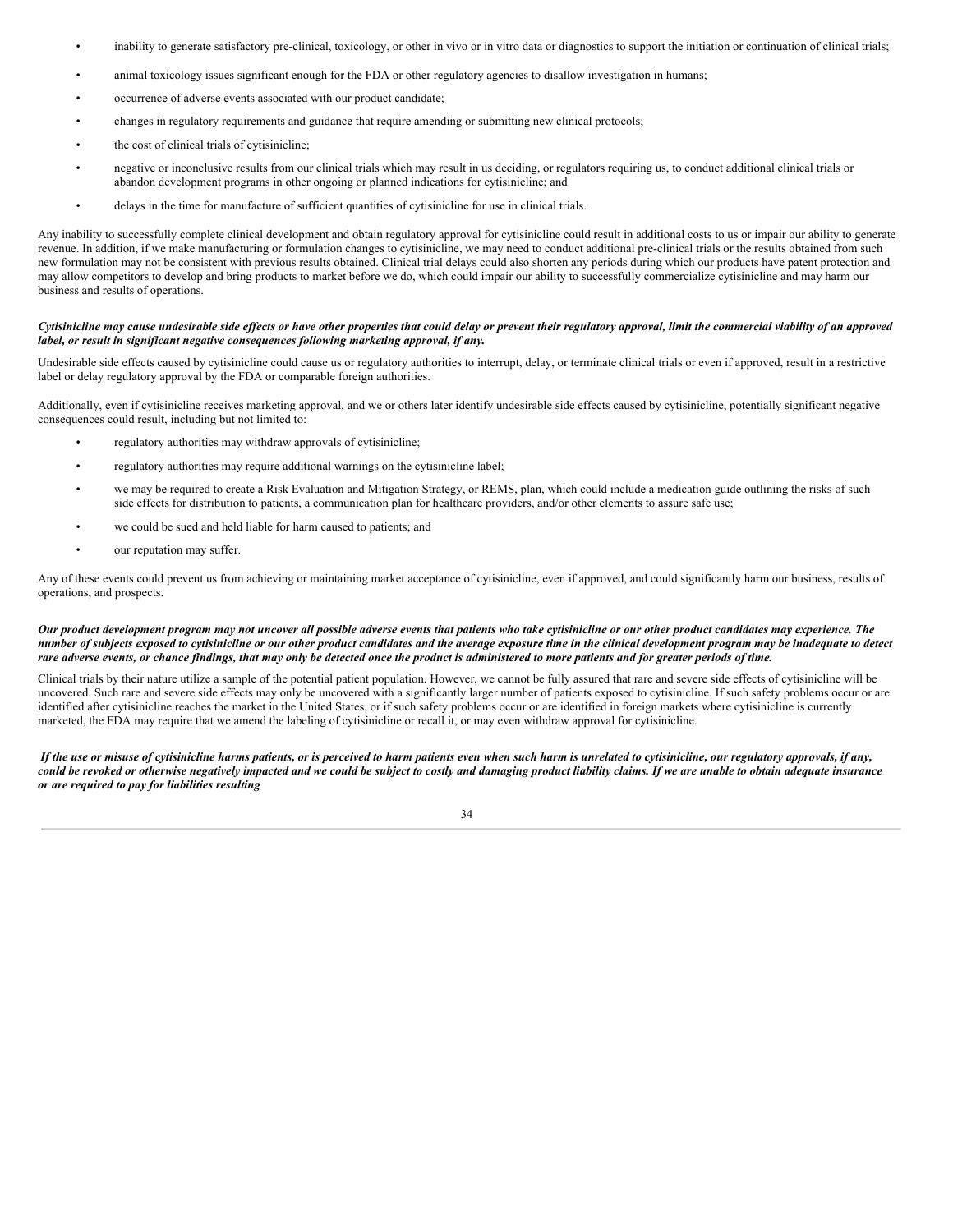- inability to generate satisfactory pre-clinical, toxicology, or other in vivo or in vitro data or diagnostics to support the initiation or continuation of clinical trials;
- animal toxicology issues significant enough for the FDA or other regulatory agencies to disallow investigation in humans;
- occurrence of adverse events associated with our product candidate;
- changes in regulatory requirements and guidance that require amending or submitting new clinical protocols;
- the cost of clinical trials of cytisinicline;
- negative or inconclusive results from our clinical trials which may result in us deciding, or regulators requiring us, to conduct additional clinical trials or abandon development programs in other ongoing or planned indications for cytisinicline; and
- delays in the time for manufacture of sufficient quantities of cytisinicline for use in clinical trials.

Any inability to successfully complete clinical development and obtain regulatory approval for cytisinicline could result in additional costs to us or impair our ability to generate revenue. In addition, if we make manufacturing or formulation changes to cytisinicline, we may need to conduct additional pre-clinical trials or the results obtained from such new formulation may not be consistent with previous results obtained. Clinical trial delays could also shorten any periods during which our products have patent protection and may allow competitors to develop and bring products to market before we do, which could impair our ability to successfully commercialize cytisinicline and may harm our business and results of operations.

***Cytisinicline may cause undesirable side effects or have other properties that could delay or prevent their regulatory approval, limit the commercial viability of an approved label, or result in significant negative consequences following marketing approval, if any.***

Undesirable side effects caused by cytisinicline could cause us or regulatory authorities to interrupt, delay, or terminate clinical trials or even if approved, result in a restrictive label or delay regulatory approval by the FDA or comparable foreign authorities.

Additionally, even if cytisinicline receives marketing approval, and we or others later identify undesirable side effects caused by cytisinicline, potentially significant negative consequences could result, including but not limited to:

- regulatory authorities may withdraw approvals of cytisinicline;
- regulatory authorities may require additional warnings on the cytisinicline label;
- we may be required to create a Risk Evaluation and Mitigation Strategy, or REMS, plan, which could include a medication guide outlining the risks of such side effects for distribution to patients, a communication plan for healthcare providers, and/or other elements to assure safe use;
- we could be sued and held liable for harm caused to patients; and
- our reputation may suffer.

Any of these events could prevent us from achieving or maintaining market acceptance of cytisinicline, even if approved, and could significantly harm our business, results of operations, and prospects.

***Our product development program may not uncover all possible adverse events that patients who take cytisinicline or our other product candidates may experience. The number of subjects exposed to cytisinicline or our other product candidates and the average exposure time in the clinical development program may be inadequate to detect rare adverse events, or chance findings, that may only be detected once the product is administered to more patients and for greater periods of time.***

Clinical trials by their nature utilize a sample of the potential patient population. However, we cannot be fully assured that rare and severe side effects of cytisinicline will be uncovered. Such rare and severe side effects may only be uncovered with a significantly larger number of patients exposed to cytisinicline. If such safety problems occur or are identified after cytisinicline reaches the market in the United States, or if such safety problems occur or are identified in foreign markets where cytisinicline is currently marketed, the FDA may require that we amend the labeling of cytisinicline or recall it, or may even withdraw approval for cytisinicline.

***If the use or misuse of cytisinicline harms patients, or is perceived to harm patients even when such harm is unrelated to cytisinicline, our regulatory approvals, if any, could be revoked or otherwise negatively impacted and we could be subject to costly and damaging product liability claims. If we are unable to obtain adequate insurance or are required to pay for liabilities resulting***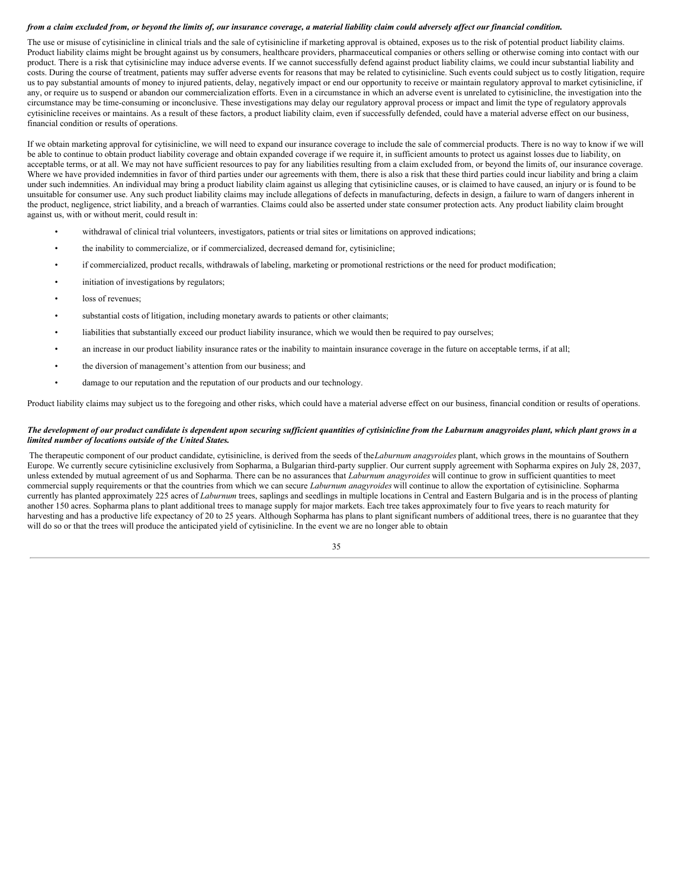***from a claim excluded from, or beyond the limits of, our insurance coverage, a material liability claim could adversely affect our financial condition.***

The use or misuse of cytisinicline in clinical trials and the sale of cytisinicline if marketing approval is obtained, exposes us to the risk of potential product liability claims. Product liability claims might be brought against us by consumers, healthcare providers, pharmaceutical companies or others selling or otherwise coming into contact with our product. There is a risk that cytisinicline may induce adverse events. If we cannot successfully defend against product liability claims, we could incur substantial liability and costs. During the course of treatment, patients may suffer adverse events for reasons that may be related to cytisinicline. Such events could subject us to costly litigation, require us to pay substantial amounts of money to injured patients, delay, negatively impact or end our opportunity to receive or maintain regulatory approval to market cytisinicline, if any, or require us to suspend or abandon our commercialization efforts. Even in a circumstance in which an adverse event is unrelated to cytisinicline, the investigation into the circumstance may be time-consuming or inconclusive. These investigations may delay our regulatory approval process or impact and limit the type of regulatory approvals cytisinicline receives or maintains. As a result of these factors, a product liability claim, even if successfully defended, could have a material adverse effect on our business, financial condition or results of operations.

If we obtain marketing approval for cytisinicline, we will need to expand our insurance coverage to include the sale of commercial products. There is no way to know if we will be able to continue to obtain product liability coverage and obtain expanded coverage if we require it, in sufficient amounts to protect us against losses due to liability, on acceptable terms, or at all. We may not have sufficient resources to pay for any liabilities resulting from a claim excluded from, or beyond the limits of, our insurance coverage. Where we have provided indemnities in favor of third parties under our agreements with them, there is also a risk that these third parties could incur liability and bring a claim under such indemnities. An individual may bring a product liability claim against us alleging that cytisinicline causes, or is claimed to have caused, an injury or is found to be unsuitable for consumer use. Any such product liability claims may include allegations of defects in manufacturing, defects in design, a failure to warn of dangers inherent in the product, negligence, strict liability, and a breach of warranties. Claims could also be asserted under state consumer protection acts. Any product liability claim brought against us, with or without merit, could result in:

- withdrawal of clinical trial volunteers, investigators, patients or trial sites or limitations on approved indications;
- the inability to commercialize, or if commercialized, decreased demand for, cytisinicline;
- if commercialized, product recalls, withdrawals of labeling, marketing or promotional restrictions or the need for product modification;
- initiation of investigations by regulators;
- loss of revenues;
- substantial costs of litigation, including monetary awards to patients or other claimants;
- liabilities that substantially exceed our product liability insurance, which we would then be required to pay ourselves;
- an increase in our product liability insurance rates or the inability to maintain insurance coverage in the future on acceptable terms, if at all;
- the diversion of management's attention from our business; and
- damage to our reputation and the reputation of our products and our technology.

Product liability claims may subject us to the foregoing and other risks, which could have a material adverse effect on our business, financial condition or results of operations.

***The development of our product candidate is dependent upon securing sufficient quantities of cytisinicline from the Laburnum anagyroides plant, which plant grows in a limited number of locations outside of the United States.***

The therapeutic component of our product candidate, cytisinicline, is derived from the seeds of the *Laburnum anagyroides* plant, which grows in the mountains of Southern Europe. We currently secure cytisinicline exclusively from Sopharma, a Bulgarian third-party supplier. Our current supply agreement with Sopharma expires on July 28, 2037, unless extended by mutual agreement of us and Sopharma. There can be no assurances that *Laburnum anagyroides* will continue to grow in sufficient quantities to meet commercial supply requirements or that the countries from which we can secure *Laburnum anagyroides* will continue to allow the exportation of cytisinicline. Sopharma currently has planted approximately 225 acres of *Laburnum* trees, saplings and seedlings in multiple locations in Central and Eastern Bulgaria and is in the process of planting another 150 acres. Sopharma plans to plant additional trees to manage supply for major markets. Each tree takes approximately four to five years to reach maturity for harvesting and has a productive life expectancy of 20 to 25 years. Although Sopharma has plans to plant significant numbers of additional trees, there is no guarantee that they will do so or that the trees will produce the anticipated yield of cytisinicline. In the event we are no longer able to obtain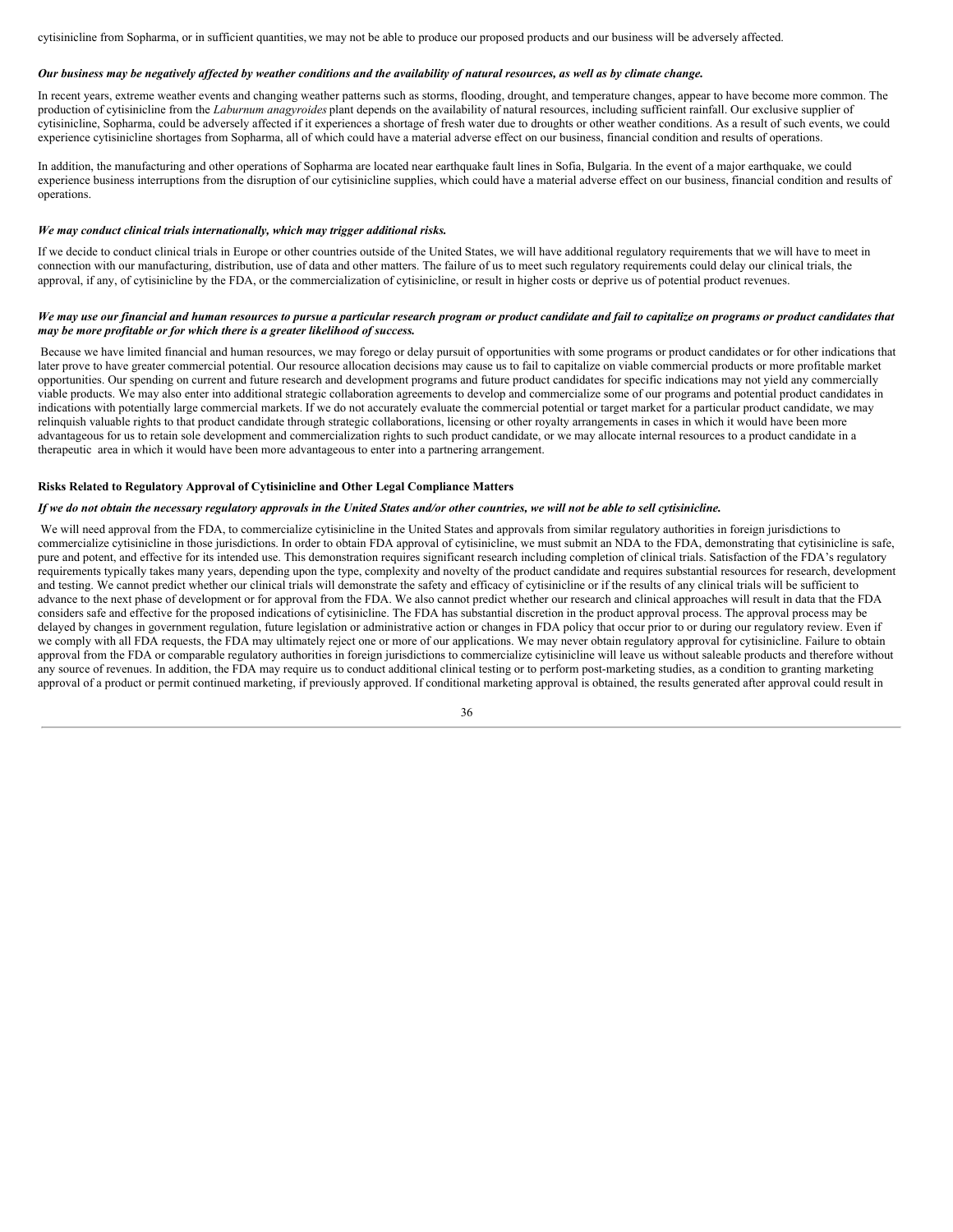cytisinicline from Sopharma, or in sufficient quantities, we may not be able to produce our proposed products and our business will be adversely affected.

***Our business may be negatively affected by weather conditions and the availability of natural resources, as well as by climate change.***

In recent years, extreme weather events and changing weather patterns such as storms, flooding, drought, and temperature changes, appear to have become more common. The production of cytisinicline from the *Laburnum anagyroides* plant depends on the availability of natural resources, including sufficient rainfall. Our exclusive supplier of cytisinicline, Sopharma, could be adversely affected if it experiences a shortage of fresh water due to droughts or other weather conditions. As a result of such events, we could experience cytisinicline shortages from Sopharma, all of which could have a material adverse effect on our business, financial condition and results of operations.

In addition, the manufacturing and other operations of Sopharma are located near earthquake fault lines in Sofia, Bulgaria. In the event of a major earthquake, we could experience business interruptions from the disruption of our cytisinicline supplies, which could have a material adverse effect on our business, financial condition and results of operations.

***We may conduct clinical trials internationally, which may trigger additional risks.***

If we decide to conduct clinical trials in Europe or other countries outside of the United States, we will have additional regulatory requirements that we will have to meet in connection with our manufacturing, distribution, use of data and other matters. The failure of us to meet such regulatory requirements could delay our clinical trials, the approval, if any, of cytisinicline by the FDA, or the commercialization of cytisinicline, or result in higher costs or deprive us of potential product revenues.

***We may use our financial and human resources to pursue a particular research program or product candidate and fail to capitalize on programs or product candidates that may be more profitable or for which there is a greater likelihood of success.***

Because we have limited financial and human resources, we may forego or delay pursuit of opportunities with some programs or product candidates or for other indications that later prove to have greater commercial potential. Our resource allocation decisions may cause us to fail to capitalize on viable commercial products or more profitable market opportunities. Our spending on current and future research and development programs and future product candidates for specific indications may not yield any commercially viable products. We may also enter into additional strategic collaboration agreements to develop and commercialize some of our programs and potential product candidates in indications with potentially large commercial markets. If we do not accurately evaluate the commercial potential or target market for a particular product candidate, we may relinquish valuable rights to that product candidate through strategic collaborations, licensing or other royalty arrangements in cases in which it would have been more advantageous for us to retain sole development and commercialization rights to such product candidate, or we may allocate internal resources to a product candidate in a therapeutic area in which it would have been more advantageous to enter into a partnering arrangement.

**Risks Related to Regulatory Approval of Cytisinicline and Other Legal Compliance Matters**

***If we do not obtain the necessary regulatory approvals in the United States and/or other countries, we will not be able to sell cytisinicline.***

We will need approval from the FDA, to commercialize cytisinicline in the United States and approvals from similar regulatory authorities in foreign jurisdictions to commercialize cytisinicline in those jurisdictions. In order to obtain FDA approval of cytisinicline, we must submit an NDA to the FDA, demonstrating that cytisinicline is safe, pure and potent, and effective for its intended use. This demonstration requires significant research including completion of clinical trials. Satisfaction of the FDA's regulatory requirements typically takes many years, depending upon the type, complexity and novelty of the product candidate and requires substantial resources for research, development and testing. We cannot predict whether our clinical trials will demonstrate the safety and efficacy of cytisinicline or if the results of any clinical trials will be sufficient to advance to the next phase of development or for approval from the FDA. We also cannot predict whether our research and clinical approaches will result in data that the FDA considers safe and effective for the proposed indications of cytisinicline. The FDA has substantial discretion in the product approval process. The approval process may be delayed by changes in government regulation, future legislation or administrative action or changes in FDA policy that occur prior to or during our regulatory review. Even if we comply with all FDA requests, the FDA may ultimately reject one or more of our applications. We may never obtain regulatory approval for cytisinicline. Failure to obtain approval from the FDA or comparable regulatory authorities in foreign jurisdictions to commercialize cytisinicline will leave us without saleable products and therefore without any source of revenues. In addition, the FDA may require us to conduct additional clinical testing or to perform post-marketing studies, as a condition to granting marketing approval of a product or permit continued marketing, if previously approved. If conditional marketing approval is obtained, the results generated after approval could result in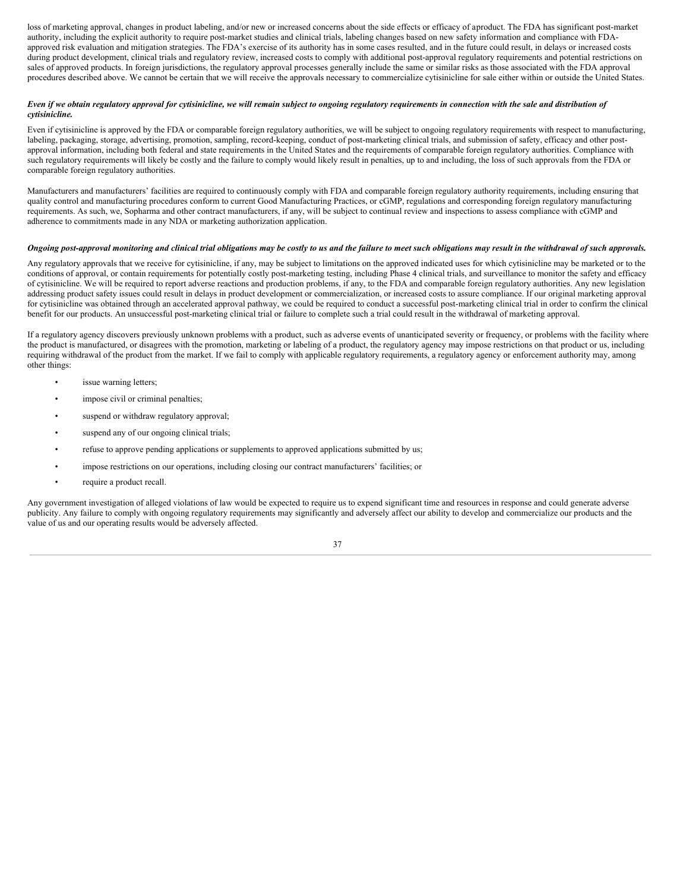loss of marketing approval, changes in product labeling, and/or new or increased concerns about the side effects or efficacy of aproduct. The FDA has significant post-market authority, including the explicit authority to require post-market studies and clinical trials, labeling changes based on new safety information and compliance with FDA-approved risk evaluation and mitigation strategies. The FDA's exercise of its authority has in some cases resulted, and in the future could result, in delays or increased costs during product development, clinical trials and regulatory review, increased costs to comply with additional post-approval regulatory requirements and potential restrictions on sales of approved products. In foreign jurisdictions, the regulatory approval processes generally include the same or similar risks as those associated with the FDA approval procedures described above. We cannot be certain that we will receive the approvals necessary to commercialize cytisinicline for sale either within or outside the United States.

***Even if we obtain regulatory approval for cytisinicline, we will remain subject to ongoing regulatory requirements in connection with the sale and distribution of cytisinicline.***

Even if cytisinicline is approved by the FDA or comparable foreign regulatory authorities, we will be subject to ongoing regulatory requirements with respect to manufacturing, labeling, packaging, storage, advertising, promotion, sampling, record-keeping, conduct of post-marketing clinical trials, and submission of safety, efficacy and other post-approval information, including both federal and state requirements in the United States and the requirements of comparable foreign regulatory authorities. Compliance with such regulatory requirements will likely be costly and the failure to comply would likely result in penalties, up to and including, the loss of such approvals from the FDA or comparable foreign regulatory authorities.

Manufacturers and manufacturers' facilities are required to continuously comply with FDA and comparable foreign regulatory authority requirements, including ensuring that quality control and manufacturing procedures conform to current Good Manufacturing Practices, or cGMP, regulations and corresponding foreign regulatory manufacturing requirements. As such, we, Sopharma and other contract manufacturers, if any, will be subject to continual review and inspections to assess compliance with cGMP and adherence to commitments made in any NDA or marketing authorization application.

***Ongoing post-approval monitoring and clinical trial obligations may be costly to us and the failure to meet such obligations may result in the withdrawal of such approvals.***

Any regulatory approvals that we receive for cytisinicline, if any, may be subject to limitations on the approved indicated uses for which cytisinicline may be marketed or to the conditions of approval, or contain requirements for potentially costly post-marketing testing, including Phase 4 clinical trials, and surveillance to monitor the safety and efficacy of cytisinicline. We will be required to report adverse reactions and production problems, if any, to the FDA and comparable foreign regulatory authorities. Any new legislation addressing product safety issues could result in delays in product development or commercialization, or increased costs to assure compliance. If our original marketing approval for cytisinicline was obtained through an accelerated approval pathway, we could be required to conduct a successful post-marketing clinical trial in order to confirm the clinical benefit for our products. An unsuccessful post-marketing clinical trial or failure to complete such a trial could result in the withdrawal of marketing approval.

If a regulatory agency discovers previously unknown problems with a product, such as adverse events of unanticipated severity or frequency, or problems with the facility where the product is manufactured, or disagrees with the promotion, marketing or labeling of a product, the regulatory agency may impose restrictions on that product or us, including requiring withdrawal of the product from the market. If we fail to comply with applicable regulatory requirements, a regulatory agency or enforcement authority may, among other things:

- issue warning letters;
- impose civil or criminal penalties;
- suspend or withdraw regulatory approval;
- suspend any of our ongoing clinical trials;
- refuse to approve pending applications or supplements to approved applications submitted by us;
- impose restrictions on our operations, including closing our contract manufacturers' facilities; or
- require a product recall.

Any government investigation of alleged violations of law would be expected to require us to expend significant time and resources in response and could generate adverse publicity. Any failure to comply with ongoing regulatory requirements may significantly and adversely affect our ability to develop and commercialize our products and the value of us and our operating results would be adversely affected.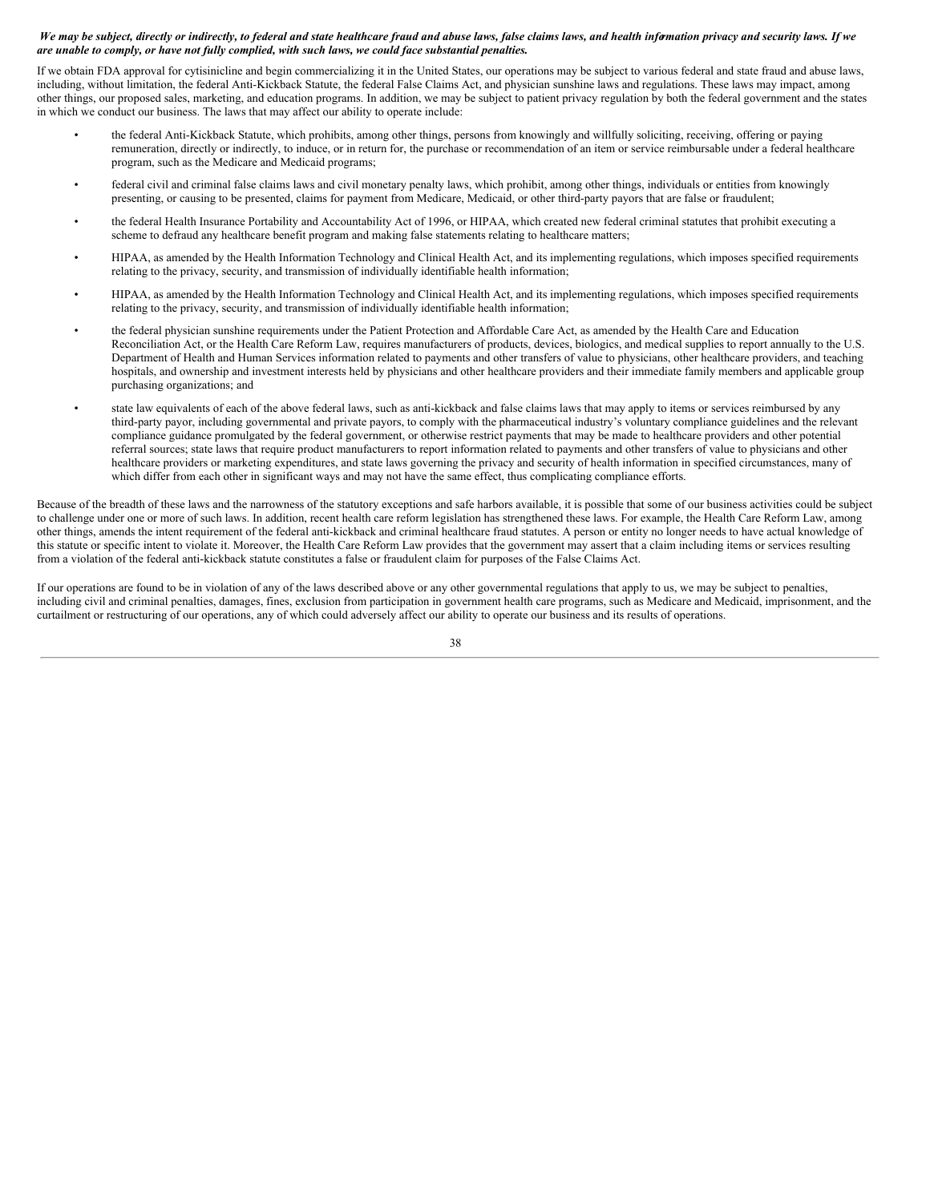***We may be subject, directly or indirectly, to federal and state healthcare fraud and abuse laws, false claims laws, and health information privacy and security laws. If we are unable to comply, or have not fully complied, with such laws, we could face substantial penalties.***

If we obtain FDA approval for cytisinicline and begin commercializing it in the United States, our operations may be subject to various federal and state fraud and abuse laws, including, without limitation, the federal Anti-Kickback Statute, the federal False Claims Act, and physician sunshine laws and regulations. These laws may impact, among other things, our proposed sales, marketing, and education programs. In addition, we may be subject to patient privacy regulation by both the federal government and the states in which we conduct our business. The laws that may affect our ability to operate include:

- the federal Anti-Kickback Statute, which prohibits, among other things, persons from knowingly and willfully soliciting, receiving, offering or paying remuneration, directly or indirectly, to induce, or in return for, the purchase or recommendation of an item or service reimbursable under a federal healthcare program, such as the Medicare and Medicaid programs;
- federal civil and criminal false claims laws and civil monetary penalty laws, which prohibit, among other things, individuals or entities from knowingly presenting, or causing to be presented, claims for payment from Medicare, Medicaid, or other third-party payors that are false or fraudulent;
- the federal Health Insurance Portability and Accountability Act of 1996, or HIPAA, which created new federal criminal statutes that prohibit executing a scheme to defraud any healthcare benefit program and making false statements relating to healthcare matters;
- HIPAA, as amended by the Health Information Technology and Clinical Health Act, and its implementing regulations, which imposes specified requirements relating to the privacy, security, and transmission of individually identifiable health information;
- HIPAA, as amended by the Health Information Technology and Clinical Health Act, and its implementing regulations, which imposes specified requirements relating to the privacy, security, and transmission of individually identifiable health information;
- the federal physician sunshine requirements under the Patient Protection and Affordable Care Act, as amended by the Health Care and Education Reconciliation Act, or the Health Care Reform Law, requires manufacturers of products, devices, biologics, and medical supplies to report annually to the U.S. Department of Health and Human Services information related to payments and other transfers of value to physicians, other healthcare providers, and teaching hospitals, and ownership and investment interests held by physicians and other healthcare providers and their immediate family members and applicable group purchasing organizations; and
- state law equivalents of each of the above federal laws, such as anti-kickback and false claims laws that may apply to items or services reimbursed by any third-party payor, including governmental and private payors, to comply with the pharmaceutical industry's voluntary compliance guidelines and the relevant compliance guidance promulgated by the federal government, or otherwise restrict payments that may be made to healthcare providers and other potential referral sources; state laws that require product manufacturers to report information related to payments and other transfers of value to physicians and other healthcare providers or marketing expenditures, and state laws governing the privacy and security of health information in specified circumstances, many of which differ from each other in significant ways and may not have the same effect, thus complicating compliance efforts.

Because of the breadth of these laws and the narrowness of the statutory exceptions and safe harbors available, it is possible that some of our business activities could be subject to challenge under one or more of such laws. In addition, recent health care reform legislation has strengthened these laws. For example, the Health Care Reform Law, among other things, amends the intent requirement of the federal anti-kickback and criminal healthcare fraud statutes. A person or entity no longer needs to have actual knowledge of this statute or specific intent to violate it. Moreover, the Health Care Reform Law provides that the government may assert that a claim including items or services resulting from a violation of the federal anti-kickback statute constitutes a false or fraudulent claim for purposes of the False Claims Act.

If our operations are found to be in violation of any of the laws described above or any other governmental regulations that apply to us, we may be subject to penalties, including civil and criminal penalties, damages, fines, exclusion from participation in government health care programs, such as Medicare and Medicaid, imprisonment, and the curtailment or restructuring of our operations, any of which could adversely affect our ability to operate our business and its results of operations.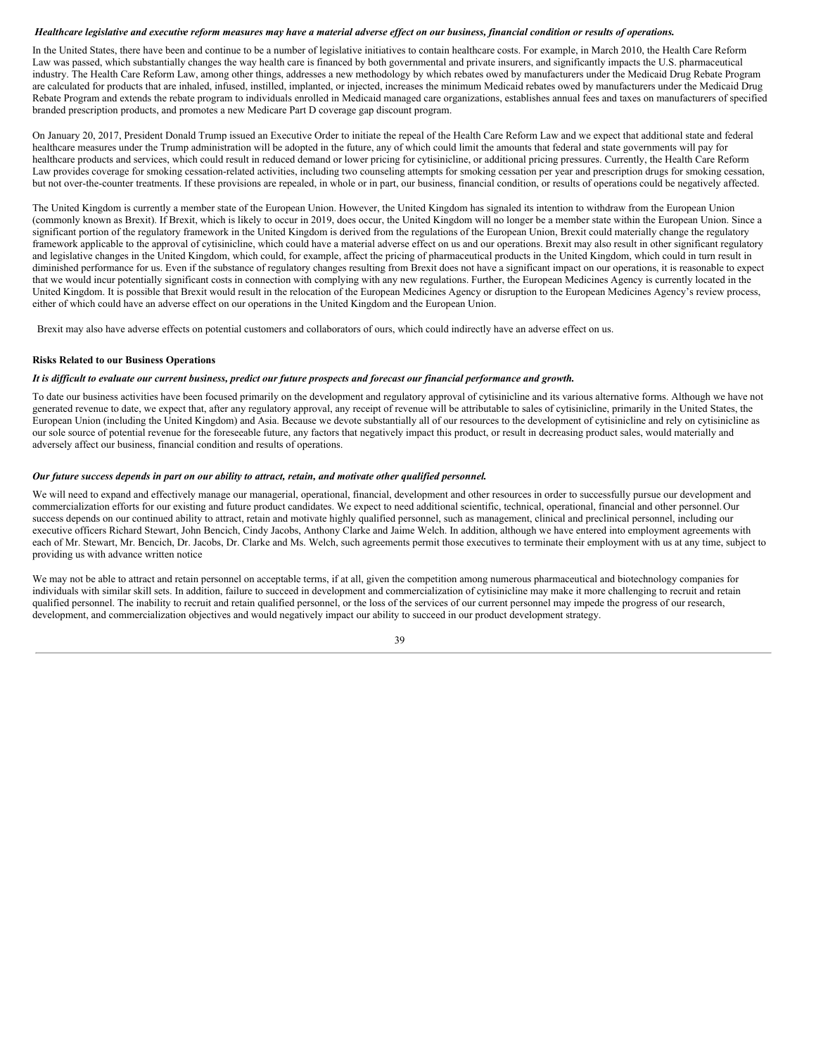***Healthcare legislative and executive reform measures may have a material adverse effect on our business, financial condition or results of operations.***

In the United States, there have been and continue to be a number of legislative initiatives to contain healthcare costs. For example, in March 2010, the Health Care Reform Law was passed, which substantially changes the way health care is financed by both governmental and private insurers, and significantly impacts the U.S. pharmaceutical industry. The Health Care Reform Law, among other things, addresses a new methodology by which rebates owed by manufacturers under the Medicaid Drug Rebate Program are calculated for products that are inhaled, infused, instilled, implanted, or injected, increases the minimum Medicaid rebates owed by manufacturers under the Medicaid Drug Rebate Program and extends the rebate program to individuals enrolled in Medicaid managed care organizations, establishes annual fees and taxes on manufacturers of specified branded prescription products, and promotes a new Medicare Part D coverage gap discount program.

On January 20, 2017, President Donald Trump issued an Executive Order to initiate the repeal of the Health Care Reform Law and we expect that additional state and federal healthcare measures under the Trump administration will be adopted in the future, any of which could limit the amounts that federal and state governments will pay for healthcare products and services, which could result in reduced demand or lower pricing for cytisinicline, or additional pricing pressures. Currently, the Health Care Reform Law provides coverage for smoking cessation-related activities, including two counseling attempts for smoking cessation per year and prescription drugs for smoking cessation, but not over-the-counter treatments. If these provisions are repealed, in whole or in part, our business, financial condition, or results of operations could be negatively affected.

The United Kingdom is currently a member state of the European Union. However, the United Kingdom has signaled its intention to withdraw from the European Union (commonly known as Brexit). If Brexit, which is likely to occur in 2019, does occur, the United Kingdom will no longer be a member state within the European Union. Since a significant portion of the regulatory framework in the United Kingdom is derived from the regulations of the European Union, Brexit could materially change the regulatory framework applicable to the approval of cytisinicline, which could have a material adverse effect on us and our operations. Brexit may also result in other significant regulatory and legislative changes in the United Kingdom, which could, for example, affect the pricing of pharmaceutical products in the United Kingdom, which could in turn result in diminished performance for us. Even if the substance of regulatory changes resulting from Brexit does not have a significant impact on our operations, it is reasonable to expect that we would incur potentially significant costs in connection with complying with any new regulations. Further, the European Medicines Agency is currently located in the United Kingdom. It is possible that Brexit would result in the relocation of the European Medicines Agency or disruption to the European Medicines Agency's review process, either of which could have an adverse effect on our operations in the United Kingdom and the European Union.

Brexit may also have adverse effects on potential customers and collaborators of ours, which could indirectly have an adverse effect on us.

**Risks Related to our Business Operations**

***It is difficult to evaluate our current business, predict our future prospects and forecast our financial performance and growth.***

To date our business activities have been focused primarily on the development and regulatory approval of cytisinicline and its various alternative forms. Although we have not generated revenue to date, we expect that, after any regulatory approval, any receipt of revenue will be attributable to sales of cytisinicline, primarily in the United States, the European Union (including the United Kingdom) and Asia. Because we devote substantially all of our resources to the development of cytisinicline and rely on cytisinicline as our sole source of potential revenue for the foreseeable future, any factors that negatively impact this product, or result in decreasing product sales, would materially and adversely affect our business, financial condition and results of operations.

***Our future success depends in part on our ability to attract, retain, and motivate other qualified personnel.***

We will need to expand and effectively manage our managerial, operational, financial, development and other resources in order to successfully pursue our development and commercialization efforts for our existing and future product candidates. We expect to need additional scientific, technical, operational, financial and other personnel. Our success depends on our continued ability to attract, retain and motivate highly qualified personnel, such as management, clinical and preclinical personnel, including our executive officers Richard Stewart, John Bencich, Cindy Jacobs, Anthony Clarke and Jaime Welch. In addition, although we have entered into employment agreements with each of Mr. Stewart, Mr. Bencich, Dr. Jacobs, Dr. Clarke and Ms. Welch, such agreements permit those executives to terminate their employment with us at any time, subject to providing us with advance written notice

We may not be able to attract and retain personnel on acceptable terms, if at all, given the competition among numerous pharmaceutical and biotechnology companies for individuals with similar skill sets. In addition, failure to succeed in development and commercialization of cytisinicline may make it more challenging to recruit and retain qualified personnel. The inability to recruit and retain qualified personnel, or the loss of the services of our current personnel may impede the progress of our research, development, and commercialization objectives and would negatively impact our ability to succeed in our product development strategy.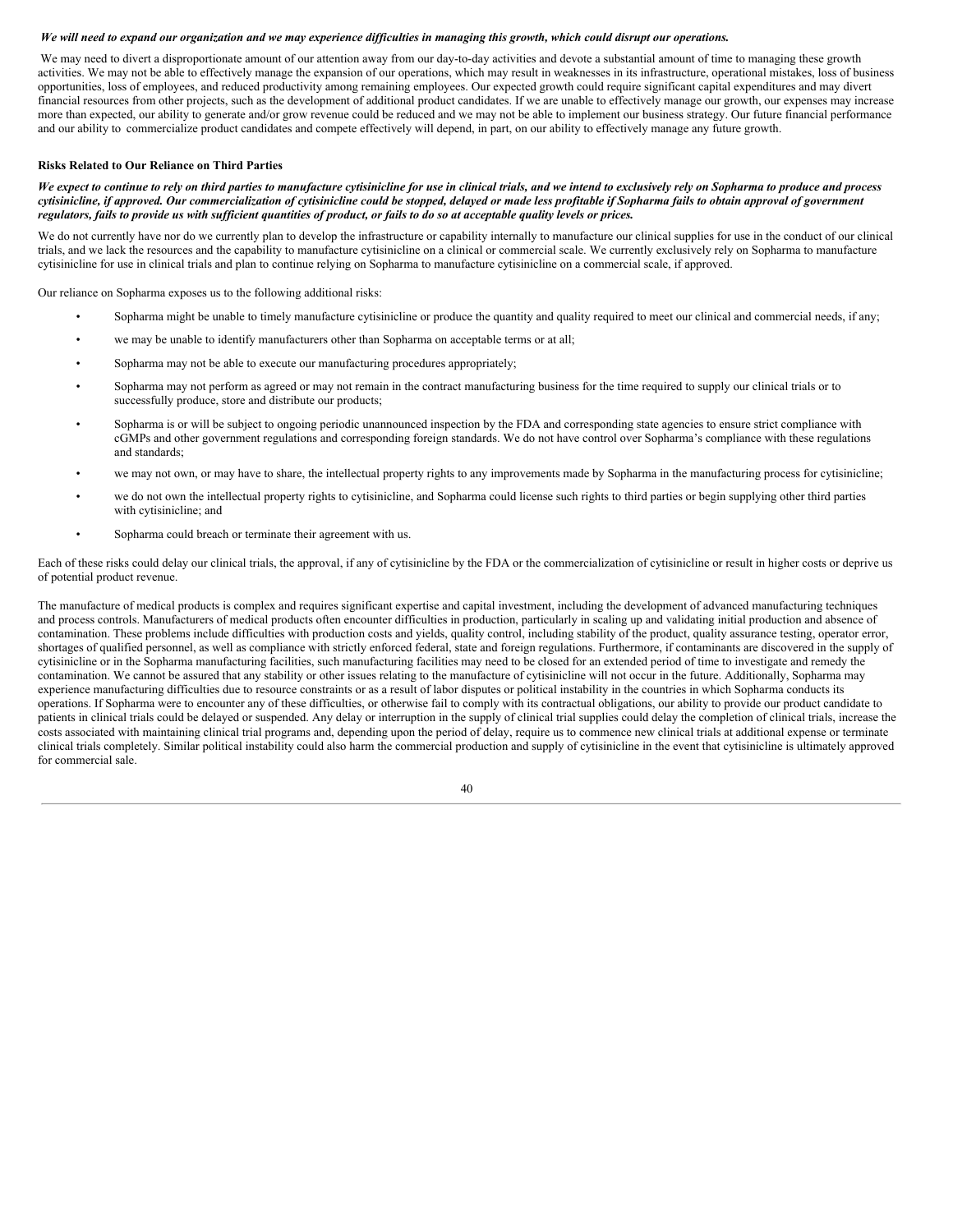***We will need to expand our organization and we may experience difficulties in managing this growth, which could disrupt our operations.***

We may need to divert a disproportionate amount of our attention away from our day-to-day activities and devote a substantial amount of time to managing these growth activities. We may not be able to effectively manage the expansion of our operations, which may result in weaknesses in its infrastructure, operational mistakes, loss of business opportunities, loss of employees, and reduced productivity among remaining employees. Our expected growth could require significant capital expenditures and may divert financial resources from other projects, such as the development of additional product candidates. If we are unable to effectively manage our growth, our expenses may increase more than expected, our ability to generate and/or grow revenue could be reduced and we may not be able to implement our business strategy. Our future financial performance and our ability to commercialize product candidates and compete effectively will depend, in part, on our ability to effectively manage any future growth.

**Risks Related to Our Reliance on Third Parties**

***We expect to continue to rely on third parties to manufacture cytisinicline for use in clinical trials, and we intend to exclusively rely on Sopharma to produce and process cytisinicline, if approved. Our commercialization of cytisinicline could be stopped, delayed or made less profitable if Sopharma fails to obtain approval of government regulators, fails to provide us with sufficient quantities of product, or fails to do so at acceptable quality levels or prices.***

We do not currently have nor do we currently plan to develop the infrastructure or capability internally to manufacture our clinical supplies for use in the conduct of our clinical trials, and we lack the resources and the capability to manufacture cytisinicline on a clinical or commercial scale. We currently exclusively rely on Sopharma to manufacture cytisinicline for use in clinical trials and plan to continue relying on Sopharma to manufacture cytisinicline on a commercial scale, if approved.

Our reliance on Sopharma exposes us to the following additional risks:

- Sopharma might be unable to timely manufacture cytisinicline or produce the quantity and quality required to meet our clinical and commercial needs, if any;
- we may be unable to identify manufacturers other than Sopharma on acceptable terms or at all;
- Sopharma may not be able to execute our manufacturing procedures appropriately;
- Sopharma may not perform as agreed or may not remain in the contract manufacturing business for the time required to supply our clinical trials or to successfully produce, store and distribute our products;
- Sopharma is or will be subject to ongoing periodic unannounced inspection by the FDA and corresponding state agencies to ensure strict compliance with cGMPs and other government regulations and corresponding foreign standards. We do not have control over Sopharma's compliance with these regulations and standards;
- we may not own, or may have to share, the intellectual property rights to any improvements made by Sopharma in the manufacturing process for cytisinicline;
- we do not own the intellectual property rights to cytisinicline, and Sopharma could license such rights to third parties or begin supplying other third parties with cytisinicline; and
- Sopharma could breach or terminate their agreement with us.

Each of these risks could delay our clinical trials, the approval, if any of cytisinicline by the FDA or the commercialization of cytisinicline or result in higher costs or deprive us of potential product revenue.

The manufacture of medical products is complex and requires significant expertise and capital investment, including the development of advanced manufacturing techniques and process controls. Manufacturers of medical products often encounter difficulties in production, particularly in scaling up and validating initial production and absence of contamination. These problems include difficulties with production costs and yields, quality control, including stability of the product, quality assurance testing, operator error, shortages of qualified personnel, as well as compliance with strictly enforced federal, state and foreign regulations. Furthermore, if contaminants are discovered in the supply of cytisinicline or in the Sopharma manufacturing facilities, such manufacturing facilities may need to be closed for an extended period of time to investigate and remedy the contamination. We cannot be assured that any stability or other issues relating to the manufacture of cytisinicline will not occur in the future. Additionally, Sopharma may experience manufacturing difficulties due to resource constraints or as a result of labor disputes or political instability in the countries in which Sopharma conducts its operations. If Sopharma were to encounter any of these difficulties, or otherwise fail to comply with its contractual obligations, our ability to provide our product candidate to patients in clinical trials could be delayed or suspended. Any delay or interruption in the supply of clinical trial supplies could delay the completion of clinical trials, increase the costs associated with maintaining clinical trial programs and, depending upon the period of delay, require us to commence new clinical trials at additional expense or terminate clinical trials completely. Similar political instability could also harm the commercial production and supply of cytisinicline in the event that cytisinicline is ultimately approved for commercial sale.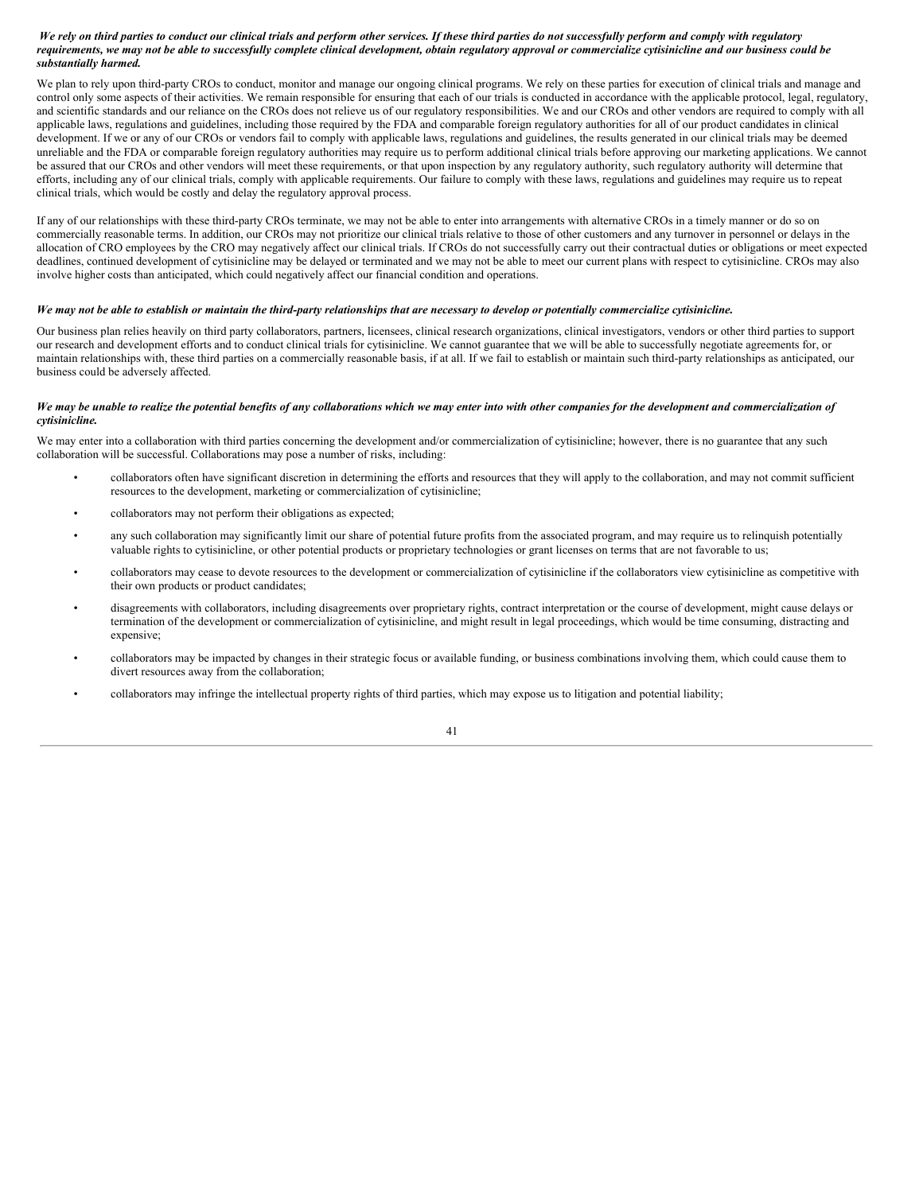***We rely on third parties to conduct our clinical trials and perform other services. If these third parties do not successfully perform and comply with regulatory requirements, we may not be able to successfully complete clinical development, obtain regulatory approval or commercialize cytisinicline and our business could be substantially harmed.***

We plan to rely upon third-party CROs to conduct, monitor and manage our ongoing clinical programs. We rely on these parties for execution of clinical trials and manage and control only some aspects of their activities. We remain responsible for ensuring that each of our trials is conducted in accordance with the applicable protocol, legal, regulatory, and scientific standards and our reliance on the CROs does not relieve us of our regulatory responsibilities. We and our CROs and other vendors are required to comply with all applicable laws, regulations and guidelines, including those required by the FDA and comparable foreign regulatory authorities for all of our product candidates in clinical development. If we or any of our CROs or vendors fail to comply with applicable laws, regulations and guidelines, the results generated in our clinical trials may be deemed unreliable and the FDA or comparable foreign regulatory authorities may require us to perform additional clinical trials before approving our marketing applications. We cannot be assured that our CROs and other vendors will meet these requirements, or that upon inspection by any regulatory authority, such regulatory authority will determine that efforts, including any of our clinical trials, comply with applicable requirements. Our failure to comply with these laws, regulations and guidelines may require us to repeat clinical trials, which would be costly and delay the regulatory approval process.

If any of our relationships with these third-party CROs terminate, we may not be able to enter into arrangements with alternative CROs in a timely manner or do so on commercially reasonable terms. In addition, our CROs may not prioritize our clinical trials relative to those of other customers and any turnover in personnel or delays in the allocation of CRO employees by the CRO may negatively affect our clinical trials. If CROs do not successfully carry out their contractual duties or obligations or meet expected deadlines, continued development of cytisinicline may be delayed or terminated and we may not be able to meet our current plans with respect to cytisinicline. CROs may also involve higher costs than anticipated, which could negatively affect our financial condition and operations.

***We may not be able to establish or maintain the third-party relationships that are necessary to develop or potentially commercialize cytisinicline.***

Our business plan relies heavily on third party collaborators, partners, licensees, clinical research organizations, clinical investigators, vendors or other third parties to support our research and development efforts and to conduct clinical trials for cytisinicline. We cannot guarantee that we will be able to successfully negotiate agreements for, or maintain relationships with, these third parties on a commercially reasonable basis, if at all. If we fail to establish or maintain such third-party relationships as anticipated, our business could be adversely affected.

***We may be unable to realize the potential benefits of any collaborations which we may enter into with other companies for the development and commercialization of cytisinicline.***

We may enter into a collaboration with third parties concerning the development and/or commercialization of cytisinicline; however, there is no guarantee that any such collaboration will be successful. Collaborations may pose a number of risks, including:

- collaborators often have significant discretion in determining the efforts and resources that they will apply to the collaboration, and may not commit sufficient resources to the development, marketing or commercialization of cytisinicline;
- collaborators may not perform their obligations as expected;
- any such collaboration may significantly limit our share of potential future profits from the associated program, and may require us to relinquish potentially valuable rights to cytisinicline, or other potential products or proprietary technologies or grant licenses on terms that are not favorable to us;
- collaborators may cease to devote resources to the development or commercialization of cytisinicline if the collaborators view cytisinicline as competitive with their own products or product candidates;
- disagreements with collaborators, including disagreements over proprietary rights, contract interpretation or the course of development, might cause delays or termination of the development or commercialization of cytisinicline, and might result in legal proceedings, which would be time consuming, distracting and expensive;
- collaborators may be impacted by changes in their strategic focus or available funding, or business combinations involving them, which could cause them to divert resources away from the collaboration;
- collaborators may infringe the intellectual property rights of third parties, which may expose us to litigation and potential liability;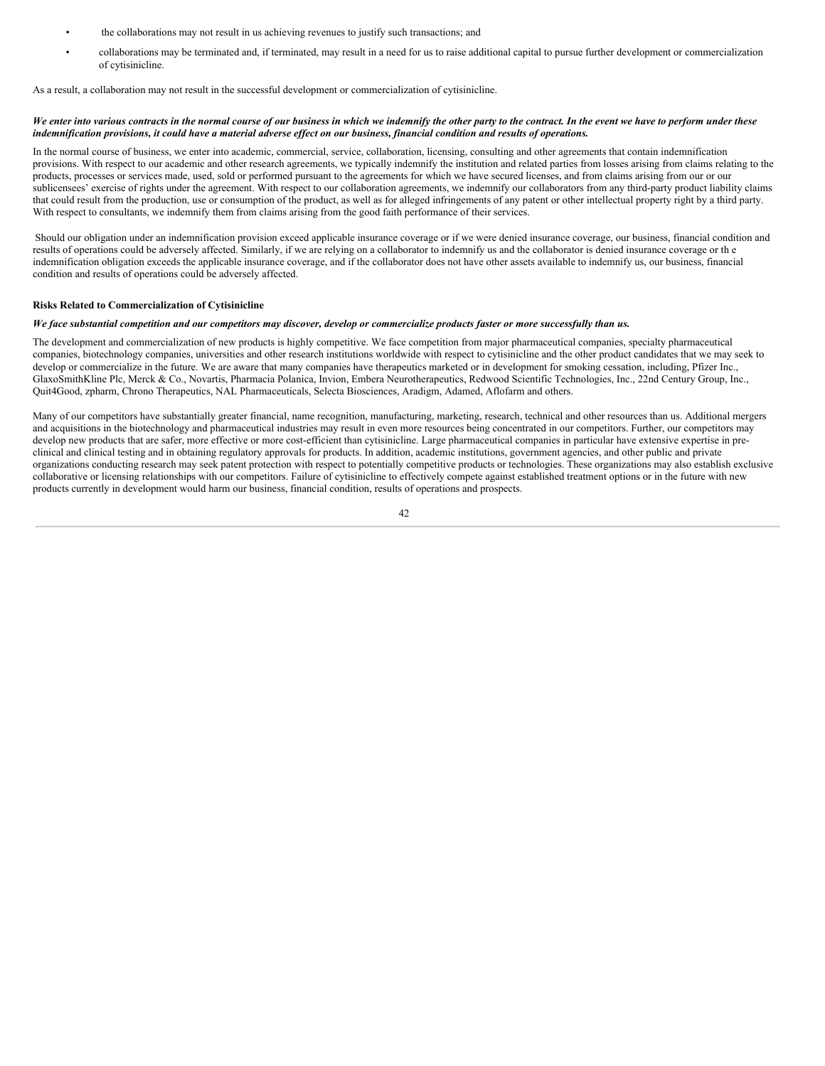- the collaborations may not result in us achieving revenues to justify such transactions; and
- collaborations may be terminated and, if terminated, may result in a need for us to raise additional capital to pursue further development or commercialization of cytisinicline.

As a result, a collaboration may not result in the successful development or commercialization of cytisinicline.

***We enter into various contracts in the normal course of our business in which we indemnify the other party to the contract. In the event we have to perform under these indemnification provisions, it could have a material adverse effect on our business, financial condition and results of operations.***

In the normal course of business, we enter into academic, commercial, service, collaboration, licensing, consulting and other agreements that contain indemnification provisions. With respect to our academic and other research agreements, we typically indemnify the institution and related parties from losses arising from claims relating to the products, processes or services made, used, sold or performed pursuant to the agreements for which we have secured licenses, and from claims arising from our or our sublicensees' exercise of rights under the agreement. With respect to our collaboration agreements, we indemnify our collaborators from any third-party product liability claims that could result from the production, use or consumption of the product, as well as for alleged infringements of any patent or other intellectual property right by a third party. With respect to consultants, we indemnify them from claims arising from the good faith performance of their services.

Should our obligation under an indemnification provision exceed applicable insurance coverage or if we were denied insurance coverage, our business, financial condition and results of operations could be adversely affected. Similarly, if we are relying on a collaborator to indemnify us and the collaborator is denied insurance coverage or th e indemnification obligation exceeds the applicable insurance coverage, and if the collaborator does not have other assets available to indemnify us, our business, financial condition and results of operations could be adversely affected.

**Risks Related to Commercialization of Cytisinicline**

***We face substantial competition and our competitors may discover, develop or commercialize products faster or more successfully than us.***

The development and commercialization of new products is highly competitive. We face competition from major pharmaceutical companies, specialty pharmaceutical companies, biotechnology companies, universities and other research institutions worldwide with respect to cytisinicline and the other product candidates that we may seek to develop or commercialize in the future. We are aware that many companies have therapeutics marketed or in development for smoking cessation, including, Pfizer Inc., GlaxoSmithKline Plc, Merck & Co., Novartis, Pharmacia Polanica, Invion, Embera Neurotherapeutics, Redwood Scientific Technologies, Inc., 22nd Century Group, Inc., Quit4Good, zpharm, Chrono Therapeutics, NAL Pharmaceuticals, Selecta Biosciences, Aradigm, Adamed, Aflofarm and others.

Many of our competitors have substantially greater financial, name recognition, manufacturing, marketing, research, technical and other resources than us. Additional mergers and acquisitions in the biotechnology and pharmaceutical industries may result in even more resources being concentrated in our competitors. Further, our competitors may develop new products that are safer, more effective or more cost-efficient than cytisinicline. Large pharmaceutical companies in particular have extensive expertise in pre-clinical and clinical testing and in obtaining regulatory approvals for products. In addition, academic institutions, government agencies, and other public and private organizations conducting research may seek patent protection with respect to potentially competitive products or technologies. These organizations may also establish exclusive collaborative or licensing relationships with our competitors. Failure of cytisinicline to effectively compete against established treatment options or in the future with new products currently in development would harm our business, financial condition, results of operations and prospects.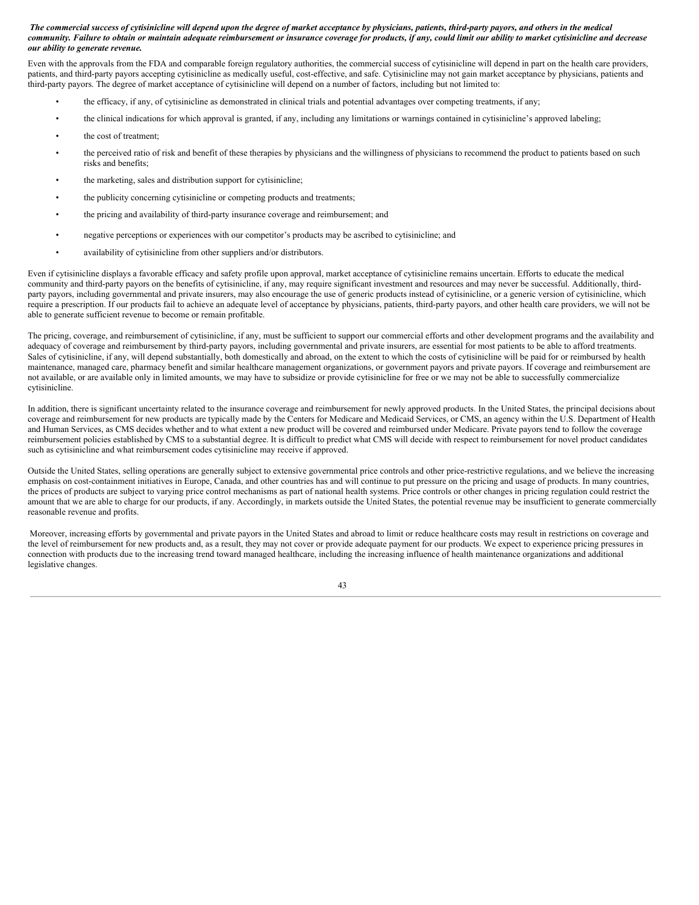***The commercial success of cytisinicline will depend upon the degree of market acceptance by physicians, patients, third-party payors, and others in the medical community. Failure to obtain or maintain adequate reimbursement or insurance coverage for products, if any, could limit our ability to market cytisinicline and decrease our ability to generate revenue.***

Even with the approvals from the FDA and comparable foreign regulatory authorities, the commercial success of cytisinicline will depend in part on the health care providers, patients, and third-party payors accepting cytisinicline as medically useful, cost-effective, and safe. Cytisinicline may not gain market acceptance by physicians, patients and third-party payors. The degree of market acceptance of cytisinicline will depend on a number of factors, including but not limited to:

- the efficacy, if any, of cytisinicline as demonstrated in clinical trials and potential advantages over competing treatments, if any;
- the clinical indications for which approval is granted, if any, including any limitations or warnings contained in cytisinicline's approved labeling;
- the cost of treatment;
- the perceived ratio of risk and benefit of these therapies by physicians and the willingness of physicians to recommend the product to patients based on such risks and benefits;
- the marketing, sales and distribution support for cytisinicline;
- the publicity concerning cytisinicline or competing products and treatments;
- the pricing and availability of third-party insurance coverage and reimbursement; and
- negative perceptions or experiences with our competitor's products may be ascribed to cytisinicline; and
- availability of cytisinicline from other suppliers and/or distributors.

Even if cytisinicline displays a favorable efficacy and safety profile upon approval, market acceptance of cytisinicline remains uncertain. Efforts to educate the medical community and third-party payors on the benefits of cytisinicline, if any, may require significant investment and resources and may never be successful. Additionally, third-party payors, including governmental and private insurers, may also encourage the use of generic products instead of cytisinicline, or a generic version of cytisinicline, which require a prescription. If our products fail to achieve an adequate level of acceptance by physicians, patients, third-party payors, and other health care providers, we will not be able to generate sufficient revenue to become or remain profitable.

The pricing, coverage, and reimbursement of cytisinicline, if any, must be sufficient to support our commercial efforts and other development programs and the availability and adequacy of coverage and reimbursement by third-party payors, including governmental and private insurers, are essential for most patients to be able to afford treatments. Sales of cytisinicline, if any, will depend substantially, both domestically and abroad, on the extent to which the costs of cytisinicline will be paid for or reimbursed by health maintenance, managed care, pharmacy benefit and similar healthcare management organizations, or government payors and private payors. If coverage and reimbursement are not available, or are available only in limited amounts, we may have to subsidize or provide cytisinicline for free or we may not be able to successfully commercialize cytisinicline.

In addition, there is significant uncertainty related to the insurance coverage and reimbursement for newly approved products. In the United States, the principal decisions about coverage and reimbursement for new products are typically made by the Centers for Medicare and Medicaid Services, or CMS, an agency within the U.S. Department of Health and Human Services, as CMS decides whether and to what extent a new product will be covered and reimbursed under Medicare. Private payors tend to follow the coverage reimbursement policies established by CMS to a substantial degree. It is difficult to predict what CMS will decide with respect to reimbursement for novel product candidates such as cytisinicline and what reimbursement codes cytisinicline may receive if approved.

Outside the United States, selling operations are generally subject to extensive governmental price controls and other price-restrictive regulations, and we believe the increasing emphasis on cost-containment initiatives in Europe, Canada, and other countries has and will continue to put pressure on the pricing and usage of products. In many countries, the prices of products are subject to varying price control mechanisms as part of national health systems. Price controls or other changes in pricing regulation could restrict the amount that we are able to charge for our products, if any. Accordingly, in markets outside the United States, the potential revenue may be insufficient to generate commercially reasonable revenue and profits.

Moreover, increasing efforts by governmental and private payors in the United States and abroad to limit or reduce healthcare costs may result in restrictions on coverage and the level of reimbursement for new products and, as a result, they may not cover or provide adequate payment for our products. We expect to experience pricing pressures in connection with products due to the increasing trend toward managed healthcare, including the increasing influence of health maintenance organizations and additional legislative changes.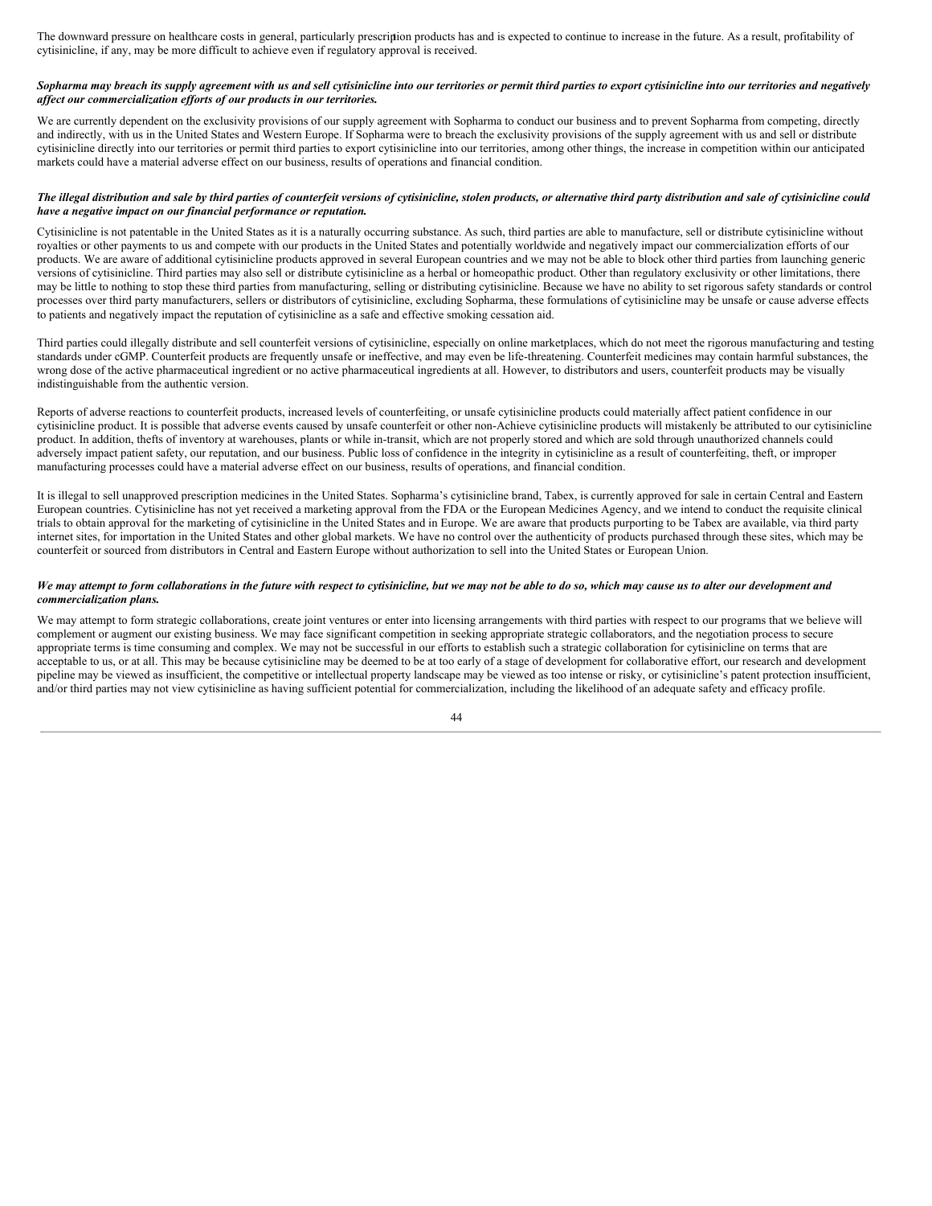The downward pressure on healthcare costs in general, particularly prescription products has and is expected to continue to increase in the future. As a result, profitability of cytisinicline, if any, may be more difficult to achieve even if regulatory approval is received.

***Sopharma may breach its supply agreement with us and sell cytisinicline into our territories or permit third parties to export cytisinicline into our territories and negatively affect our commercialization efforts of our products in our territories.***

We are currently dependent on the exclusivity provisions of our supply agreement with Sopharma to conduct our business and to prevent Sopharma from competing, directly and indirectly, with us in the United States and Western Europe. If Sopharma were to breach the exclusivity provisions of the supply agreement with us and sell or distribute cytisinicline directly into our territories or permit third parties to export cytisinicline into our territories, among other things, the increase in competition within our anticipated markets could have a material adverse effect on our business, results of operations and financial condition.

***The illegal distribution and sale by third parties of counterfeit versions of cytisinicline, stolen products, or alternative third party distribution and sale of cytisinicline could have a negative impact on our financial performance or reputation.***

Cytisinicline is not patentable in the United States as it is a naturally occurring substance. As such, third parties are able to manufacture, sell or distribute cytisinicline without royalties or other payments to us and compete with our products in the United States and potentially worldwide and negatively impact our commercialization efforts of our products. We are aware of additional cytisinicline products approved in several European countries and we may not be able to block other third parties from launching generic versions of cytisinicline. Third parties may also sell or distribute cytisinicline as a herbal or homeopathic product. Other than regulatory exclusivity or other limitations, there may be little to nothing to stop these third parties from manufacturing, selling or distributing cytisinicline. Because we have no ability to set rigorous safety standards or control processes over third party manufacturers, sellers or distributors of cytisinicline, excluding Sopharma, these formulations of cytisinicline may be unsafe or cause adverse effects to patients and negatively impact the reputation of cytisinicline as a safe and effective smoking cessation aid.

Third parties could illegally distribute and sell counterfeit versions of cytisinicline, especially on online marketplaces, which do not meet the rigorous manufacturing and testing standards under cGMP. Counterfeit products are frequently unsafe or ineffective, and may even be life-threatening. Counterfeit medicines may contain harmful substances, the wrong dose of the active pharmaceutical ingredient or no active pharmaceutical ingredients at all. However, to distributors and users, counterfeit products may be visually indistinguishable from the authentic version.

Reports of adverse reactions to counterfeit products, increased levels of counterfeiting, or unsafe cytisinicline products could materially affect patient confidence in our cytisinicline product. It is possible that adverse events caused by unsafe counterfeit or other non-Achieve cytisinicline products will mistakenly be attributed to our cytisinicline product. In addition, thefts of inventory at warehouses, plants or while in-transit, which are not properly stored and which are sold through unauthorized channels could adversely impact patient safety, our reputation, and our business. Public loss of confidence in the integrity in cytisinicline as a result of counterfeiting, theft, or improper manufacturing processes could have a material adverse effect on our business, results of operations, and financial condition.

It is illegal to sell unapproved prescription medicines in the United States. Sopharma's cytisinicline brand, Tabex, is currently approved for sale in certain Central and Eastern European countries. Cytisinicline has not yet received a marketing approval from the FDA or the European Medicines Agency, and we intend to conduct the requisite clinical trials to obtain approval for the marketing of cytisinicline in the United States and in Europe. We are aware that products purporting to be Tabex are available, via third party internet sites, for importation in the United States and other global markets. We have no control over the authenticity of products purchased through these sites, which may be counterfeit or sourced from distributors in Central and Eastern Europe without authorization to sell into the United States or European Union.

***We may attempt to form collaborations in the future with respect to cytisinicline, but we may not be able to do so, which may cause us to alter our development and commercialization plans.***

We may attempt to form strategic collaborations, create joint ventures or enter into licensing arrangements with third parties with respect to our programs that we believe will complement or augment our existing business. We may face significant competition in seeking appropriate strategic collaborators, and the negotiation process to secure appropriate terms is time consuming and complex. We may not be successful in our efforts to establish such a strategic collaboration for cytisinicline on terms that are acceptable to us, or at all. This may be because cytisinicline may be deemed to be at too early of a stage of development for collaborative effort, our research and development pipeline may be viewed as insufficient, the competitive or intellectual property landscape may be viewed as too intense or risky, or cytisinicline's patent protection insufficient, and/or third parties may not view cytisinicline as having sufficient potential for commercialization, including the likelihood of an adequate safety and efficacy profile.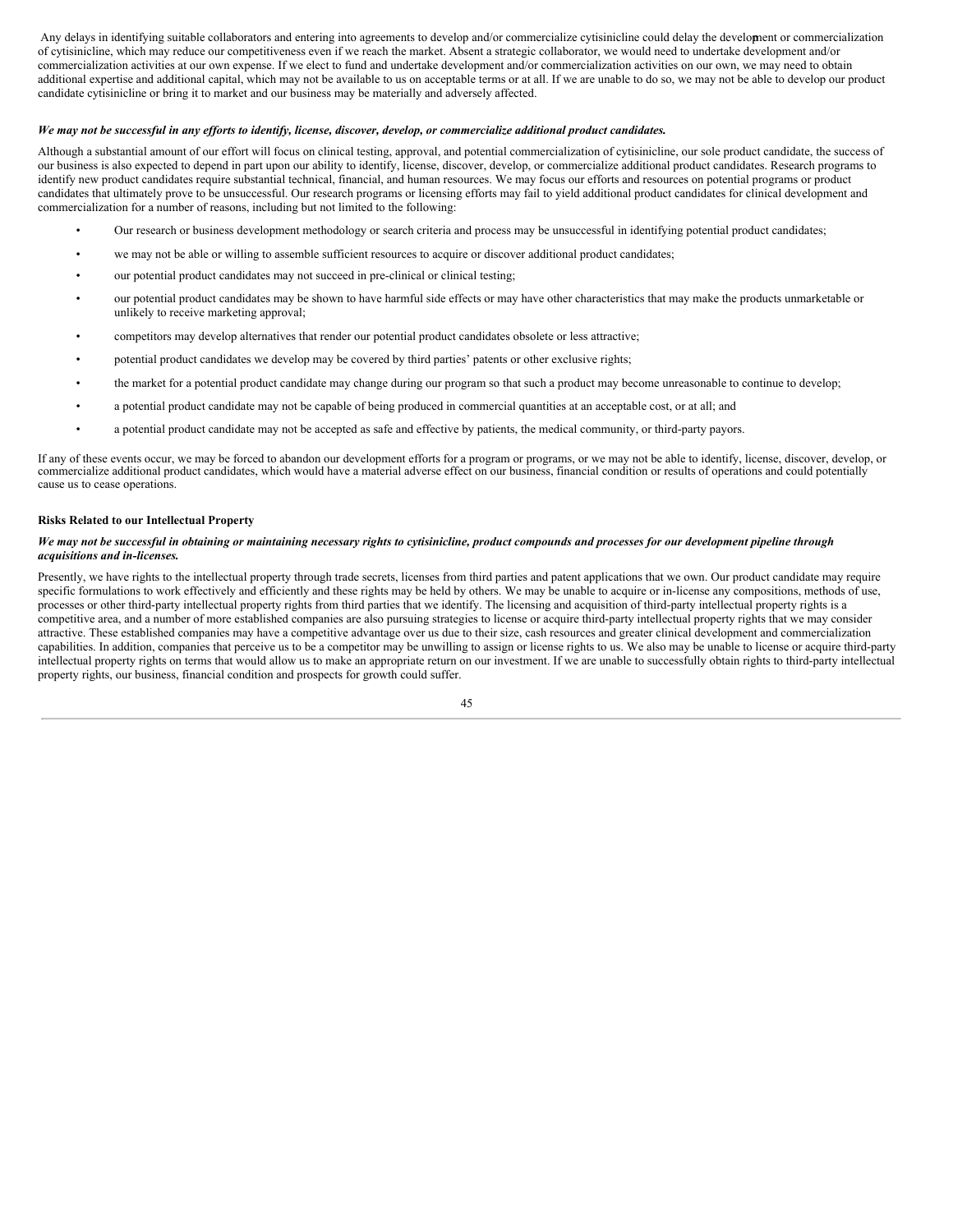Any delays in identifying suitable collaborators and entering into agreements to develop and/or commercialize cytisinicline could delay the development or commercialization of cytisinicline, which may reduce our competitiveness even if we reach the market. Absent a strategic collaborator, we would need to undertake development and/or commercialization activities at our own expense. If we elect to fund and undertake development and/or commercialization activities on our own, we may need to obtain additional expertise and additional capital, which may not be available to us on acceptable terms or at all. If we are unable to do so, we may not be able to develop our product candidate cytisinicline or bring it to market and our business may be materially and adversely affected.

***We may not be successful in any efforts to identify, license, discover, develop, or commercialize additional product candidates.***

Although a substantial amount of our effort will focus on clinical testing, approval, and potential commercialization of cytisinicline, our sole product candidate, the success of our business is also expected to depend in part upon our ability to identify, license, discover, develop, or commercialize additional product candidates. Research programs to identify new product candidates require substantial technical, financial, and human resources. We may focus our efforts and resources on potential programs or product candidates that ultimately prove to be unsuccessful. Our research programs or licensing efforts may fail to yield additional product candidates for clinical development and commercialization for a number of reasons, including but not limited to the following:

- Our research or business development methodology or search criteria and process may be unsuccessful in identifying potential product candidates;
- we may not be able or willing to assemble sufficient resources to acquire or discover additional product candidates;
- our potential product candidates may not succeed in pre-clinical or clinical testing;
- our potential product candidates may be shown to have harmful side effects or may have other characteristics that may make the products unmarketable or unlikely to receive marketing approval;
- competitors may develop alternatives that render our potential product candidates obsolete or less attractive;
- potential product candidates we develop may be covered by third parties' patents or other exclusive rights;
- the market for a potential product candidate may change during our program so that such a product may become unreasonable to continue to develop;
- a potential product candidate may not be capable of being produced in commercial quantities at an acceptable cost, or at all; and
- a potential product candidate may not be accepted as safe and effective by patients, the medical community, or third-party payors.

If any of these events occur, we may be forced to abandon our development efforts for a program or programs, or we may not be able to identify, license, discover, develop, or commercialize additional product candidates, which would have a material adverse effect on our business, financial condition or results of operations and could potentially cause us to cease operations.

**Risks Related to our Intellectual Property**

***We may not be successful in obtaining or maintaining necessary rights to cytisinicline, product compounds and processes for our development pipeline through acquisitions and in-licenses.***

Presently, we have rights to the intellectual property through trade secrets, licenses from third parties and patent applications that we own. Our product candidate may require specific formulations to work effectively and efficiently and these rights may be held by others. We may be unable to acquire or in-license any compositions, methods of use, processes or other third-party intellectual property rights from third parties that we identify. The licensing and acquisition of third-party intellectual property rights is a competitive area, and a number of more established companies are also pursuing strategies to license or acquire third-party intellectual property rights that we may consider attractive. These established companies may have a competitive advantage over us due to their size, cash resources and greater clinical development and commercialization capabilities. In addition, companies that perceive us to be a competitor may be unwilling to assign or license rights to us. We also may be unable to license or acquire third-party intellectual property rights on terms that would allow us to make an appropriate return on our investment. If we are unable to successfully obtain rights to third-party intellectual property rights, our business, financial condition and prospects for growth could suffer.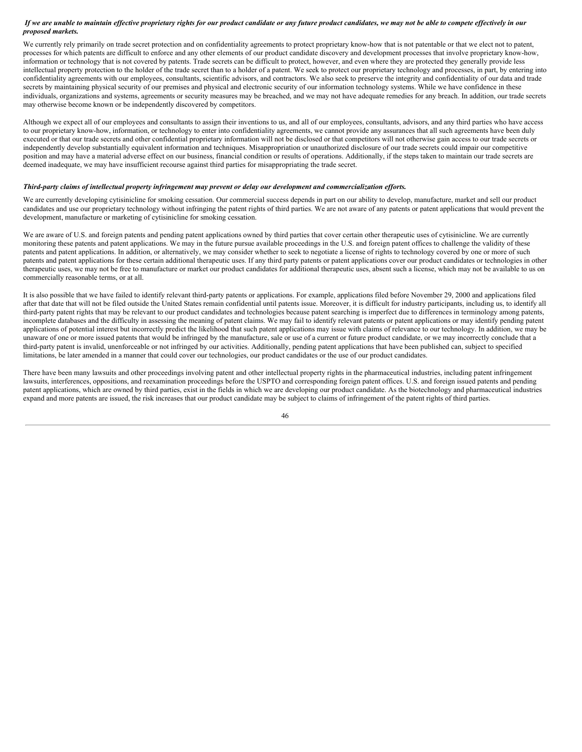***If we are unable to maintain effective proprietary rights for our product candidate or any future product candidates, we may not be able to compete effectively in our proposed markets.***

We currently rely primarily on trade secret protection and on confidentiality agreements to protect proprietary know-how that is not patentable or that we elect not to patent, processes for which patents are difficult to enforce and any other elements of our product candidate discovery and development processes that involve proprietary know-how, information or technology that is not covered by patents. Trade secrets can be difficult to protect, however, and even where they are protected they generally provide less intellectual property protection to the holder of the trade secret than to a holder of a patent. We seek to protect our proprietary technology and processes, in part, by entering into confidentiality agreements with our employees, consultants, scientific advisors, and contractors. We also seek to preserve the integrity and confidentiality of our data and trade secrets by maintaining physical security of our premises and physical and electronic security of our information technology systems. While we have confidence in these individuals, organizations and systems, agreements or security measures may be breached, and we may not have adequate remedies for any breach. In addition, our trade secrets may otherwise become known or be independently discovered by competitors.

Although we expect all of our employees and consultants to assign their inventions to us, and all of our employees, consultants, advisors, and any third parties who have access to our proprietary know-how, information, or technology to enter into confidentiality agreements, we cannot provide any assurances that all such agreements have been duly executed or that our trade secrets and other confidential proprietary information will not be disclosed or that competitors will not otherwise gain access to our trade secrets or independently develop substantially equivalent information and techniques. Misappropriation or unauthorized disclosure of our trade secrets could impair our competitive position and may have a material adverse effect on our business, financial condition or results of operations. Additionally, if the steps taken to maintain our trade secrets are deemed inadequate, we may have insufficient recourse against third parties for misappropriating the trade secret.

***Third-party claims of intellectual property infringement may prevent or delay our development and commercialization efforts.***

We are currently developing cytisinicline for smoking cessation. Our commercial success depends in part on our ability to develop, manufacture, market and sell our product candidates and use our proprietary technology without infringing the patent rights of third parties. We are not aware of any patents or patent applications that would prevent the development, manufacture or marketing of cytisinicline for smoking cessation.

We are aware of U.S. and foreign patents and pending patent applications owned by third parties that cover certain other therapeutic uses of cytisinicline. We are currently monitoring these patents and patent applications. We may in the future pursue available proceedings in the U.S. and foreign patent offices to challenge the validity of these patents and patent applications. In addition, or alternatively, we may consider whether to seek to negotiate a license of rights to technology covered by one or more of such patents and patent applications for these certain additional therapeutic uses. If any third party patents or patent applications cover our product candidates or technologies in other therapeutic uses, we may not be free to manufacture or market our product candidates for additional therapeutic uses, absent such a license, which may not be available to us on commercially reasonable terms, or at all.

It is also possible that we have failed to identify relevant third-party patents or applications. For example, applications filed before November 29, 2000 and applications filed after that date that will not be filed outside the United States remain confidential until patents issue. Moreover, it is difficult for industry participants, including us, to identify all third-party patent rights that may be relevant to our product candidates and technologies because patent searching is imperfect due to differences in terminology among patents, incomplete databases and the difficulty in assessing the meaning of patent claims. We may fail to identify relevant patents or patent applications or may identify pending patent applications of potential interest but incorrectly predict the likelihood that such patent applications may issue with claims of relevance to our technology. In addition, we may be unaware of one or more issued patents that would be infringed by the manufacture, sale or use of a current or future product candidate, or we may incorrectly conclude that a third-party patent is invalid, unenforceable or not infringed by our activities. Additionally, pending patent applications that have been published can, subject to specified limitations, be later amended in a manner that could cover our technologies, our product candidates or the use of our product candidates.

There have been many lawsuits and other proceedings involving patent and other intellectual property rights in the pharmaceutical industries, including patent infringement lawsuits, interferences, oppositions, and reexamination proceedings before the USPTO and corresponding foreign patent offices. U.S. and foreign issued patents and pending patent applications, which are owned by third parties, exist in the fields in which we are developing our product candidate. As the biotechnology and pharmaceutical industries expand and more patents are issued, the risk increases that our product candidate may be subject to claims of infringement of the patent rights of third parties.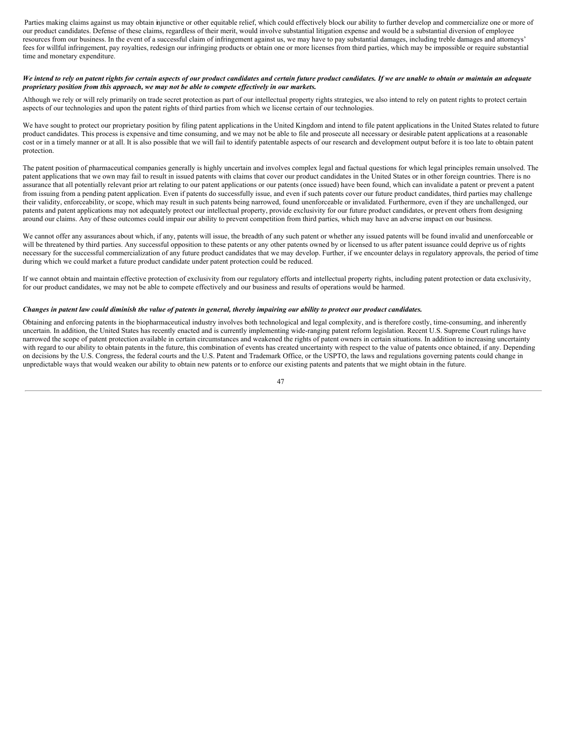Parties making claims against us may obtain injunctive or other equitable relief, which could effectively block our ability to further develop and commercialize one or more of our product candidates. Defense of these claims, regardless of their merit, would involve substantial litigation expense and would be a substantial diversion of employee resources from our business. In the event of a successful claim of infringement against us, we may have to pay substantial damages, including treble damages and attorneys' fees for willful infringement, pay royalties, redesign our infringing products or obtain one or more licenses from third parties, which may be impossible or require substantial time and monetary expenditure.

***We intend to rely on patent rights for certain aspects of our product candidates and certain future product candidates. If we are unable to obtain or maintain an adequate proprietary position from this approach, we may not be able to compete effectively in our markets.***

Although we rely or will rely primarily on trade secret protection as part of our intellectual property rights strategies, we also intend to rely on patent rights to protect certain aspects of our technologies and upon the patent rights of third parties from which we license certain of our technologies.

We have sought to protect our proprietary position by filing patent applications in the United Kingdom and intend to file patent applications in the United States related to future product candidates. This process is expensive and time consuming, and we may not be able to file and prosecute all necessary or desirable patent applications at a reasonable cost or in a timely manner or at all. It is also possible that we will fail to identify patentable aspects of our research and development output before it is too late to obtain patent protection.

The patent position of pharmaceutical companies generally is highly uncertain and involves complex legal and factual questions for which legal principles remain unsolved. The patent applications that we own may fail to result in issued patents with claims that cover our product candidates in the United States or in other foreign countries. There is no assurance that all potentially relevant prior art relating to our patent applications or our patents (once issued) have been found, which can invalidate a patent or prevent a patent from issuing from a pending patent application. Even if patents do successfully issue, and even if such patents cover our future product candidates, third parties may challenge their validity, enforceability, or scope, which may result in such patents being narrowed, found unenforceable or invalidated. Furthermore, even if they are unchallenged, our patents and patent applications may not adequately protect our intellectual property, provide exclusivity for our future product candidates, or prevent others from designing around our claims. Any of these outcomes could impair our ability to prevent competition from third parties, which may have an adverse impact on our business.

We cannot offer any assurances about which, if any, patents will issue, the breadth of any such patent or whether any issued patents will be found invalid and unenforceable or will be threatened by third parties. Any successful opposition to these patents or any other patents owned by or licensed to us after patent issuance could deprive us of rights necessary for the successful commercialization of any future product candidates that we may develop. Further, if we encounter delays in regulatory approvals, the period of time during which we could market a future product candidate under patent protection could be reduced.

If we cannot obtain and maintain effective protection of exclusivity from our regulatory efforts and intellectual property rights, including patent protection or data exclusivity, for our product candidates, we may not be able to compete effectively and our business and results of operations would be harmed.

***Changes in patent law could diminish the value of patents in general, thereby impairing our ability to protect our product candidates.***

Obtaining and enforcing patents in the biopharmaceutical industry involves both technological and legal complexity, and is therefore costly, time-consuming, and inherently uncertain. In addition, the United States has recently enacted and is currently implementing wide-ranging patent reform legislation. Recent U.S. Supreme Court rulings have narrowed the scope of patent protection available in certain circumstances and weakened the rights of patent owners in certain situations. In addition to increasing uncertainty with regard to our ability to obtain patents in the future, this combination of events has created uncertainty with respect to the value of patents once obtained, if any. Depending on decisions by the U.S. Congress, the federal courts and the U.S. Patent and Trademark Office, or the USPTO, the laws and regulations governing patents could change in unpredictable ways that would weaken our ability to obtain new patents or to enforce our existing patents and patents that we might obtain in the future.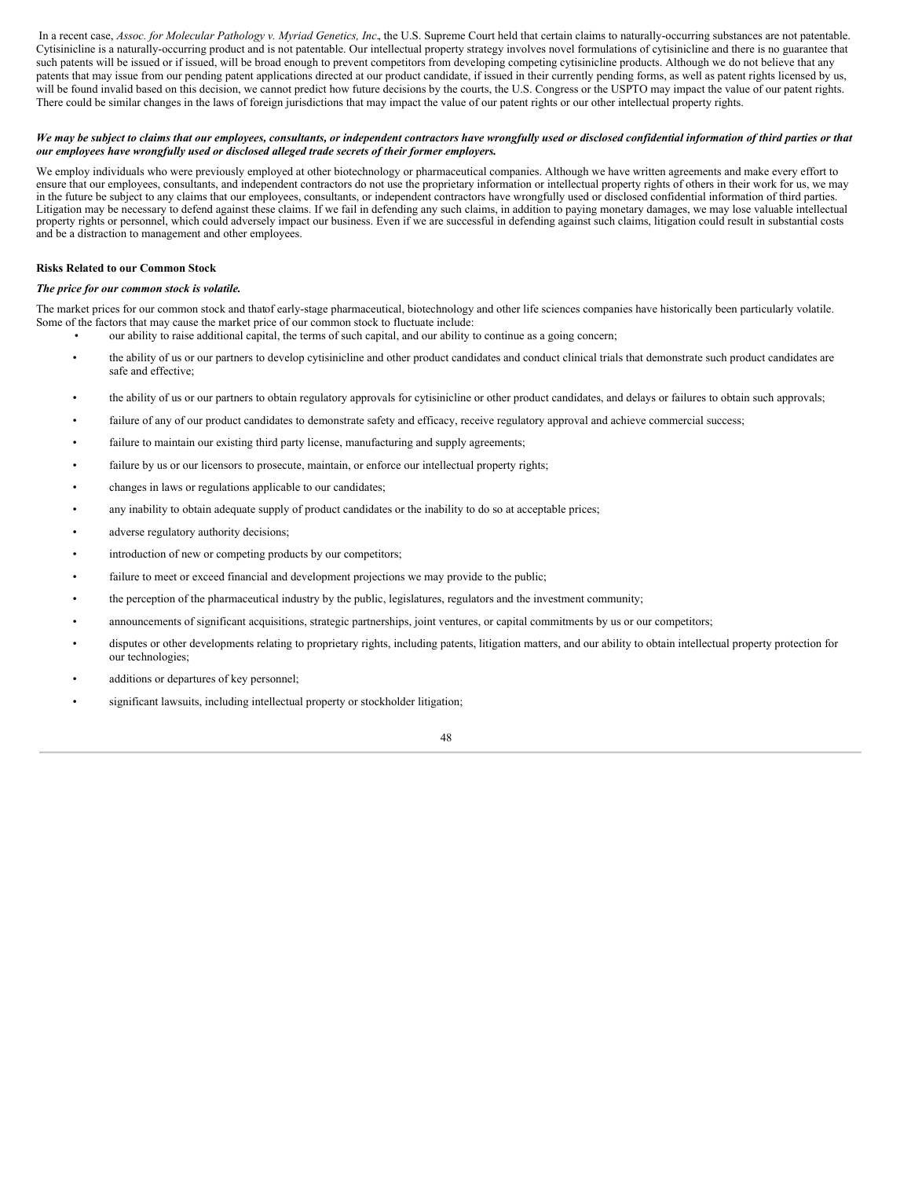In a recent case, *Assoc. for Molecular Pathology v. Myriad Genetics, Inc*., the U.S. Supreme Court held that certain claims to naturally-occurring substances are not patentable. Cytisinicline is a naturally-occurring product and is not patentable. Our intellectual property strategy involves novel formulations of cytisinicline and there is no guarantee that such patents will be issued or if issued, will be broad enough to prevent competitors from developing competing cytisinicline products. Although we do not believe that any patents that may issue from our pending patent applications directed at our product candidate, if issued in their currently pending forms, as well as patent rights licensed by us, will be found invalid based on this decision, we cannot predict how future decisions by the courts, the U.S. Congress or the USPTO may impact the value of our patent rights. There could be similar changes in the laws of foreign jurisdictions that may impact the value of our patent rights or our other intellectual property rights.

***We may be subject to claims that our employees, consultants, or independent contractors have wrongfully used or disclosed confidential information of third parties or that our employees have wrongfully used or disclosed alleged trade secrets of their former employers.***

We employ individuals who were previously employed at other biotechnology or pharmaceutical companies. Although we have written agreements and make every effort to ensure that our employees, consultants, and independent contractors do not use the proprietary information or intellectual property rights of others in their work for us, we may in the future be subject to any claims that our employees, consultants, or independent contractors have wrongfully used or disclosed confidential information of third parties. Litigation may be necessary to defend against these claims. If we fail in defending any such claims, in addition to paying monetary damages, we may lose valuable intellectual property rights or personnel, which could adversely impact our business. Even if we are successful in defending against such claims, litigation could result in substantial costs and be a distraction to management and other employees.

**Risks Related to our Common Stock**

***The price for our common stock is volatile.***

The market prices for our common stock and thatof early-stage pharmaceutical, biotechnology and other life sciences companies have historically been particularly volatile. Some of the factors that may cause the market price of our common stock to fluctuate include:

- our ability to raise additional capital, the terms of such capital, and our ability to continue as a going concern;
- the ability of us or our partners to develop cytisinicline and other product candidates and conduct clinical trials that demonstrate such product candidates are safe and effective;
- the ability of us or our partners to obtain regulatory approvals for cytisinicline or other product candidates, and delays or failures to obtain such approvals;
- failure of any of our product candidates to demonstrate safety and efficacy, receive regulatory approval and achieve commercial success;
- failure to maintain our existing third party license, manufacturing and supply agreements;
- failure by us or our licensors to prosecute, maintain, or enforce our intellectual property rights;
- changes in laws or regulations applicable to our candidates;
- any inability to obtain adequate supply of product candidates or the inability to do so at acceptable prices;
- adverse regulatory authority decisions;
- introduction of new or competing products by our competitors;
- failure to meet or exceed financial and development projections we may provide to the public;
- the perception of the pharmaceutical industry by the public, legislatures, regulators and the investment community;
- announcements of significant acquisitions, strategic partnerships, joint ventures, or capital commitments by us or our competitors;
- disputes or other developments relating to proprietary rights, including patents, litigation matters, and our ability to obtain intellectual property protection for our technologies;
- additions or departures of key personnel;
- significant lawsuits, including intellectual property or stockholder litigation;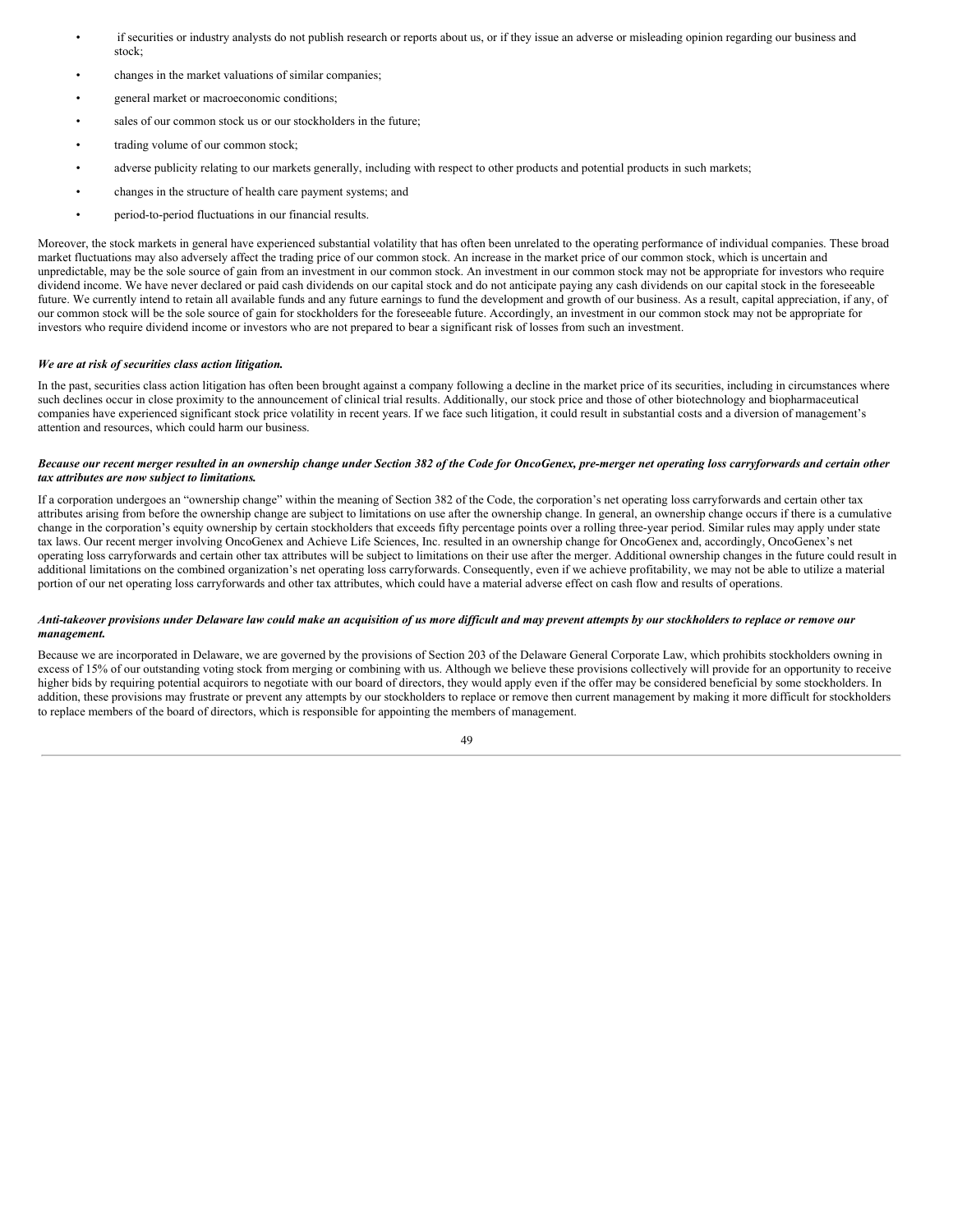- if securities or industry analysts do not publish research or reports about us, or if they issue an adverse or misleading opinion regarding our business and stock;
- changes in the market valuations of similar companies;
- general market or macroeconomic conditions;
- sales of our common stock us or our stockholders in the future;
- trading volume of our common stock;
- adverse publicity relating to our markets generally, including with respect to other products and potential products in such markets;
- changes in the structure of health care payment systems; and
- period-to-period fluctuations in our financial results.

Moreover, the stock markets in general have experienced substantial volatility that has often been unrelated to the operating performance of individual companies. These broad market fluctuations may also adversely affect the trading price of our common stock. An increase in the market price of our common stock, which is uncertain and unpredictable, may be the sole source of gain from an investment in our common stock. An investment in our common stock may not be appropriate for investors who require dividend income. We have never declared or paid cash dividends on our capital stock and do not anticipate paying any cash dividends on our capital stock in the foreseeable future. We currently intend to retain all available funds and any future earnings to fund the development and growth of our business. As a result, capital appreciation, if any, of our common stock will be the sole source of gain for stockholders for the foreseeable future. Accordingly, an investment in our common stock may not be appropriate for investors who require dividend income or investors who are not prepared to bear a significant risk of losses from such an investment.

***We are at risk of securities class action litigation.***

In the past, securities class action litigation has often been brought against a company following a decline in the market price of its securities, including in circumstances where such declines occur in close proximity to the announcement of clinical trial results. Additionally, our stock price and those of other biotechnology and biopharmaceutical companies have experienced significant stock price volatility in recent years. If we face such litigation, it could result in substantial costs and a diversion of management's attention and resources, which could harm our business.

***Because our recent merger resulted in an ownership change under Section 382 of the Code for OncoGenex, pre-merger net operating loss carryforwards and certain other tax attributes are now subject to limitations.***

If a corporation undergoes an "ownership change" within the meaning of Section 382 of the Code, the corporation's net operating loss carryforwards and certain other tax attributes arising from before the ownership change are subject to limitations on use after the ownership change. In general, an ownership change occurs if there is a cumulative change in the corporation's equity ownership by certain stockholders that exceeds fifty percentage points over a rolling three-year period. Similar rules may apply under state tax laws. Our recent merger involving OncoGenex and Achieve Life Sciences, Inc. resulted in an ownership change for OncoGenex and, accordingly, OncoGenex's net operating loss carryforwards and certain other tax attributes will be subject to limitations on their use after the merger. Additional ownership changes in the future could result in additional limitations on the combined organization's net operating loss carryforwards. Consequently, even if we achieve profitability, we may not be able to utilize a material portion of our net operating loss carryforwards and other tax attributes, which could have a material adverse effect on cash flow and results of operations.

***Anti-takeover provisions under Delaware law could make an acquisition of us more difficult and may prevent attempts by our stockholders to replace or remove our management.***

Because we are incorporated in Delaware, we are governed by the provisions of Section 203 of the Delaware General Corporate Law, which prohibits stockholders owning in excess of 15% of our outstanding voting stock from merging or combining with us. Although we believe these provisions collectively will provide for an opportunity to receive higher bids by requiring potential acquirors to negotiate with our board of directors, they would apply even if the offer may be considered beneficial by some stockholders. In addition, these provisions may frustrate or prevent any attempts by our stockholders to replace or remove then current management by making it more difficult for stockholders to replace members of the board of directors, which is responsible for appointing the members of management.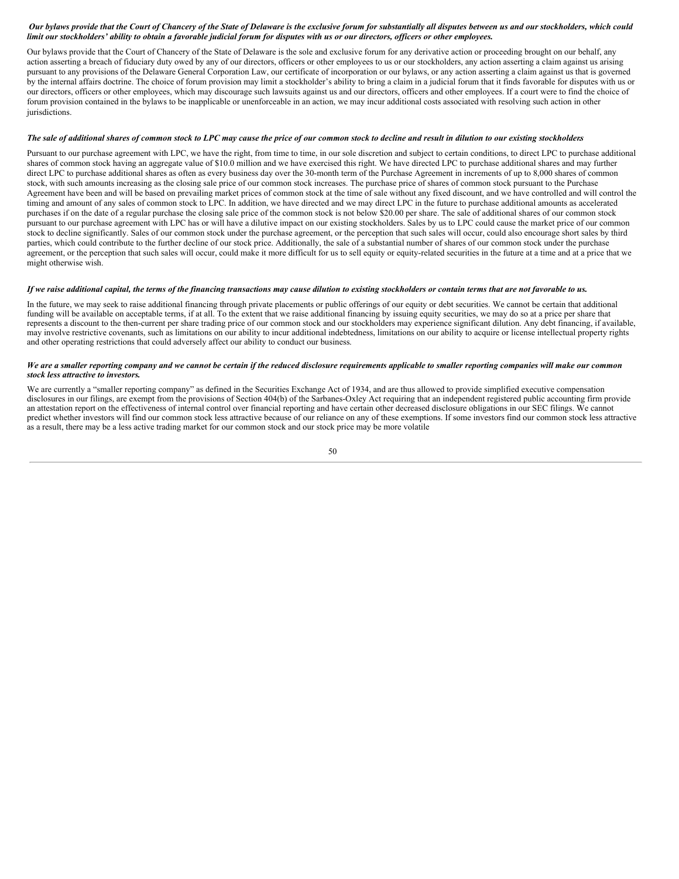***Our bylaws provide that the Court of Chancery of the State of Delaware is the exclusive forum for substantially all disputes between us and our stockholders, which could limit our stockholders' ability to obtain a favorable judicial forum for disputes with us or our directors, officers or other employees.***

Our bylaws provide that the Court of Chancery of the State of Delaware is the sole and exclusive forum for any derivative action or proceeding brought on our behalf, any action asserting a breach of fiduciary duty owed by any of our directors, officers or other employees to us or our stockholders, any action asserting a claim against us arising pursuant to any provisions of the Delaware General Corporation Law, our certificate of incorporation or our bylaws, or any action asserting a claim against us that is governed by the internal affairs doctrine. The choice of forum provision may limit a stockholder's ability to bring a claim in a judicial forum that it finds favorable for disputes with us or our directors, officers or other employees, which may discourage such lawsuits against us and our directors, officers and other employees. If a court were to find the choice of forum provision contained in the bylaws to be inapplicable or unenforceable in an action, we may incur additional costs associated with resolving such action in other jurisdictions.

***The sale of additional shares of common stock to LPC may cause the price of our common stock to decline and result in dilution to our existing stockholders***

Pursuant to our purchase agreement with LPC, we have the right, from time to time, in our sole discretion and subject to certain conditions, to direct LPC to purchase additional shares of common stock having an aggregate value of $10.0 million and we have exercised this right. We have directed LPC to purchase additional shares and may further direct LPC to purchase additional shares as often as every business day over the 30-month term of the Purchase Agreement in increments of up to 8,000 shares of common stock, with such amounts increasing as the closing sale price of our common stock increases. The purchase price of shares of common stock pursuant to the Purchase Agreement have been and will be based on prevailing market prices of common stock at the time of sale without any fixed discount, and we have controlled and will control the timing and amount of any sales of common stock to LPC. In addition, we have directed and we may direct LPC in the future to purchase additional amounts as accelerated purchases if on the date of a regular purchase the closing sale price of the common stock is not below $20.00 per share. The sale of additional shares of our common stock pursuant to our purchase agreement with LPC has or will have a dilutive impact on our existing stockholders. Sales by us to LPC could cause the market price of our common stock to decline significantly. Sales of our common stock under the purchase agreement, or the perception that such sales will occur, could also encourage short sales by third parties, which could contribute to the further decline of our stock price. Additionally, the sale of a substantial number of shares of our common stock under the purchase agreement, or the perception that such sales will occur, could make it more difficult for us to sell equity or equity-related securities in the future at a time and at a price that we might otherwise wish.

***If we raise additional capital, the terms of the financing transactions may cause dilution to existing stockholders or contain terms that are not favorable to us.***

In the future, we may seek to raise additional financing through private placements or public offerings of our equity or debt securities. We cannot be certain that additional funding will be available on acceptable terms, if at all. To the extent that we raise additional financing by issuing equity securities, we may do so at a price per share that represents a discount to the then-current per share trading price of our common stock and our stockholders may experience significant dilution. Any debt financing, if available, may involve restrictive covenants, such as limitations on our ability to incur additional indebtedness, limitations on our ability to acquire or license intellectual property rights and other operating restrictions that could adversely affect our ability to conduct our business.

***We are a smaller reporting company and we cannot be certain if the reduced disclosure requirements applicable to smaller reporting companies will make our common stock less attractive to investors.***

We are currently a "smaller reporting company" as defined in the Securities Exchange Act of 1934, and are thus allowed to provide simplified executive compensation disclosures in our filings, are exempt from the provisions of Section 404(b) of the Sarbanes-Oxley Act requiring that an independent registered public accounting firm provide an attestation report on the effectiveness of internal control over financial reporting and have certain other decreased disclosure obligations in our SEC filings. We cannot predict whether investors will find our common stock less attractive because of our reliance on any of these exemptions. If some investors find our common stock less attractive as a result, there may be a less active trading market for our common stock and our stock price may be more volatile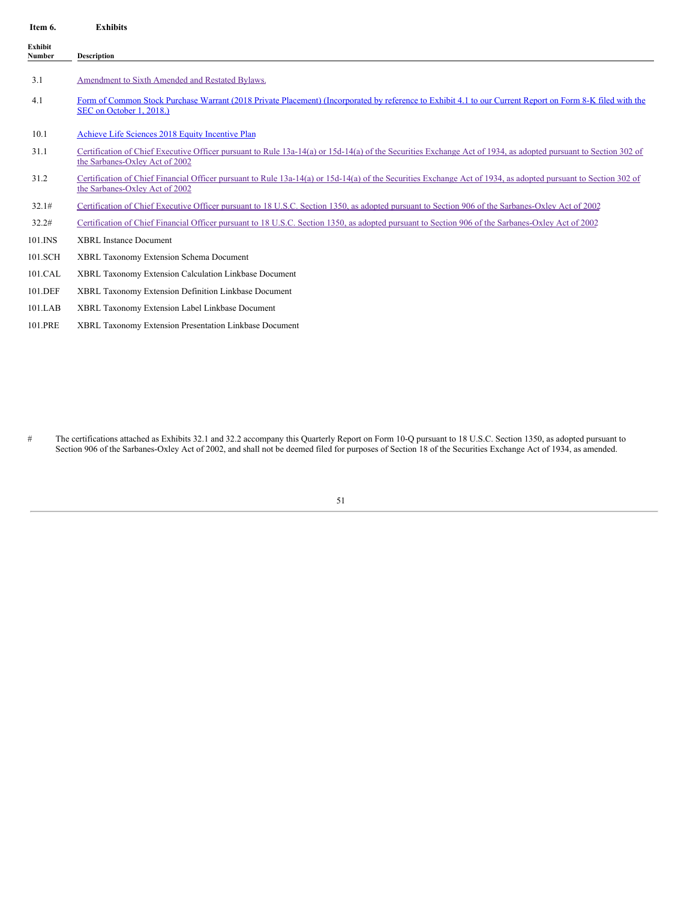## Item 6. Exhibits

| Exhibit Number | Description |
|---|---|
| 3.1 | Amendment to Sixth Amended and Restated Bylaws. |
| 4.1 | Form of Common Stock Purchase Warrant (2018 Private Placement) (Incorporated by reference to Exhibit 4.1 to our Current Report on Form 8-K filed with the SEC on October 1, 2018.) |
| 10.1 | Achieve Life Sciences 2018 Equity Incentive Plan |
| 31.1 | Certification of Chief Executive Officer pursuant to Rule 13a-14(a) or 15d-14(a) of the Securities Exchange Act of 1934, as adopted pursuant to Section 302 of the Sarbanes-Oxley Act of 2002 |
| 31.2 | Certification of Chief Financial Officer pursuant to Rule 13a-14(a) or 15d-14(a) of the Securities Exchange Act of 1934, as adopted pursuant to Section 302 of the Sarbanes-Oxley Act of 2002 |
| 32.1# | Certification of Chief Executive Officer pursuant to 18 U.S.C. Section 1350, as adopted pursuant to Section 906 of the Sarbanes-Oxley Act of 2002 |
| 32.2# | Certification of Chief Financial Officer pursuant to 18 U.S.C. Section 1350, as adopted pursuant to Section 906 of the Sarbanes-Oxley Act of 2002 |
| 101.INS | XBRL Instance Document |
| 101.SCH | XBRL Taxonomy Extension Schema Document |
| 101.CAL | XBRL Taxonomy Extension Calculation Linkbase Document |
| 101.DEF | XBRL Taxonomy Extension Definition Linkbase Document |
| 101.LAB | XBRL Taxonomy Extension Label Linkbase Document |
| 101.PRE | XBRL Taxonomy Extension Presentation Linkbase Document |

# The certifications attached as Exhibits 32.1 and 32.2 accompany this Quarterly Report on Form 10-Q pursuant to 18 U.S.C. Section 1350, as adopted pursuant to Section 906 of the Sarbanes-Oxley Act of 2002, and shall not be deemed filed for purposes of Section 18 of the Securities Exchange Act of 1934, as amended.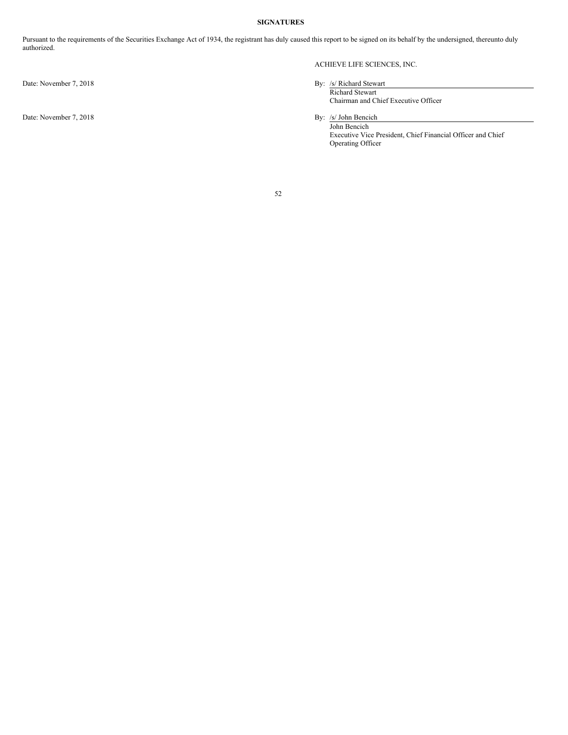## SIGNATURES

Pursuant to the requirements of the Securities Exchange Act of 1934, the registrant has duly caused this report to be signed on its behalf by the undersigned, thereunto duly authorized.

ACHIEVE LIFE SCIENCES, INC.

Date: November 7, 2018

By: /s/ Richard Stewart
Richard Stewart
Chairman and Chief Executive Officer

Date: November 7, 2018

By: /s/ John Bencich
John Bencich
Executive Vice President, Chief Financial Officer and Chief Operating Officer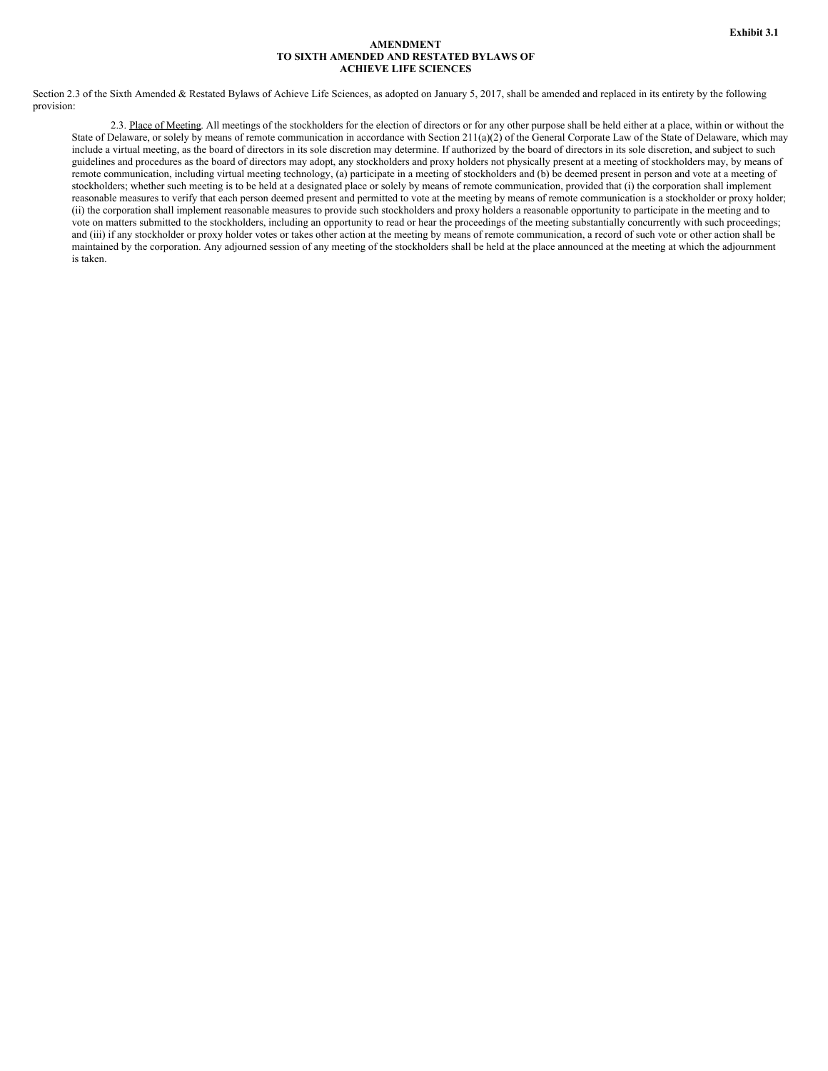**Exhibit 3.1**

**AMENDMENT**
**TO SIXTH AMENDED AND RESTATED BYLAWS OF**
**ACHIEVE LIFE SCIENCES**

Section 2.3 of the Sixth Amended & Restated Bylaws of Achieve Life Sciences, as adopted on January 5, 2017, shall be amended and replaced in its entirety by the following provision:

2.3. Place of Meeting. All meetings of the stockholders for the election of directors or for any other purpose shall be held either at a place, within or without the State of Delaware, or solely by means of remote communication in accordance with Section 211(a)(2) of the General Corporate Law of the State of Delaware, which may include a virtual meeting, as the board of directors in its sole discretion may determine. If authorized by the board of directors in its sole discretion, and subject to such guidelines and procedures as the board of directors may adopt, any stockholders and proxy holders not physically present at a meeting of stockholders may, by means of remote communication, including virtual meeting technology, (a) participate in a meeting of stockholders and (b) be deemed present in person and vote at a meeting of stockholders; whether such meeting is to be held at a designated place or solely by means of remote communication, provided that (i) the corporation shall implement reasonable measures to verify that each person deemed present and permitted to vote at the meeting by means of remote communication is a stockholder or proxy holder; (ii) the corporation shall implement reasonable measures to provide such stockholders and proxy holders a reasonable opportunity to participate in the meeting and to vote on matters submitted to the stockholders, including an opportunity to read or hear the proceedings of the meeting substantially concurrently with such proceedings; and (iii) if any stockholder or proxy holder votes or takes other action at the meeting by means of remote communication, a record of such vote or other action shall be maintained by the corporation. Any adjourned session of any meeting of the stockholders shall be held at the place announced at the meeting at which the adjournment is taken.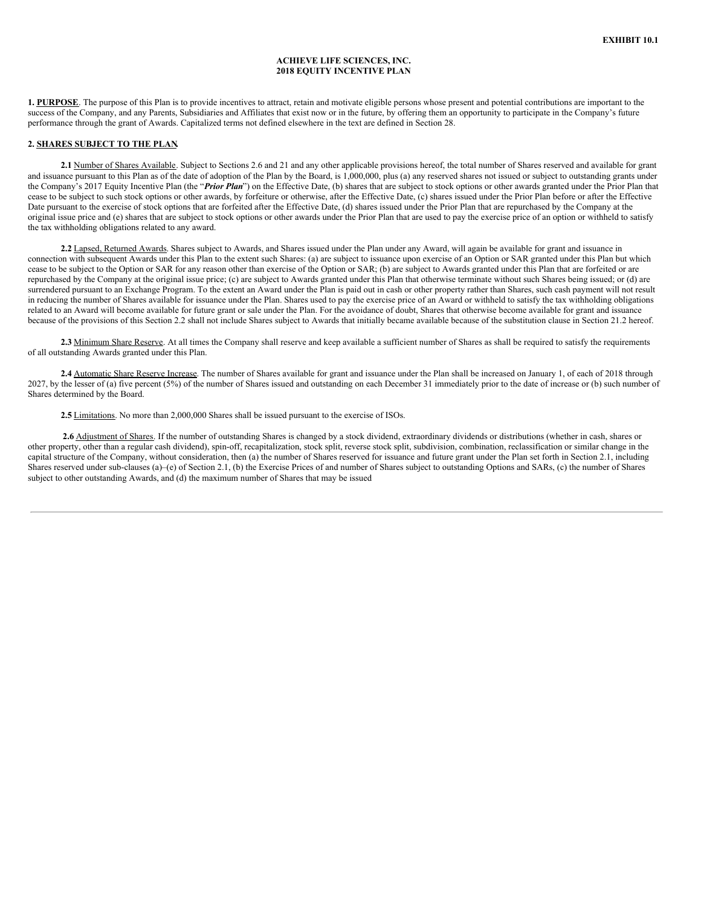**EXHIBIT 10.1**

**ACHIEVE LIFE SCIENCES, INC.**
**2018 EQUITY INCENTIVE PLAN**

**1. PURPOSE**. The purpose of this Plan is to provide incentives to attract, retain and motivate eligible persons whose present and potential contributions are important to the success of the Company, and any Parents, Subsidiaries and Affiliates that exist now or in the future, by offering them an opportunity to participate in the Company's future performance through the grant of Awards. Capitalized terms not defined elsewhere in the text are defined in Section 28.

**2. SHARES SUBJECT TO THE PLAN.**

**2.1** Number of Shares Available. Subject to Sections 2.6 and 21 and any other applicable provisions hereof, the total number of Shares reserved and available for grant and issuance pursuant to this Plan as of the date of adoption of the Plan by the Board, is 1,000,000, plus (a) any reserved shares not issued or subject to outstanding grants under the Company's 2017 Equity Incentive Plan (the "***Prior Plan***") on the Effective Date, (b) shares that are subject to stock options or other awards granted under the Prior Plan that cease to be subject to such stock options or other awards, by forfeiture or otherwise, after the Effective Date, (c) shares issued under the Prior Plan before or after the Effective Date pursuant to the exercise of stock options that are forfeited after the Effective Date, (d) shares issued under the Prior Plan that are repurchased by the Company at the original issue price and (e) shares that are subject to stock options or other awards under the Prior Plan that are used to pay the exercise price of an option or withheld to satisfy the tax withholding obligations related to any award.

**2.2** Lapsed, Returned Awards. Shares subject to Awards, and Shares issued under the Plan under any Award, will again be available for grant and issuance in connection with subsequent Awards under this Plan to the extent such Shares: (a) are subject to issuance upon exercise of an Option or SAR granted under this Plan but which cease to be subject to the Option or SAR for any reason other than exercise of the Option or SAR; (b) are subject to Awards granted under this Plan that are forfeited or are repurchased by the Company at the original issue price; (c) are subject to Awards granted under this Plan that otherwise terminate without such Shares being issued; or (d) are surrendered pursuant to an Exchange Program. To the extent an Award under the Plan is paid out in cash or other property rather than Shares, such cash payment will not result in reducing the number of Shares available for issuance under the Plan. Shares used to pay the exercise price of an Award or withheld to satisfy the tax withholding obligations related to an Award will become available for future grant or sale under the Plan. For the avoidance of doubt, Shares that otherwise become available for grant and issuance because of the provisions of this Section 2.2 shall not include Shares subject to Awards that initially became available because of the substitution clause in Section 21.2 hereof.

**2.3** Minimum Share Reserve. At all times the Company shall reserve and keep available a sufficient number of Shares as shall be required to satisfy the requirements of all outstanding Awards granted under this Plan.

**2.4** Automatic Share Reserve Increase. The number of Shares available for grant and issuance under the Plan shall be increased on January 1, of each of 2018 through 2027, by the lesser of (a) five percent (5%) of the number of Shares issued and outstanding on each December 31 immediately prior to the date of increase or (b) such number of Shares determined by the Board.

**2.5** Limitations. No more than 2,000,000 Shares shall be issued pursuant to the exercise of ISOs.

**2.6** Adjustment of Shares. If the number of outstanding Shares is changed by a stock dividend, extraordinary dividends or distributions (whether in cash, shares or other property, other than a regular cash dividend), spin-off, recapitalization, stock split, reverse stock split, subdivision, combination, reclassification or similar change in the capital structure of the Company, without consideration, then (a) the number of Shares reserved for issuance and future grant under the Plan set forth in Section 2.1, including Shares reserved under sub-clauses (a)–(e) of Section 2.1, (b) the Exercise Prices of and number of Shares subject to outstanding Options and SARs, (c) the number of Shares subject to other outstanding Awards, and (d) the maximum number of Shares that may be issued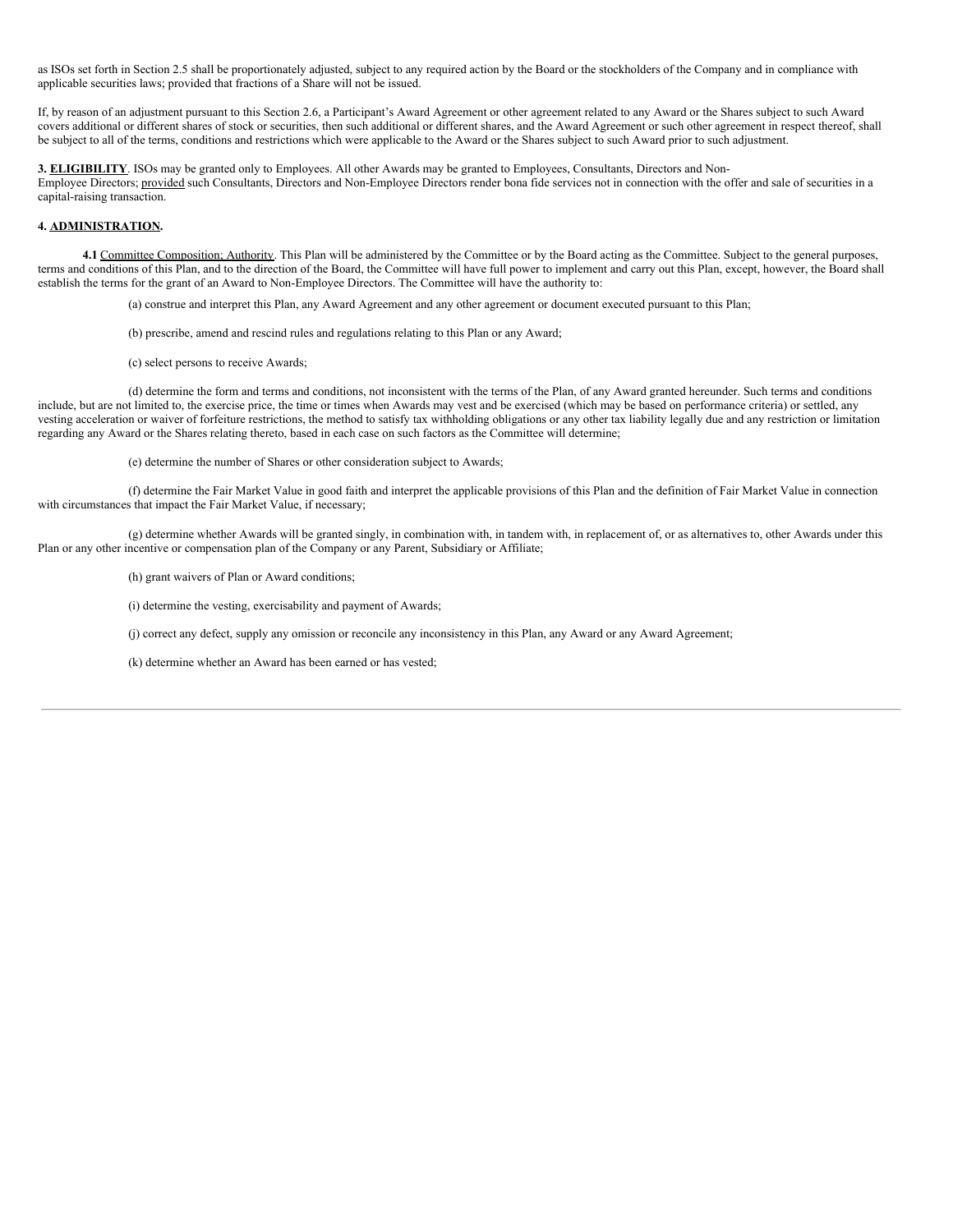as ISOs set forth in Section 2.5 shall be proportionately adjusted, subject to any required action by the Board or the stockholders of the Company and in compliance with applicable securities laws; provided that fractions of a Share will not be issued.

If, by reason of an adjustment pursuant to this Section 2.6, a Participant's Award Agreement or other agreement related to any Award or the Shares subject to such Award covers additional or different shares of stock or securities, then such additional or different shares, and the Award Agreement or such other agreement in respect thereof, shall be subject to all of the terms, conditions and restrictions which were applicable to the Award or the Shares subject to such Award prior to such adjustment.

**3. ELIGIBILITY**. ISOs may be granted only to Employees. All other Awards may be granted to Employees, Consultants, Directors and Non-Employee Directors; provided such Consultants, Directors and Non-Employee Directors render bona fide services not in connection with the offer and sale of securities in a capital-raising transaction.

**4. ADMINISTRATION.**

**4.1** Committee Composition; Authority. This Plan will be administered by the Committee or by the Board acting as the Committee. Subject to the general purposes, terms and conditions of this Plan, and to the direction of the Board, the Committee will have full power to implement and carry out this Plan, except, however, the Board shall establish the terms for the grant of an Award to Non-Employee Directors. The Committee will have the authority to:

(a) construe and interpret this Plan, any Award Agreement and any other agreement or document executed pursuant to this Plan;

(b) prescribe, amend and rescind rules and regulations relating to this Plan or any Award;

(c) select persons to receive Awards;

(d) determine the form and terms and conditions, not inconsistent with the terms of the Plan, of any Award granted hereunder. Such terms and conditions include, but are not limited to, the exercise price, the time or times when Awards may vest and be exercised (which may be based on performance criteria) or settled, any vesting acceleration or waiver of forfeiture restrictions, the method to satisfy tax withholding obligations or any other tax liability legally due and any restriction or limitation regarding any Award or the Shares relating thereto, based in each case on such factors as the Committee will determine;

(e) determine the number of Shares or other consideration subject to Awards;

(f) determine the Fair Market Value in good faith and interpret the applicable provisions of this Plan and the definition of Fair Market Value in connection with circumstances that impact the Fair Market Value, if necessary;

(g) determine whether Awards will be granted singly, in combination with, in tandem with, in replacement of, or as alternatives to, other Awards under this Plan or any other incentive or compensation plan of the Company or any Parent, Subsidiary or Affiliate;

(h) grant waivers of Plan or Award conditions;

(i) determine the vesting, exercisability and payment of Awards;

(j) correct any defect, supply any omission or reconcile any inconsistency in this Plan, any Award or any Award Agreement;

(k) determine whether an Award has been earned or has vested;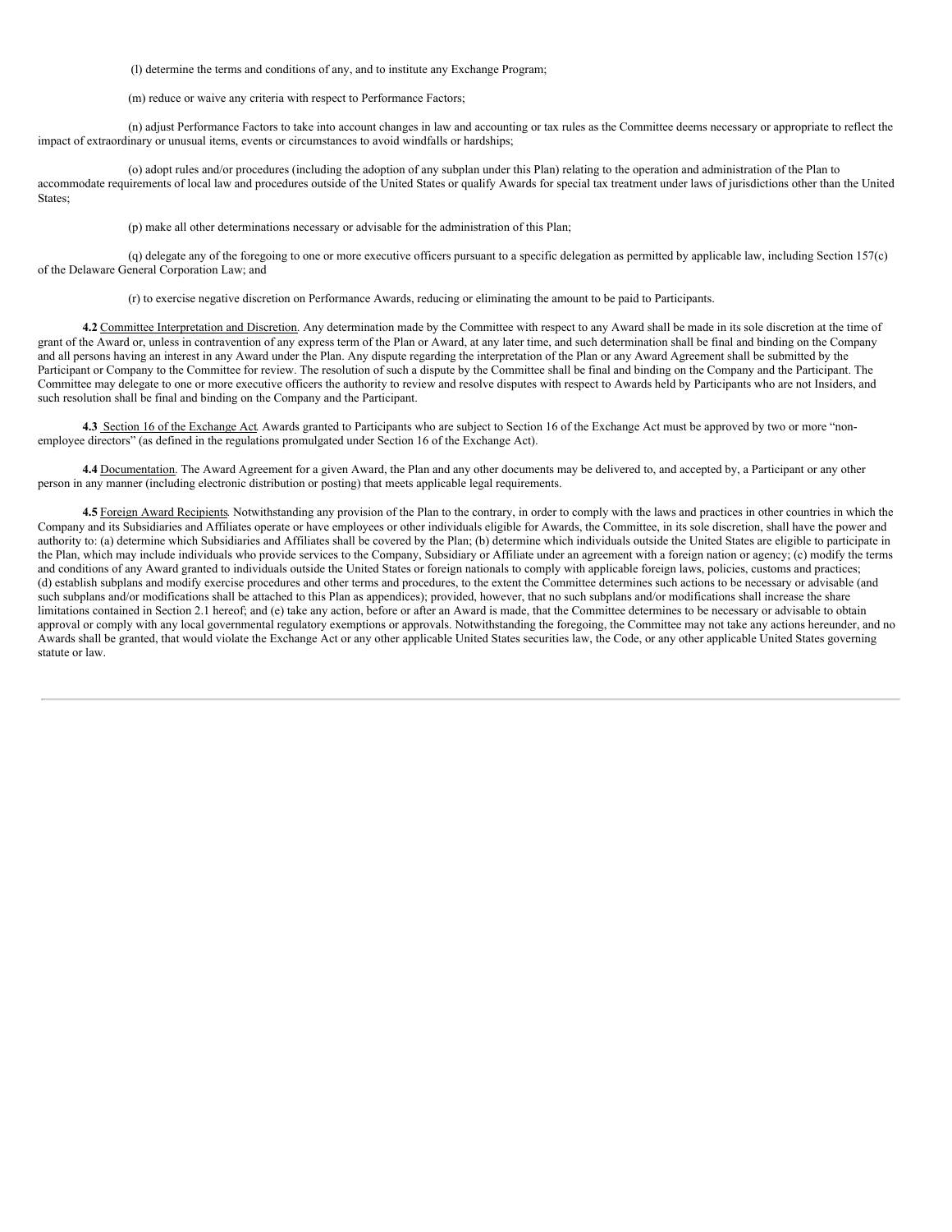(l) determine the terms and conditions of any, and to institute any Exchange Program;

(m) reduce or waive any criteria with respect to Performance Factors;

(n) adjust Performance Factors to take into account changes in law and accounting or tax rules as the Committee deems necessary or appropriate to reflect the impact of extraordinary or unusual items, events or circumstances to avoid windfalls or hardships;

(o) adopt rules and/or procedures (including the adoption of any subplan under this Plan) relating to the operation and administration of the Plan to accommodate requirements of local law and procedures outside of the United States or qualify Awards for special tax treatment under laws of jurisdictions other than the United States;

(p) make all other determinations necessary or advisable for the administration of this Plan;

(q) delegate any of the foregoing to one or more executive officers pursuant to a specific delegation as permitted by applicable law, including Section 157(c) of the Delaware General Corporation Law; and

(r) to exercise negative discretion on Performance Awards, reducing or eliminating the amount to be paid to Participants.

**4.2** Committee Interpretation and Discretion. Any determination made by the Committee with respect to any Award shall be made in its sole discretion at the time of grant of the Award or, unless in contravention of any express term of the Plan or Award, at any later time, and such determination shall be final and binding on the Company and all persons having an interest in any Award under the Plan. Any dispute regarding the interpretation of the Plan or any Award Agreement shall be submitted by the Participant or Company to the Committee for review. The resolution of such a dispute by the Committee shall be final and binding on the Company and the Participant. The Committee may delegate to one or more executive officers the authority to review and resolve disputes with respect to Awards held by Participants who are not Insiders, and such resolution shall be final and binding on the Company and the Participant.

**4.3** Section 16 of the Exchange Act. Awards granted to Participants who are subject to Section 16 of the Exchange Act must be approved by two or more "non-employee directors" (as defined in the regulations promulgated under Section 16 of the Exchange Act).

**4.4** Documentation. The Award Agreement for a given Award, the Plan and any other documents may be delivered to, and accepted by, a Participant or any other person in any manner (including electronic distribution or posting) that meets applicable legal requirements.

**4.5** Foreign Award Recipients. Notwithstanding any provision of the Plan to the contrary, in order to comply with the laws and practices in other countries in which the Company and its Subsidiaries and Affiliates operate or have employees or other individuals eligible for Awards, the Committee, in its sole discretion, shall have the power and authority to: (a) determine which Subsidiaries and Affiliates shall be covered by the Plan; (b) determine which individuals outside the United States are eligible to participate in the Plan, which may include individuals who provide services to the Company, Subsidiary or Affiliate under an agreement with a foreign nation or agency; (c) modify the terms and conditions of any Award granted to individuals outside the United States or foreign nationals to comply with applicable foreign laws, policies, customs and practices; (d) establish subplans and modify exercise procedures and other terms and procedures, to the extent the Committee determines such actions to be necessary or advisable (and such subplans and/or modifications shall be attached to this Plan as appendices); provided, however, that no such subplans and/or modifications shall increase the share limitations contained in Section 2.1 hereof; and (e) take any action, before or after an Award is made, that the Committee determines to be necessary or advisable to obtain approval or comply with any local governmental regulatory exemptions or approvals. Notwithstanding the foregoing, the Committee may not take any actions hereunder, and no Awards shall be granted, that would violate the Exchange Act or any other applicable United States securities law, the Code, or any other applicable United States governing statute or law.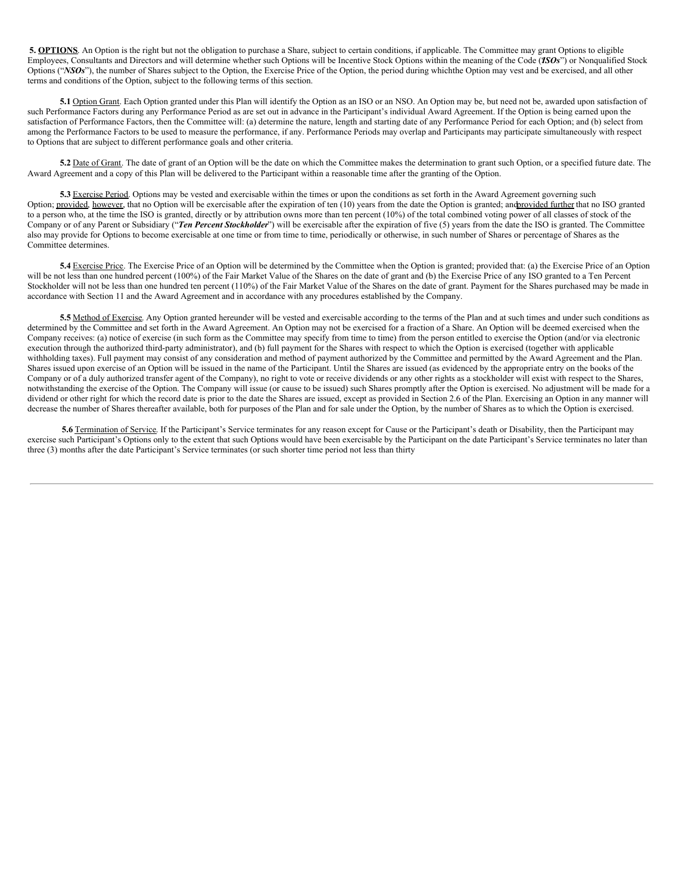**5. OPTIONS**. An Option is the right but not the obligation to purchase a Share, subject to certain conditions, if applicable. The Committee may grant Options to eligible Employees, Consultants and Directors and will determine whether such Options will be Incentive Stock Options within the meaning of the Code ("***ISOs***") or Nonqualified Stock Options ("***NSOs***"), the number of Shares subject to the Option, the Exercise Price of the Option, the period during whichthe Option may vest and be exercised, and all other terms and conditions of the Option, subject to the following terms of this section.

**5.1** Option Grant. Each Option granted under this Plan will identify the Option as an ISO or an NSO. An Option may be, but need not be, awarded upon satisfaction of such Performance Factors during any Performance Period as are set out in advance in the Participant's individual Award Agreement. If the Option is being earned upon the satisfaction of Performance Factors, then the Committee will: (a) determine the nature, length and starting date of any Performance Period for each Option; and (b) select from among the Performance Factors to be used to measure the performance, if any. Performance Periods may overlap and Participants may participate simultaneously with respect to Options that are subject to different performance goals and other criteria.

**5.2** Date of Grant. The date of grant of an Option will be the date on which the Committee makes the determination to grant such Option, or a specified future date. The Award Agreement and a copy of this Plan will be delivered to the Participant within a reasonable time after the granting of the Option.

**5.3** Exercise Period. Options may be vested and exercisable within the times or upon the conditions as set forth in the Award Agreement governing such Option; provided, however, that no Option will be exercisable after the expiration of ten (10) years from the date the Option is granted; andprovided further that no ISO granted to a person who, at the time the ISO is granted, directly or by attribution owns more than ten percent (10%) of the total combined voting power of all classes of stock of the Company or of any Parent or Subsidiary ("***Ten Percent Stockholder***") will be exercisable after the expiration of five (5) years from the date the ISO is granted. The Committee also may provide for Options to become exercisable at one time or from time to time, periodically or otherwise, in such number of Shares or percentage of Shares as the Committee determines.

**5.4** Exercise Price. The Exercise Price of an Option will be determined by the Committee when the Option is granted; provided that: (a) the Exercise Price of an Option will be not less than one hundred percent (100%) of the Fair Market Value of the Shares on the date of grant and (b) the Exercise Price of any ISO granted to a Ten Percent Stockholder will not be less than one hundred ten percent (110%) of the Fair Market Value of the Shares on the date of grant. Payment for the Shares purchased may be made in accordance with Section 11 and the Award Agreement and in accordance with any procedures established by the Company.

**5.5** Method of Exercise. Any Option granted hereunder will be vested and exercisable according to the terms of the Plan and at such times and under such conditions as determined by the Committee and set forth in the Award Agreement. An Option may not be exercised for a fraction of a Share. An Option will be deemed exercised when the Company receives: (a) notice of exercise (in such form as the Committee may specify from time to time) from the person entitled to exercise the Option (and/or via electronic execution through the authorized third-party administrator), and (b) full payment for the Shares with respect to which the Option is exercised (together with applicable withholding taxes). Full payment may consist of any consideration and method of payment authorized by the Committee and permitted by the Award Agreement and the Plan. Shares issued upon exercise of an Option will be issued in the name of the Participant. Until the Shares are issued (as evidenced by the appropriate entry on the books of the Company or of a duly authorized transfer agent of the Company), no right to vote or receive dividends or any other rights as a stockholder will exist with respect to the Shares, notwithstanding the exercise of the Option. The Company will issue (or cause to be issued) such Shares promptly after the Option is exercised. No adjustment will be made for a dividend or other right for which the record date is prior to the date the Shares are issued, except as provided in Section 2.6 of the Plan. Exercising an Option in any manner will decrease the number of Shares thereafter available, both for purposes of the Plan and for sale under the Option, by the number of Shares as to which the Option is exercised.

**5.6** Termination of Service. If the Participant's Service terminates for any reason except for Cause or the Participant's death or Disability, then the Participant may exercise such Participant's Options only to the extent that such Options would have been exercisable by the Participant on the date Participant's Service terminates no later than three (3) months after the date Participant's Service terminates (or such shorter time period not less than thirty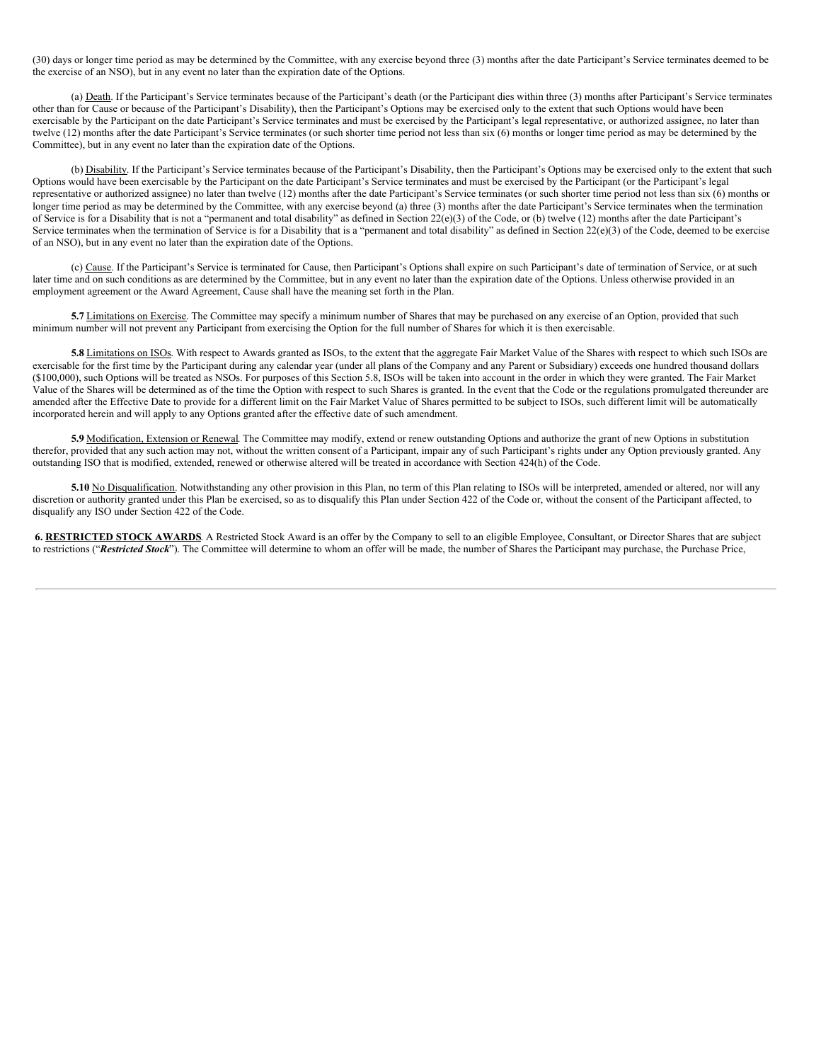(30) days or longer time period as may be determined by the Committee, with any exercise beyond three (3) months after the date Participant's Service terminates deemed to be the exercise of an NSO), but in any event no later than the expiration date of the Options.

(a) Death. If the Participant's Service terminates because of the Participant's death (or the Participant dies within three (3) months after Participant's Service terminates other than for Cause or because of the Participant's Disability), then the Participant's Options may be exercised only to the extent that such Options would have been exercisable by the Participant on the date Participant's Service terminates and must be exercised by the Participant's legal representative, or authorized assignee, no later than twelve (12) months after the date Participant's Service terminates (or such shorter time period not less than six (6) months or longer time period as may be determined by the Committee), but in any event no later than the expiration date of the Options.

(b) Disability. If the Participant's Service terminates because of the Participant's Disability, then the Participant's Options may be exercised only to the extent that such Options would have been exercisable by the Participant on the date Participant's Service terminates and must be exercised by the Participant (or the Participant's legal representative or authorized assignee) no later than twelve (12) months after the date Participant's Service terminates (or such shorter time period not less than six (6) months or longer time period as may be determined by the Committee, with any exercise beyond (a) three (3) months after the date Participant's Service terminates when the termination of Service is for a Disability that is not a "permanent and total disability" as defined in Section 22(e)(3) of the Code, or (b) twelve (12) months after the date Participant's Service terminates when the termination of Service is for a Disability that is a "permanent and total disability" as defined in Section 22(e)(3) of the Code, deemed to be exercise of an NSO), but in any event no later than the expiration date of the Options.

(c) Cause. If the Participant's Service is terminated for Cause, then Participant's Options shall expire on such Participant's date of termination of Service, or at such later time and on such conditions as are determined by the Committee, but in any event no later than the expiration date of the Options. Unless otherwise provided in an employment agreement or the Award Agreement, Cause shall have the meaning set forth in the Plan.

**5.7** Limitations on Exercise. The Committee may specify a minimum number of Shares that may be purchased on any exercise of an Option, provided that such minimum number will not prevent any Participant from exercising the Option for the full number of Shares for which it is then exercisable.

**5.8** Limitations on ISOs. With respect to Awards granted as ISOs, to the extent that the aggregate Fair Market Value of the Shares with respect to which such ISOs are exercisable for the first time by the Participant during any calendar year (under all plans of the Company and any Parent or Subsidiary) exceeds one hundred thousand dollars ($100,000), such Options will be treated as NSOs. For purposes of this Section 5.8, ISOs will be taken into account in the order in which they were granted. The Fair Market Value of the Shares will be determined as of the time the Option with respect to such Shares is granted. In the event that the Code or the regulations promulgated thereunder are amended after the Effective Date to provide for a different limit on the Fair Market Value of Shares permitted to be subject to ISOs, such different limit will be automatically incorporated herein and will apply to any Options granted after the effective date of such amendment.

**5.9** Modification, Extension or Renewal. The Committee may modify, extend or renew outstanding Options and authorize the grant of new Options in substitution therefor, provided that any such action may not, without the written consent of a Participant, impair any of such Participant's rights under any Option previously granted. Any outstanding ISO that is modified, extended, renewed or otherwise altered will be treated in accordance with Section 424(h) of the Code.

**5.10** No Disqualification. Notwithstanding any other provision in this Plan, no term of this Plan relating to ISOs will be interpreted, amended or altered, nor will any discretion or authority granted under this Plan be exercised, so as to disqualify this Plan under Section 422 of the Code or, without the consent of the Participant affected, to disqualify any ISO under Section 422 of the Code.

**6. RESTRICTED STOCK AWARDS**. A Restricted Stock Award is an offer by the Company to sell to an eligible Employee, Consultant, or Director Shares that are subject to restrictions ("***Restricted Stock***"). The Committee will determine to whom an offer will be made, the number of Shares the Participant may purchase, the Purchase Price,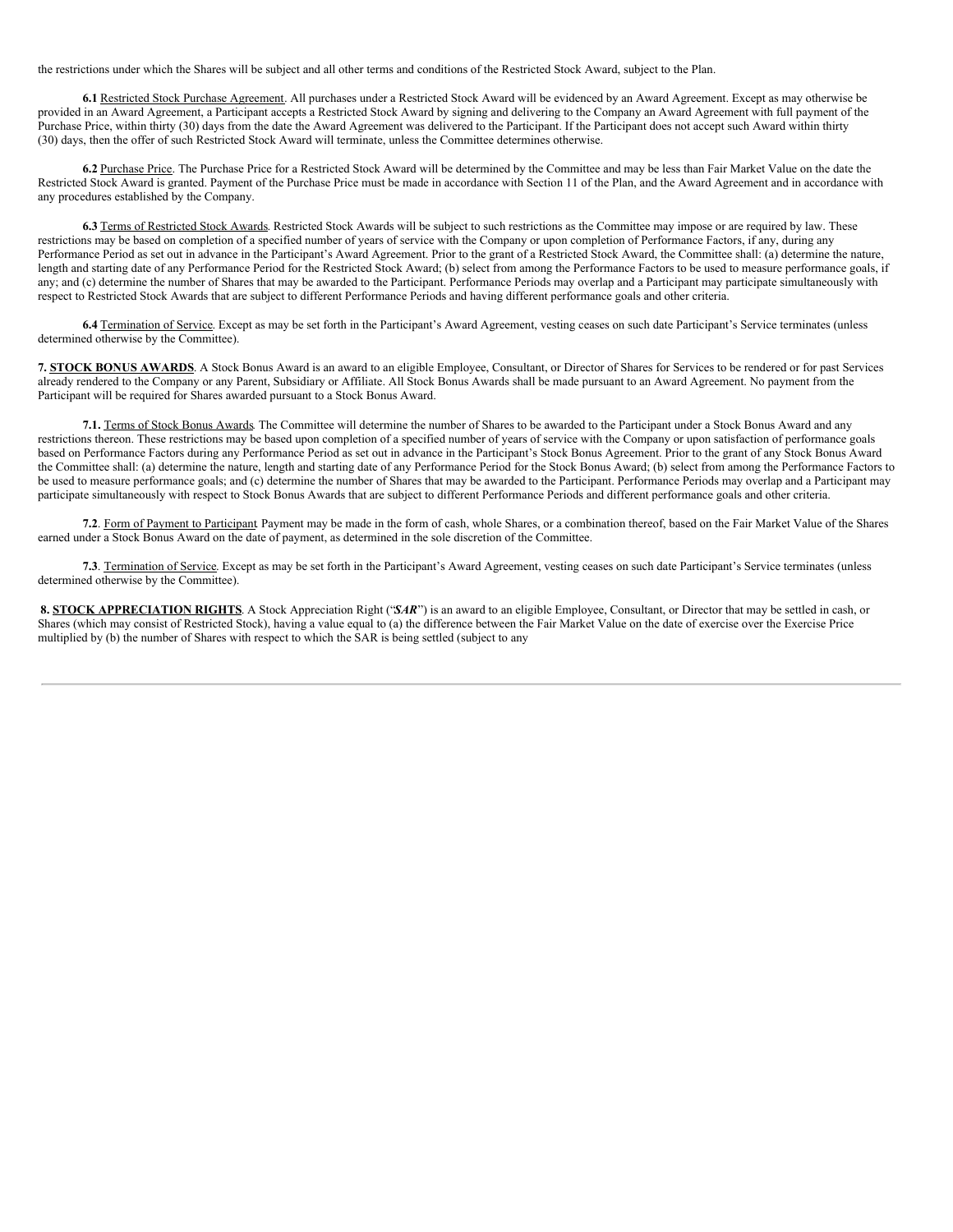the restrictions under which the Shares will be subject and all other terms and conditions of the Restricted Stock Award, subject to the Plan.

**6.1** Restricted Stock Purchase Agreement. All purchases under a Restricted Stock Award will be evidenced by an Award Agreement. Except as may otherwise be provided in an Award Agreement, a Participant accepts a Restricted Stock Award by signing and delivering to the Company an Award Agreement with full payment of the Purchase Price, within thirty (30) days from the date the Award Agreement was delivered to the Participant. If the Participant does not accept such Award within thirty (30) days, then the offer of such Restricted Stock Award will terminate, unless the Committee determines otherwise.

**6.2** Purchase Price. The Purchase Price for a Restricted Stock Award will be determined by the Committee and may be less than Fair Market Value on the date the Restricted Stock Award is granted. Payment of the Purchase Price must be made in accordance with Section 11 of the Plan, and the Award Agreement and in accordance with any procedures established by the Company.

**6.3** Terms of Restricted Stock Awards. Restricted Stock Awards will be subject to such restrictions as the Committee may impose or are required by law. These restrictions may be based on completion of a specified number of years of service with the Company or upon completion of Performance Factors, if any, during any Performance Period as set out in advance in the Participant's Award Agreement. Prior to the grant of a Restricted Stock Award, the Committee shall: (a) determine the nature, length and starting date of any Performance Period for the Restricted Stock Award; (b) select from among the Performance Factors to be used to measure performance goals, if any; and (c) determine the number of Shares that may be awarded to the Participant. Performance Periods may overlap and a Participant may participate simultaneously with respect to Restricted Stock Awards that are subject to different Performance Periods and having different performance goals and other criteria.

**6.4** Termination of Service. Except as may be set forth in the Participant's Award Agreement, vesting ceases on such date Participant's Service terminates (unless determined otherwise by the Committee).

**7. STOCK BONUS AWARDS**. A Stock Bonus Award is an award to an eligible Employee, Consultant, or Director of Shares for Services to be rendered or for past Services already rendered to the Company or any Parent, Subsidiary or Affiliate. All Stock Bonus Awards shall be made pursuant to an Award Agreement. No payment from the Participant will be required for Shares awarded pursuant to a Stock Bonus Award.

**7.1.** Terms of Stock Bonus Awards. The Committee will determine the number of Shares to be awarded to the Participant under a Stock Bonus Award and any restrictions thereon. These restrictions may be based upon completion of a specified number of years of service with the Company or upon satisfaction of performance goals based on Performance Factors during any Performance Period as set out in advance in the Participant's Stock Bonus Agreement. Prior to the grant of any Stock Bonus Award the Committee shall: (a) determine the nature, length and starting date of any Performance Period for the Stock Bonus Award; (b) select from among the Performance Factors to be used to measure performance goals; and (c) determine the number of Shares that may be awarded to the Participant. Performance Periods may overlap and a Participant may participate simultaneously with respect to Stock Bonus Awards that are subject to different Performance Periods and different performance goals and other criteria.

**7.2**. Form of Payment to Participant. Payment may be made in the form of cash, whole Shares, or a combination thereof, based on the Fair Market Value of the Shares earned under a Stock Bonus Award on the date of payment, as determined in the sole discretion of the Committee.

**7.3**. Termination of Service. Except as may be set forth in the Participant's Award Agreement, vesting ceases on such date Participant's Service terminates (unless determined otherwise by the Committee).

**8. STOCK APPRECIATION RIGHTS**. A Stock Appreciation Right ("***SAR***") is an award to an eligible Employee, Consultant, or Director that may be settled in cash, or Shares (which may consist of Restricted Stock), having a value equal to (a) the difference between the Fair Market Value on the date of exercise over the Exercise Price multiplied by (b) the number of Shares with respect to which the SAR is being settled (subject to any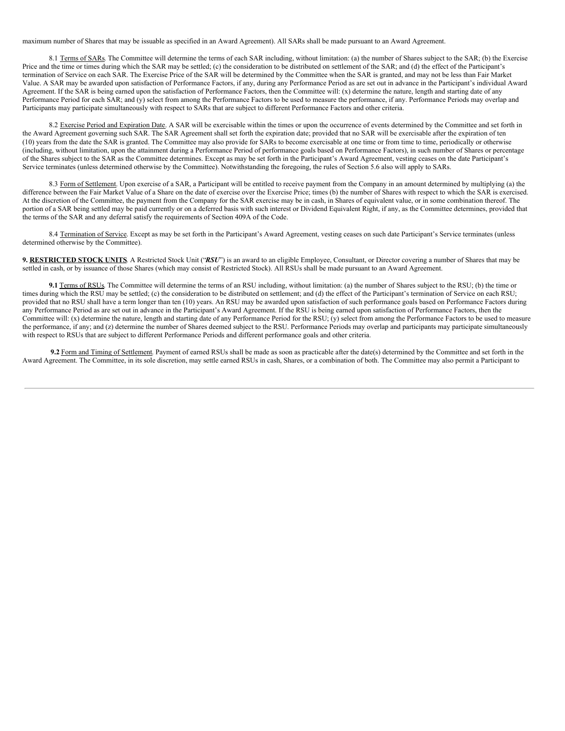maximum number of Shares that may be issuable as specified in an Award Agreement). All SARs shall be made pursuant to an Award Agreement.

8.1 Terms of SARs. The Committee will determine the terms of each SAR including, without limitation: (a) the number of Shares subject to the SAR; (b) the Exercise Price and the time or times during which the SAR may be settled; (c) the consideration to be distributed on settlement of the SAR; and (d) the effect of the Participant's termination of Service on each SAR. The Exercise Price of the SAR will be determined by the Committee when the SAR is granted, and may not be less than Fair Market Value. A SAR may be awarded upon satisfaction of Performance Factors, if any, during any Performance Period as are set out in advance in the Participant's individual Award Agreement. If the SAR is being earned upon the satisfaction of Performance Factors, then the Committee will: (x) determine the nature, length and starting date of any Performance Period for each SAR; and (y) select from among the Performance Factors to be used to measure the performance, if any. Performance Periods may overlap and Participants may participate simultaneously with respect to SARs that are subject to different Performance Factors and other criteria.

8.2 Exercise Period and Expiration Date. A SAR will be exercisable within the times or upon the occurrence of events determined by the Committee and set forth in the Award Agreement governing such SAR. The SAR Agreement shall set forth the expiration date; provided that no SAR will be exercisable after the expiration of ten (10) years from the date the SAR is granted. The Committee may also provide for SARs to become exercisable at one time or from time to time, periodically or otherwise (including, without limitation, upon the attainment during a Performance Period of performance goals based on Performance Factors), in such number of Shares or percentage of the Shares subject to the SAR as the Committee determines. Except as may be set forth in the Participant's Award Agreement, vesting ceases on the date Participant's Service terminates (unless determined otherwise by the Committee). Notwithstanding the foregoing, the rules of Section 5.6 also will apply to SARs.

8.3 Form of Settlement. Upon exercise of a SAR, a Participant will be entitled to receive payment from the Company in an amount determined by multiplying (a) the difference between the Fair Market Value of a Share on the date of exercise over the Exercise Price; times (b) the number of Shares with respect to which the SAR is exercised. At the discretion of the Committee, the payment from the Company for the SAR exercise may be in cash, in Shares of equivalent value, or in some combination thereof. The portion of a SAR being settled may be paid currently or on a deferred basis with such interest or Dividend Equivalent Right, if any, as the Committee determines, provided that the terms of the SAR and any deferral satisfy the requirements of Section 409A of the Code.

8.4 Termination of Service. Except as may be set forth in the Participant's Award Agreement, vesting ceases on such date Participant's Service terminates (unless determined otherwise by the Committee).

**9. RESTRICTED STOCK UNITS**. A Restricted Stock Unit ("***RSU***") is an award to an eligible Employee, Consultant, or Director covering a number of Shares that may be settled in cash, or by issuance of those Shares (which may consist of Restricted Stock). All RSUs shall be made pursuant to an Award Agreement.

**9.1** Terms of RSUs. The Committee will determine the terms of an RSU including, without limitation: (a) the number of Shares subject to the RSU; (b) the time or times during which the RSU may be settled; (c) the consideration to be distributed on settlement; and (d) the effect of the Participant's termination of Service on each RSU; provided that no RSU shall have a term longer than ten (10) years. An RSU may be awarded upon satisfaction of such performance goals based on Performance Factors during any Performance Period as are set out in advance in the Participant's Award Agreement. If the RSU is being earned upon satisfaction of Performance Factors, then the Committee will: (x) determine the nature, length and starting date of any Performance Period for the RSU; (y) select from among the Performance Factors to be used to measure the performance, if any; and (z) determine the number of Shares deemed subject to the RSU. Performance Periods may overlap and participants may participate simultaneously with respect to RSUs that are subject to different Performance Periods and different performance goals and other criteria.

**9.2** Form and Timing of Settlement. Payment of earned RSUs shall be made as soon as practicable after the date(s) determined by the Committee and set forth in the Award Agreement. The Committee, in its sole discretion, may settle earned RSUs in cash, Shares, or a combination of both. The Committee may also permit a Participant to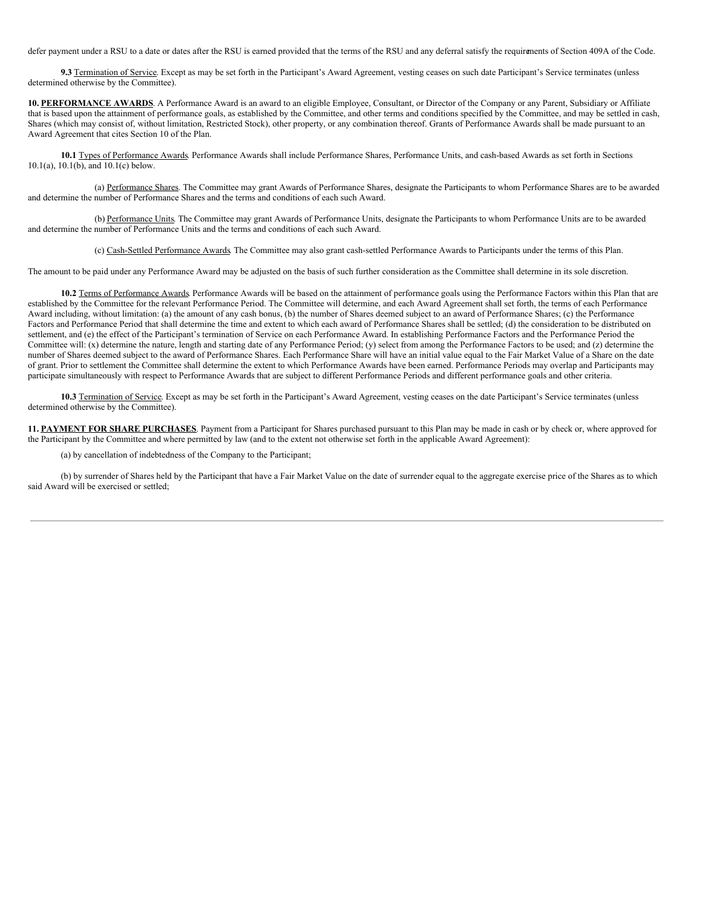defer payment under a RSU to a date or dates after the RSU is earned provided that the terms of the RSU and any deferral satisfy the requirements of Section 409A of the Code.

**9.3** Termination of Service. Except as may be set forth in the Participant's Award Agreement, vesting ceases on such date Participant's Service terminates (unless determined otherwise by the Committee).

**10. PERFORMANCE AWARDS**. A Performance Award is an award to an eligible Employee, Consultant, or Director of the Company or any Parent, Subsidiary or Affiliate that is based upon the attainment of performance goals, as established by the Committee, and other terms and conditions specified by the Committee, and may be settled in cash, Shares (which may consist of, without limitation, Restricted Stock), other property, or any combination thereof. Grants of Performance Awards shall be made pursuant to an Award Agreement that cites Section 10 of the Plan.

**10.1** Types of Performance Awards. Performance Awards shall include Performance Shares, Performance Units, and cash-based Awards as set forth in Sections 10.1(a), 10.1(b), and 10.1(c) below.

(a) Performance Shares. The Committee may grant Awards of Performance Shares, designate the Participants to whom Performance Shares are to be awarded and determine the number of Performance Shares and the terms and conditions of each such Award.

(b) Performance Units. The Committee may grant Awards of Performance Units, designate the Participants to whom Performance Units are to be awarded and determine the number of Performance Units and the terms and conditions of each such Award.

(c) Cash-Settled Performance Awards. The Committee may also grant cash-settled Performance Awards to Participants under the terms of this Plan.

The amount to be paid under any Performance Award may be adjusted on the basis of such further consideration as the Committee shall determine in its sole discretion.

**10.2** Terms of Performance Awards. Performance Awards will be based on the attainment of performance goals using the Performance Factors within this Plan that are established by the Committee for the relevant Performance Period. The Committee will determine, and each Award Agreement shall set forth, the terms of each Performance Award including, without limitation: (a) the amount of any cash bonus, (b) the number of Shares deemed subject to an award of Performance Shares; (c) the Performance Factors and Performance Period that shall determine the time and extent to which each award of Performance Shares shall be settled; (d) the consideration to be distributed on settlement, and (e) the effect of the Participant's termination of Service on each Performance Award. In establishing Performance Factors and the Performance Period the Committee will: (x) determine the nature, length and starting date of any Performance Period; (y) select from among the Performance Factors to be used; and (z) determine the number of Shares deemed subject to the award of Performance Shares. Each Performance Share will have an initial value equal to the Fair Market Value of a Share on the date of grant. Prior to settlement the Committee shall determine the extent to which Performance Awards have been earned. Performance Periods may overlap and Participants may participate simultaneously with respect to Performance Awards that are subject to different Performance Periods and different performance goals and other criteria.

**10.3** Termination of Service. Except as may be set forth in the Participant's Award Agreement, vesting ceases on the date Participant's Service terminates (unless determined otherwise by the Committee).

**11. PAYMENT FOR SHARE PURCHASES**. Payment from a Participant for Shares purchased pursuant to this Plan may be made in cash or by check or, where approved for the Participant by the Committee and where permitted by law (and to the extent not otherwise set forth in the applicable Award Agreement):

(a) by cancellation of indebtedness of the Company to the Participant;

(b) by surrender of Shares held by the Participant that have a Fair Market Value on the date of surrender equal to the aggregate exercise price of the Shares as to which said Award will be exercised or settled;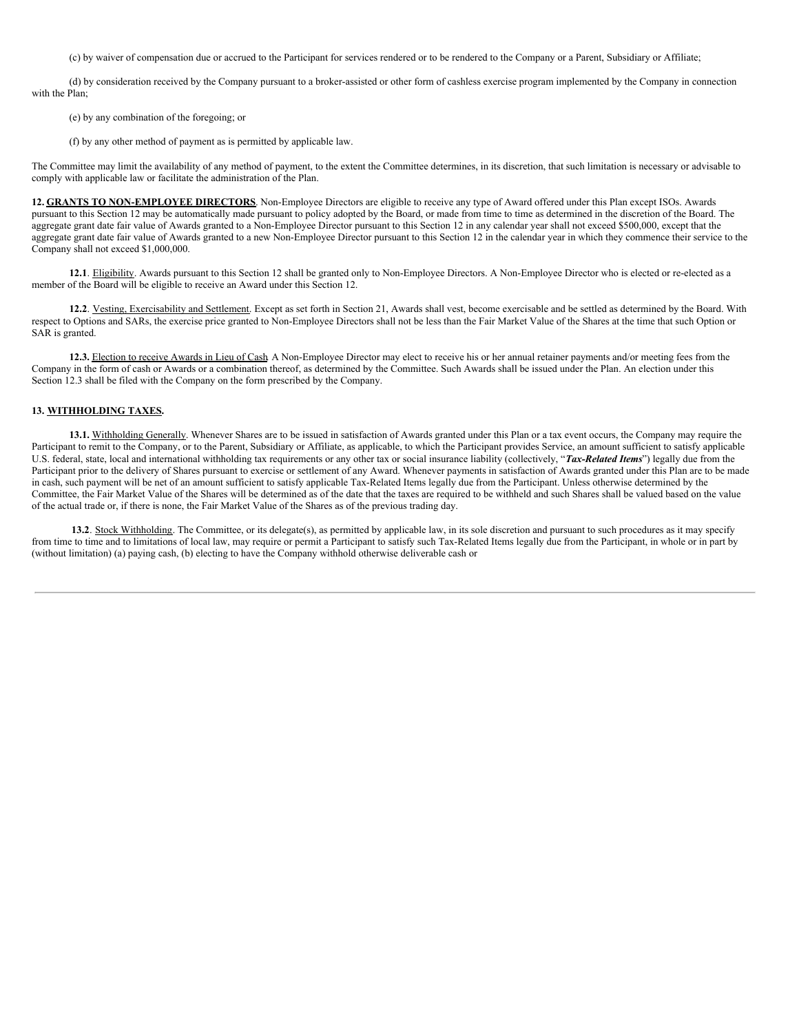(c) by waiver of compensation due or accrued to the Participant for services rendered or to be rendered to the Company or a Parent, Subsidiary or Affiliate;

(d) by consideration received by the Company pursuant to a broker-assisted or other form of cashless exercise program implemented by the Company in connection with the Plan;

(e) by any combination of the foregoing; or

(f) by any other method of payment as is permitted by applicable law.

The Committee may limit the availability of any method of payment, to the extent the Committee determines, in its discretion, that such limitation is necessary or advisable to comply with applicable law or facilitate the administration of the Plan.

**12. GRANTS TO NON-EMPLOYEE DIRECTORS**. Non-Employee Directors are eligible to receive any type of Award offered under this Plan except ISOs. Awards pursuant to this Section 12 may be automatically made pursuant to policy adopted by the Board, or made from time to time as determined in the discretion of the Board. The aggregate grant date fair value of Awards granted to a Non-Employee Director pursuant to this Section 12 in any calendar year shall not exceed $500,000, except that the aggregate grant date fair value of Awards granted to a new Non-Employee Director pursuant to this Section 12 in the calendar year in which they commence their service to the Company shall not exceed $1,000,000.

**12.1**. Eligibility. Awards pursuant to this Section 12 shall be granted only to Non-Employee Directors. A Non-Employee Director who is elected or re-elected as a member of the Board will be eligible to receive an Award under this Section 12.

**12.2**. Vesting, Exercisability and Settlement. Except as set forth in Section 21, Awards shall vest, become exercisable and be settled as determined by the Board. With respect to Options and SARs, the exercise price granted to Non-Employee Directors shall not be less than the Fair Market Value of the Shares at the time that such Option or SAR is granted.

**12.3.** Election to receive Awards in Lieu of Cash. A Non-Employee Director may elect to receive his or her annual retainer payments and/or meeting fees from the Company in the form of cash or Awards or a combination thereof, as determined by the Committee. Such Awards shall be issued under the Plan. An election under this Section 12.3 shall be filed with the Company on the form prescribed by the Company.

**13. WITHHOLDING TAXES.**

**13.1.** Withholding Generally. Whenever Shares are to be issued in satisfaction of Awards granted under this Plan or a tax event occurs, the Company may require the Participant to remit to the Company, or to the Parent, Subsidiary or Affiliate, as applicable, to which the Participant provides Service, an amount sufficient to satisfy applicable U.S. federal, state, local and international withholding tax requirements or any other tax or social insurance liability (collectively, "***Tax-Related Items***") legally due from the Participant prior to the delivery of Shares pursuant to exercise or settlement of any Award. Whenever payments in satisfaction of Awards granted under this Plan are to be made in cash, such payment will be net of an amount sufficient to satisfy applicable Tax-Related Items legally due from the Participant. Unless otherwise determined by the Committee, the Fair Market Value of the Shares will be determined as of the date that the taxes are required to be withheld and such Shares shall be valued based on the value of the actual trade or, if there is none, the Fair Market Value of the Shares as of the previous trading day.

**13.2**. Stock Withholding. The Committee, or its delegate(s), as permitted by applicable law, in its sole discretion and pursuant to such procedures as it may specify from time to time and to limitations of local law, may require or permit a Participant to satisfy such Tax-Related Items legally due from the Participant, in whole or in part by (without limitation) (a) paying cash, (b) electing to have the Company withhold otherwise deliverable cash or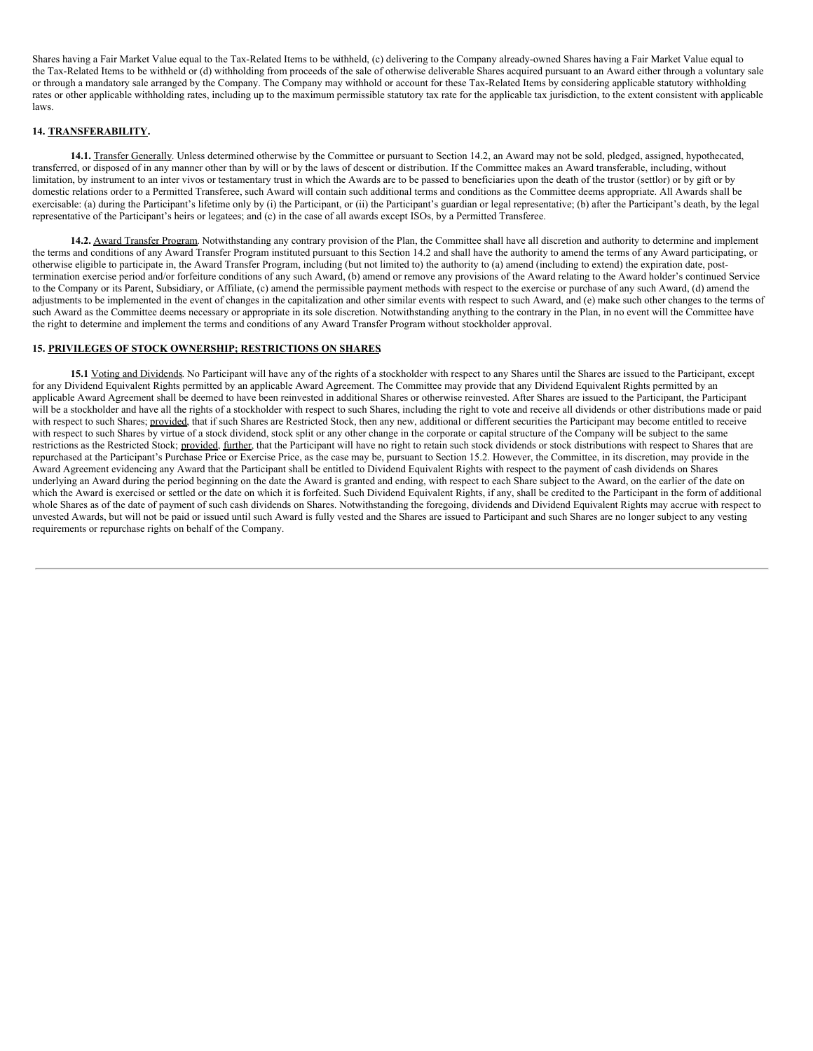Shares having a Fair Market Value equal to the Tax-Related Items to be withheld, (c) delivering to the Company already-owned Shares having a Fair Market Value equal to the Tax-Related Items to be withheld or (d) withholding from proceeds of the sale of otherwise deliverable Shares acquired pursuant to an Award either through a voluntary sale or through a mandatory sale arranged by the Company. The Company may withhold or account for these Tax-Related Items by considering applicable statutory withholding rates or other applicable withholding rates, including up to the maximum permissible statutory tax rate for the applicable tax jurisdiction, to the extent consistent with applicable laws.

## 14. TRANSFERABILITY.

**14.1.** Transfer Generally. Unless determined otherwise by the Committee or pursuant to Section 14.2, an Award may not be sold, pledged, assigned, hypothecated, transferred, or disposed of in any manner other than by will or by the laws of descent or distribution. If the Committee makes an Award transferable, including, without limitation, by instrument to an inter vivos or testamentary trust in which the Awards are to be passed to beneficiaries upon the death of the trustor (settlor) or by gift or by domestic relations order to a Permitted Transferee, such Award will contain such additional terms and conditions as the Committee deems appropriate. All Awards shall be exercisable: (a) during the Participant's lifetime only by (i) the Participant, or (ii) the Participant's guardian or legal representative; (b) after the Participant's death, by the legal representative of the Participant's heirs or legatees; and (c) in the case of all awards except ISOs, by a Permitted Transferee.

**14.2.** Award Transfer Program. Notwithstanding any contrary provision of the Plan, the Committee shall have all discretion and authority to determine and implement the terms and conditions of any Award Transfer Program instituted pursuant to this Section 14.2 and shall have the authority to amend the terms of any Award participating, or otherwise eligible to participate in, the Award Transfer Program, including (but not limited to) the authority to (a) amend (including to extend) the expiration date, post-termination exercise period and/or forfeiture conditions of any such Award, (b) amend or remove any provisions of the Award relating to the Award holder's continued Service to the Company or its Parent, Subsidiary, or Affiliate, (c) amend the permissible payment methods with respect to the exercise or purchase of any such Award, (d) amend the adjustments to be implemented in the event of changes in the capitalization and other similar events with respect to such Award, and (e) make such other changes to the terms of such Award as the Committee deems necessary or appropriate in its sole discretion. Notwithstanding anything to the contrary in the Plan, in no event will the Committee have the right to determine and implement the terms and conditions of any Award Transfer Program without stockholder approval.

## 15. PRIVILEGES OF STOCK OWNERSHIP; RESTRICTIONS ON SHARES

**15.1** Voting and Dividends. No Participant will have any of the rights of a stockholder with respect to any Shares until the Shares are issued to the Participant, except for any Dividend Equivalent Rights permitted by an applicable Award Agreement. The Committee may provide that any Dividend Equivalent Rights permitted by an applicable Award Agreement shall be deemed to have been reinvested in additional Shares or otherwise reinvested. After Shares are issued to the Participant, the Participant will be a stockholder and have all the rights of a stockholder with respect to such Shares, including the right to vote and receive all dividends or other distributions made or paid with respect to such Shares; provided, that if such Shares are Restricted Stock, then any new, additional or different securities the Participant may become entitled to receive with respect to such Shares by virtue of a stock dividend, stock split or any other change in the corporate or capital structure of the Company will be subject to the same restrictions as the Restricted Stock; provided, further, that the Participant will have no right to retain such stock dividends or stock distributions with respect to Shares that are repurchased at the Participant's Purchase Price or Exercise Price, as the case may be, pursuant to Section 15.2. However, the Committee, in its discretion, may provide in the Award Agreement evidencing any Award that the Participant shall be entitled to Dividend Equivalent Rights with respect to the payment of cash dividends on Shares underlying an Award during the period beginning on the date the Award is granted and ending, with respect to each Share subject to the Award, on the earlier of the date on which the Award is exercised or settled or the date on which it is forfeited. Such Dividend Equivalent Rights, if any, shall be credited to the Participant in the form of additional whole Shares as of the date of payment of such cash dividends on Shares. Notwithstanding the foregoing, dividends and Dividend Equivalent Rights may accrue with respect to unvested Awards, but will not be paid or issued until such Award is fully vested and the Shares are issued to Participant and such Shares are no longer subject to any vesting requirements or repurchase rights on behalf of the Company.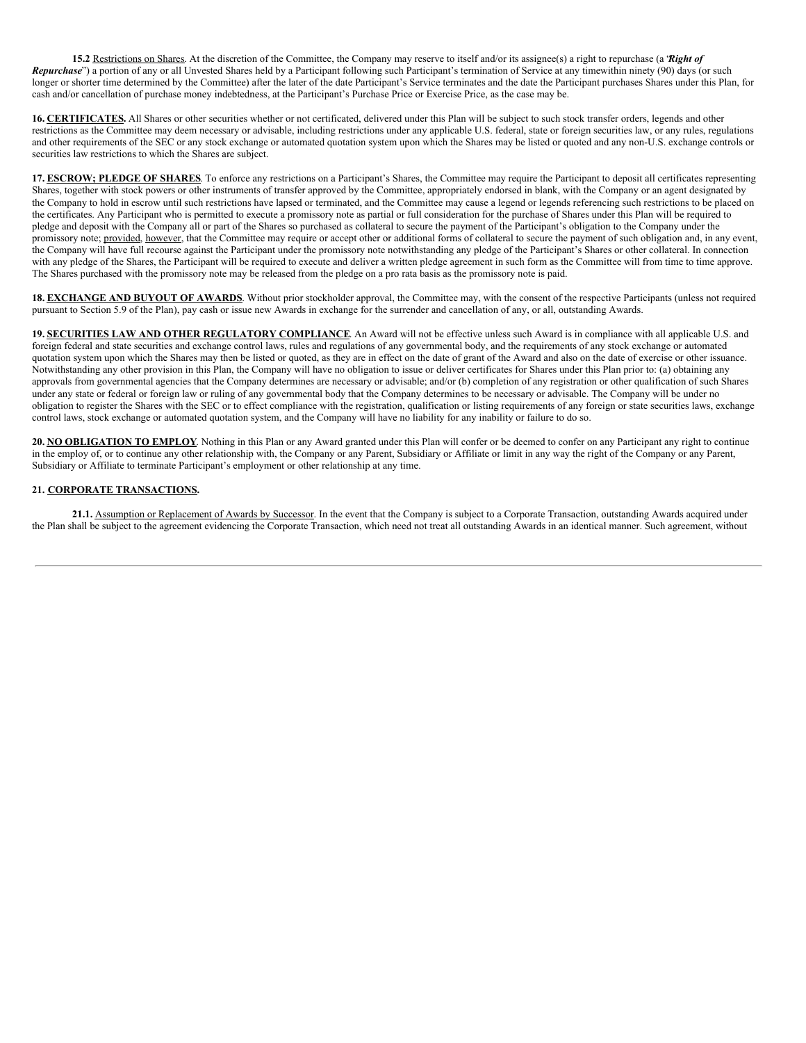**15.2** Restrictions on Shares. At the discretion of the Committee, the Company may reserve to itself and/or its assignee(s) a right to repurchase (a "***Right of Repurchase***") a portion of any or all Unvested Shares held by a Participant following such Participant's termination of Service at any timewithin ninety (90) days (or such longer or shorter time determined by the Committee) after the later of the date Participant's Service terminates and the date the Participant purchases Shares under this Plan, for cash and/or cancellation of purchase money indebtedness, at the Participant's Purchase Price or Exercise Price, as the case may be.

**16. CERTIFICATES.** All Shares or other securities whether or not certificated, delivered under this Plan will be subject to such stock transfer orders, legends and other restrictions as the Committee may deem necessary or advisable, including restrictions under any applicable U.S. federal, state or foreign securities law, or any rules, regulations and other requirements of the SEC or any stock exchange or automated quotation system upon which the Shares may be listed or quoted and any non-U.S. exchange controls or securities law restrictions to which the Shares are subject.

**17. ESCROW; PLEDGE OF SHARES**. To enforce any restrictions on a Participant's Shares, the Committee may require the Participant to deposit all certificates representing Shares, together with stock powers or other instruments of transfer approved by the Committee, appropriately endorsed in blank, with the Company or an agent designated by the Company to hold in escrow until such restrictions have lapsed or terminated, and the Committee may cause a legend or legends referencing such restrictions to be placed on the certificates. Any Participant who is permitted to execute a promissory note as partial or full consideration for the purchase of Shares under this Plan will be required to pledge and deposit with the Company all or part of the Shares so purchased as collateral to secure the payment of the Participant's obligation to the Company under the promissory note; provided, however, that the Committee may require or accept other or additional forms of collateral to secure the payment of such obligation and, in any event, the Company will have full recourse against the Participant under the promissory note notwithstanding any pledge of the Participant's Shares or other collateral. In connection with any pledge of the Shares, the Participant will be required to execute and deliver a written pledge agreement in such form as the Committee will from time to time approve. The Shares purchased with the promissory note may be released from the pledge on a pro rata basis as the promissory note is paid.

**18. EXCHANGE AND BUYOUT OF AWARDS**. Without prior stockholder approval, the Committee may, with the consent of the respective Participants (unless not required pursuant to Section 5.9 of the Plan), pay cash or issue new Awards in exchange for the surrender and cancellation of any, or all, outstanding Awards.

**19. SECURITIES LAW AND OTHER REGULATORY COMPLIANCE**. An Award will not be effective unless such Award is in compliance with all applicable U.S. and foreign federal and state securities and exchange control laws, rules and regulations of any governmental body, and the requirements of any stock exchange or automated quotation system upon which the Shares may then be listed or quoted, as they are in effect on the date of grant of the Award and also on the date of exercise or other issuance. Notwithstanding any other provision in this Plan, the Company will have no obligation to issue or deliver certificates for Shares under this Plan prior to: (a) obtaining any approvals from governmental agencies that the Company determines are necessary or advisable; and/or (b) completion of any registration or other qualification of such Shares under any state or federal or foreign law or ruling of any governmental body that the Company determines to be necessary or advisable. The Company will be under no obligation to register the Shares with the SEC or to effect compliance with the registration, qualification or listing requirements of any foreign or state securities laws, exchange control laws, stock exchange or automated quotation system, and the Company will have no liability for any inability or failure to do so.

**20. NO OBLIGATION TO EMPLOY**. Nothing in this Plan or any Award granted under this Plan will confer or be deemed to confer on any Participant any right to continue in the employ of, or to continue any other relationship with, the Company or any Parent, Subsidiary or Affiliate or limit in any way the right of the Company or any Parent, Subsidiary or Affiliate to terminate Participant's employment or other relationship at any time.

**21. CORPORATE TRANSACTIONS.**

**21.1.** Assumption or Replacement of Awards by Successor. In the event that the Company is subject to a Corporate Transaction, outstanding Awards acquired under the Plan shall be subject to the agreement evidencing the Corporate Transaction, which need not treat all outstanding Awards in an identical manner. Such agreement, without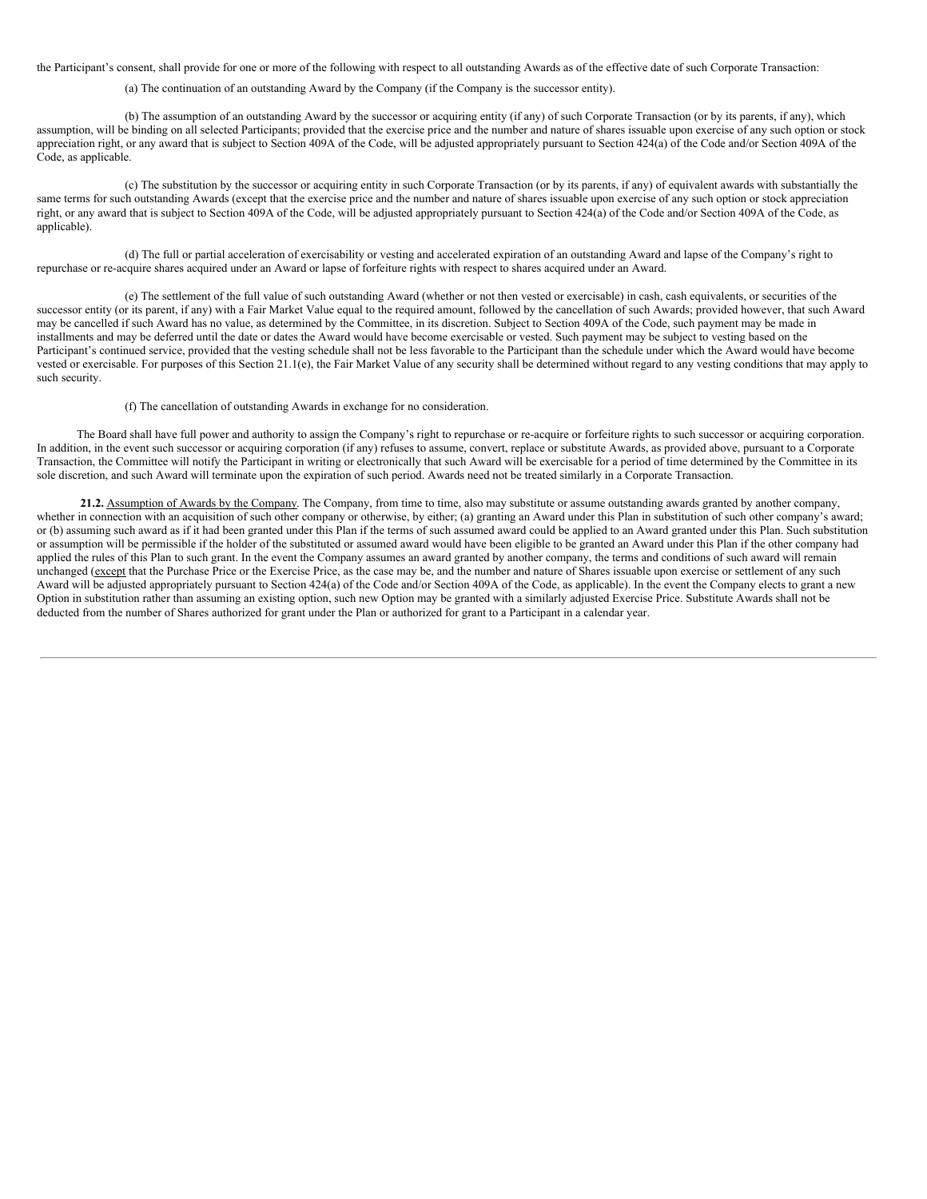the Participant's consent, shall provide for one or more of the following with respect to all outstanding Awards as of the effective date of such Corporate Transaction:

(a) The continuation of an outstanding Award by the Company (if the Company is the successor entity).

(b) The assumption of an outstanding Award by the successor or acquiring entity (if any) of such Corporate Transaction (or by its parents, if any), which assumption, will be binding on all selected Participants; provided that the exercise price and the number and nature of shares issuable upon exercise of any such option or stock appreciation right, or any award that is subject to Section 409A of the Code, will be adjusted appropriately pursuant to Section 424(a) of the Code and/or Section 409A of the Code, as applicable.

(c) The substitution by the successor or acquiring entity in such Corporate Transaction (or by its parents, if any) of equivalent awards with substantially the same terms for such outstanding Awards (except that the exercise price and the number and nature of shares issuable upon exercise of any such option or stock appreciation right, or any award that is subject to Section 409A of the Code, will be adjusted appropriately pursuant to Section 424(a) of the Code and/or Section 409A of the Code, as applicable).

(d) The full or partial acceleration of exercisability or vesting and accelerated expiration of an outstanding Award and lapse of the Company's right to repurchase or re-acquire shares acquired under an Award or lapse of forfeiture rights with respect to shares acquired under an Award.

(e) The settlement of the full value of such outstanding Award (whether or not then vested or exercisable) in cash, cash equivalents, or securities of the successor entity (or its parent, if any) with a Fair Market Value equal to the required amount, followed by the cancellation of such Awards; provided however, that such Award may be cancelled if such Award has no value, as determined by the Committee, in its discretion. Subject to Section 409A of the Code, such payment may be made in installments and may be deferred until the date or dates the Award would have become exercisable or vested. Such payment may be subject to vesting based on the Participant's continued service, provided that the vesting schedule shall not be less favorable to the Participant than the schedule under which the Award would have become vested or exercisable. For purposes of this Section 21.1(e), the Fair Market Value of any security shall be determined without regard to any vesting conditions that may apply to such security.

(f) The cancellation of outstanding Awards in exchange for no consideration.

The Board shall have full power and authority to assign the Company's right to repurchase or re-acquire or forfeiture rights to such successor or acquiring corporation. In addition, in the event such successor or acquiring corporation (if any) refuses to assume, convert, replace or substitute Awards, as provided above, pursuant to a Corporate Transaction, the Committee will notify the Participant in writing or electronically that such Award will be exercisable for a period of time determined by the Committee in its sole discretion, and such Award will terminate upon the expiration of such period. Awards need not be treated similarly in a Corporate Transaction.

**21.2.** Assumption of Awards by the Company. The Company, from time to time, also may substitute or assume outstanding awards granted by another company, whether in connection with an acquisition of such other company or otherwise, by either; (a) granting an Award under this Plan in substitution of such other company's award; or (b) assuming such award as if it had been granted under this Plan if the terms of such assumed award could be applied to an Award granted under this Plan. Such substitution or assumption will be permissible if the holder of the substituted or assumed award would have been eligible to be granted an Award under this Plan if the other company had applied the rules of this Plan to such grant. In the event the Company assumes an award granted by another company, the terms and conditions of such award will remain unchanged (except that the Purchase Price or the Exercise Price, as the case may be, and the number and nature of Shares issuable upon exercise or settlement of any such Award will be adjusted appropriately pursuant to Section 424(a) of the Code and/or Section 409A of the Code, as applicable). In the event the Company elects to grant a new Option in substitution rather than assuming an existing option, such new Option may be granted with a similarly adjusted Exercise Price. Substitute Awards shall not be deducted from the number of Shares authorized for grant under the Plan or authorized for grant to a Participant in a calendar year.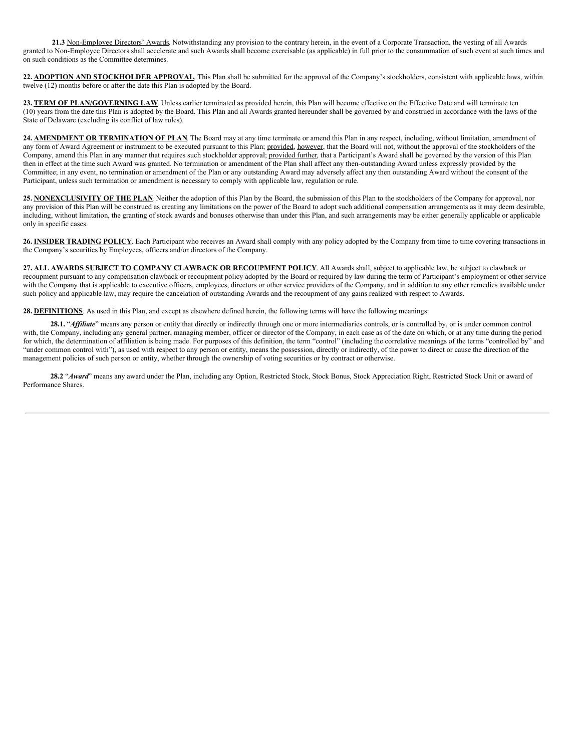**21.3** Non-Employee Directors' Awards. Notwithstanding any provision to the contrary herein, in the event of a Corporate Transaction, the vesting of all Awards granted to Non-Employee Directors shall accelerate and such Awards shall become exercisable (as applicable) in full prior to the consummation of such event at such times and on such conditions as the Committee determines.

**22. ADOPTION AND STOCKHOLDER APPROVAL**. This Plan shall be submitted for the approval of the Company's stockholders, consistent with applicable laws, within twelve (12) months before or after the date this Plan is adopted by the Board.

**23. TERM OF PLAN/GOVERNING LAW**. Unless earlier terminated as provided herein, this Plan will become effective on the Effective Date and will terminate ten (10) years from the date this Plan is adopted by the Board. This Plan and all Awards granted hereunder shall be governed by and construed in accordance with the laws of the State of Delaware (excluding its conflict of law rules).

**24. AMENDMENT OR TERMINATION OF PLAN**. The Board may at any time terminate or amend this Plan in any respect, including, without limitation, amendment of any form of Award Agreement or instrument to be executed pursuant to this Plan; provided, however, that the Board will not, without the approval of the stockholders of the Company, amend this Plan in any manner that requires such stockholder approval; provided further, that a Participant's Award shall be governed by the version of this Plan then in effect at the time such Award was granted. No termination or amendment of the Plan shall affect any then-outstanding Award unless expressly provided by the Committee; in any event, no termination or amendment of the Plan or any outstanding Award may adversely affect any then outstanding Award without the consent of the Participant, unless such termination or amendment is necessary to comply with applicable law, regulation or rule.

**25. NONEXCLUSIVITY OF THE PLAN**. Neither the adoption of this Plan by the Board, the submission of this Plan to the stockholders of the Company for approval, nor any provision of this Plan will be construed as creating any limitations on the power of the Board to adopt such additional compensation arrangements as it may deem desirable, including, without limitation, the granting of stock awards and bonuses otherwise than under this Plan, and such arrangements may be either generally applicable or applicable only in specific cases.

**26. INSIDER TRADING POLICY**. Each Participant who receives an Award shall comply with any policy adopted by the Company from time to time covering transactions in the Company's securities by Employees, officers and/or directors of the Company.

**27. ALL AWARDS SUBJECT TO COMPANY CLAWBACK OR RECOUPMENT POLICY**. All Awards shall, subject to applicable law, be subject to clawback or recoupment pursuant to any compensation clawback or recoupment policy adopted by the Board or required by law during the term of Participant's employment or other service with the Company that is applicable to executive officers, employees, directors or other service providers of the Company, and in addition to any other remedies available under such policy and applicable law, may require the cancelation of outstanding Awards and the recoupment of any gains realized with respect to Awards.

**28. DEFINITIONS**. As used in this Plan, and except as elsewhere defined herein, the following terms will have the following meanings:

**28.1.** "***Affiliate***" means any person or entity that directly or indirectly through one or more intermediaries controls, or is controlled by, or is under common control with, the Company, including any general partner, managing member, officer or director of the Company, in each case as of the date on which, or at any time during the period for which, the determination of affiliation is being made. For purposes of this definition, the term "control" (including the correlative meanings of the terms "controlled by" and "under common control with"), as used with respect to any person or entity, means the possession, directly or indirectly, of the power to direct or cause the direction of the management policies of such person or entity, whether through the ownership of voting securities or by contract or otherwise.

**28.2** "***Award***" means any award under the Plan, including any Option, Restricted Stock, Stock Bonus, Stock Appreciation Right, Restricted Stock Unit or award of Performance Shares.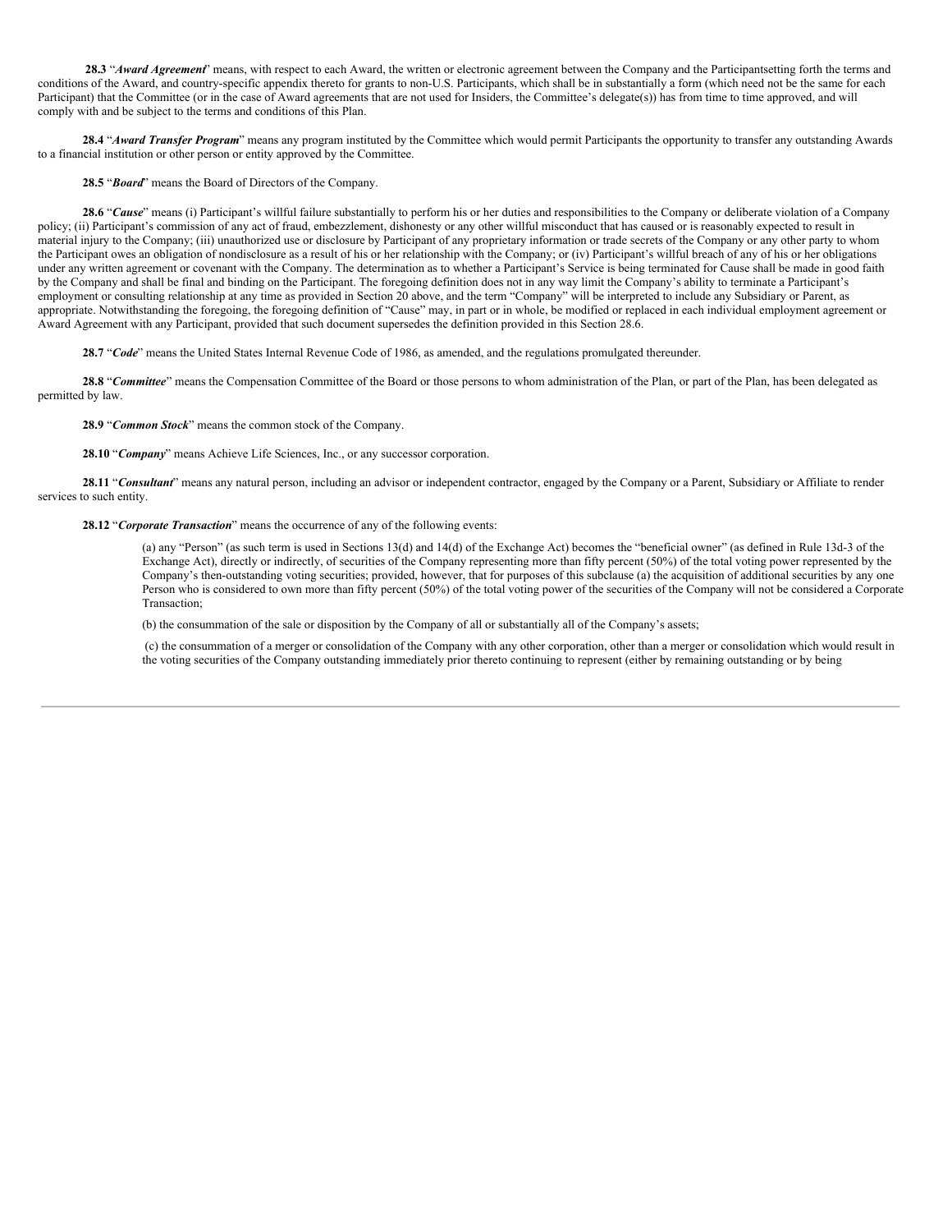**28.3** "***Award Agreement***" means, with respect to each Award, the written or electronic agreement between the Company and the Participantsetting forth the terms and conditions of the Award, and country-specific appendix thereto for grants to non-U.S. Participants, which shall be in substantially a form (which need not be the same for each Participant) that the Committee (or in the case of Award agreements that are not used for Insiders, the Committee's delegate(s)) has from time to time approved, and will comply with and be subject to the terms and conditions of this Plan.

**28.4** "***Award Transfer Program***" means any program instituted by the Committee which would permit Participants the opportunity to transfer any outstanding Awards to a financial institution or other person or entity approved by the Committee.

**28.5** "***Board***" means the Board of Directors of the Company.

**28.6** "***Cause***" means (i) Participant's willful failure substantially to perform his or her duties and responsibilities to the Company or deliberate violation of a Company policy; (ii) Participant's commission of any act of fraud, embezzlement, dishonesty or any other willful misconduct that has caused or is reasonably expected to result in material injury to the Company; (iii) unauthorized use or disclosure by Participant of any proprietary information or trade secrets of the Company or any other party to whom the Participant owes an obligation of nondisclosure as a result of his or her relationship with the Company; or (iv) Participant's willful breach of any of his or her obligations under any written agreement or covenant with the Company. The determination as to whether a Participant's Service is being terminated for Cause shall be made in good faith by the Company and shall be final and binding on the Participant. The foregoing definition does not in any way limit the Company's ability to terminate a Participant's employment or consulting relationship at any time as provided in Section 20 above, and the term "Company" will be interpreted to include any Subsidiary or Parent, as appropriate. Notwithstanding the foregoing, the foregoing definition of "Cause" may, in part or in whole, be modified or replaced in each individual employment agreement or Award Agreement with any Participant, provided that such document supersedes the definition provided in this Section 28.6.

**28.7** "***Code***" means the United States Internal Revenue Code of 1986, as amended, and the regulations promulgated thereunder.

**28.8** "***Committee***" means the Compensation Committee of the Board or those persons to whom administration of the Plan, or part of the Plan, has been delegated as permitted by law.

**28.9** "***Common Stock***" means the common stock of the Company.

**28.10** "***Company***" means Achieve Life Sciences, Inc., or any successor corporation.

**28.11** "***Consultant***" means any natural person, including an advisor or independent contractor, engaged by the Company or a Parent, Subsidiary or Affiliate to render services to such entity.

**28.12** "***Corporate Transaction***" means the occurrence of any of the following events:

(a) any "Person" (as such term is used in Sections 13(d) and 14(d) of the Exchange Act) becomes the "beneficial owner" (as defined in Rule 13d-3 of the Exchange Act), directly or indirectly, of securities of the Company representing more than fifty percent (50%) of the total voting power represented by the Company's then-outstanding voting securities; provided, however, that for purposes of this subclause (a) the acquisition of additional securities by any one Person who is considered to own more than fifty percent (50%) of the total voting power of the securities of the Company will not be considered a Corporate Transaction;

(b) the consummation of the sale or disposition by the Company of all or substantially all of the Company's assets;

(c) the consummation of a merger or consolidation of the Company with any other corporation, other than a merger or consolidation which would result in the voting securities of the Company outstanding immediately prior thereto continuing to represent (either by remaining outstanding or by being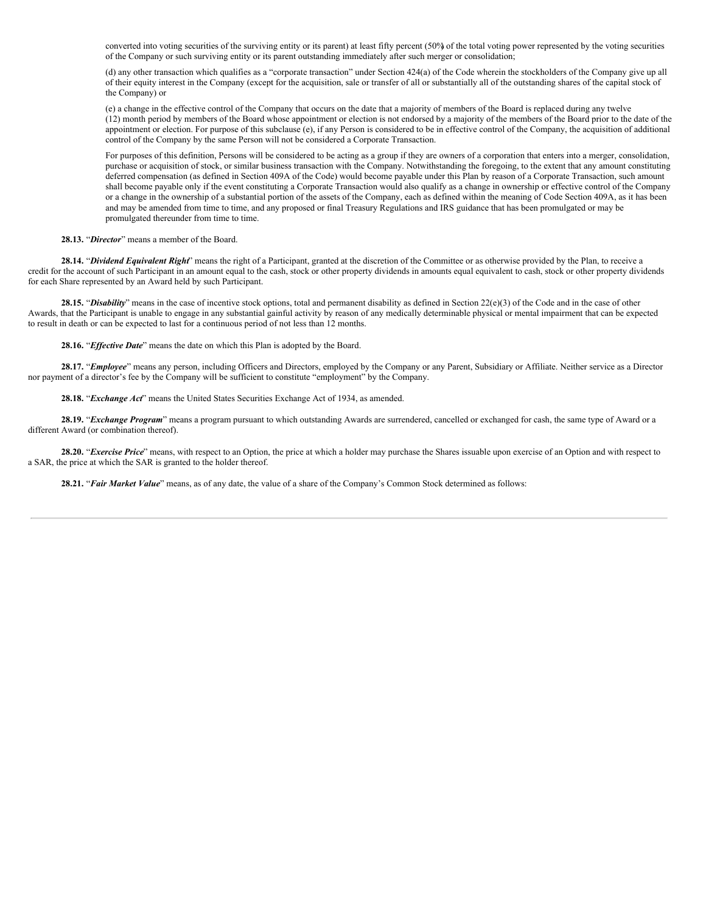converted into voting securities of the surviving entity or its parent) at least fifty percent (50%) of the total voting power represented by the voting securities of the Company or such surviving entity or its parent outstanding immediately after such merger or consolidation;

(d) any other transaction which qualifies as a "corporate transaction" under Section 424(a) of the Code wherein the stockholders of the Company give up all of their equity interest in the Company (except for the acquisition, sale or transfer of all or substantially all of the outstanding shares of the capital stock of the Company) or

(e) a change in the effective control of the Company that occurs on the date that a majority of members of the Board is replaced during any twelve (12) month period by members of the Board whose appointment or election is not endorsed by a majority of the members of the Board prior to the date of the appointment or election. For purpose of this subclause (e), if any Person is considered to be in effective control of the Company, the acquisition of additional control of the Company by the same Person will not be considered a Corporate Transaction.

For purposes of this definition, Persons will be considered to be acting as a group if they are owners of a corporation that enters into a merger, consolidation, purchase or acquisition of stock, or similar business transaction with the Company. Notwithstanding the foregoing, to the extent that any amount constituting deferred compensation (as defined in Section 409A of the Code) would become payable under this Plan by reason of a Corporate Transaction, such amount shall become payable only if the event constituting a Corporate Transaction would also qualify as a change in ownership or effective control of the Company or a change in the ownership of a substantial portion of the assets of the Company, each as defined within the meaning of Code Section 409A, as it has been and may be amended from time to time, and any proposed or final Treasury Regulations and IRS guidance that has been promulgated or may be promulgated thereunder from time to time.

**28.13.** "***Director***" means a member of the Board.

**28.14.** "***Dividend Equivalent Right***" means the right of a Participant, granted at the discretion of the Committee or as otherwise provided by the Plan, to receive a credit for the account of such Participant in an amount equal to the cash, stock or other property dividends in amounts equal equivalent to cash, stock or other property dividends for each Share represented by an Award held by such Participant.

**28.15.** "***Disability***" means in the case of incentive stock options, total and permanent disability as defined in Section 22(e)(3) of the Code and in the case of other Awards, that the Participant is unable to engage in any substantial gainful activity by reason of any medically determinable physical or mental impairment that can be expected to result in death or can be expected to last for a continuous period of not less than 12 months.

**28.16.** "***Effective Date***" means the date on which this Plan is adopted by the Board.

**28.17.** "***Employee***" means any person, including Officers and Directors, employed by the Company or any Parent, Subsidiary or Affiliate. Neither service as a Director nor payment of a director's fee by the Company will be sufficient to constitute "employment" by the Company.

**28.18.** "***Exchange Act***" means the United States Securities Exchange Act of 1934, as amended.

**28.19.** "***Exchange Program***" means a program pursuant to which outstanding Awards are surrendered, cancelled or exchanged for cash, the same type of Award or a different Award (or combination thereof).

**28.20.** "***Exercise Price***" means, with respect to an Option, the price at which a holder may purchase the Shares issuable upon exercise of an Option and with respect to a SAR, the price at which the SAR is granted to the holder thereof.

**28.21.** "***Fair Market Value***" means, as of any date, the value of a share of the Company's Common Stock determined as follows: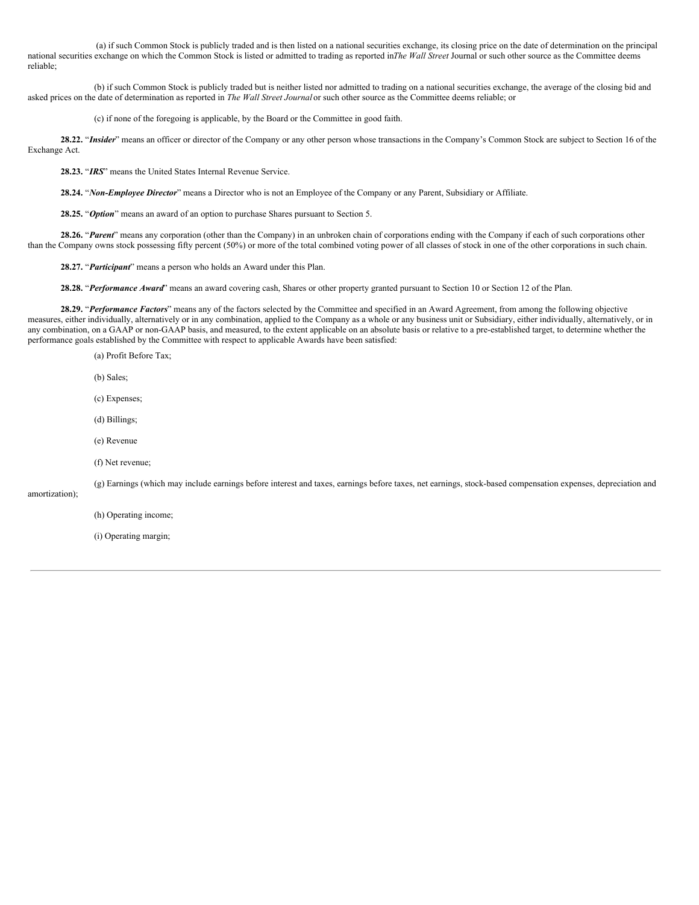(a) if such Common Stock is publicly traded and is then listed on a national securities exchange, its closing price on the date of determination on the principal national securities exchange on which the Common Stock is listed or admitted to trading as reported in *The Wall Street* Journal or such other source as the Committee deems reliable;

(b) if such Common Stock is publicly traded but is neither listed nor admitted to trading on a national securities exchange, the average of the closing bid and asked prices on the date of determination as reported in *The Wall Street Journal* or such other source as the Committee deems reliable; or

(c) if none of the foregoing is applicable, by the Board or the Committee in good faith.

**28.22.** "***Insider***" means an officer or director of the Company or any other person whose transactions in the Company's Common Stock are subject to Section 16 of the Exchange Act.

**28.23.** "***IRS***" means the United States Internal Revenue Service.

**28.24.** "***Non-Employee Director***" means a Director who is not an Employee of the Company or any Parent, Subsidiary or Affiliate.

**28.25.** "***Option***" means an award of an option to purchase Shares pursuant to Section 5.

**28.26.** "***Parent***" means any corporation (other than the Company) in an unbroken chain of corporations ending with the Company if each of such corporations other than the Company owns stock possessing fifty percent (50%) or more of the total combined voting power of all classes of stock in one of the other corporations in such chain.

**28.27.** "***Participant***" means a person who holds an Award under this Plan.

**28.28.** "***Performance Award***" means an award covering cash, Shares or other property granted pursuant to Section 10 or Section 12 of the Plan.

**28.29.** "***Performance Factors***" means any of the factors selected by the Committee and specified in an Award Agreement, from among the following objective measures, either individually, alternatively or in any combination, applied to the Company as a whole or any business unit or Subsidiary, either individually, alternatively, or in any combination, on a GAAP or non-GAAP basis, and measured, to the extent applicable on an absolute basis or relative to a pre-established target, to determine whether the performance goals established by the Committee with respect to applicable Awards have been satisfied:

(a) Profit Before Tax;

(b) Sales;

(c) Expenses;

(d) Billings;

(e) Revenue

(f) Net revenue;

(g) Earnings (which may include earnings before interest and taxes, earnings before taxes, net earnings, stock-based compensation expenses, depreciation and amortization);

(h) Operating income;

(i) Operating margin;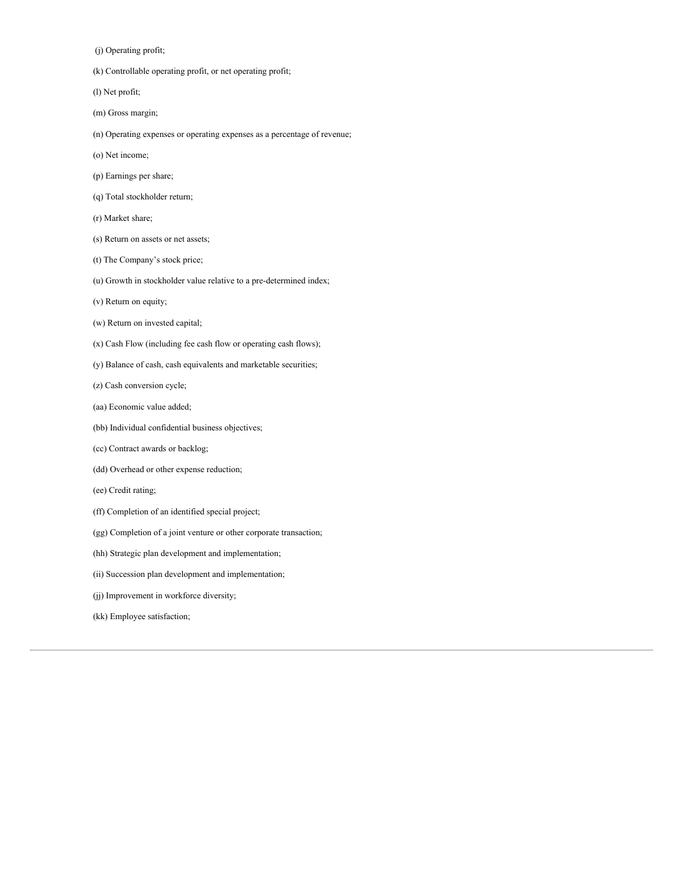(j) Operating profit;

(k) Controllable operating profit, or net operating profit;

(l) Net profit;

(m) Gross margin;

(n) Operating expenses or operating expenses as a percentage of revenue;

(o) Net income;

(p) Earnings per share;

(q) Total stockholder return;

(r) Market share;

(s) Return on assets or net assets;

(t) The Company's stock price;

(u) Growth in stockholder value relative to a pre-determined index;

(v) Return on equity;

(w) Return on invested capital;

(x) Cash Flow (including fee cash flow or operating cash flows);

(y) Balance of cash, cash equivalents and marketable securities;

(z) Cash conversion cycle;

(aa) Economic value added;

(bb) Individual confidential business objectives;

(cc) Contract awards or backlog;

(dd) Overhead or other expense reduction;

(ee) Credit rating;

(ff) Completion of an identified special project;

(gg) Completion of a joint venture or other corporate transaction;

(hh) Strategic plan development and implementation;

(ii) Succession plan development and implementation;

(jj) Improvement in workforce diversity;

(kk) Employee satisfaction;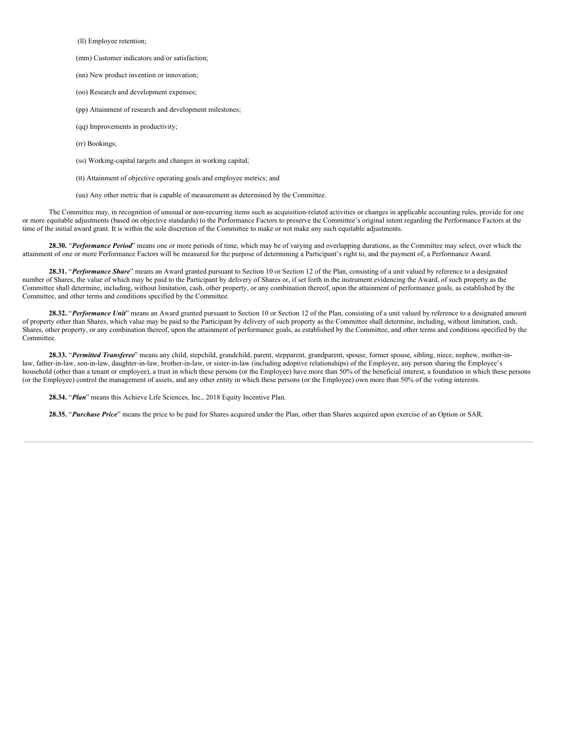(ll) Employee retention;

(mm) Customer indicators and/or satisfaction;

(nn) New product invention or innovation;

(oo) Research and development expenses;

(pp) Attainment of research and development milestones;

(qq) Improvements in productivity;

(rr) Bookings;

(ss) Working-capital targets and changes in working capital;

(tt) Attainment of objective operating goals and employee metrics; and

(uu) Any other metric that is capable of measurement as determined by the Committee.

The Committee may, in recognition of unusual or non-recurring items such as acquisition-related activities or changes in applicable accounting rules, provide for one or more equitable adjustments (based on objective standards) to the Performance Factors to preserve the Committee's original intent regarding the Performance Factors at the time of the initial award grant. It is within the sole discretion of the Committee to make or not make any such equitable adjustments.

**28.30.** "***Performance Period***" means one or more periods of time, which may be of varying and overlapping durations, as the Committee may select, over which the attainment of one or more Performance Factors will be measured for the purpose of determining a Participant's right to, and the payment of, a Performance Award.

**28.31.** "***Performance Share***" means an Award granted pursuant to Section 10 or Section 12 of the Plan, consisting of a unit valued by reference to a designated number of Shares, the value of which may be paid to the Participant by delivery of Shares or, if set forth in the instrument evidencing the Award, of such property as the Committee shall determine, including, without limitation, cash, other property, or any combination thereof, upon the attainment of performance goals, as established by the Committee, and other terms and conditions specified by the Committee.

**28.32.** "***Performance Unit***" means an Award granted pursuant to Section 10 or Section 12 of the Plan, consisting of a unit valued by reference to a designated amount of property other than Shares, which value may be paid to the Participant by delivery of such property as the Committee shall determine, including, without limitation, cash, Shares, other property, or any combination thereof, upon the attainment of performance goals, as established by the Committee, and other terms and conditions specified by the Committee.

**28.33.** "***Permitted Transferee***" means any child, stepchild, grandchild, parent, stepparent, grandparent, spouse, former spouse, sibling, niece, nephew, mother-in-law, father-in-law, son-in-law, daughter-in-law, brother-in-law, or sister-in-law (including adoptive relationships) of the Employee, any person sharing the Employee's household (other than a tenant or employee), a trust in which these persons (or the Employee) have more than 50% of the beneficial interest, a foundation in which these persons (or the Employee) control the management of assets, and any other entity in which these persons (or the Employee) own more than 50% of the voting interests.

**28.34.** "***Plan***" means this Achieve Life Sciences, Inc., 2018 Equity Incentive Plan.

**28.35.** "***Purchase Price***" means the price to be paid for Shares acquired under the Plan, other than Shares acquired upon exercise of an Option or SAR.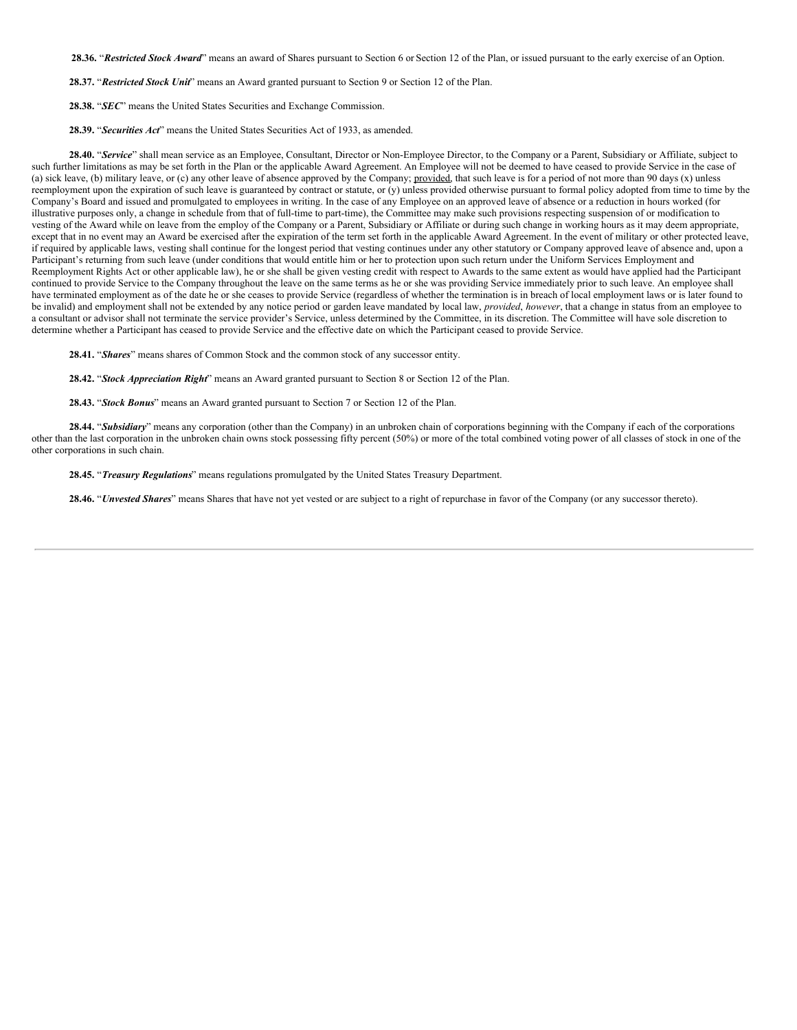**28.36.** "***Restricted Stock Award***" means an award of Shares pursuant to Section 6 or Section 12 of the Plan, or issued pursuant to the early exercise of an Option.

**28.37.** "***Restricted Stock Unit***" means an Award granted pursuant to Section 9 or Section 12 of the Plan.

**28.38.** "***SEC***" means the United States Securities and Exchange Commission.

**28.39.** "***Securities Act***" means the United States Securities Act of 1933, as amended.

**28.40.** "***Service***" shall mean service as an Employee, Consultant, Director or Non-Employee Director, to the Company or a Parent, Subsidiary or Affiliate, subject to such further limitations as may be set forth in the Plan or the applicable Award Agreement. An Employee will not be deemed to have ceased to provide Service in the case of (a) sick leave, (b) military leave, or (c) any other leave of absence approved by the Company; provided, that such leave is for a period of not more than 90 days (x) unless reemployment upon the expiration of such leave is guaranteed by contract or statute, or (y) unless provided otherwise pursuant to formal policy adopted from time to time by the Company's Board and issued and promulgated to employees in writing. In the case of any Employee on an approved leave of absence or a reduction in hours worked (for illustrative purposes only, a change in schedule from that of full-time to part-time), the Committee may make such provisions respecting suspension of or modification to vesting of the Award while on leave from the employ of the Company or a Parent, Subsidiary or Affiliate or during such change in working hours as it may deem appropriate, except that in no event may an Award be exercised after the expiration of the term set forth in the applicable Award Agreement. In the event of military or other protected leave, if required by applicable laws, vesting shall continue for the longest period that vesting continues under any other statutory or Company approved leave of absence and, upon a Participant's returning from such leave (under conditions that would entitle him or her to protection upon such return under the Uniform Services Employment and Reemployment Rights Act or other applicable law), he or she shall be given vesting credit with respect to Awards to the same extent as would have applied had the Participant continued to provide Service to the Company throughout the leave on the same terms as he or she was providing Service immediately prior to such leave. An employee shall have terminated employment as of the date he or she ceases to provide Service (regardless of whether the termination is in breach of local employment laws or is later found to be invalid) and employment shall not be extended by any notice period or garden leave mandated by local law, *provided*, *however*, that a change in status from an employee to a consultant or advisor shall not terminate the service provider's Service, unless determined by the Committee, in its discretion. The Committee will have sole discretion to determine whether a Participant has ceased to provide Service and the effective date on which the Participant ceased to provide Service.

**28.41.** "***Shares***" means shares of Common Stock and the common stock of any successor entity.

**28.42.** "***Stock Appreciation Right***" means an Award granted pursuant to Section 8 or Section 12 of the Plan.

**28.43.** "***Stock Bonus***" means an Award granted pursuant to Section 7 or Section 12 of the Plan.

**28.44.** "***Subsidiary***" means any corporation (other than the Company) in an unbroken chain of corporations beginning with the Company if each of the corporations other than the last corporation in the unbroken chain owns stock possessing fifty percent (50%) or more of the total combined voting power of all classes of stock in one of the other corporations in such chain.

**28.45.** "***Treasury Regulations***" means regulations promulgated by the United States Treasury Department.

**28.46.** "***Unvested Shares***" means Shares that have not yet vested or are subject to a right of repurchase in favor of the Company (or any successor thereto).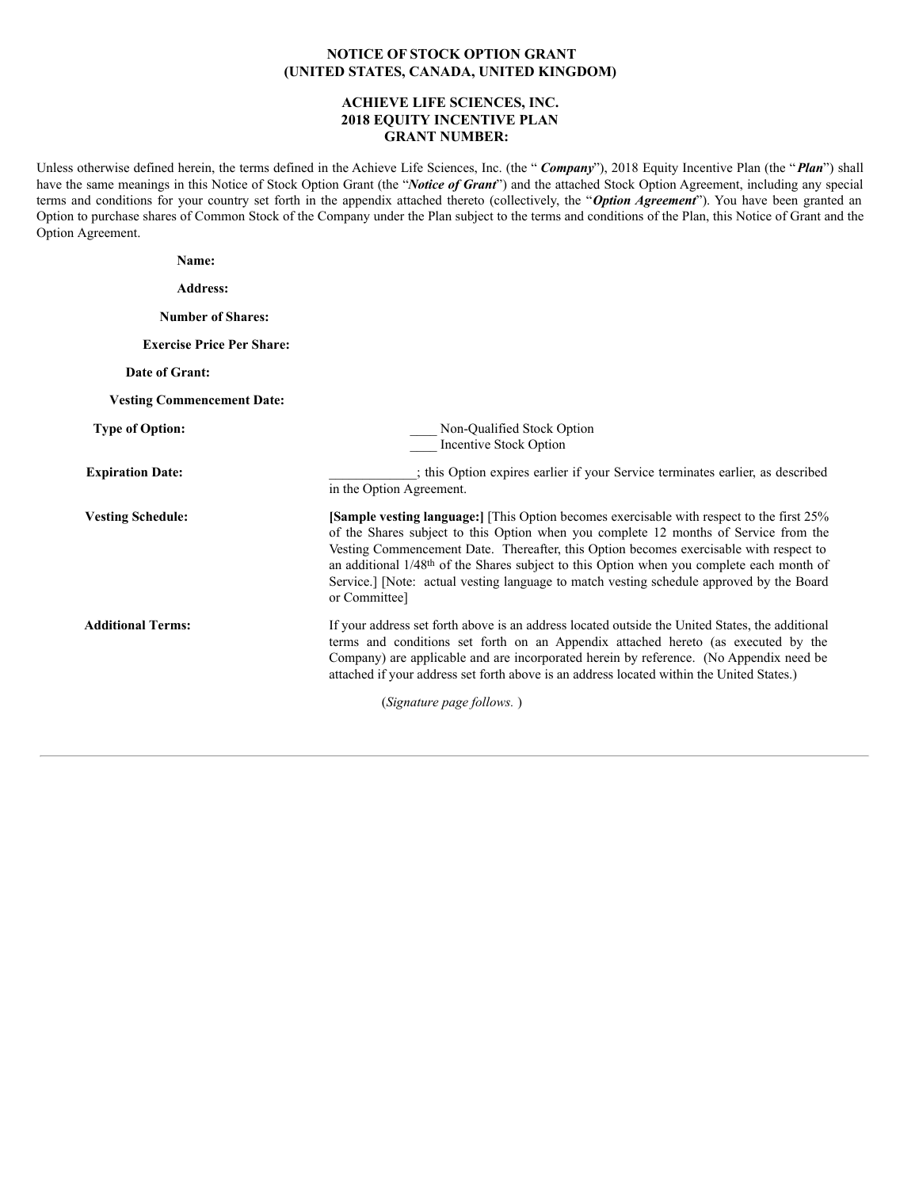**NOTICE OF STOCK OPTION GRANT**
**(UNITED STATES, CANADA, UNITED KINGDOM)**

**ACHIEVE LIFE SCIENCES, INC.**
**2018 EQUITY INCENTIVE PLAN**
**GRANT NUMBER:**

Unless otherwise defined herein, the terms defined in the Achieve Life Sciences, Inc. (the "***Company***"), 2018 Equity Incentive Plan (the "***Plan***") shall have the same meanings in this Notice of Stock Option Grant (the "***Notice of Grant***") and the attached Stock Option Agreement, including any special terms and conditions for your country set forth in the appendix attached thereto (collectively, the "***Option Agreement***"). You have been granted an Option to purchase shares of Common Stock of the Company under the Plan subject to the terms and conditions of the Plan, this Notice of Grant and the Option Agreement.

**Name:**

**Address:**

**Number of Shares:**

**Exercise Price Per Share:**

**Date of Grant:**

**Vesting Commencement Date:**

| | |
|---|---|
| **Type of Option:** | ____ Non-Qualified Stock Option<br>____ Incentive Stock Option |
| **Expiration Date:** | _____________; this Option expires earlier if your Service terminates earlier, as described in the Option Agreement. |
| **Vesting Schedule:** | **[Sample vesting language:]** [This Option becomes exercisable with respect to the first 25% of the Shares subject to this Option when you complete 12 months of Service from the Vesting Commencement Date. Thereafter, this Option becomes exercisable with respect to an additional 1/48th of the Shares subject to this Option when you complete each month of Service.] [Note: actual vesting language to match vesting schedule approved by the Board or Committee] |
| **Additional Terms:** | If your address set forth above is an address located outside the United States, the additional terms and conditions set forth on an Appendix attached hereto (as executed by the Company) are applicable and are incorporated herein by reference. (No Appendix need be attached if your address set forth above is an address located within the United States.) |

(*Signature page follows.* )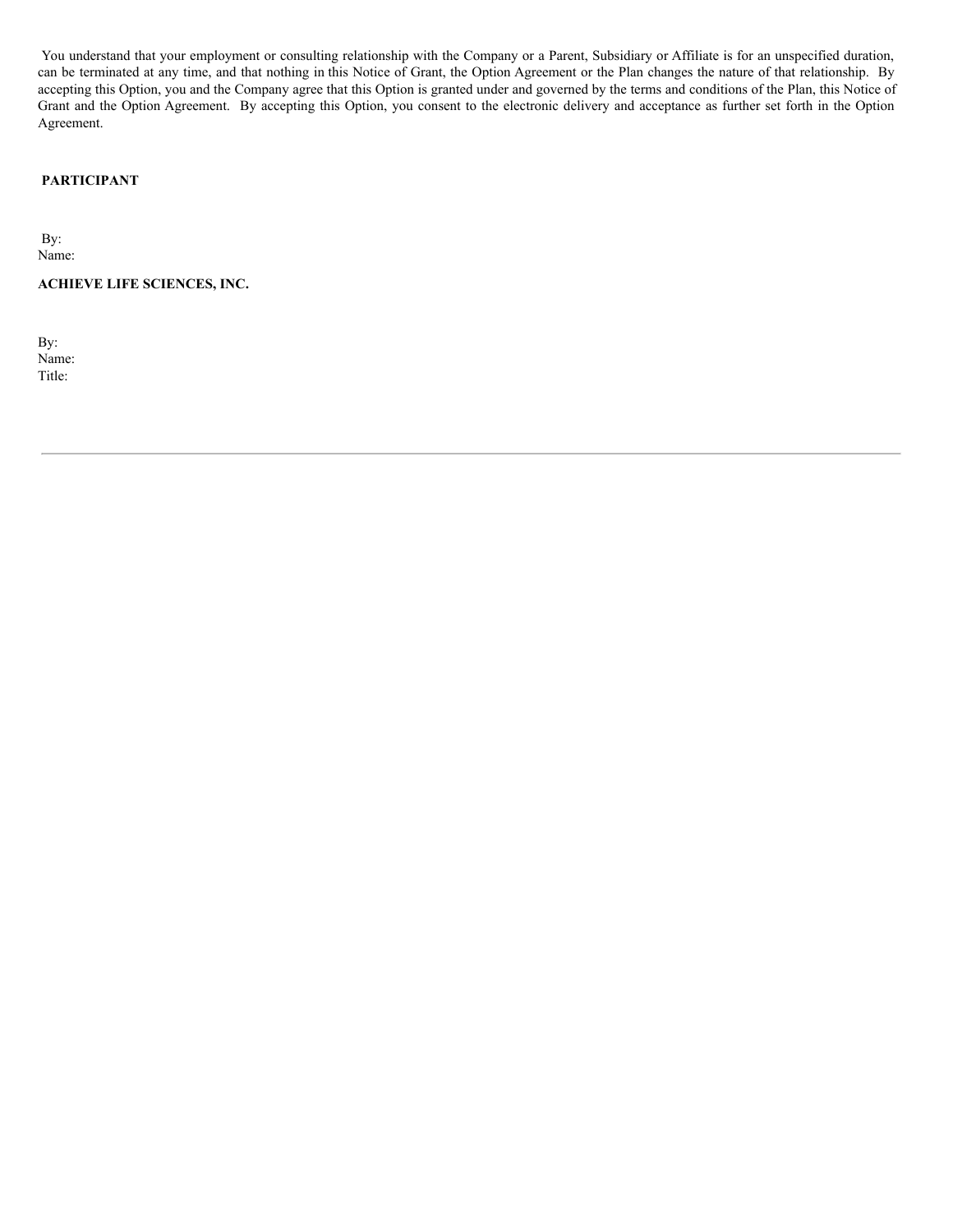You understand that your employment or consulting relationship with the Company or a Parent, Subsidiary or Affiliate is for an unspecified duration, can be terminated at any time, and that nothing in this Notice of Grant, the Option Agreement or the Plan changes the nature of that relationship. By accepting this Option, you and the Company agree that this Option is granted under and governed by the terms and conditions of the Plan, this Notice of Grant and the Option Agreement. By accepting this Option, you consent to the electronic delivery and acceptance as further set forth in the Option Agreement.

**PARTICIPANT**

By:
Name:

**ACHIEVE LIFE SCIENCES, INC.**

By:
Name:
Title:

---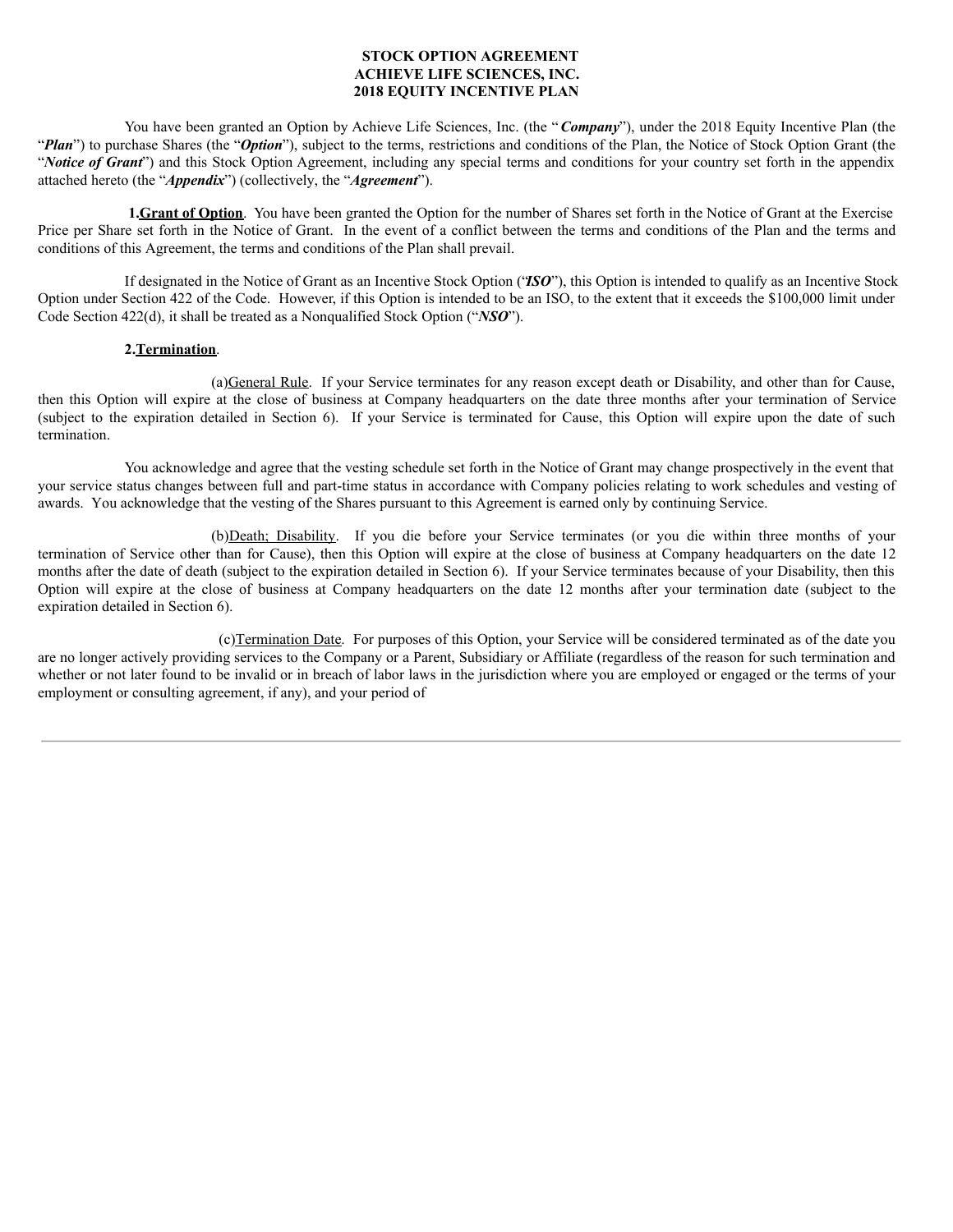**STOCK OPTION AGREEMENT**
**ACHIEVE LIFE SCIENCES, INC.**
**2018 EQUITY INCENTIVE PLAN**

You have been granted an Option by Achieve Life Sciences, Inc. (the "***Company***"), under the 2018 Equity Incentive Plan (the "***Plan***") to purchase Shares (the "***Option***"), subject to the terms, restrictions and conditions of the Plan, the Notice of Stock Option Grant (the "***Notice of Grant***") and this Stock Option Agreement, including any special terms and conditions for your country set forth in the appendix attached hereto (the "***Appendix***") (collectively, the "***Agreement***").

**1.Grant of Option**. You have been granted the Option for the number of Shares set forth in the Notice of Grant at the Exercise Price per Share set forth in the Notice of Grant. In the event of a conflict between the terms and conditions of the Plan and the terms and conditions of this Agreement, the terms and conditions of the Plan shall prevail.

If designated in the Notice of Grant as an Incentive Stock Option ("***ISO***"), this Option is intended to qualify as an Incentive Stock Option under Section 422 of the Code. However, if this Option is intended to be an ISO, to the extent that it exceeds the $100,000 limit under Code Section 422(d), it shall be treated as a Nonqualified Stock Option ("***NSO***").

**2.Termination**.

(a)General Rule. If your Service terminates for any reason except death or Disability, and other than for Cause, then this Option will expire at the close of business at Company headquarters on the date three months after your termination of Service (subject to the expiration detailed in Section 6). If your Service is terminated for Cause, this Option will expire upon the date of such termination.

You acknowledge and agree that the vesting schedule set forth in the Notice of Grant may change prospectively in the event that your service status changes between full and part-time status in accordance with Company policies relating to work schedules and vesting of awards. You acknowledge that the vesting of the Shares pursuant to this Agreement is earned only by continuing Service.

(b)Death; Disability. If you die before your Service terminates (or you die within three months of your termination of Service other than for Cause), then this Option will expire at the close of business at Company headquarters on the date 12 months after the date of death (subject to the expiration detailed in Section 6). If your Service terminates because of your Disability, then this Option will expire at the close of business at Company headquarters on the date 12 months after your termination date (subject to the expiration detailed in Section 6).

(c)Termination Date. For purposes of this Option, your Service will be considered terminated as of the date you are no longer actively providing services to the Company or a Parent, Subsidiary or Affiliate (regardless of the reason for such termination and whether or not later found to be invalid or in breach of labor laws in the jurisdiction where you are employed or engaged or the terms of your employment or consulting agreement, if any), and your period of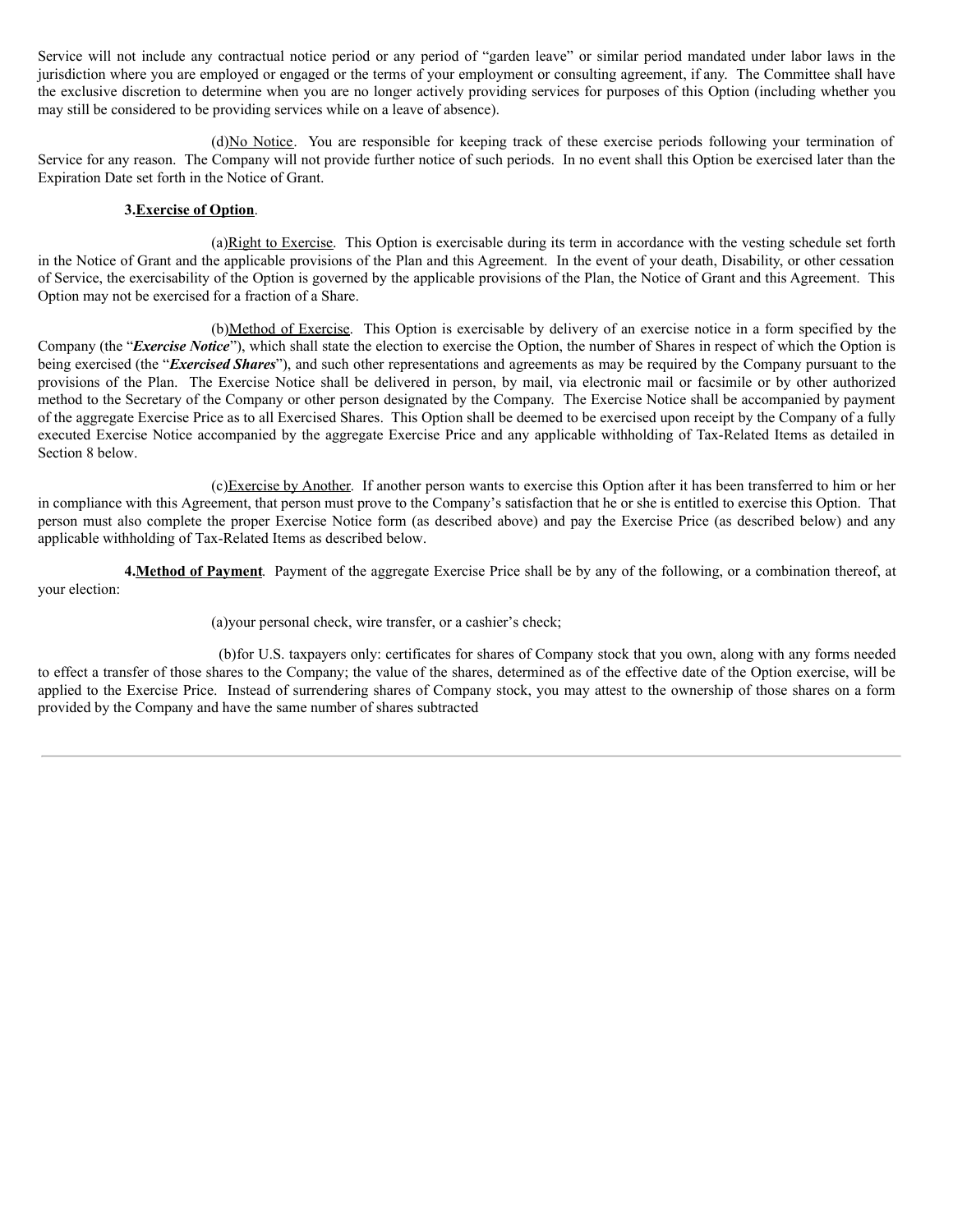Service will not include any contractual notice period or any period of "garden leave" or similar period mandated under labor laws in the jurisdiction where you are employed or engaged or the terms of your employment or consulting agreement, if any. The Committee shall have the exclusive discretion to determine when you are no longer actively providing services for purposes of this Option (including whether you may still be considered to be providing services while on a leave of absence).

(d)No Notice. You are responsible for keeping track of these exercise periods following your termination of Service for any reason. The Company will not provide further notice of such periods. In no event shall this Option be exercised later than the Expiration Date set forth in the Notice of Grant.

**3.Exercise of Option**.

(a)Right to Exercise. This Option is exercisable during its term in accordance with the vesting schedule set forth in the Notice of Grant and the applicable provisions of the Plan and this Agreement. In the event of your death, Disability, or other cessation of Service, the exercisability of the Option is governed by the applicable provisions of the Plan, the Notice of Grant and this Agreement. This Option may not be exercised for a fraction of a Share.

(b)Method of Exercise. This Option is exercisable by delivery of an exercise notice in a form specified by the Company (the "***Exercise Notice***"), which shall state the election to exercise the Option, the number of Shares in respect of which the Option is being exercised (the "***Exercised Shares***"), and such other representations and agreements as may be required by the Company pursuant to the provisions of the Plan. The Exercise Notice shall be delivered in person, by mail, via electronic mail or facsimile or by other authorized method to the Secretary of the Company or other person designated by the Company. The Exercise Notice shall be accompanied by payment of the aggregate Exercise Price as to all Exercised Shares. This Option shall be deemed to be exercised upon receipt by the Company of a fully executed Exercise Notice accompanied by the aggregate Exercise Price and any applicable withholding of Tax-Related Items as detailed in Section 8 below.

(c)Exercise by Another. If another person wants to exercise this Option after it has been transferred to him or her in compliance with this Agreement, that person must prove to the Company's satisfaction that he or she is entitled to exercise this Option. That person must also complete the proper Exercise Notice form (as described above) and pay the Exercise Price (as described below) and any applicable withholding of Tax-Related Items as described below.

**4.Method of Payment**. Payment of the aggregate Exercise Price shall be by any of the following, or a combination thereof, at your election:

(a)your personal check, wire transfer, or a cashier's check;

(b)for U.S. taxpayers only: certificates for shares of Company stock that you own, along with any forms needed to effect a transfer of those shares to the Company; the value of the shares, determined as of the effective date of the Option exercise, will be applied to the Exercise Price. Instead of surrendering shares of Company stock, you may attest to the ownership of those shares on a form provided by the Company and have the same number of shares subtracted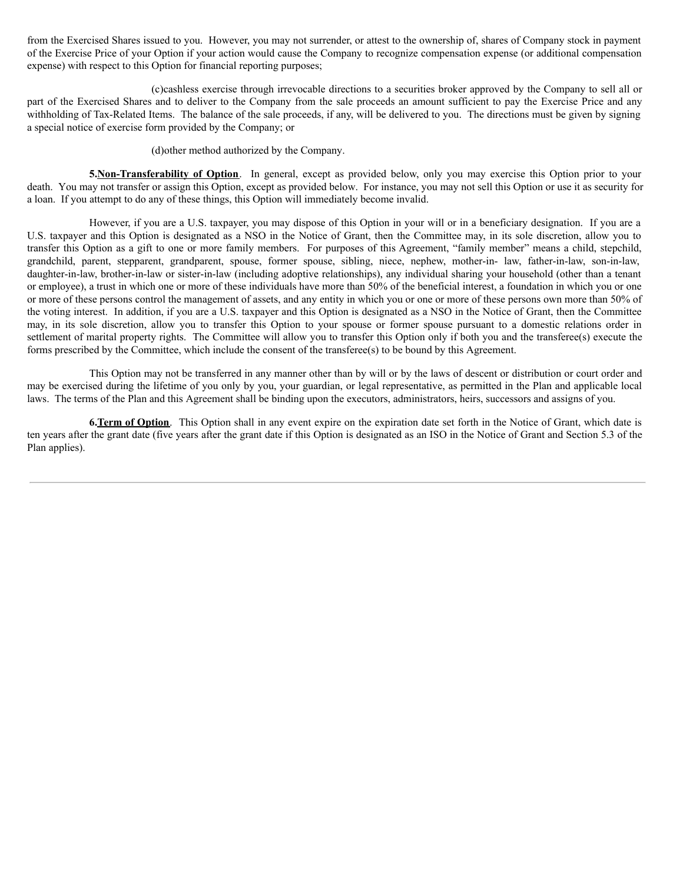from the Exercised Shares issued to you. However, you may not surrender, or attest to the ownership of, shares of Company stock in payment of the Exercise Price of your Option if your action would cause the Company to recognize compensation expense (or additional compensation expense) with respect to this Option for financial reporting purposes;

(c)cashless exercise through irrevocable directions to a securities broker approved by the Company to sell all or part of the Exercised Shares and to deliver to the Company from the sale proceeds an amount sufficient to pay the Exercise Price and any withholding of Tax-Related Items. The balance of the sale proceeds, if any, will be delivered to you. The directions must be given by signing a special notice of exercise form provided by the Company; or

(d)other method authorized by the Company.

**5.Non-Transferability of Option**. In general, except as provided below, only you may exercise this Option prior to your death. You may not transfer or assign this Option, except as provided below. For instance, you may not sell this Option or use it as security for a loan. If you attempt to do any of these things, this Option will immediately become invalid.

However, if you are a U.S. taxpayer, you may dispose of this Option in your will or in a beneficiary designation. If you are a U.S. taxpayer and this Option is designated as a NSO in the Notice of Grant, then the Committee may, in its sole discretion, allow you to transfer this Option as a gift to one or more family members. For purposes of this Agreement, "family member" means a child, stepchild, grandchild, parent, stepparent, grandparent, spouse, former spouse, sibling, niece, nephew, mother-in- law, father-in-law, son-in-law, daughter-in-law, brother-in-law or sister-in-law (including adoptive relationships), any individual sharing your household (other than a tenant or employee), a trust in which one or more of these individuals have more than 50% of the beneficial interest, a foundation in which you or one or more of these persons control the management of assets, and any entity in which you or one or more of these persons own more than 50% of the voting interest. In addition, if you are a U.S. taxpayer and this Option is designated as a NSO in the Notice of Grant, then the Committee may, in its sole discretion, allow you to transfer this Option to your spouse or former spouse pursuant to a domestic relations order in settlement of marital property rights. The Committee will allow you to transfer this Option only if both you and the transferee(s) execute the forms prescribed by the Committee, which include the consent of the transferee(s) to be bound by this Agreement.

This Option may not be transferred in any manner other than by will or by the laws of descent or distribution or court order and may be exercised during the lifetime of you only by you, your guardian, or legal representative, as permitted in the Plan and applicable local laws. The terms of the Plan and this Agreement shall be binding upon the executors, administrators, heirs, successors and assigns of you.

**6.Term of Option**. This Option shall in any event expire on the expiration date set forth in the Notice of Grant, which date is ten years after the grant date (five years after the grant date if this Option is designated as an ISO in the Notice of Grant and Section 5.3 of the Plan applies).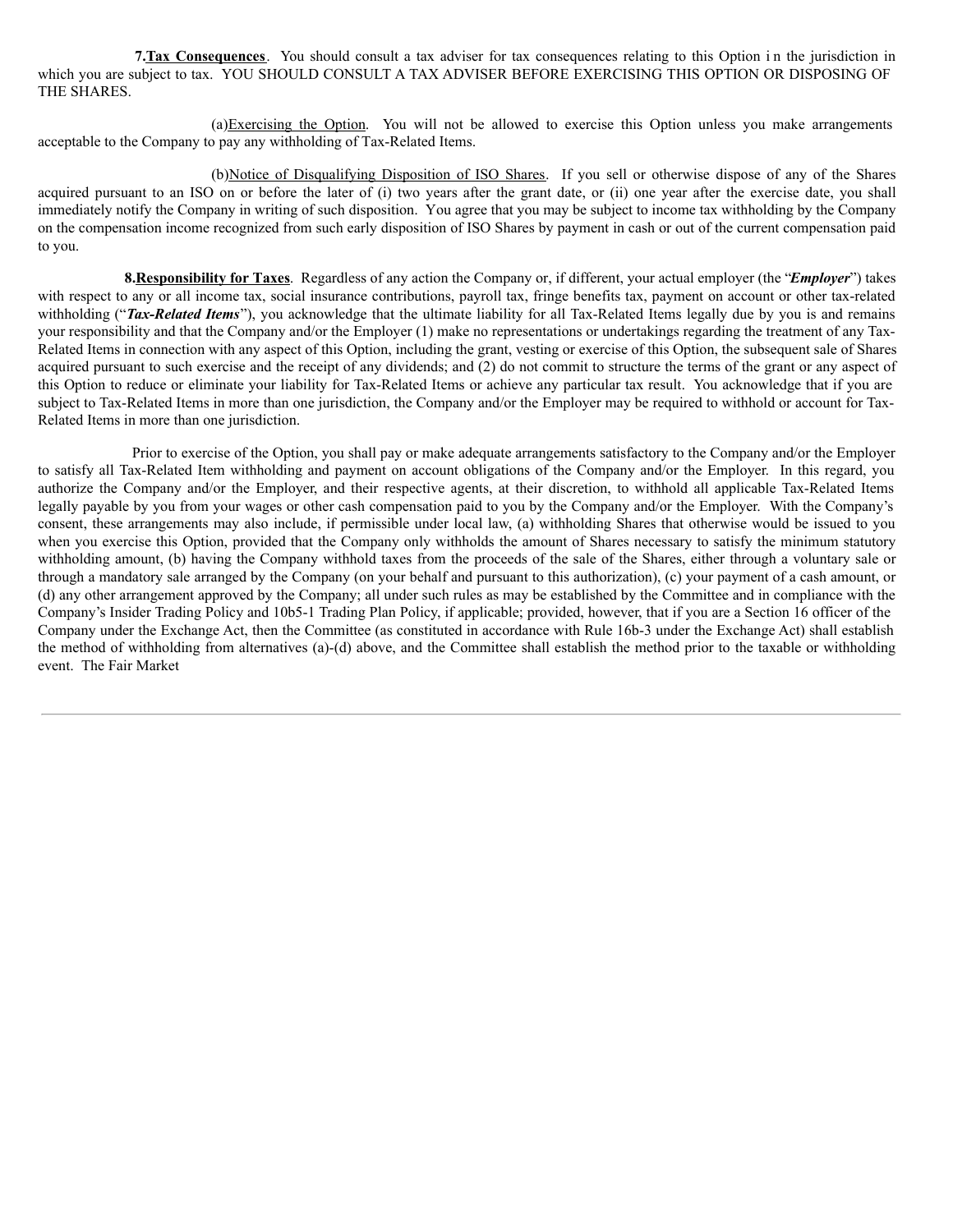**7.** **Tax Consequences**. You should consult a tax adviser for tax consequences relating to this Option in the jurisdiction in which you are subject to tax. YOU SHOULD CONSULT A TAX ADVISER BEFORE EXERCISING THIS OPTION OR DISPOSING OF THE SHARES.

(a)Exercising the Option. You will not be allowed to exercise this Option unless you make arrangements acceptable to the Company to pay any withholding of Tax-Related Items.

(b)Notice of Disqualifying Disposition of ISO Shares. If you sell or otherwise dispose of any of the Shares acquired pursuant to an ISO on or before the later of (i) two years after the grant date, or (ii) one year after the exercise date, you shall immediately notify the Company in writing of such disposition. You agree that you may be subject to income tax withholding by the Company on the compensation income recognized from such early disposition of ISO Shares by payment in cash or out of the current compensation paid to you.

**8.** **Responsibility for Taxes**. Regardless of any action the Company or, if different, your actual employer (the "***Employer***") takes with respect to any or all income tax, social insurance contributions, payroll tax, fringe benefits tax, payment on account or other tax-related withholding ("***Tax-Related Items***"), you acknowledge that the ultimate liability for all Tax-Related Items legally due by you is and remains your responsibility and that the Company and/or the Employer (1) make no representations or undertakings regarding the treatment of any Tax-Related Items in connection with any aspect of this Option, including the grant, vesting or exercise of this Option, the subsequent sale of Shares acquired pursuant to such exercise and the receipt of any dividends; and (2) do not commit to structure the terms of the grant or any aspect of this Option to reduce or eliminate your liability for Tax-Related Items or achieve any particular tax result. You acknowledge that if you are subject to Tax-Related Items in more than one jurisdiction, the Company and/or the Employer may be required to withhold or account for Tax-Related Items in more than one jurisdiction.

Prior to exercise of the Option, you shall pay or make adequate arrangements satisfactory to the Company and/or the Employer to satisfy all Tax-Related Item withholding and payment on account obligations of the Company and/or the Employer. In this regard, you authorize the Company and/or the Employer, and their respective agents, at their discretion, to withhold all applicable Tax-Related Items legally payable by you from your wages or other cash compensation paid to you by the Company and/or the Employer. With the Company's consent, these arrangements may also include, if permissible under local law, (a) withholding Shares that otherwise would be issued to you when you exercise this Option, provided that the Company only withholds the amount of Shares necessary to satisfy the minimum statutory withholding amount, (b) having the Company withhold taxes from the proceeds of the sale of the Shares, either through a voluntary sale or through a mandatory sale arranged by the Company (on your behalf and pursuant to this authorization), (c) your payment of a cash amount, or (d) any other arrangement approved by the Company; all under such rules as may be established by the Committee and in compliance with the Company's Insider Trading Policy and 10b5-1 Trading Plan Policy, if applicable; provided, however, that if you are a Section 16 officer of the Company under the Exchange Act, then the Committee (as constituted in accordance with Rule 16b-3 under the Exchange Act) shall establish the method of withholding from alternatives (a)-(d) above, and the Committee shall establish the method prior to the taxable or withholding event. The Fair Market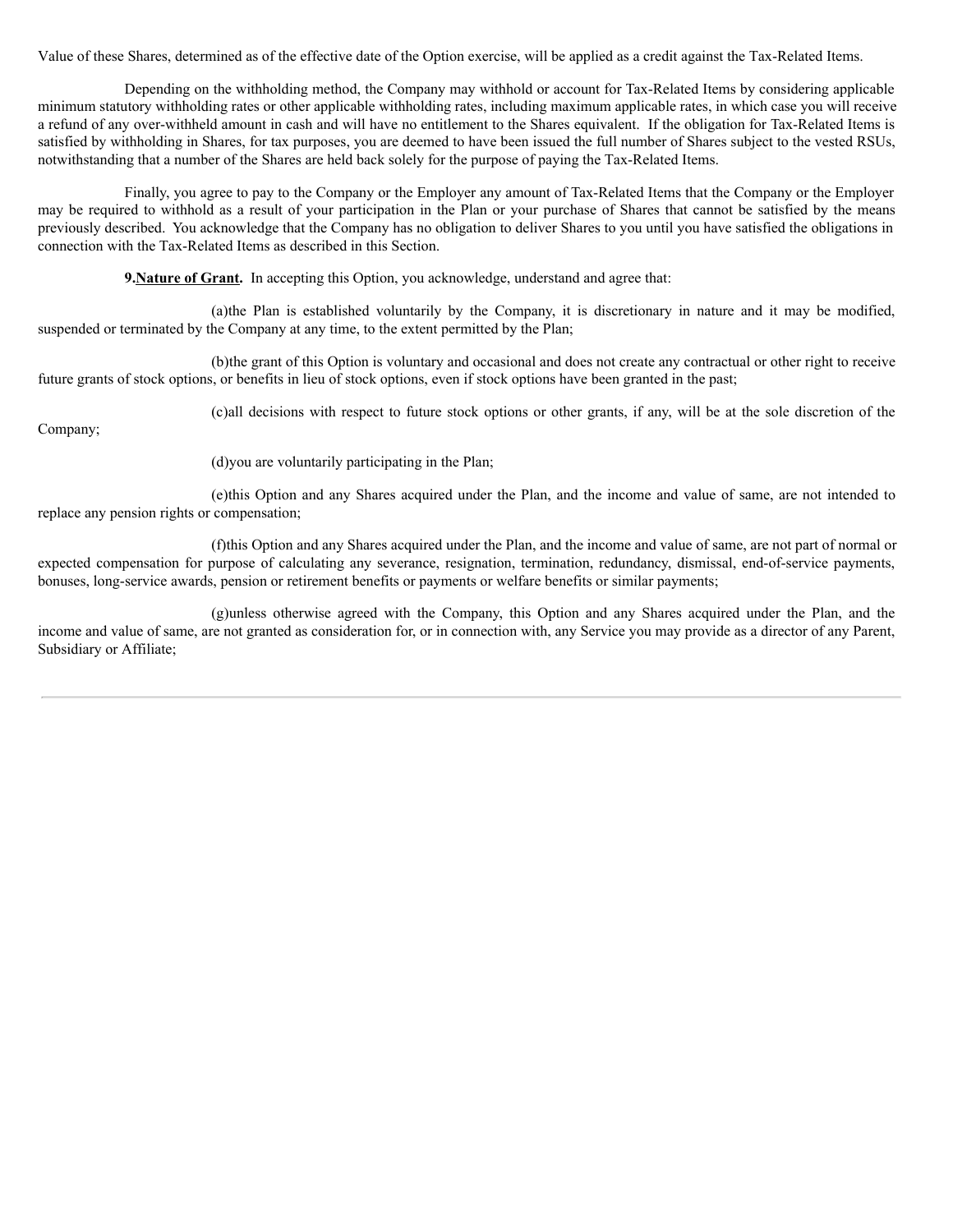Value of these Shares, determined as of the effective date of the Option exercise, will be applied as a credit against the Tax-Related Items.

Depending on the withholding method, the Company may withhold or account for Tax-Related Items by considering applicable minimum statutory withholding rates or other applicable withholding rates, including maximum applicable rates, in which case you will receive a refund of any over-withheld amount in cash and will have no entitlement to the Shares equivalent. If the obligation for Tax-Related Items is satisfied by withholding in Shares, for tax purposes, you are deemed to have been issued the full number of Shares subject to the vested RSUs, notwithstanding that a number of the Shares are held back solely for the purpose of paying the Tax-Related Items.

Finally, you agree to pay to the Company or the Employer any amount of Tax-Related Items that the Company or the Employer may be required to withhold as a result of your participation in the Plan or your purchase of Shares that cannot be satisfied by the means previously described. You acknowledge that the Company has no obligation to deliver Shares to you until you have satisfied the obligations in connection with the Tax-Related Items as described in this Section.

**9.<u>Nature of Grant</u>.** In accepting this Option, you acknowledge, understand and agree that:

(a)the Plan is established voluntarily by the Company, it is discretionary in nature and it may be modified, suspended or terminated by the Company at any time, to the extent permitted by the Plan;

(b)the grant of this Option is voluntary and occasional and does not create any contractual or other right to receive future grants of stock options, or benefits in lieu of stock options, even if stock options have been granted in the past;

(c)all decisions with respect to future stock options or other grants, if any, will be at the sole discretion of the Company;

(d)you are voluntarily participating in the Plan;

(e)this Option and any Shares acquired under the Plan, and the income and value of same, are not intended to replace any pension rights or compensation;

(f)this Option and any Shares acquired under the Plan, and the income and value of same, are not part of normal or expected compensation for purpose of calculating any severance, resignation, termination, redundancy, dismissal, end-of-service payments, bonuses, long-service awards, pension or retirement benefits or payments or welfare benefits or similar payments;

(g)unless otherwise agreed with the Company, this Option and any Shares acquired under the Plan, and the income and value of same, are not granted as consideration for, or in connection with, any Service you may provide as a director of any Parent, Subsidiary or Affiliate;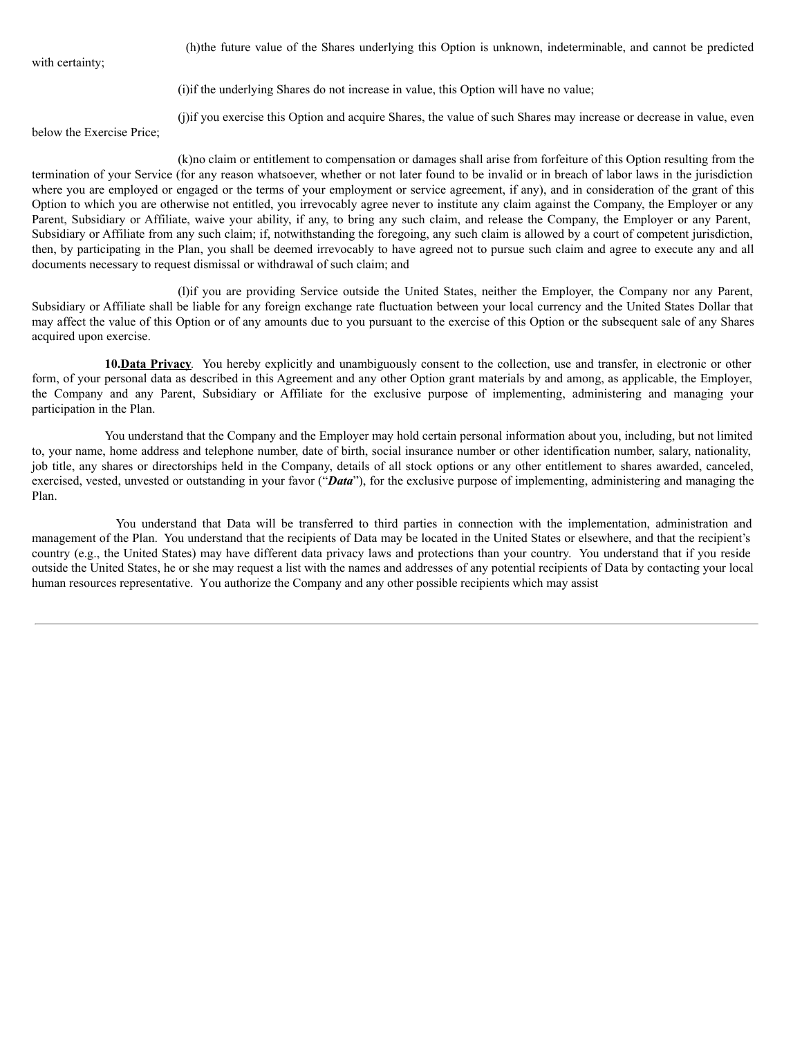(h)the future value of the Shares underlying this Option is unknown, indeterminable, and cannot be predicted with certainty;

(i)if the underlying Shares do not increase in value, this Option will have no value;

(j)if you exercise this Option and acquire Shares, the value of such Shares may increase or decrease in value, even below the Exercise Price;

(k)no claim or entitlement to compensation or damages shall arise from forfeiture of this Option resulting from the termination of your Service (for any reason whatsoever, whether or not later found to be invalid or in breach of labor laws in the jurisdiction where you are employed or engaged or the terms of your employment or service agreement, if any), and in consideration of the grant of this Option to which you are otherwise not entitled, you irrevocably agree never to institute any claim against the Company, the Employer or any Parent, Subsidiary or Affiliate, waive your ability, if any, to bring any such claim, and release the Company, the Employer or any Parent, Subsidiary or Affiliate from any such claim; if, notwithstanding the foregoing, any such claim is allowed by a court of competent jurisdiction, then, by participating in the Plan, you shall be deemed irrevocably to have agreed not to pursue such claim and agree to execute any and all documents necessary to request dismissal or withdrawal of such claim; and

(l)if you are providing Service outside the United States, neither the Employer, the Company nor any Parent, Subsidiary or Affiliate shall be liable for any foreign exchange rate fluctuation between your local currency and the United States Dollar that may affect the value of this Option or of any amounts due to you pursuant to the exercise of this Option or the subsequent sale of any Shares acquired upon exercise.

**10.Data Privacy**. You hereby explicitly and unambiguously consent to the collection, use and transfer, in electronic or other form, of your personal data as described in this Agreement and any other Option grant materials by and among, as applicable, the Employer, the Company and any Parent, Subsidiary or Affiliate for the exclusive purpose of implementing, administering and managing your participation in the Plan.

You understand that the Company and the Employer may hold certain personal information about you, including, but not limited to, your name, home address and telephone number, date of birth, social insurance number or other identification number, salary, nationality, job title, any shares or directorships held in the Company, details of all stock options or any other entitlement to shares awarded, canceled, exercised, vested, unvested or outstanding in your favor ("***Data***"), for the exclusive purpose of implementing, administering and managing the Plan.

You understand that Data will be transferred to third parties in connection with the implementation, administration and management of the Plan. You understand that the recipients of Data may be located in the United States or elsewhere, and that the recipient's country (e.g., the United States) may have different data privacy laws and protections than your country. You understand that if you reside outside the United States, he or she may request a list with the names and addresses of any potential recipients of Data by contacting your local human resources representative. You authorize the Company and any other possible recipients which may assist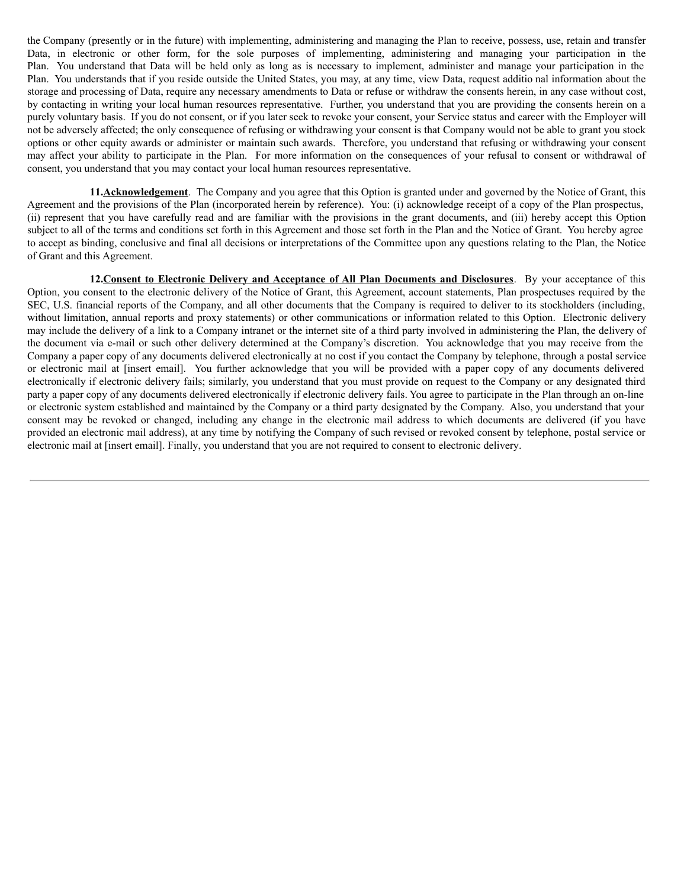the Company (presently or in the future) with implementing, administering and managing the Plan to receive, possess, use, retain and transfer Data, in electronic or other form, for the sole purposes of implementing, administering and managing your participation in the Plan. You understand that Data will be held only as long as is necessary to implement, administer and manage your participation in the Plan. You understands that if you reside outside the United States, you may, at any time, view Data, request additio nal information about the storage and processing of Data, require any necessary amendments to Data or refuse or withdraw the consents herein, in any case without cost, by contacting in writing your local human resources representative. Further, you understand that you are providing the consents herein on a purely voluntary basis. If you do not consent, or if you later seek to revoke your consent, your Service status and career with the Employer will not be adversely affected; the only consequence of refusing or withdrawing your consent is that Company would not be able to grant you stock options or other equity awards or administer or maintain such awards. Therefore, you understand that refusing or withdrawing your consent may affect your ability to participate in the Plan. For more information on the consequences of your refusal to consent or withdrawal of consent, you understand that you may contact your local human resources representative.

**11.Acknowledgement**. The Company and you agree that this Option is granted under and governed by the Notice of Grant, this Agreement and the provisions of the Plan (incorporated herein by reference). You: (i) acknowledge receipt of a copy of the Plan prospectus, (ii) represent that you have carefully read and are familiar with the provisions in the grant documents, and (iii) hereby accept this Option subject to all of the terms and conditions set forth in this Agreement and those set forth in the Plan and the Notice of Grant. You hereby agree to accept as binding, conclusive and final all decisions or interpretations of the Committee upon any questions relating to the Plan, the Notice of Grant and this Agreement.

**12.Consent to Electronic Delivery and Acceptance of All Plan Documents and Disclosures**. By your acceptance of this Option, you consent to the electronic delivery of the Notice of Grant, this Agreement, account statements, Plan prospectuses required by the SEC, U.S. financial reports of the Company, and all other documents that the Company is required to deliver to its stockholders (including, without limitation, annual reports and proxy statements) or other communications or information related to this Option. Electronic delivery may include the delivery of a link to a Company intranet or the internet site of a third party involved in administering the Plan, the delivery of the document via e-mail or such other delivery determined at the Company's discretion. You acknowledge that you may receive from the Company a paper copy of any documents delivered electronically at no cost if you contact the Company by telephone, through a postal service or electronic mail at [insert email]. You further acknowledge that you will be provided with a paper copy of any documents delivered electronically if electronic delivery fails; similarly, you understand that you must provide on request to the Company or any designated third party a paper copy of any documents delivered electronically if electronic delivery fails. You agree to participate in the Plan through an on-line or electronic system established and maintained by the Company or a third party designated by the Company. Also, you understand that your consent may be revoked or changed, including any change in the electronic mail address to which documents are delivered (if you have provided an electronic mail address), at any time by notifying the Company of such revised or revoked consent by telephone, postal service or electronic mail at [insert email]. Finally, you understand that you are not required to consent to electronic delivery.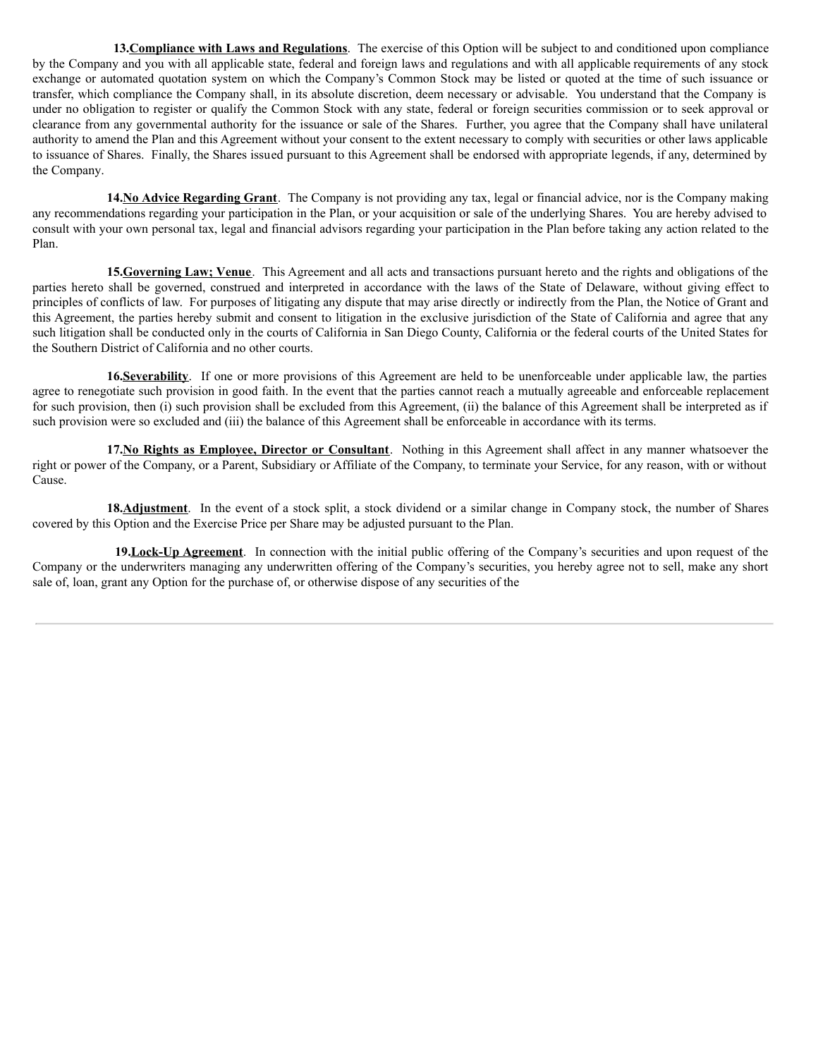**13.** **Compliance with Laws and Regulations**. The exercise of this Option will be subject to and conditioned upon compliance by the Company and you with all applicable state, federal and foreign laws and regulations and with all applicable requirements of any stock exchange or automated quotation system on which the Company's Common Stock may be listed or quoted at the time of such issuance or transfer, which compliance the Company shall, in its absolute discretion, deem necessary or advisable. You understand that the Company is under no obligation to register or qualify the Common Stock with any state, federal or foreign securities commission or to seek approval or clearance from any governmental authority for the issuance or sale of the Shares. Further, you agree that the Company shall have unilateral authority to amend the Plan and this Agreement without your consent to the extent necessary to comply with securities or other laws applicable to issuance of Shares. Finally, the Shares issued pursuant to this Agreement shall be endorsed with appropriate legends, if any, determined by the Company.

**14.** **No Advice Regarding Grant**. The Company is not providing any tax, legal or financial advice, nor is the Company making any recommendations regarding your participation in the Plan, or your acquisition or sale of the underlying Shares. You are hereby advised to consult with your own personal tax, legal and financial advisors regarding your participation in the Plan before taking any action related to the Plan.

**15.** **Governing Law; Venue**. This Agreement and all acts and transactions pursuant hereto and the rights and obligations of the parties hereto shall be governed, construed and interpreted in accordance with the laws of the State of Delaware, without giving effect to principles of conflicts of law. For purposes of litigating any dispute that may arise directly or indirectly from the Plan, the Notice of Grant and this Agreement, the parties hereby submit and consent to litigation in the exclusive jurisdiction of the State of California and agree that any such litigation shall be conducted only in the courts of California in San Diego County, California or the federal courts of the United States for the Southern District of California and no other courts.

**16.** **Severability**. If one or more provisions of this Agreement are held to be unenforceable under applicable law, the parties agree to renegotiate such provision in good faith. In the event that the parties cannot reach a mutually agreeable and enforceable replacement for such provision, then (i) such provision shall be excluded from this Agreement, (ii) the balance of this Agreement shall be interpreted as if such provision were so excluded and (iii) the balance of this Agreement shall be enforceable in accordance with its terms.

**17.** **No Rights as Employee, Director or Consultant**. Nothing in this Agreement shall affect in any manner whatsoever the right or power of the Company, or a Parent, Subsidiary or Affiliate of the Company, to terminate your Service, for any reason, with or without Cause.

**18.** **Adjustment**. In the event of a stock split, a stock dividend or a similar change in Company stock, the number of Shares covered by this Option and the Exercise Price per Share may be adjusted pursuant to the Plan.

**19.** **Lock-Up Agreement**. In connection with the initial public offering of the Company's securities and upon request of the Company or the underwriters managing any underwritten offering of the Company's securities, you hereby agree not to sell, make any short sale of, loan, grant any Option for the purchase of, or otherwise dispose of any securities of the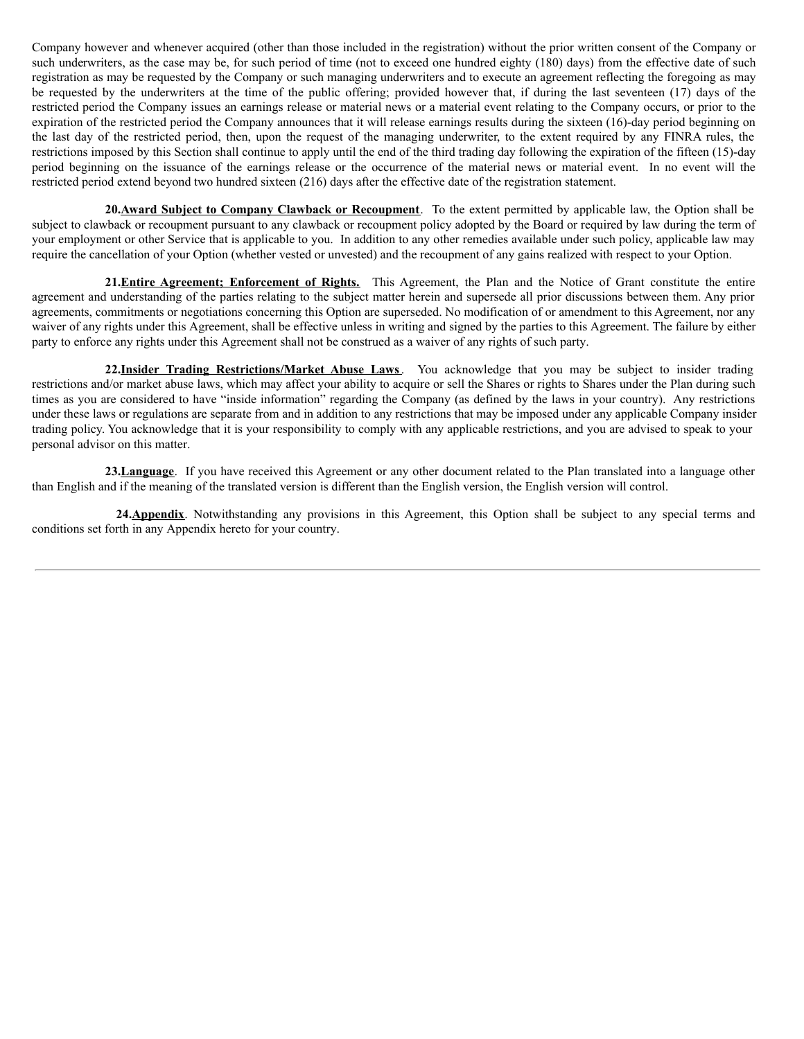Company however and whenever acquired (other than those included in the registration) without the prior written consent of the Company or such underwriters, as the case may be, for such period of time (not to exceed one hundred eighty (180) days) from the effective date of such registration as may be requested by the Company or such managing underwriters and to execute an agreement reflecting the foregoing as may be requested by the underwriters at the time of the public offering; provided however that, if during the last seventeen (17) days of the restricted period the Company issues an earnings release or material news or a material event relating to the Company occurs, or prior to the expiration of the restricted period the Company announces that it will release earnings results during the sixteen (16)-day period beginning on the last day of the restricted period, then, upon the request of the managing underwriter, to the extent required by any FINRA rules, the restrictions imposed by this Section shall continue to apply until the end of the third trading day following the expiration of the fifteen (15)-day period beginning on the issuance of the earnings release or the occurrence of the material news or material event. In no event will the restricted period extend beyond two hundred sixteen (216) days after the effective date of the registration statement.

**20.Award Subject to Company Clawback or Recoupment**. To the extent permitted by applicable law, the Option shall be subject to clawback or recoupment pursuant to any clawback or recoupment policy adopted by the Board or required by law during the term of your employment or other Service that is applicable to you. In addition to any other remedies available under such policy, applicable law may require the cancellation of your Option (whether vested or unvested) and the recoupment of any gains realized with respect to your Option.

**21.Entire Agreement; Enforcement of Rights.** This Agreement, the Plan and the Notice of Grant constitute the entire agreement and understanding of the parties relating to the subject matter herein and supersede all prior discussions between them. Any prior agreements, commitments or negotiations concerning this Option are superseded. No modification of or amendment to this Agreement, nor any waiver of any rights under this Agreement, shall be effective unless in writing and signed by the parties to this Agreement. The failure by either party to enforce any rights under this Agreement shall not be construed as a waiver of any rights of such party.

**22.Insider Trading Restrictions/Market Abuse Laws**. You acknowledge that you may be subject to insider trading restrictions and/or market abuse laws, which may affect your ability to acquire or sell the Shares or rights to Shares under the Plan during such times as you are considered to have "inside information" regarding the Company (as defined by the laws in your country). Any restrictions under these laws or regulations are separate from and in addition to any restrictions that may be imposed under any applicable Company insider trading policy. You acknowledge that it is your responsibility to comply with any applicable restrictions, and you are advised to speak to your personal advisor on this matter.

**23.Language**. If you have received this Agreement or any other document related to the Plan translated into a language other than English and if the meaning of the translated version is different than the English version, the English version will control.

**24.Appendix**. Notwithstanding any provisions in this Agreement, this Option shall be subject to any special terms and conditions set forth in any Appendix hereto for your country.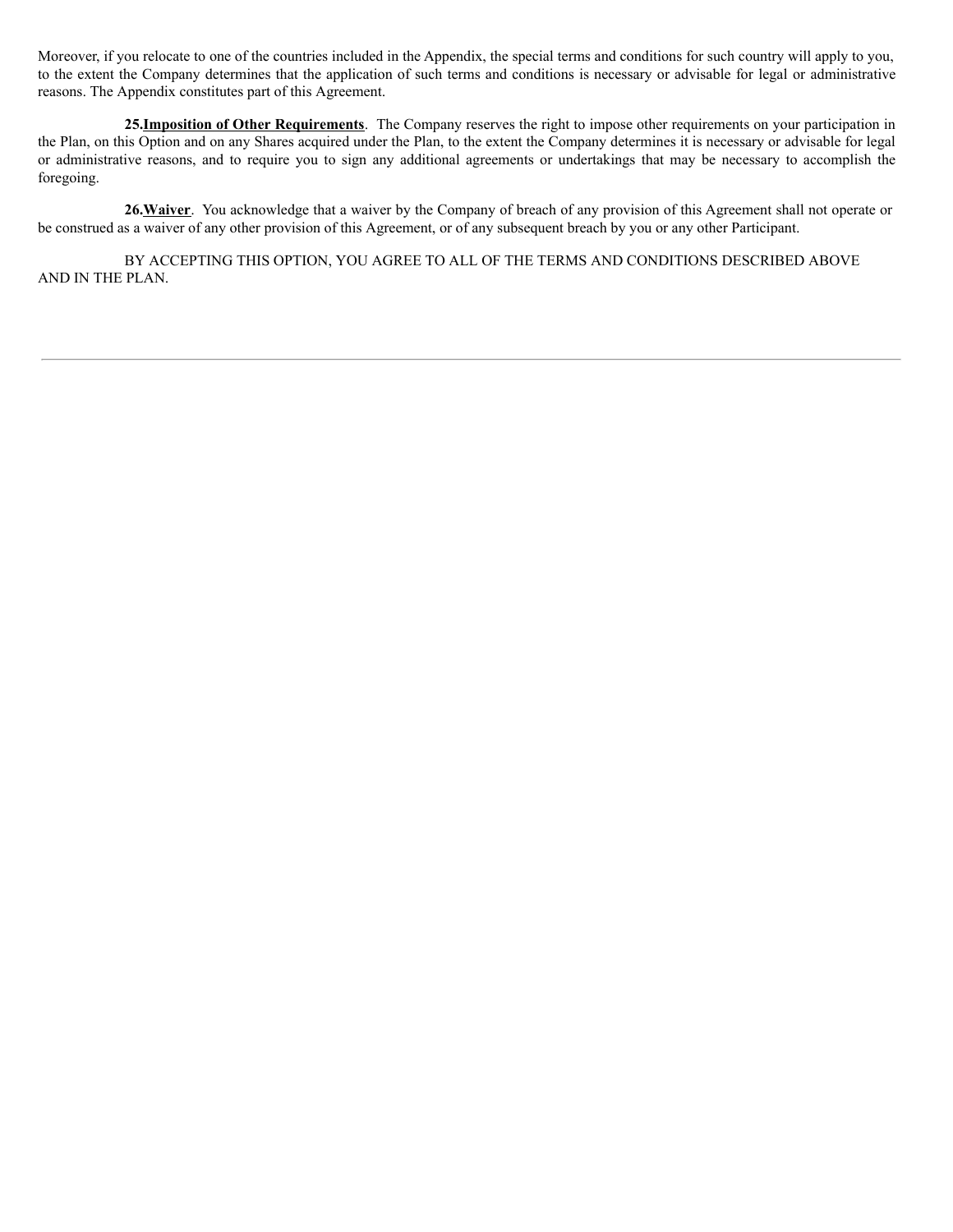Moreover, if you relocate to one of the countries included in the Appendix, the special terms and conditions for such country will apply to you, to the extent the Company determines that the application of such terms and conditions is necessary or advisable for legal or administrative reasons. The Appendix constitutes part of this Agreement.

**25.<u>Imposition of Other Requirements</u>**. The Company reserves the right to impose other requirements on your participation in the Plan, on this Option and on any Shares acquired under the Plan, to the extent the Company determines it is necessary or advisable for legal or administrative reasons, and to require you to sign any additional agreements or undertakings that may be necessary to accomplish the foregoing.

**26.<u>Waiver</u>**. You acknowledge that a waiver by the Company of breach of any provision of this Agreement shall not operate or be construed as a waiver of any other provision of this Agreement, or of any subsequent breach by you or any other Participant.

BY ACCEPTING THIS OPTION, YOU AGREE TO ALL OF THE TERMS AND CONDITIONS DESCRIBED ABOVE AND IN THE PLAN.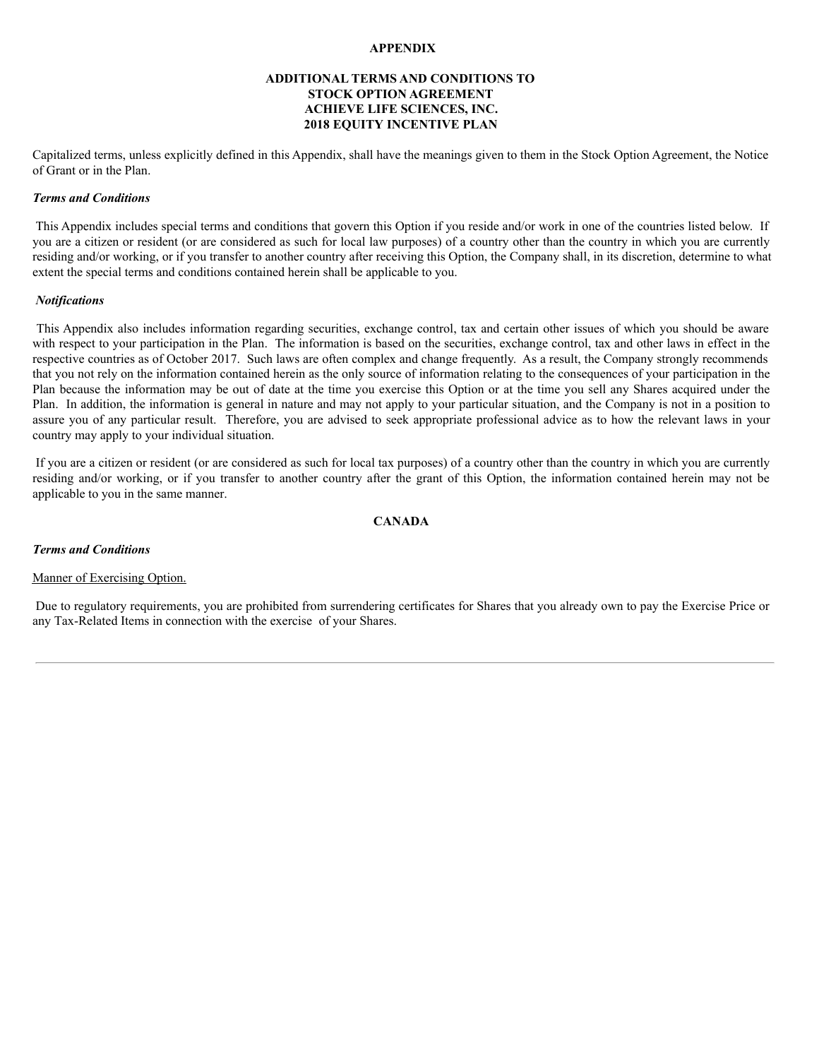**APPENDIX**

**ADDITIONAL TERMS AND CONDITIONS TO STOCK OPTION AGREEMENT ACHIEVE LIFE SCIENCES, INC. 2018 EQUITY INCENTIVE PLAN**

Capitalized terms, unless explicitly defined in this Appendix, shall have the meanings given to them in the Stock Option Agreement, the Notice of Grant or in the Plan.

***Terms and Conditions***

This Appendix includes special terms and conditions that govern this Option if you reside and/or work in one of the countries listed below. If you are a citizen or resident (or are considered as such for local law purposes) of a country other than the country in which you are currently residing and/or working, or if you transfer to another country after receiving this Option, the Company shall, in its discretion, determine to what extent the special terms and conditions contained herein shall be applicable to you.

***Notifications***

This Appendix also includes information regarding securities, exchange control, tax and certain other issues of which you should be aware with respect to your participation in the Plan. The information is based on the securities, exchange control, tax and other laws in effect in the respective countries as of October 2017. Such laws are often complex and change frequently. As a result, the Company strongly recommends that you not rely on the information contained herein as the only source of information relating to the consequences of your participation in the Plan because the information may be out of date at the time you exercise this Option or at the time you sell any Shares acquired under the Plan. In addition, the information is general in nature and may not apply to your particular situation, and the Company is not in a position to assure you of any particular result. Therefore, you are advised to seek appropriate professional advice as to how the relevant laws in your country may apply to your individual situation.

If you are a citizen or resident (or are considered as such for local tax purposes) of a country other than the country in which you are currently residing and/or working, or if you transfer to another country after the grant of this Option, the information contained herein may not be applicable to you in the same manner.

**CANADA**

***Terms and Conditions***

Manner of Exercising Option.

Due to regulatory requirements, you are prohibited from surrendering certificates for Shares that you already own to pay the Exercise Price or any Tax-Related Items in connection with the exercise of your Shares.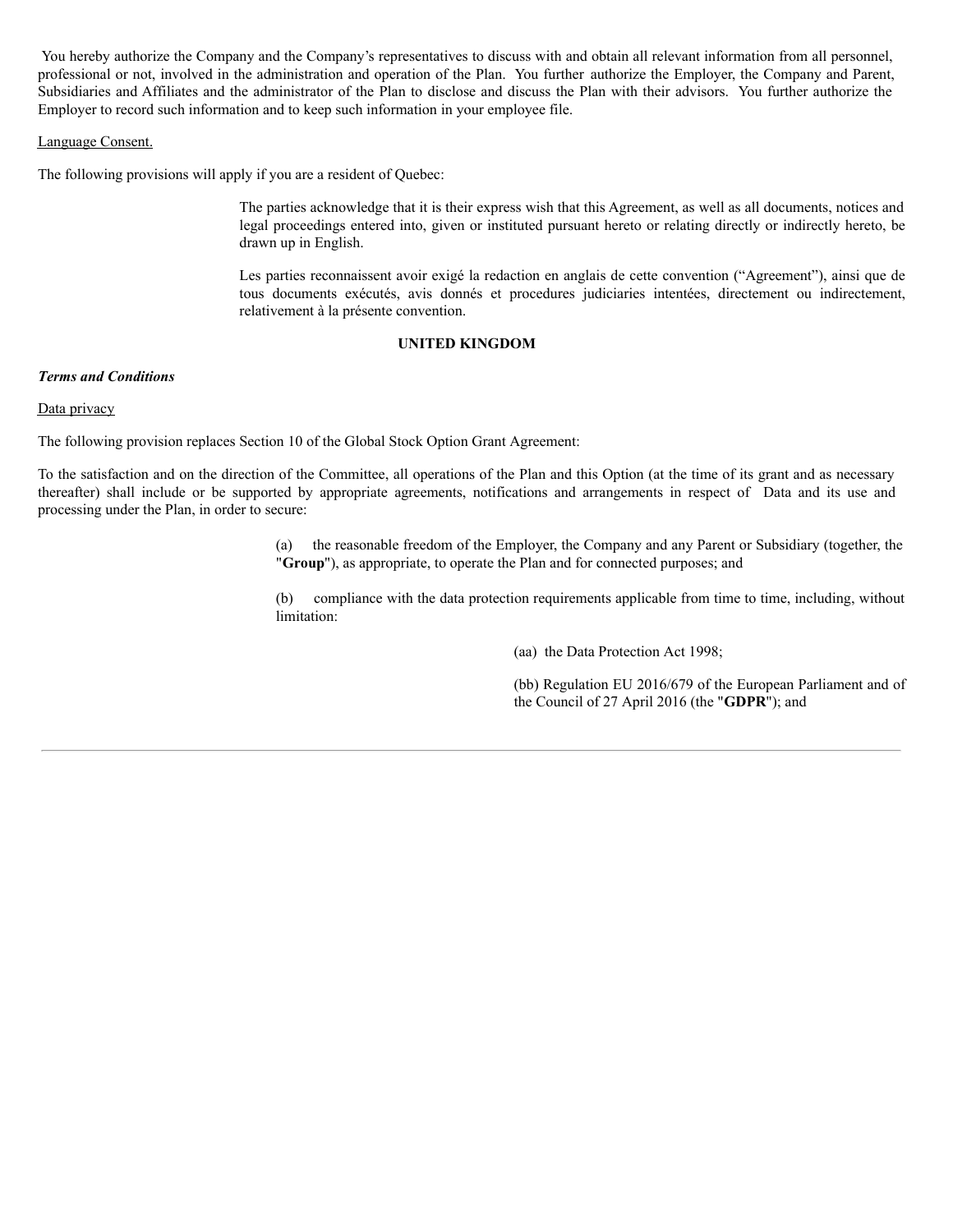You hereby authorize the Company and the Company's representatives to discuss with and obtain all relevant information from all personnel, professional or not, involved in the administration and operation of the Plan. You further authorize the Employer, the Company and Parent, Subsidiaries and Affiliates and the administrator of the Plan to disclose and discuss the Plan with their advisors. You further authorize the Employer to record such information and to keep such information in your employee file.

Language Consent.

The following provisions will apply if you are a resident of Quebec:

> The parties acknowledge that it is their express wish that this Agreement, as well as all documents, notices and legal proceedings entered into, given or instituted pursuant hereto or relating directly or indirectly hereto, be drawn up in English.
>
> Les parties reconnaissent avoir exigé la redaction en anglais de cette convention ("Agreement"), ainsi que de tous documents exécutés, avis donnés et procedures judiciaries intentées, directement ou indirectement, relativement à la présente convention.

**UNITED KINGDOM**

***Terms and Conditions***

Data privacy

The following provision replaces Section 10 of the Global Stock Option Grant Agreement:

To the satisfaction and on the direction of the Committee, all operations of the Plan and this Option (at the time of its grant and as necessary thereafter) shall include or be supported by appropriate agreements, notifications and arrangements in respect of Data and its use and processing under the Plan, in order to secure:

(a) the reasonable freedom of the Employer, the Company and any Parent or Subsidiary (together, the "**Group**"), as appropriate, to operate the Plan and for connected purposes; and

(b) compliance with the data protection requirements applicable from time to time, including, without limitation:

(aa) the Data Protection Act 1998;

(bb) Regulation EU 2016/679 of the European Parliament and of the Council of 27 April 2016 (the "**GDPR**"); and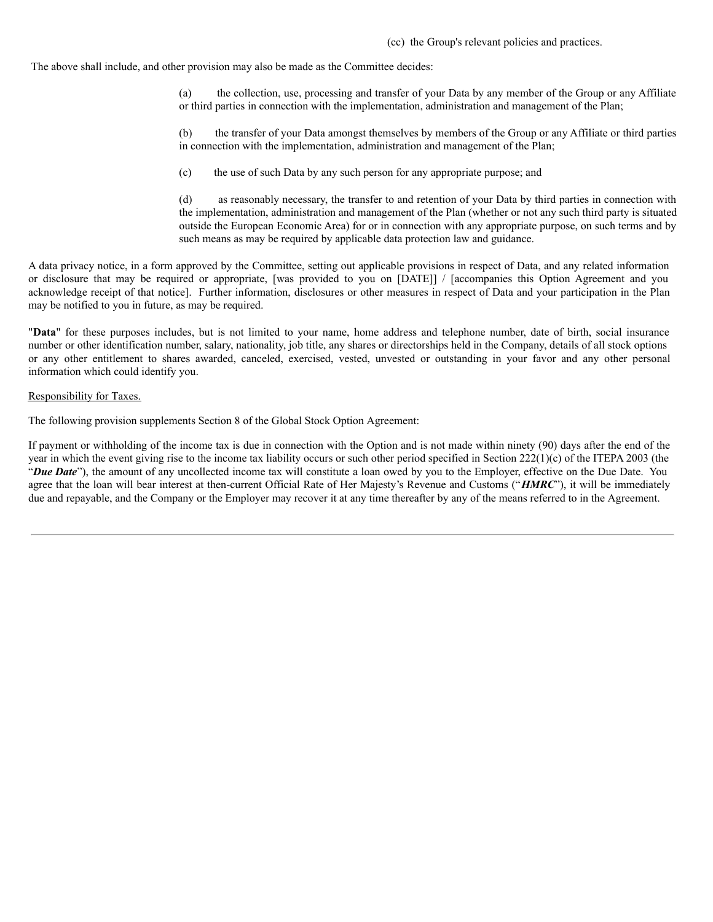(cc) the Group's relevant policies and practices.

The above shall include, and other provision may also be made as the Committee decides:

(a) the collection, use, processing and transfer of your Data by any member of the Group or any Affiliate or third parties in connection with the implementation, administration and management of the Plan;

(b) the transfer of your Data amongst themselves by members of the Group or any Affiliate or third parties in connection with the implementation, administration and management of the Plan;

(c) the use of such Data by any such person for any appropriate purpose; and

(d) as reasonably necessary, the transfer to and retention of your Data by third parties in connection with the implementation, administration and management of the Plan (whether or not any such third party is situated outside the European Economic Area) for or in connection with any appropriate purpose, on such terms and by such means as may be required by applicable data protection law and guidance.

A data privacy notice, in a form approved by the Committee, setting out applicable provisions in respect of Data, and any related information or disclosure that may be required or appropriate, [was provided to you on [DATE]] / [accompanies this Option Agreement and you acknowledge receipt of that notice]. Further information, disclosures or other measures in respect of Data and your participation in the Plan may be notified to you in future, as may be required.

"**Data**" for these purposes includes, but is not limited to your name, home address and telephone number, date of birth, social insurance number or other identification number, salary, nationality, job title, any shares or directorships held in the Company, details of all stock options or any other entitlement to shares awarded, canceled, exercised, vested, unvested or outstanding in your favor and any other personal information which could identify you.

<u>Responsibility for Taxes.</u>

The following provision supplements Section 8 of the Global Stock Option Agreement:

If payment or withholding of the income tax is due in connection with the Option and is not made within ninety (90) days after the end of the year in which the event giving rise to the income tax liability occurs or such other period specified in Section 222(1)(c) of the ITEPA 2003 (the "***Due Date***"), the amount of any uncollected income tax will constitute a loan owed by you to the Employer, effective on the Due Date. You agree that the loan will bear interest at then-current Official Rate of Her Majesty's Revenue and Customs ("***HMRC***"), it will be immediately due and repayable, and the Company or the Employer may recover it at any time thereafter by any of the means referred to in the Agreement.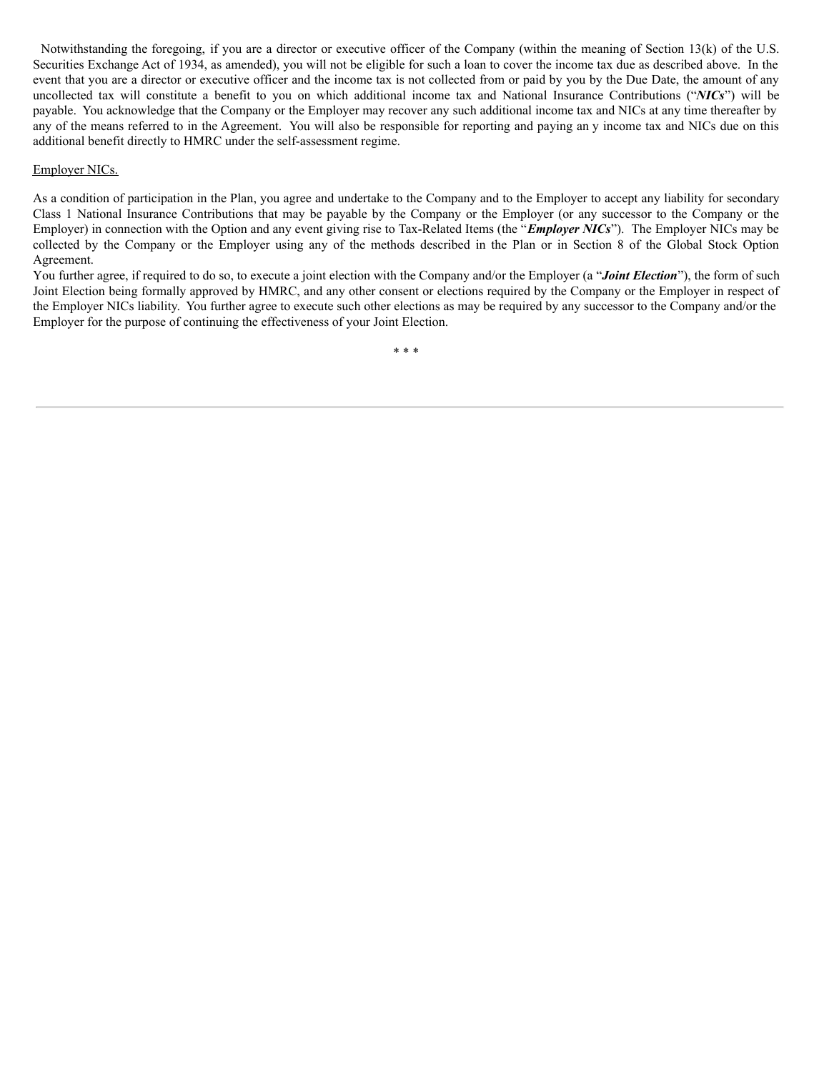Notwithstanding the foregoing, if you are a director or executive officer of the Company (within the meaning of Section 13(k) of the U.S. Securities Exchange Act of 1934, as amended), you will not be eligible for such a loan to cover the income tax due as described above. In the event that you are a director or executive officer and the income tax is not collected from or paid by you by the Due Date, the amount of any uncollected tax will constitute a benefit to you on which additional income tax and National Insurance Contributions ("***NICs***") will be payable. You acknowledge that the Company or the Employer may recover any such additional income tax and NICs at any time thereafter by any of the means referred to in the Agreement. You will also be responsible for reporting and paying an y income tax and NICs due on this additional benefit directly to HMRC under the self-assessment regime.

Employer NICs.

As a condition of participation in the Plan, you agree and undertake to the Company and to the Employer to accept any liability for secondary Class 1 National Insurance Contributions that may be payable by the Company or the Employer (or any successor to the Company or the Employer) in connection with the Option and any event giving rise to Tax-Related Items (the "***Employer NICs***"). The Employer NICs may be collected by the Company or the Employer using any of the methods described in the Plan or in Section 8 of the Global Stock Option Agreement.

You further agree, if required to do so, to execute a joint election with the Company and/or the Employer (a "***Joint Election***"), the form of such Joint Election being formally approved by HMRC, and any other consent or elections required by the Company or the Employer in respect of the Employer NICs liability. You further agree to execute such other elections as may be required by any successor to the Company and/or the Employer for the purpose of continuing the effectiveness of your Joint Election.

\* \* \*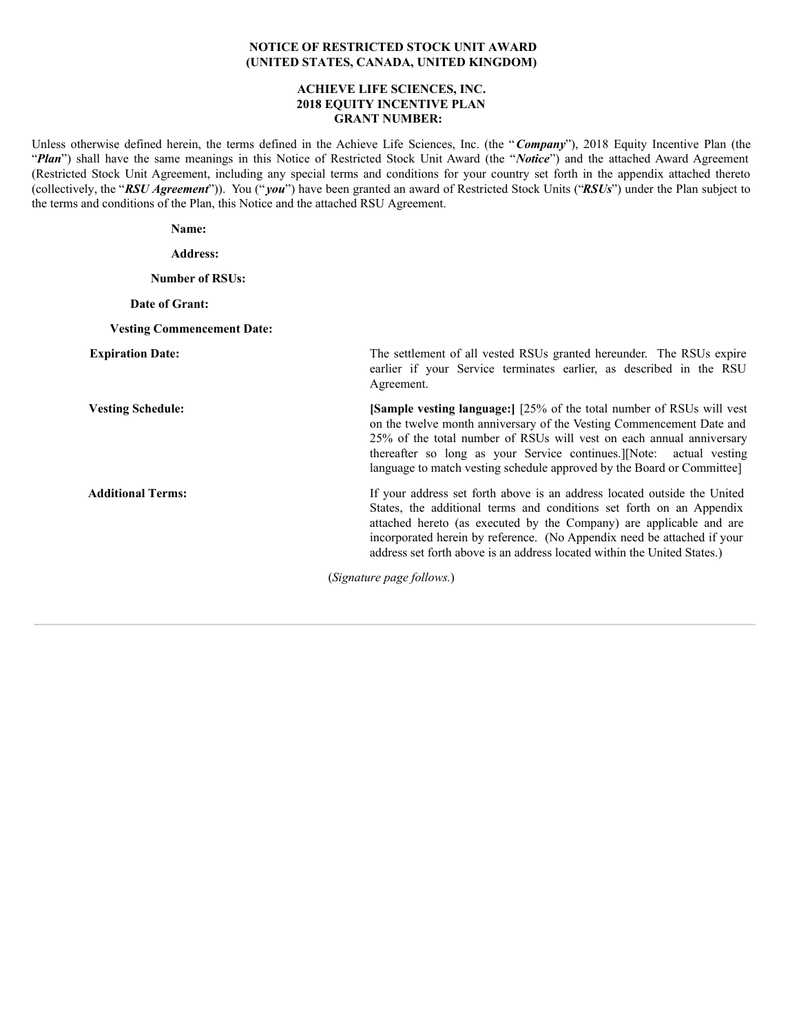**NOTICE OF RESTRICTED STOCK UNIT AWARD**
**(UNITED STATES, CANADA, UNITED KINGDOM)**

**ACHIEVE LIFE SCIENCES, INC.**
**2018 EQUITY INCENTIVE PLAN**
**GRANT NUMBER:**

Unless otherwise defined herein, the terms defined in the Achieve Life Sciences, Inc. (the "***Company***"), 2018 Equity Incentive Plan (the "***Plan***") shall have the same meanings in this Notice of Restricted Stock Unit Award (the "***Notice***") and the attached Award Agreement (Restricted Stock Unit Agreement, including any special terms and conditions for your country set forth in the appendix attached thereto (collectively, the "***RSU Agreement***")). You ("***you***") have been granted an award of Restricted Stock Units ("***RSUs***") under the Plan subject to the terms and conditions of the Plan, this Notice and the attached RSU Agreement.

**Name:**

**Address:**

**Number of RSUs:**

**Date of Grant:**

**Vesting Commencement Date:**

| | |
|---|---|
| **Expiration Date:** | The settlement of all vested RSUs granted hereunder. The RSUs expire earlier if your Service terminates earlier, as described in the RSU Agreement. |
| **Vesting Schedule:** | **[Sample vesting language:]** [25% of the total number of RSUs will vest on the twelve month anniversary of the Vesting Commencement Date and 25% of the total number of RSUs will vest on each annual anniversary thereafter so long as your Service continues.][Note: actual vesting language to match vesting schedule approved by the Board or Committee] |
| **Additional Terms:** | If your address set forth above is an address located outside the United States, the additional terms and conditions set forth on an Appendix attached hereto (as executed by the Company) are applicable and are incorporated herein by reference. (No Appendix need be attached if your address set forth above is an address located within the United States.) |

(*Signature page follows.*)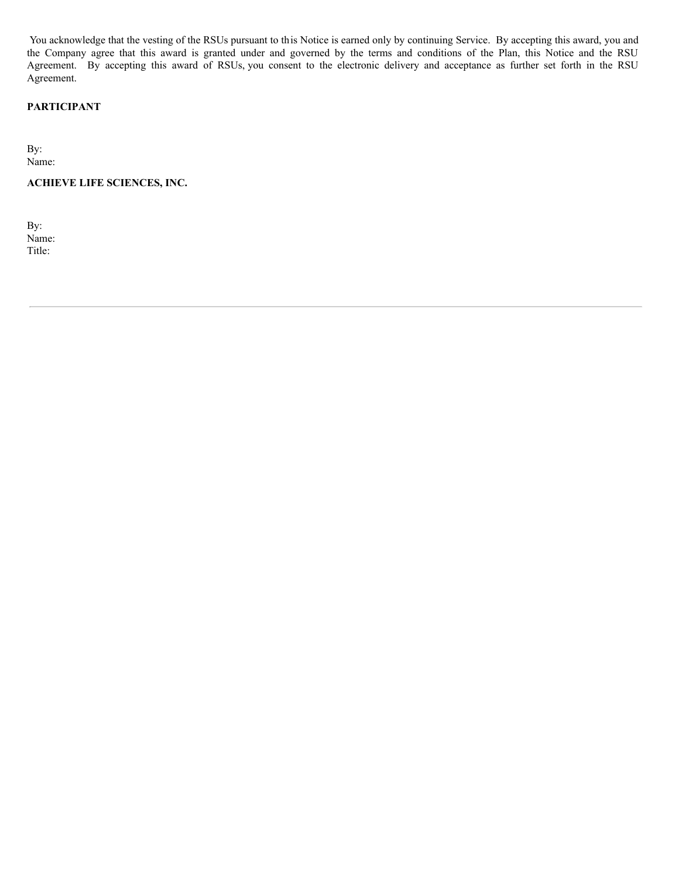You acknowledge that the vesting of the RSUs pursuant to this Notice is earned only by continuing Service. By accepting this award, you and the Company agree that this award is granted under and governed by the terms and conditions of the Plan, this Notice and the RSU Agreement. By accepting this award of RSUs, you consent to the electronic delivery and acceptance as further set forth in the RSU Agreement.

**PARTICIPANT**

By:
Name:

**ACHIEVE LIFE SCIENCES, INC.**

By:
Name:
Title: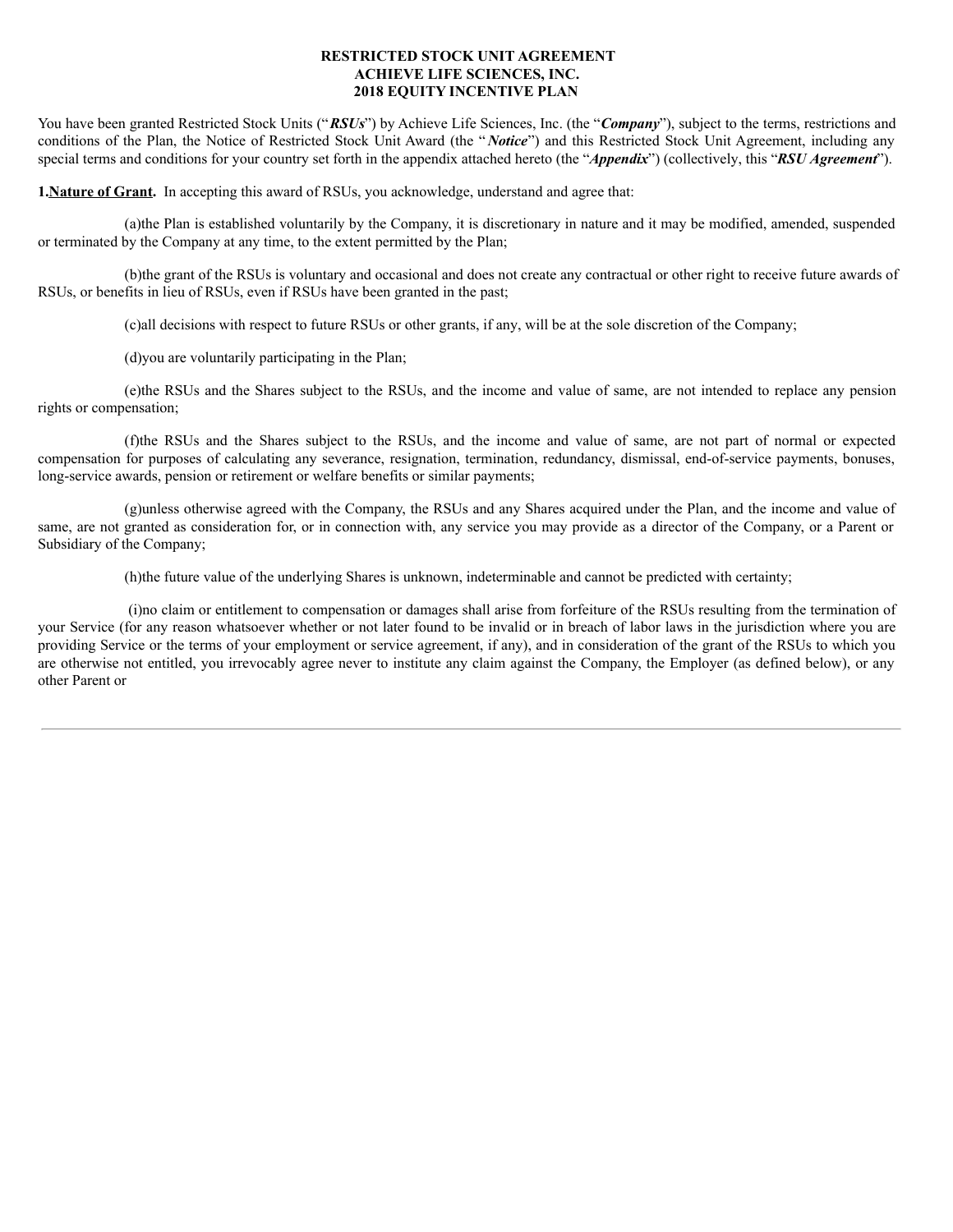**RESTRICTED STOCK UNIT AGREEMENT**
**ACHIEVE LIFE SCIENCES, INC.**
**2018 EQUITY INCENTIVE PLAN**

You have been granted Restricted Stock Units ("***RSUs***") by Achieve Life Sciences, Inc. (the "***Company***"), subject to the terms, restrictions and conditions of the Plan, the Notice of Restricted Stock Unit Award (the "***Notice***") and this Restricted Stock Unit Agreement, including any special terms and conditions for your country set forth in the appendix attached hereto (the "***Appendix***") (collectively, this "***RSU Agreement***").

**1.<u>Nature of Grant</u>.** In accepting this award of RSUs, you acknowledge, understand and agree that:

(a)the Plan is established voluntarily by the Company, it is discretionary in nature and it may be modified, amended, suspended or terminated by the Company at any time, to the extent permitted by the Plan;

(b)the grant of the RSUs is voluntary and occasional and does not create any contractual or other right to receive future awards of RSUs, or benefits in lieu of RSUs, even if RSUs have been granted in the past;

(c)all decisions with respect to future RSUs or other grants, if any, will be at the sole discretion of the Company;

(d)you are voluntarily participating in the Plan;

(e)the RSUs and the Shares subject to the RSUs, and the income and value of same, are not intended to replace any pension rights or compensation;

(f)the RSUs and the Shares subject to the RSUs, and the income and value of same, are not part of normal or expected compensation for purposes of calculating any severance, resignation, termination, redundancy, dismissal, end-of-service payments, bonuses, long-service awards, pension or retirement or welfare benefits or similar payments;

(g)unless otherwise agreed with the Company, the RSUs and any Shares acquired under the Plan, and the income and value of same, are not granted as consideration for, or in connection with, any service you may provide as a director of the Company, or a Parent or Subsidiary of the Company;

(h)the future value of the underlying Shares is unknown, indeterminable and cannot be predicted with certainty;

(i)no claim or entitlement to compensation or damages shall arise from forfeiture of the RSUs resulting from the termination of your Service (for any reason whatsoever whether or not later found to be invalid or in breach of labor laws in the jurisdiction where you are providing Service or the terms of your employment or service agreement, if any), and in consideration of the grant of the RSUs to which you are otherwise not entitled, you irrevocably agree never to institute any claim against the Company, the Employer (as defined below), or any other Parent or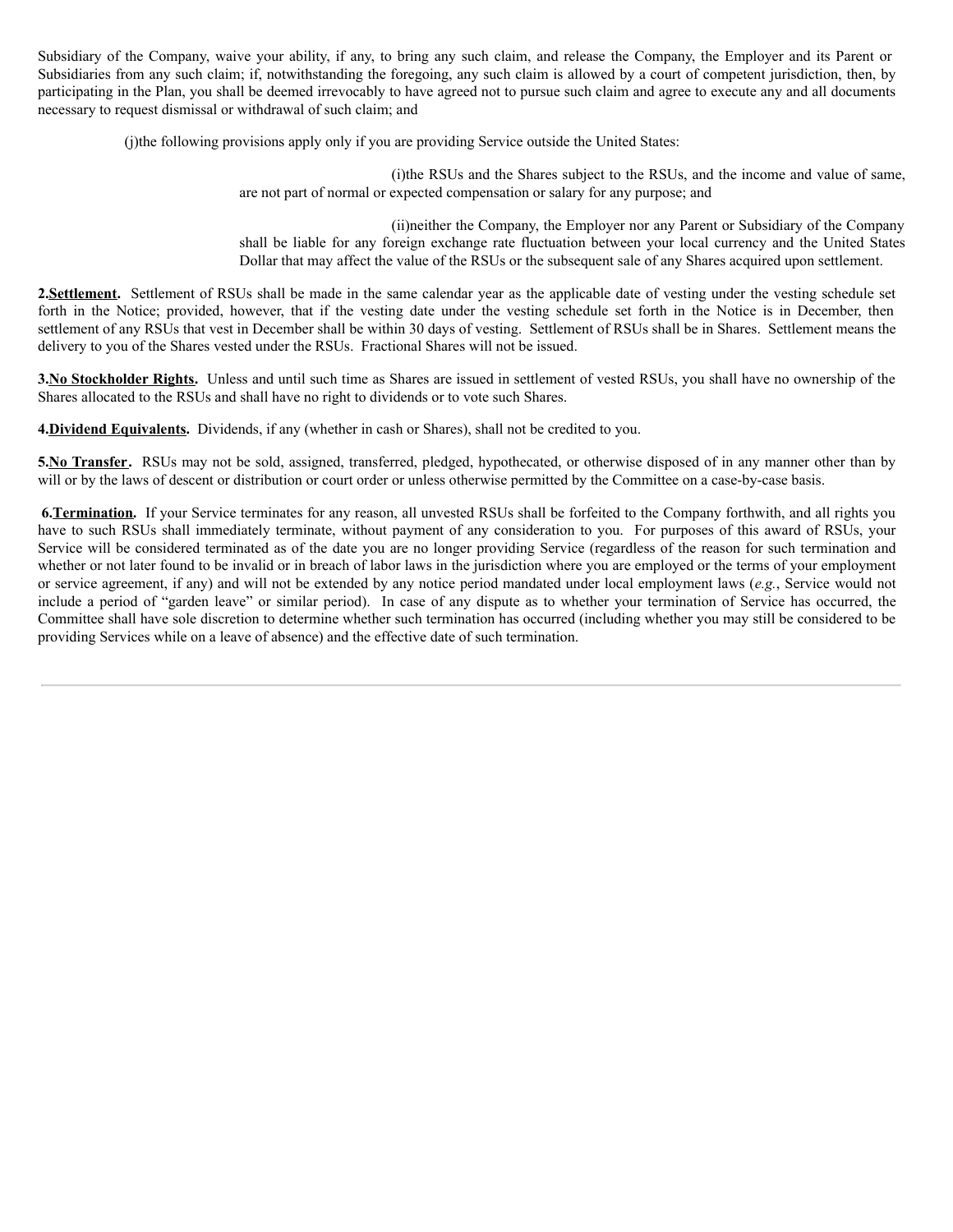Subsidiary of the Company, waive your ability, if any, to bring any such claim, and release the Company, the Employer and its Parent or Subsidiaries from any such claim; if, notwithstanding the foregoing, any such claim is allowed by a court of competent jurisdiction, then, by participating in the Plan, you shall be deemed irrevocably to have agreed not to pursue such claim and agree to execute any and all documents necessary to request dismissal or withdrawal of such claim; and

(j) the following provisions apply only if you are providing Service outside the United States:

(i) the RSUs and the Shares subject to the RSUs, and the income and value of same, are not part of normal or expected compensation or salary for any purpose; and

(ii) neither the Company, the Employer nor any Parent or Subsidiary of the Company shall be liable for any foreign exchange rate fluctuation between your local currency and the United States Dollar that may affect the value of the RSUs or the subsequent sale of any Shares acquired upon settlement.

**2. Settlement.** Settlement of RSUs shall be made in the same calendar year as the applicable date of vesting under the vesting schedule set forth in the Notice; provided, however, that if the vesting date under the vesting schedule set forth in the Notice is in December, then settlement of any RSUs that vest in December shall be within 30 days of vesting. Settlement of RSUs shall be in Shares. Settlement means the delivery to you of the Shares vested under the RSUs. Fractional Shares will not be issued.

**3. No Stockholder Rights.** Unless and until such time as Shares are issued in settlement of vested RSUs, you shall have no ownership of the Shares allocated to the RSUs and shall have no right to dividends or to vote such Shares.

**4. Dividend Equivalents.** Dividends, if any (whether in cash or Shares), shall not be credited to you.

**5. No Transfer.** RSUs may not be sold, assigned, transferred, pledged, hypothecated, or otherwise disposed of in any manner other than by will or by the laws of descent or distribution or court order or unless otherwise permitted by the Committee on a case-by-case basis.

**6. Termination.** If your Service terminates for any reason, all unvested RSUs shall be forfeited to the Company forthwith, and all rights you have to such RSUs shall immediately terminate, without payment of any consideration to you. For purposes of this award of RSUs, your Service will be considered terminated as of the date you are no longer providing Service (regardless of the reason for such termination and whether or not later found to be invalid or in breach of labor laws in the jurisdiction where you are employed or the terms of your employment or service agreement, if any) and will not be extended by any notice period mandated under local employment laws (*e.g.*, Service would not include a period of "garden leave" or similar period). In case of any dispute as to whether your termination of Service has occurred, the Committee shall have sole discretion to determine whether such termination has occurred (including whether you may still be considered to be providing Services while on a leave of absence) and the effective date of such termination.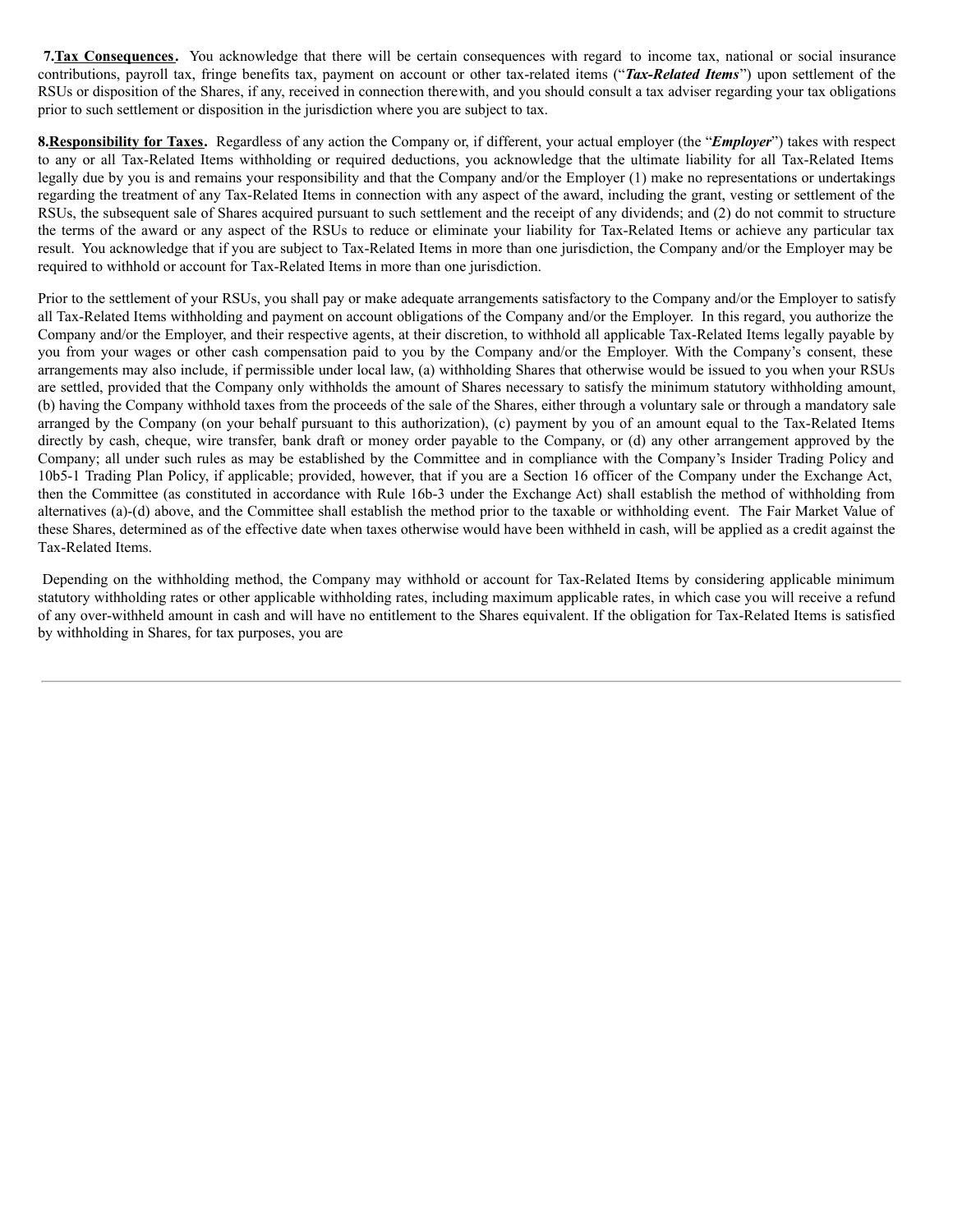**7. Tax Consequences.** You acknowledge that there will be certain consequences with regard to income tax, national or social insurance contributions, payroll tax, fringe benefits tax, payment on account or other tax-related items ("***Tax-Related Items***") upon settlement of the RSUs or disposition of the Shares, if any, received in connection therewith, and you should consult a tax adviser regarding your tax obligations prior to such settlement or disposition in the jurisdiction where you are subject to tax.

**8. Responsibility for Taxes.** Regardless of any action the Company or, if different, your actual employer (the "***Employer***") takes with respect to any or all Tax-Related Items withholding or required deductions, you acknowledge that the ultimate liability for all Tax-Related Items legally due by you is and remains your responsibility and that the Company and/or the Employer (1) make no representations or undertakings regarding the treatment of any Tax-Related Items in connection with any aspect of the award, including the grant, vesting or settlement of the RSUs, the subsequent sale of Shares acquired pursuant to such settlement and the receipt of any dividends; and (2) do not commit to structure the terms of the award or any aspect of the RSUs to reduce or eliminate your liability for Tax-Related Items or achieve any particular tax result. You acknowledge that if you are subject to Tax-Related Items in more than one jurisdiction, the Company and/or the Employer may be required to withhold or account for Tax-Related Items in more than one jurisdiction.

Prior to the settlement of your RSUs, you shall pay or make adequate arrangements satisfactory to the Company and/or the Employer to satisfy all Tax-Related Items withholding and payment on account obligations of the Company and/or the Employer. In this regard, you authorize the Company and/or the Employer, and their respective agents, at their discretion, to withhold all applicable Tax-Related Items legally payable by you from your wages or other cash compensation paid to you by the Company and/or the Employer. With the Company's consent, these arrangements may also include, if permissible under local law, (a) withholding Shares that otherwise would be issued to you when your RSUs are settled, provided that the Company only withholds the amount of Shares necessary to satisfy the minimum statutory withholding amount, (b) having the Company withhold taxes from the proceeds of the sale of the Shares, either through a voluntary sale or through a mandatory sale arranged by the Company (on your behalf pursuant to this authorization), (c) payment by you of an amount equal to the Tax-Related Items directly by cash, cheque, wire transfer, bank draft or money order payable to the Company, or (d) any other arrangement approved by the Company; all under such rules as may be established by the Committee and in compliance with the Company's Insider Trading Policy and 10b5-1 Trading Plan Policy, if applicable; provided, however, that if you are a Section 16 officer of the Company under the Exchange Act, then the Committee (as constituted in accordance with Rule 16b-3 under the Exchange Act) shall establish the method of withholding from alternatives (a)-(d) above, and the Committee shall establish the method prior to the taxable or withholding event. The Fair Market Value of these Shares, determined as of the effective date when taxes otherwise would have been withheld in cash, will be applied as a credit against the Tax-Related Items.

Depending on the withholding method, the Company may withhold or account for Tax-Related Items by considering applicable minimum statutory withholding rates or other applicable withholding rates, including maximum applicable rates, in which case you will receive a refund of any over-withheld amount in cash and will have no entitlement to the Shares equivalent. If the obligation for Tax-Related Items is satisfied by withholding in Shares, for tax purposes, you are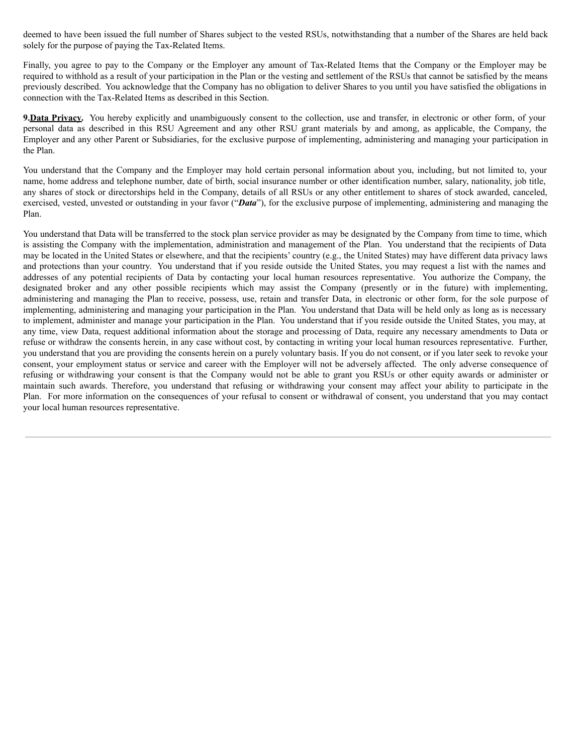deemed to have been issued the full number of Shares subject to the vested RSUs, notwithstanding that a number of the Shares are held back solely for the purpose of paying the Tax-Related Items.

Finally, you agree to pay to the Company or the Employer any amount of Tax-Related Items that the Company or the Employer may be required to withhold as a result of your participation in the Plan or the vesting and settlement of the RSUs that cannot be satisfied by the means previously described. You acknowledge that the Company has no obligation to deliver Shares to you until you have satisfied the obligations in connection with the Tax-Related Items as described in this Section.

**9.<u>Data Privacy</u>.** You hereby explicitly and unambiguously consent to the collection, use and transfer, in electronic or other form, of your personal data as described in this RSU Agreement and any other RSU grant materials by and among, as applicable, the Company, the Employer and any other Parent or Subsidiaries, for the exclusive purpose of implementing, administering and managing your participation in the Plan.

You understand that the Company and the Employer may hold certain personal information about you, including, but not limited to, your name, home address and telephone number, date of birth, social insurance number or other identification number, salary, nationality, job title, any shares of stock or directorships held in the Company, details of all RSUs or any other entitlement to shares of stock awarded, canceled, exercised, vested, unvested or outstanding in your favor ("***Data***"), for the exclusive purpose of implementing, administering and managing the Plan.

You understand that Data will be transferred to the stock plan service provider as may be designated by the Company from time to time, which is assisting the Company with the implementation, administration and management of the Plan. You understand that the recipients of Data may be located in the United States or elsewhere, and that the recipients' country (e.g., the United States) may have different data privacy laws and protections than your country. You understand that if you reside outside the United States, you may request a list with the names and addresses of any potential recipients of Data by contacting your local human resources representative. You authorize the Company, the designated broker and any other possible recipients which may assist the Company (presently or in the future) with implementing, administering and managing the Plan to receive, possess, use, retain and transfer Data, in electronic or other form, for the sole purpose of implementing, administering and managing your participation in the Plan. You understand that Data will be held only as long as is necessary to implement, administer and manage your participation in the Plan. You understand that if you reside outside the United States, you may, at any time, view Data, request additional information about the storage and processing of Data, require any necessary amendments to Data or refuse or withdraw the consents herein, in any case without cost, by contacting in writing your local human resources representative. Further, you understand that you are providing the consents herein on a purely voluntary basis. If you do not consent, or if you later seek to revoke your consent, your employment status or service and career with the Employer will not be adversely affected. The only adverse consequence of refusing or withdrawing your consent is that the Company would not be able to grant you RSUs or other equity awards or administer or maintain such awards. Therefore, you understand that refusing or withdrawing your consent may affect your ability to participate in the Plan. For more information on the consequences of your refusal to consent or withdrawal of consent, you understand that you may contact your local human resources representative.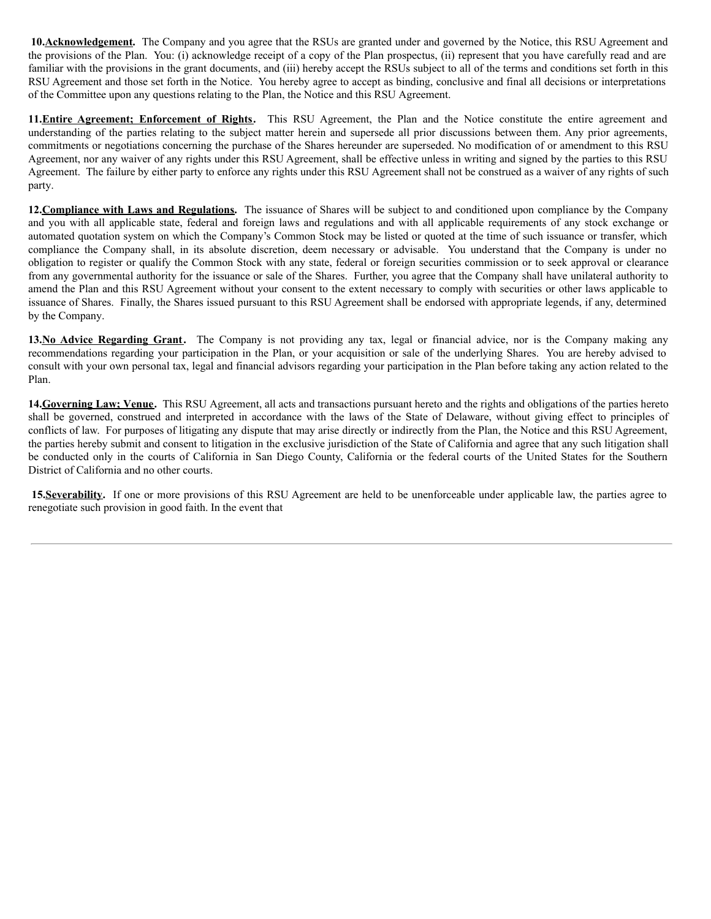**10.** **Acknowledgement.** The Company and you agree that the RSUs are granted under and governed by the Notice, this RSU Agreement and the provisions of the Plan. You: (i) acknowledge receipt of a copy of the Plan prospectus, (ii) represent that you have carefully read and are familiar with the provisions in the grant documents, and (iii) hereby accept the RSUs subject to all of the terms and conditions set forth in this RSU Agreement and those set forth in the Notice. You hereby agree to accept as binding, conclusive and final all decisions or interpretations of the Committee upon any questions relating to the Plan, the Notice and this RSU Agreement.

**11.** **Entire Agreement; Enforcement of Rights.** This RSU Agreement, the Plan and the Notice constitute the entire agreement and understanding of the parties relating to the subject matter herein and supersede all prior discussions between them. Any prior agreements, commitments or negotiations concerning the purchase of the Shares hereunder are superseded. No modification of or amendment to this RSU Agreement, nor any waiver of any rights under this RSU Agreement, shall be effective unless in writing and signed by the parties to this RSU Agreement. The failure by either party to enforce any rights under this RSU Agreement shall not be construed as a waiver of any rights of such party.

**12.** **Compliance with Laws and Regulations.** The issuance of Shares will be subject to and conditioned upon compliance by the Company and you with all applicable state, federal and foreign laws and regulations and with all applicable requirements of any stock exchange or automated quotation system on which the Company's Common Stock may be listed or quoted at the time of such issuance or transfer, which compliance the Company shall, in its absolute discretion, deem necessary or advisable. You understand that the Company is under no obligation to register or qualify the Common Stock with any state, federal or foreign securities commission or to seek approval or clearance from any governmental authority for the issuance or sale of the Shares. Further, you agree that the Company shall have unilateral authority to amend the Plan and this RSU Agreement without your consent to the extent necessary to comply with securities or other laws applicable to issuance of Shares. Finally, the Shares issued pursuant to this RSU Agreement shall be endorsed with appropriate legends, if any, determined by the Company.

**13.** **No Advice Regarding Grant.** The Company is not providing any tax, legal or financial advice, nor is the Company making any recommendations regarding your participation in the Plan, or your acquisition or sale of the underlying Shares. You are hereby advised to consult with your own personal tax, legal and financial advisors regarding your participation in the Plan before taking any action related to the Plan.

**14.** **Governing Law; Venue.** This RSU Agreement, all acts and transactions pursuant hereto and the rights and obligations of the parties hereto shall be governed, construed and interpreted in accordance with the laws of the State of Delaware, without giving effect to principles of conflicts of law. For purposes of litigating any dispute that may arise directly or indirectly from the Plan, the Notice and this RSU Agreement, the parties hereby submit and consent to litigation in the exclusive jurisdiction of the State of California and agree that any such litigation shall be conducted only in the courts of California in San Diego County, California or the federal courts of the United States for the Southern District of California and no other courts.

**15.** **Severability.** If one or more provisions of this RSU Agreement are held to be unenforceable under applicable law, the parties agree to renegotiate such provision in good faith. In the event that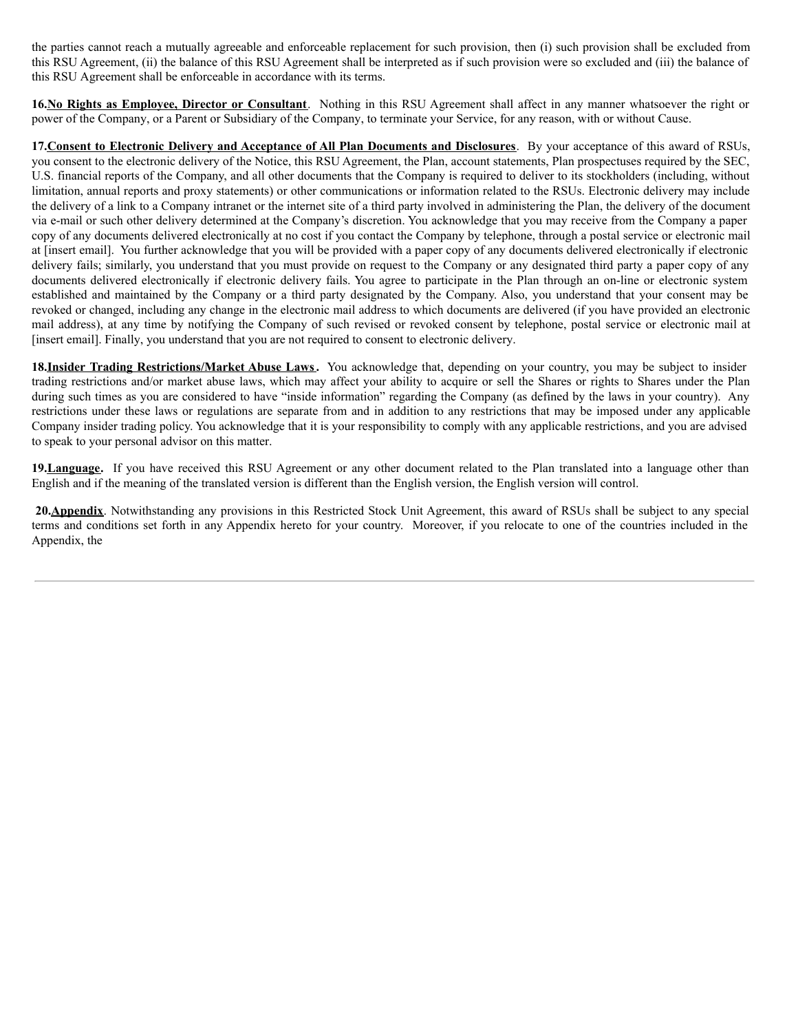the parties cannot reach a mutually agreeable and enforceable replacement for such provision, then (i) such provision shall be excluded from this RSU Agreement, (ii) the balance of this RSU Agreement shall be interpreted as if such provision were so excluded and (iii) the balance of this RSU Agreement shall be enforceable in accordance with its terms.

**16.<u>No Rights as Employee, Director or Consultant</u>**. Nothing in this RSU Agreement shall affect in any manner whatsoever the right or power of the Company, or a Parent or Subsidiary of the Company, to terminate your Service, for any reason, with or without Cause.

**17.<u>Consent to Electronic Delivery and Acceptance of All Plan Documents and Disclosures</u>**. By your acceptance of this award of RSUs, you consent to the electronic delivery of the Notice, this RSU Agreement, the Plan, account statements, Plan prospectuses required by the SEC, U.S. financial reports of the Company, and all other documents that the Company is required to deliver to its stockholders (including, without limitation, annual reports and proxy statements) or other communications or information related to the RSUs. Electronic delivery may include the delivery of a link to a Company intranet or the internet site of a third party involved in administering the Plan, the delivery of the document via e-mail or such other delivery determined at the Company's discretion. You acknowledge that you may receive from the Company a paper copy of any documents delivered electronically at no cost if you contact the Company by telephone, through a postal service or electronic mail at [insert email]. You further acknowledge that you will be provided with a paper copy of any documents delivered electronically if electronic delivery fails; similarly, you understand that you must provide on request to the Company or any designated third party a paper copy of any documents delivered electronically if electronic delivery fails. You agree to participate in the Plan through an on-line or electronic system established and maintained by the Company or a third party designated by the Company. Also, you understand that your consent may be revoked or changed, including any change in the electronic mail address to which documents are delivered (if you have provided an electronic mail address), at any time by notifying the Company of such revised or revoked consent by telephone, postal service or electronic mail at [insert email]. Finally, you understand that you are not required to consent to electronic delivery.

**18.<u>Insider Trading Restrictions/Market Abuse Laws</u>.** You acknowledge that, depending on your country, you may be subject to insider trading restrictions and/or market abuse laws, which may affect your ability to acquire or sell the Shares or rights to Shares under the Plan during such times as you are considered to have "inside information" regarding the Company (as defined by the laws in your country). Any restrictions under these laws or regulations are separate from and in addition to any restrictions that may be imposed under any applicable Company insider trading policy. You acknowledge that it is your responsibility to comply with any applicable restrictions, and you are advised to speak to your personal advisor on this matter.

**19.<u>Language</u>.** If you have received this RSU Agreement or any other document related to the Plan translated into a language other than English and if the meaning of the translated version is different than the English version, the English version will control.

**20.<u>Appendix</u>**. Notwithstanding any provisions in this Restricted Stock Unit Agreement, this award of RSUs shall be subject to any special terms and conditions set forth in any Appendix hereto for your country. Moreover, if you relocate to one of the countries included in the Appendix, the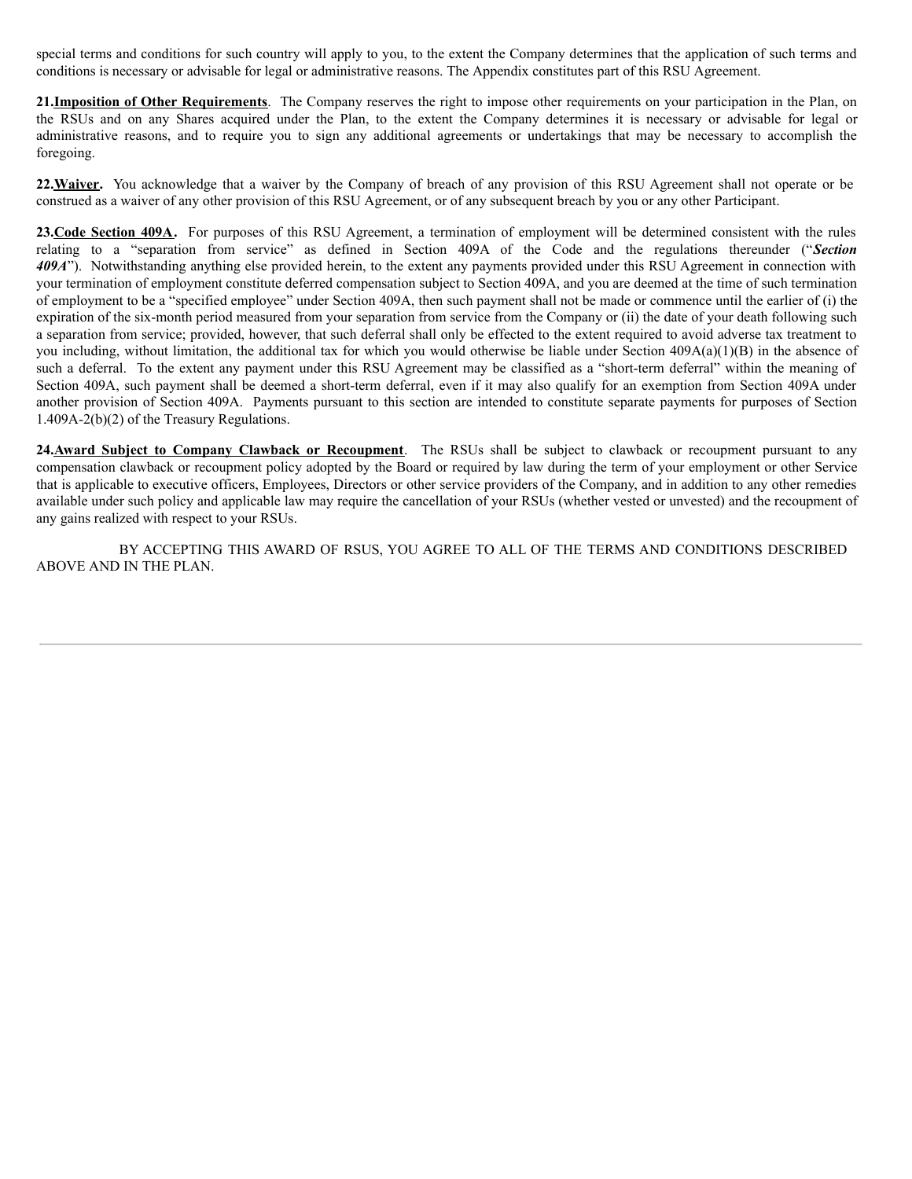special terms and conditions for such country will apply to you, to the extent the Company determines that the application of such terms and conditions is necessary or advisable for legal or administrative reasons. The Appendix constitutes part of this RSU Agreement.

**21.<u>Imposition of Other Requirements</u>**. The Company reserves the right to impose other requirements on your participation in the Plan, on the RSUs and on any Shares acquired under the Plan, to the extent the Company determines it is necessary or advisable for legal or administrative reasons, and to require you to sign any additional agreements or undertakings that may be necessary to accomplish the foregoing.

**22.<u>Waiver</u>.** You acknowledge that a waiver by the Company of breach of any provision of this RSU Agreement shall not operate or be construed as a waiver of any other provision of this RSU Agreement, or of any subsequent breach by you or any other Participant.

**23.<u>Code Section 409A</u>.** For purposes of this RSU Agreement, a termination of employment will be determined consistent with the rules relating to a "separation from service" as defined in Section 409A of the Code and the regulations thereunder ("***Section 409A***"). Notwithstanding anything else provided herein, to the extent any payments provided under this RSU Agreement in connection with your termination of employment constitute deferred compensation subject to Section 409A, and you are deemed at the time of such termination of employment to be a "specified employee" under Section 409A, then such payment shall not be made or commence until the earlier of (i) the expiration of the six-month period measured from your separation from service from the Company or (ii) the date of your death following such a separation from service; provided, however, that such deferral shall only be effected to the extent required to avoid adverse tax treatment to you including, without limitation, the additional tax for which you would otherwise be liable under Section 409A(a)(1)(B) in the absence of such a deferral. To the extent any payment under this RSU Agreement may be classified as a "short-term deferral" within the meaning of Section 409A, such payment shall be deemed a short-term deferral, even if it may also qualify for an exemption from Section 409A under another provision of Section 409A. Payments pursuant to this section are intended to constitute separate payments for purposes of Section 1.409A-2(b)(2) of the Treasury Regulations.

**24.<u>Award Subject to Company Clawback or Recoupment</u>**. The RSUs shall be subject to clawback or recoupment pursuant to any compensation clawback or recoupment policy adopted by the Board or required by law during the term of your employment or other Service that is applicable to executive officers, Employees, Directors or other service providers of the Company, and in addition to any other remedies available under such policy and applicable law may require the cancellation of your RSUs (whether vested or unvested) and the recoupment of any gains realized with respect to your RSUs.

BY ACCEPTING THIS AWARD OF RSUS, YOU AGREE TO ALL OF THE TERMS AND CONDITIONS DESCRIBED ABOVE AND IN THE PLAN.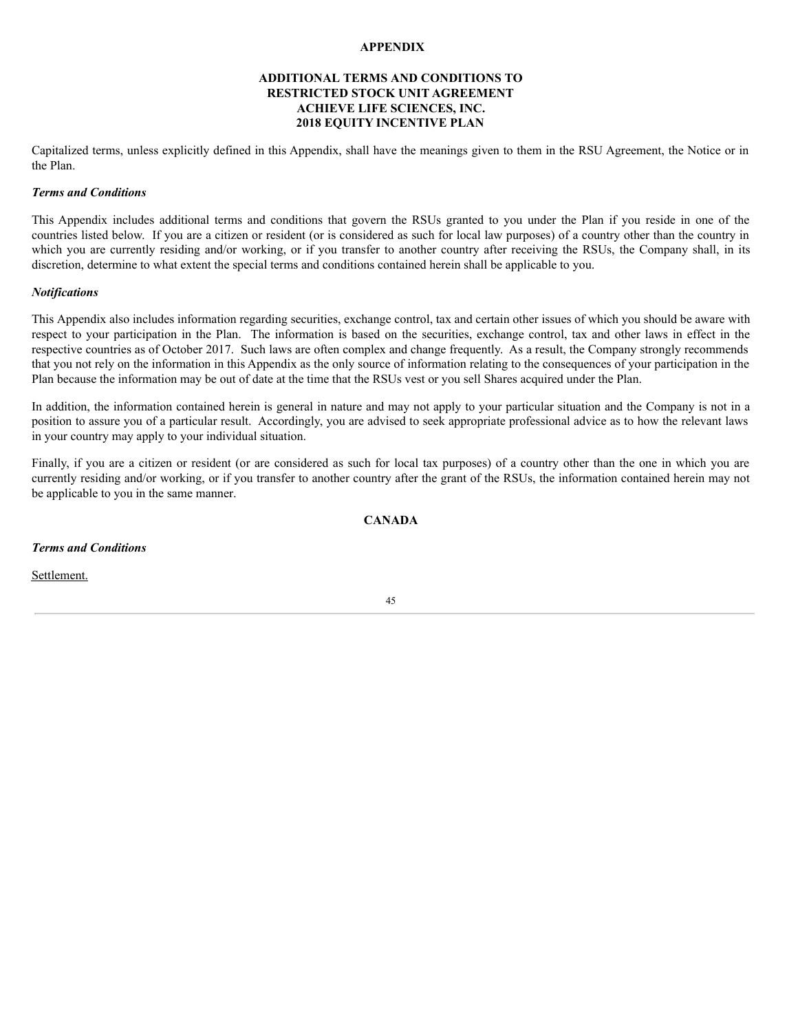# APPENDIX

## ADDITIONAL TERMS AND CONDITIONS TO RESTRICTED STOCK UNIT AGREEMENT ACHIEVE LIFE SCIENCES, INC. 2018 EQUITY INCENTIVE PLAN

Capitalized terms, unless explicitly defined in this Appendix, shall have the meanings given to them in the RSU Agreement, the Notice or in the Plan.

***Terms and Conditions***

This Appendix includes additional terms and conditions that govern the RSUs granted to you under the Plan if you reside in one of the countries listed below. If you are a citizen or resident (or is considered as such for local law purposes) of a country other than the country in which you are currently residing and/or working, or if you transfer to another country after receiving the RSUs, the Company shall, in its discretion, determine to what extent the special terms and conditions contained herein shall be applicable to you.

***Notifications***

This Appendix also includes information regarding securities, exchange control, tax and certain other issues of which you should be aware with respect to your participation in the Plan. The information is based on the securities, exchange control, tax and other laws in effect in the respective countries as of October 2017. Such laws are often complex and change frequently. As a result, the Company strongly recommends that you not rely on the information in this Appendix as the only source of information relating to the consequences of your participation in the Plan because the information may be out of date at the time that the RSUs vest or you sell Shares acquired under the Plan.

In addition, the information contained herein is general in nature and may not apply to your particular situation and the Company is not in a position to assure you of a particular result. Accordingly, you are advised to seek appropriate professional advice as to how the relevant laws in your country may apply to your individual situation.

Finally, if you are a citizen or resident (or are considered as such for local tax purposes) of a country other than the one in which you are currently residing and/or working, or if you transfer to another country after the grant of the RSUs, the information contained herein may not be applicable to you in the same manner.

## CANADA

***Terms and Conditions***

<u>Settlement.</u>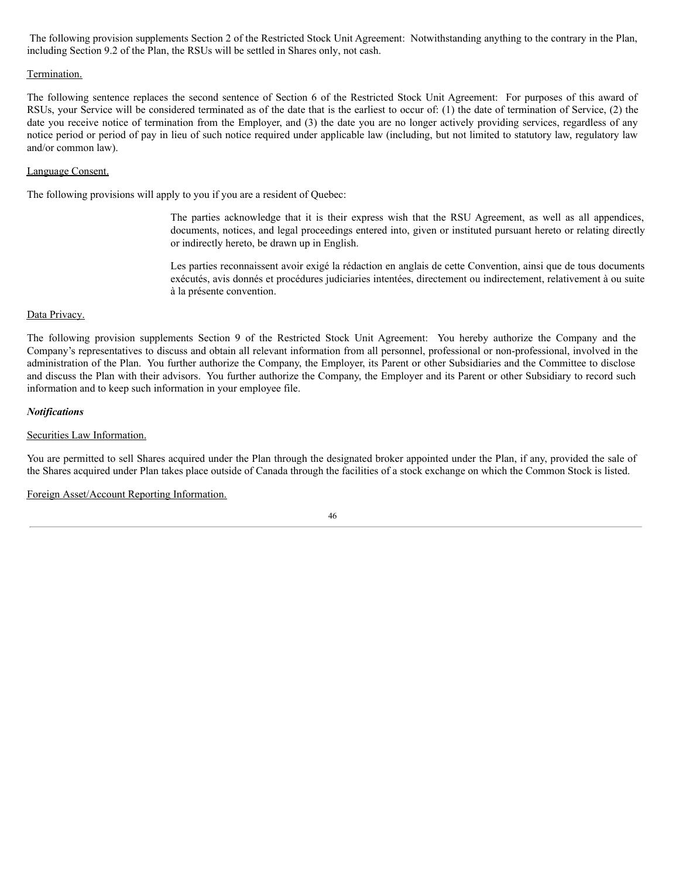The following provision supplements Section 2 of the Restricted Stock Unit Agreement: Notwithstanding anything to the contrary in the Plan, including Section 9.2 of the Plan, the RSUs will be settled in Shares only, not cash.

Termination.

The following sentence replaces the second sentence of Section 6 of the Restricted Stock Unit Agreement: For purposes of this award of RSUs, your Service will be considered terminated as of the date that is the earliest to occur of: (1) the date of termination of Service, (2) the date you receive notice of termination from the Employer, and (3) the date you are no longer actively providing services, regardless of any notice period or period of pay in lieu of such notice required under applicable law (including, but not limited to statutory law, regulatory law and/or common law).

Language Consent.

The following provisions will apply to you if you are a resident of Quebec:

> The parties acknowledge that it is their express wish that the RSU Agreement, as well as all appendices, documents, notices, and legal proceedings entered into, given or instituted pursuant hereto or relating directly or indirectly hereto, be drawn up in English.
>
> Les parties reconnaissent avoir exigé la rédaction en anglais de cette Convention, ainsi que de tous documents exécutés, avis donnés et procédures judiciaries intentées, directement ou indirectement, relativement à ou suite à la présente convention.

Data Privacy.

The following provision supplements Section 9 of the Restricted Stock Unit Agreement: You hereby authorize the Company and the Company's representatives to discuss and obtain all relevant information from all personnel, professional or non-professional, involved in the administration of the Plan. You further authorize the Company, the Employer, its Parent or other Subsidiaries and the Committee to disclose and discuss the Plan with their advisors. You further authorize the Company, the Employer and its Parent or other Subsidiary to record such information and to keep such information in your employee file.

***Notifications***

Securities Law Information.

You are permitted to sell Shares acquired under the Plan through the designated broker appointed under the Plan, if any, provided the sale of the Shares acquired under Plan takes place outside of Canada through the facilities of a stock exchange on which the Common Stock is listed.

Foreign Asset/Account Reporting Information.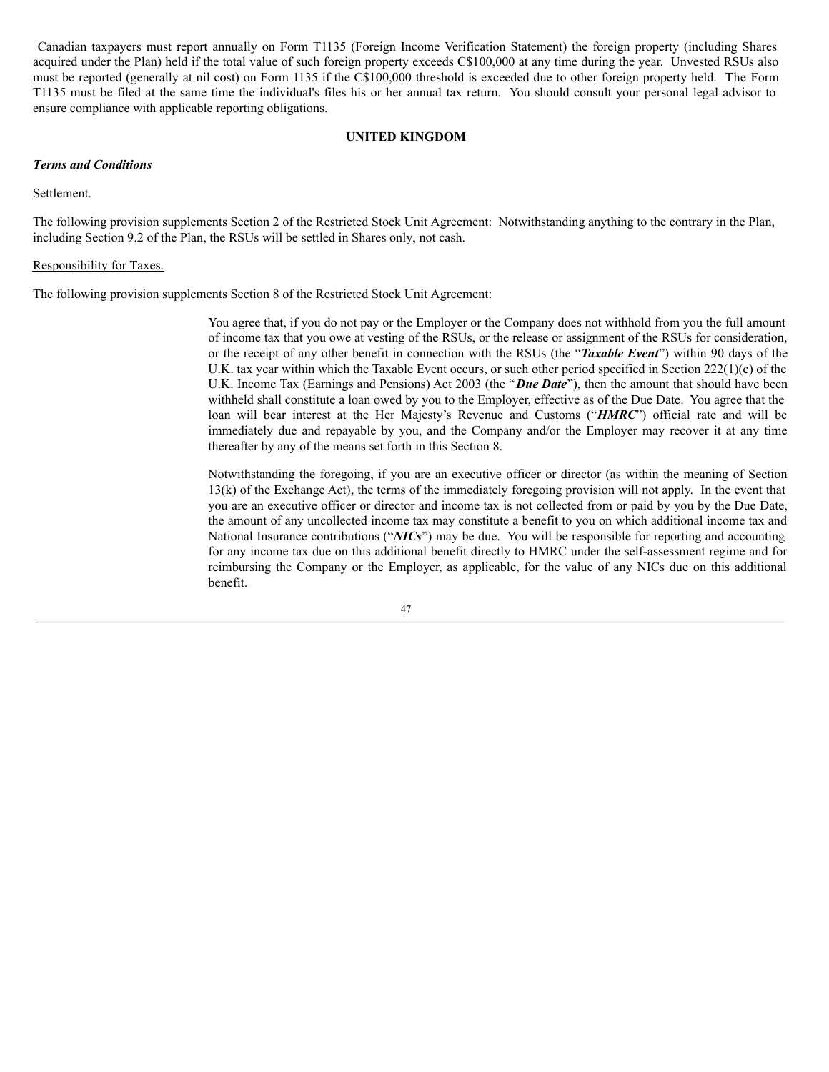Canadian taxpayers must report annually on Form T1135 (Foreign Income Verification Statement) the foreign property (including Shares acquired under the Plan) held if the total value of such foreign property exceeds C$100,000 at any time during the year. Unvested RSUs also must be reported (generally at nil cost) on Form 1135 if the C$100,000 threshold is exceeded due to other foreign property held. The Form T1135 must be filed at the same time the individual's files his or her annual tax return. You should consult your personal legal advisor to ensure compliance with applicable reporting obligations.

## UNITED KINGDOM

***Terms and Conditions***

Settlement.

The following provision supplements Section 2 of the Restricted Stock Unit Agreement: Notwithstanding anything to the contrary in the Plan, including Section 9.2 of the Plan, the RSUs will be settled in Shares only, not cash.

Responsibility for Taxes.

The following provision supplements Section 8 of the Restricted Stock Unit Agreement:

> You agree that, if you do not pay or the Employer or the Company does not withhold from you the full amount of income tax that you owe at vesting of the RSUs, or the release or assignment of the RSUs for consideration, or the receipt of any other benefit in connection with the RSUs (the "***Taxable Event***") within 90 days of the U.K. tax year within which the Taxable Event occurs, or such other period specified in Section 222(1)(c) of the U.K. Income Tax (Earnings and Pensions) Act 2003 (the "***Due Date***"), then the amount that should have been withheld shall constitute a loan owed by you to the Employer, effective as of the Due Date. You agree that the loan will bear interest at the Her Majesty's Revenue and Customs ("***HMRC***") official rate and will be immediately due and repayable by you, and the Company and/or the Employer may recover it at any time thereafter by any of the means set forth in this Section 8.
>
> Notwithstanding the foregoing, if you are an executive officer or director (as within the meaning of Section 13(k) of the Exchange Act), the terms of the immediately foregoing provision will not apply. In the event that you are an executive officer or director and income tax is not collected from or paid by you by the Due Date, the amount of any uncollected income tax may constitute a benefit to you on which additional income tax and National Insurance contributions ("***NICs***") may be due. You will be responsible for reporting and accounting for any income tax due on this additional benefit directly to HMRC under the self-assessment regime and for reimbursing the Company or the Employer, as applicable, for the value of any NICs due on this additional benefit.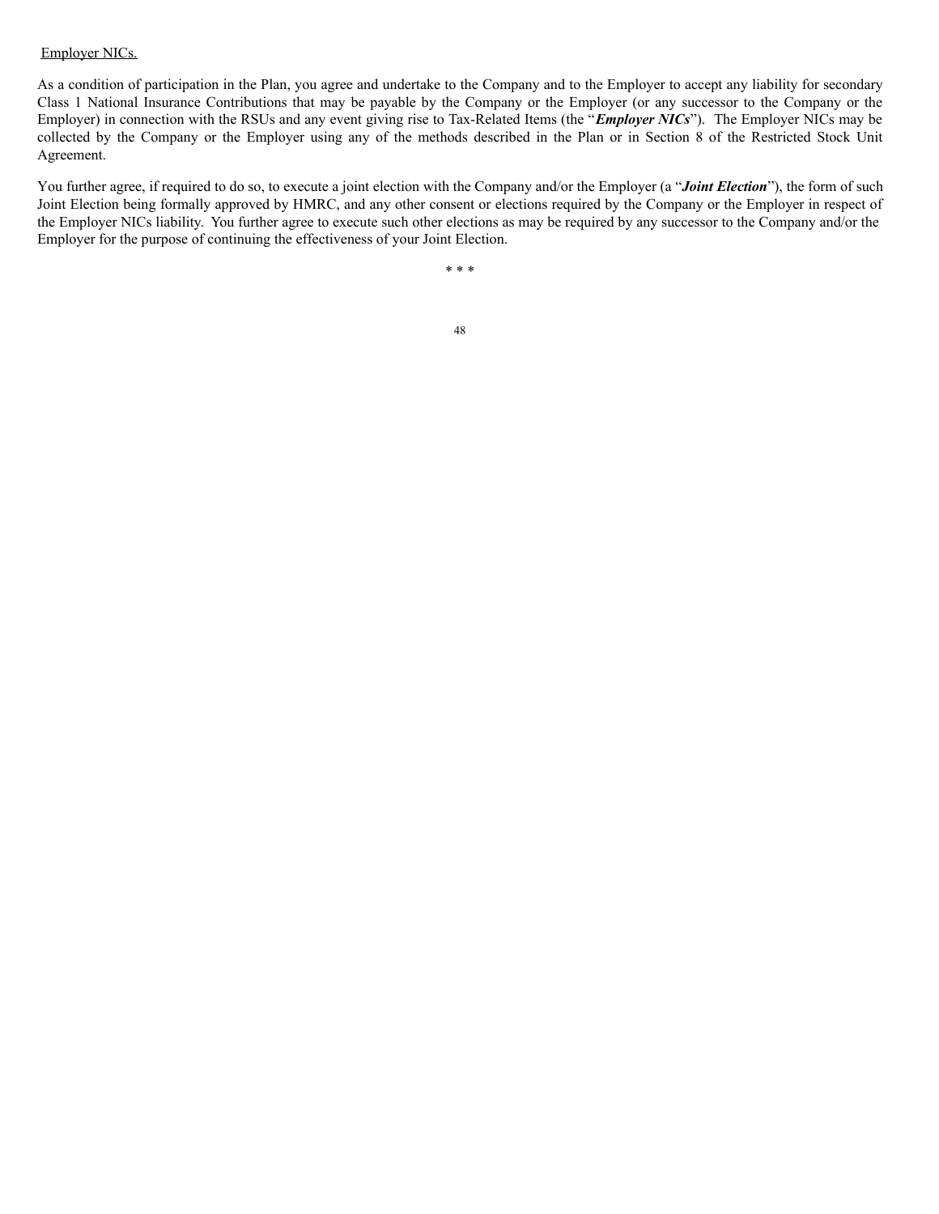Employer NICs.

As a condition of participation in the Plan, you agree and undertake to the Company and to the Employer to accept any liability for secondary Class 1 National Insurance Contributions that may be payable by the Company or the Employer (or any successor to the Company or the Employer) in connection with the RSUs and any event giving rise to Tax-Related Items (the "***Employer NICs***"). The Employer NICs may be collected by the Company or the Employer using any of the methods described in the Plan or in Section 8 of the Restricted Stock Unit Agreement.

You further agree, if required to do so, to execute a joint election with the Company and/or the Employer (a "***Joint Election***"), the form of such Joint Election being formally approved by HMRC, and any other consent or elections required by the Company or the Employer in respect of the Employer NICs liability. You further agree to execute such other elections as may be required by any successor to the Company and/or the Employer for the purpose of continuing the effectiveness of your Joint Election.

* * *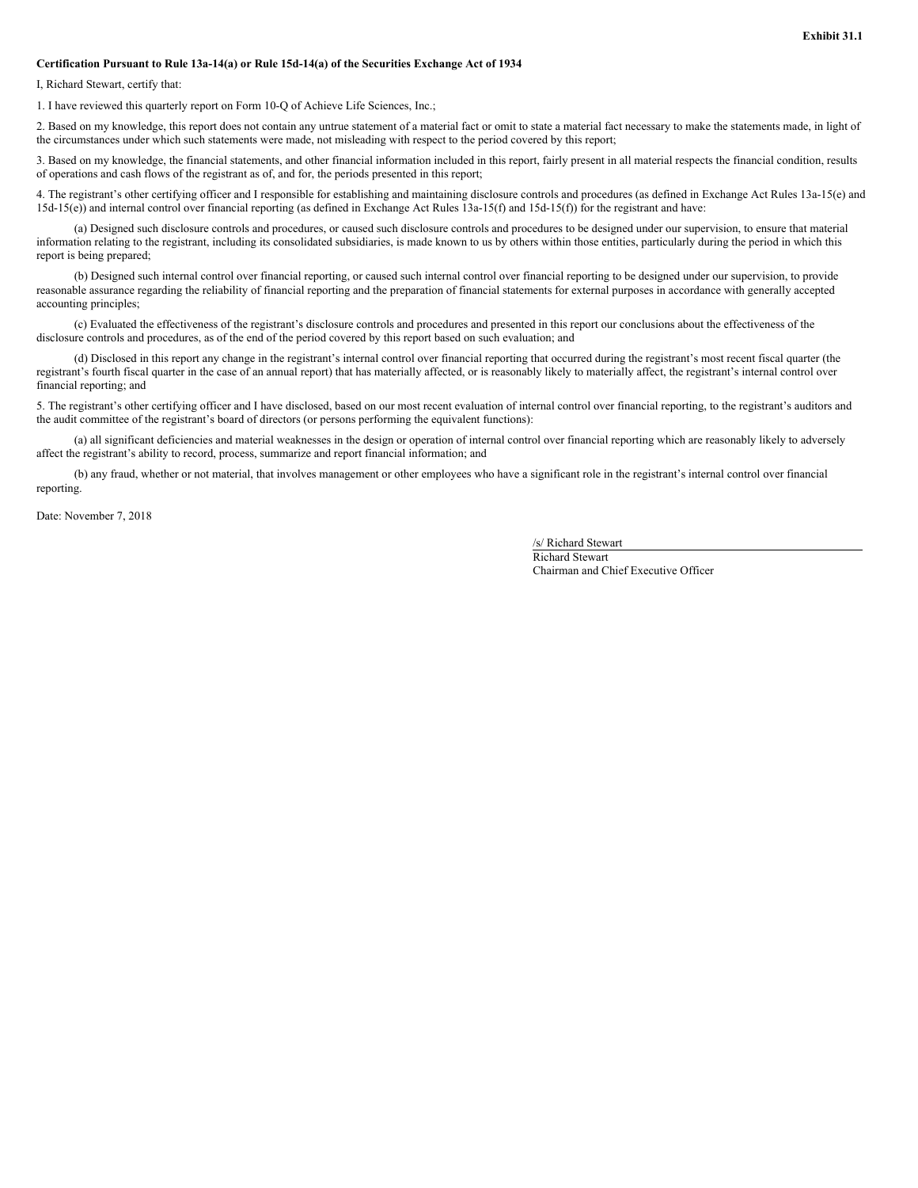**Exhibit 31.1**

**Certification Pursuant to Rule 13a-14(a) or Rule 15d-14(a) of the Securities Exchange Act of 1934**

I, Richard Stewart, certify that:

1. I have reviewed this quarterly report on Form 10-Q of Achieve Life Sciences, Inc.;

2. Based on my knowledge, this report does not contain any untrue statement of a material fact or omit to state a material fact necessary to make the statements made, in light of the circumstances under which such statements were made, not misleading with respect to the period covered by this report;

3. Based on my knowledge, the financial statements, and other financial information included in this report, fairly present in all material respects the financial condition, results of operations and cash flows of the registrant as of, and for, the periods presented in this report;

4. The registrant's other certifying officer and I responsible for establishing and maintaining disclosure controls and procedures (as defined in Exchange Act Rules 13a-15(e) and 15d-15(e)) and internal control over financial reporting (as defined in Exchange Act Rules 13a-15(f) and 15d-15(f)) for the registrant and have:

(a) Designed such disclosure controls and procedures, or caused such disclosure controls and procedures to be designed under our supervision, to ensure that material information relating to the registrant, including its consolidated subsidiaries, is made known to us by others within those entities, particularly during the period in which this report is being prepared;

(b) Designed such internal control over financial reporting, or caused such internal control over financial reporting to be designed under our supervision, to provide reasonable assurance regarding the reliability of financial reporting and the preparation of financial statements for external purposes in accordance with generally accepted accounting principles;

(c) Evaluated the effectiveness of the registrant's disclosure controls and procedures and presented in this report our conclusions about the effectiveness of the disclosure controls and procedures, as of the end of the period covered by this report based on such evaluation; and

(d) Disclosed in this report any change in the registrant's internal control over financial reporting that occurred during the registrant's most recent fiscal quarter (the registrant's fourth fiscal quarter in the case of an annual report) that has materially affected, or is reasonably likely to materially affect, the registrant's internal control over financial reporting; and

5. The registrant's other certifying officer and I have disclosed, based on our most recent evaluation of internal control over financial reporting, to the registrant's auditors and the audit committee of the registrant's board of directors (or persons performing the equivalent functions):

(a) all significant deficiencies and material weaknesses in the design or operation of internal control over financial reporting which are reasonably likely to adversely affect the registrant's ability to record, process, summarize and report financial information; and

(b) any fraud, whether or not material, that involves management or other employees who have a significant role in the registrant's internal control over financial reporting.

Date: November 7, 2018

/s/ Richard Stewart
Richard Stewart
Chairman and Chief Executive Officer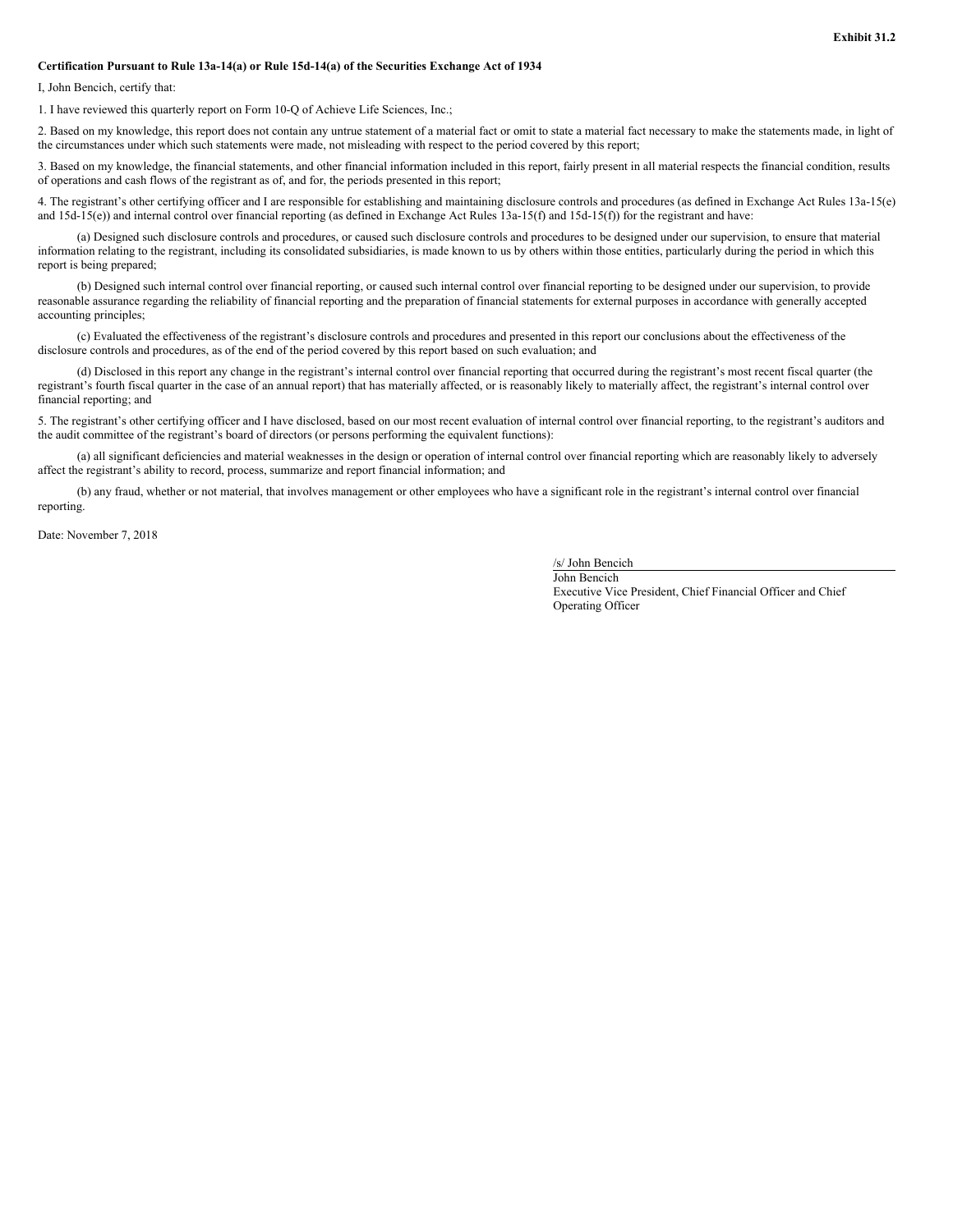**Exhibit 31.2**

**Certification Pursuant to Rule 13a-14(a) or Rule 15d-14(a) of the Securities Exchange Act of 1934**

I, John Bencich, certify that:

1. I have reviewed this quarterly report on Form 10-Q of Achieve Life Sciences, Inc.;

2. Based on my knowledge, this report does not contain any untrue statement of a material fact or omit to state a material fact necessary to make the statements made, in light of the circumstances under which such statements were made, not misleading with respect to the period covered by this report;

3. Based on my knowledge, the financial statements, and other financial information included in this report, fairly present in all material respects the financial condition, results of operations and cash flows of the registrant as of, and for, the periods presented in this report;

4. The registrant's other certifying officer and I are responsible for establishing and maintaining disclosure controls and procedures (as defined in Exchange Act Rules 13a-15(e) and 15d-15(e)) and internal control over financial reporting (as defined in Exchange Act Rules 13a-15(f) and 15d-15(f)) for the registrant and have:

(a) Designed such disclosure controls and procedures, or caused such disclosure controls and procedures to be designed under our supervision, to ensure that material information relating to the registrant, including its consolidated subsidiaries, is made known to us by others within those entities, particularly during the period in which this report is being prepared;

(b) Designed such internal control over financial reporting, or caused such internal control over financial reporting to be designed under our supervision, to provide reasonable assurance regarding the reliability of financial reporting and the preparation of financial statements for external purposes in accordance with generally accepted accounting principles;

(c) Evaluated the effectiveness of the registrant's disclosure controls and procedures and presented in this report our conclusions about the effectiveness of the disclosure controls and procedures, as of the end of the period covered by this report based on such evaluation; and

(d) Disclosed in this report any change in the registrant's internal control over financial reporting that occurred during the registrant's most recent fiscal quarter (the registrant's fourth fiscal quarter in the case of an annual report) that has materially affected, or is reasonably likely to materially affect, the registrant's internal control over financial reporting; and

5. The registrant's other certifying officer and I have disclosed, based on our most recent evaluation of internal control over financial reporting, to the registrant's auditors and the audit committee of the registrant's board of directors (or persons performing the equivalent functions):

(a) all significant deficiencies and material weaknesses in the design or operation of internal control over financial reporting which are reasonably likely to adversely affect the registrant's ability to record, process, summarize and report financial information; and

(b) any fraud, whether or not material, that involves management or other employees who have a significant role in the registrant's internal control over financial reporting.

Date: November 7, 2018

/s/ John Bencich
John Bencich
Executive Vice President, Chief Financial Officer and Chief Operating Officer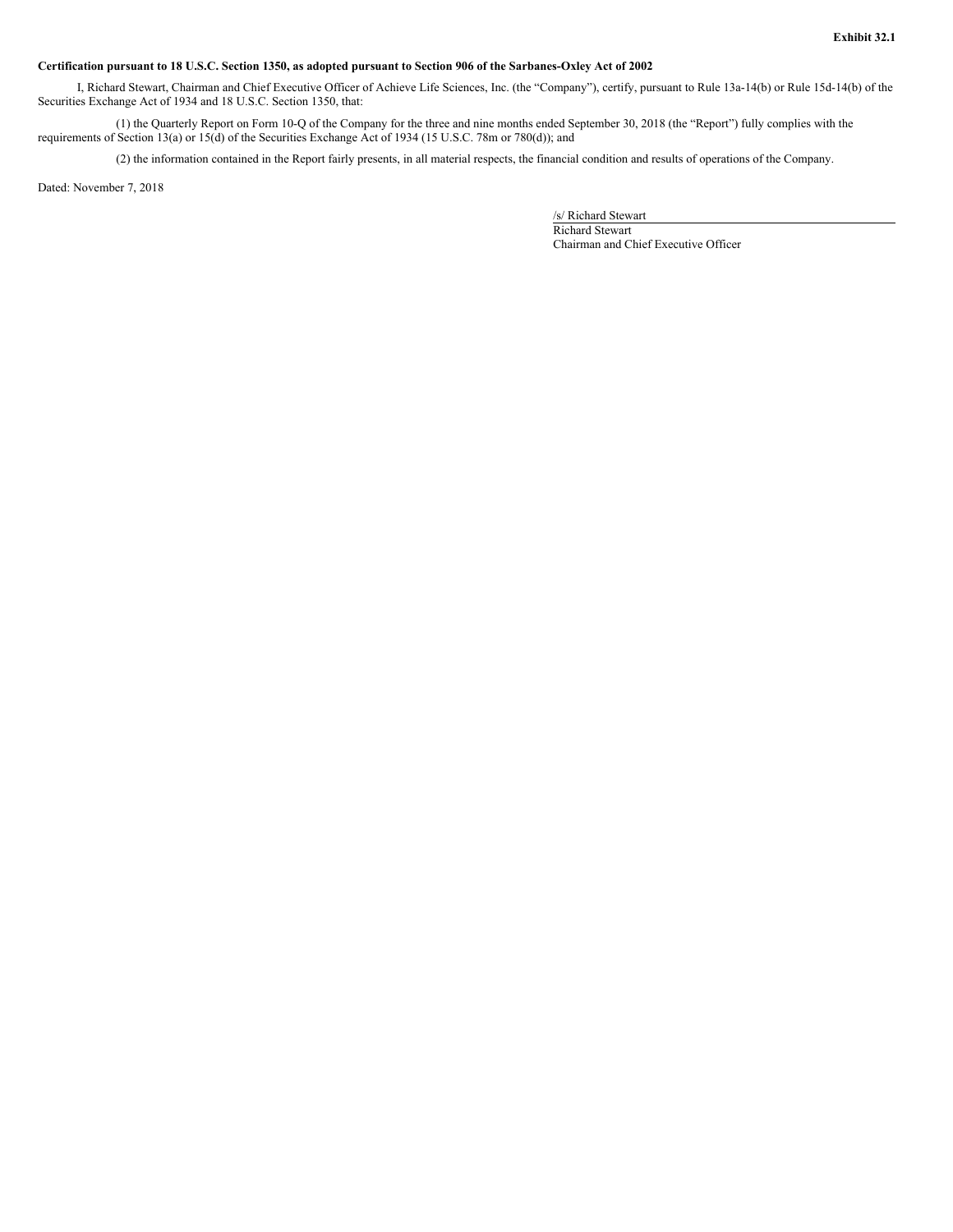**Exhibit 32.1**

**Certification pursuant to 18 U.S.C. Section 1350, as adopted pursuant to Section 906 of the Sarbanes-Oxley Act of 2002**

I, Richard Stewart, Chairman and Chief Executive Officer of Achieve Life Sciences, Inc. (the "Company"), certify, pursuant to Rule 13a-14(b) or Rule 15d-14(b) of the Securities Exchange Act of 1934 and 18 U.S.C. Section 1350, that:

(1) the Quarterly Report on Form 10-Q of the Company for the three and nine months ended September 30, 2018 (the "Report") fully complies with the requirements of Section 13(a) or 15(d) of the Securities Exchange Act of 1934 (15 U.S.C. 78m or 780(d)); and

(2) the information contained in the Report fairly presents, in all material respects, the financial condition and results of operations of the Company.

Dated: November 7, 2018

/s/ Richard Stewart
Richard Stewart
Chairman and Chief Executive Officer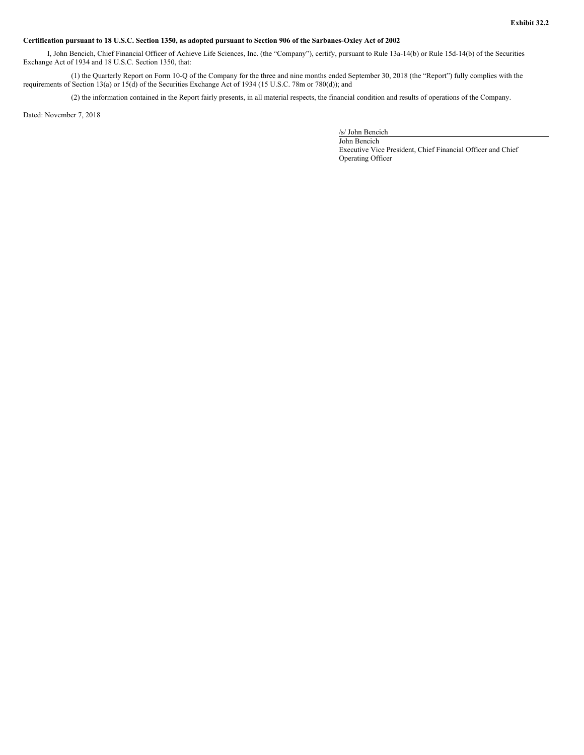**Exhibit 32.2**

**Certification pursuant to 18 U.S.C. Section 1350, as adopted pursuant to Section 906 of the Sarbanes-Oxley Act of 2002**

I, John Bencich, Chief Financial Officer of Achieve Life Sciences, Inc. (the "Company"), certify, pursuant to Rule 13a-14(b) or Rule 15d-14(b) of the Securities Exchange Act of 1934 and 18 U.S.C. Section 1350, that:

(1) the Quarterly Report on Form 10-Q of the Company for the three and nine months ended September 30, 2018 (the "Report") fully complies with the requirements of Section 13(a) or 15(d) of the Securities Exchange Act of 1934 (15 U.S.C. 78m or 780(d)); and

(2) the information contained in the Report fairly presents, in all material respects, the financial condition and results of operations of the Company.

Dated: November 7, 2018

/s/ John Bencich

John Bencich
Executive Vice President, Chief Financial Officer and Chief Operating Officer